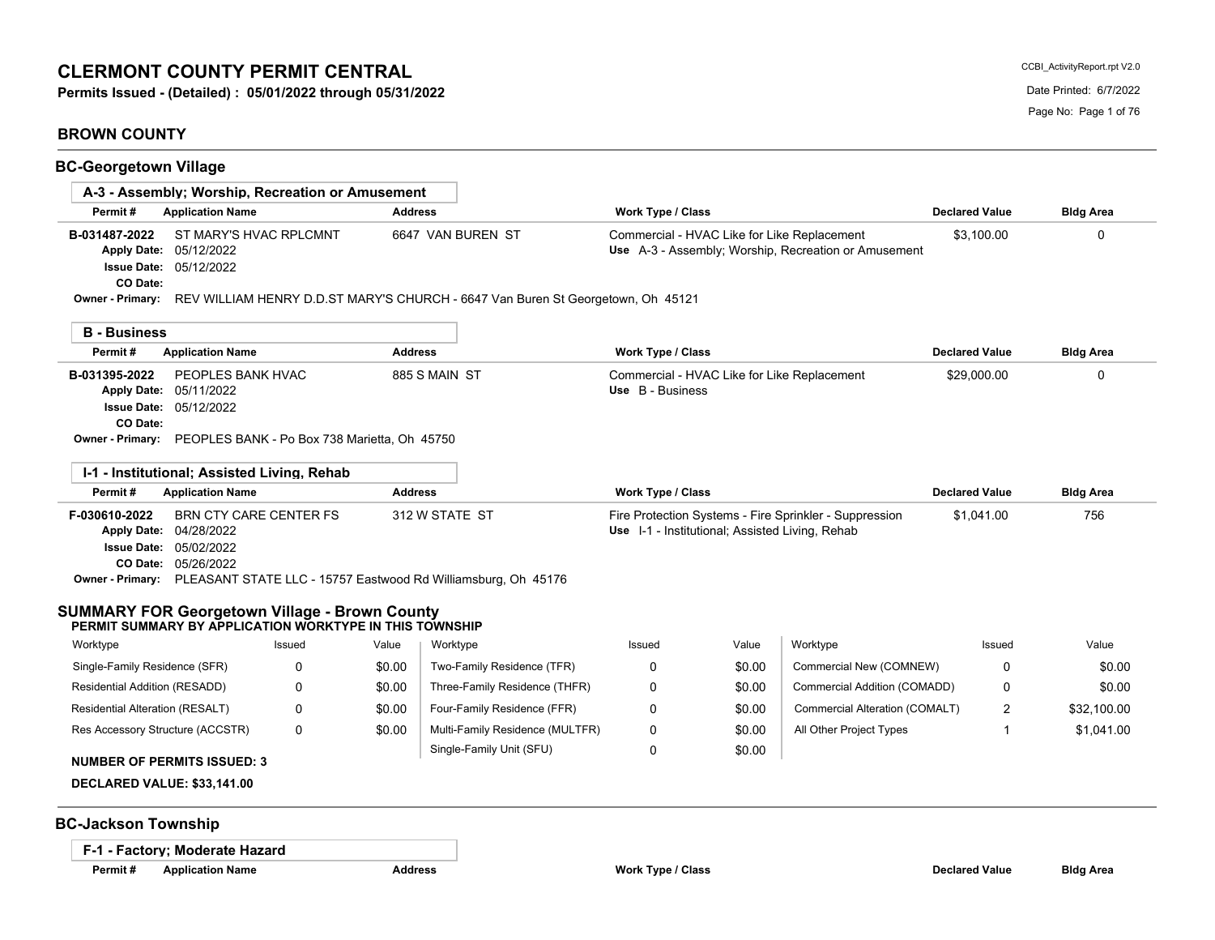# CLERMONT COUNTY PERMIT CENTRAL

**Permits Issued - (Detailed) : 05/01/2022 through 05/31/2022**

CCBI_ActivityReport.rpt V2.0

Date Printed: 6/7/2022

## BROWN COUNTY

### BC-Georgetown Village

#### A-3 - Assembly; Worship, Recreation or Amusement

| Permit # | Application Name | Address | Work Type / Class | Declared Value | Bldg Area |
|---|---|---|---|---|---|
| B-031487-2022 | ST MARY'S HVAC RPLCMNT | 6647 VAN BUREN ST | Commercial - HVAC Like for Like Replacement | $3,100.00 | 0 |
| Apply Date: 05/12/2022 | | | Use A-3 - Assembly; Worship, Recreation or Amusement | | |
| Issue Date: 05/12/2022 | | | | | |
| CO Date: | | | | | |

Owner - Primary: REV WILLIAM HENRY D.D.ST MARY'S CHURCH - 6647 Van Buren St Georgetown, Oh 45121

#### B - Business

| Permit # | Application Name | Address | Work Type / Class | Declared Value | Bldg Area |
|---|---|---|---|---|---|
| B-031395-2022 | PEOPLES BANK HVAC | 885 S MAIN ST | Commercial - HVAC Like for Like Replacement | $29,000.00 | 0 |
| Apply Date: 05/11/2022 | | | Use B - Business | | |
| Issue Date: 05/12/2022 | | | | | |
| CO Date: | | | | | |

Owner - Primary: PEOPLES BANK - Po Box 738 Marietta, Oh 45750

#### I-1 - Institutional; Assisted Living, Rehab

| Permit # | Application Name | Address | Work Type / Class | Declared Value | Bldg Area |
|---|---|---|---|---|---|
| F-030610-2022 | BRN CTY CARE CENTER FS | 312 W STATE ST | Fire Protection Systems - Fire Sprinkler - Suppression | $1,041.00 | 756 |
| Apply Date: 04/28/2022 | | | Use I-1 - Institutional; Assisted Living, Rehab | | |
| Issue Date: 05/02/2022 | | | | | |
| CO Date: 05/26/2022 | | | | | |

Owner - Primary: PLEASANT STATE LLC - 15757 Eastwood Rd Williamsburg, Oh 45176

### SUMMARY FOR Georgetown Village - Brown County

**PERMIT SUMMARY BY APPLICATION WORKTYPE IN THIS TOWNSHIP**

| Worktype | Issued | Value | Worktype | Issued | Value | Worktype | Issued | Value |
|---|---|---|---|---|---|---|---|---|
| Single-Family Residence (SFR) | 0 | $0.00 | Two-Family Residence (TFR) | 0 | $0.00 | Commercial New (COMNEW) | 0 | $0.00 |
| Residential Addition (RESADD) | 0 | $0.00 | Three-Family Residence (THFR) | 0 | $0.00 | Commercial Addition (COMADD) | 0 | $0.00 |
| Residential Alteration (RESALT) | 0 | $0.00 | Four-Family Residence (FFR) | 0 | $0.00 | Commercial Alteration (COMALT) | 2 | $32,100.00 |
| Res Accessory Structure (ACCSTR) | 0 | $0.00 | Multi-Family Residence (MULTFR) | 0 | $0.00 | All Other Project Types | 1 | $1,041.00 |
| | | | Single-Family Unit (SFU) | 0 | $0.00 | | | |

**NUMBER OF PERMITS ISSUED: 3**

**DECLARED VALUE: $33,141.00**

### BC-Jackson Township

#### F-1 - Factory; Moderate Hazard

| Permit # | Application Name | Address | Work Type / Class | Declared Value | Bldg Area |
|---|---|---|---|---|---|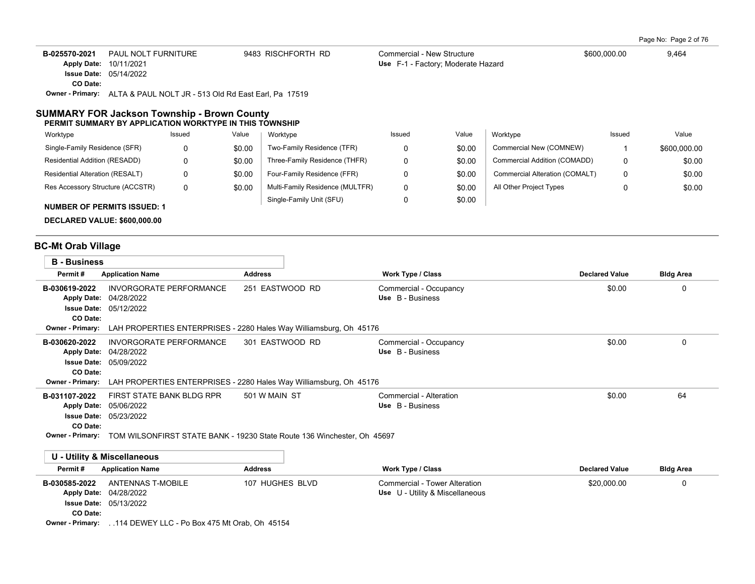| Permit # | Application Name | Address | Work Type / Class | Declared Value | Bldg Area |
|---|---|---|---|---|---|
| B-025570-2021 | PAUL NOLT FURNITURE | 9483 RISCHFORTH RD | Commercial - New Structure<br>Use F-1 - Factory; Moderate Hazard | $600,000.00 | 9,464 |

Apply Date: 10/11/2021
Issue Date: 05/14/2022
CO Date:
Owner - Primary: ALTA & PAUL NOLT JR - 513 Old Rd East Earl, Pa 17519

## SUMMARY FOR Jackson Township - Brown County

**PERMIT SUMMARY BY APPLICATION WORKTYPE IN THIS TOWNSHIP**

| Worktype | Issued | Value | Worktype | Issued | Value | Worktype | Issued | Value |
|---|---|---|---|---|---|---|---|---|
| Single-Family Residence (SFR) | 0 | $0.00 | Two-Family Residence (TFR) | 0 | $0.00 | Commercial New (COMNEW) | 1 | $600,000.00 |
| Residential Addition (RESADD) | 0 | $0.00 | Three-Family Residence (THFR) | 0 | $0.00 | Commercial Addition (COMADD) | 0 | $0.00 |
| Residential Alteration (RESALT) | 0 | $0.00 | Four-Family Residence (FFR) | 0 | $0.00 | Commercial Alteration (COMALT) | 0 | $0.00 |
| Res Accessory Structure (ACCSTR) | 0 | $0.00 | Multi-Family Residence (MULTFR) | 0 | $0.00 | All Other Project Types | 0 | $0.00 |
| | | | Single-Family Unit (SFU) | 0 | $0.00 | | | |

**NUMBER OF PERMITS ISSUED: 1**

**DECLARED VALUE: $600,000.00**

## BC-Mt Orab Village

### B - Business

| Permit # | Application Name | Address | Work Type / Class | Declared Value | Bldg Area |
|---|---|---|---|---|---|
| B-030619-2022 | INVORGORATE PERFORMANCE | 251 EASTWOOD RD | Commercial - Occupancy<br>Use B - Business | $0.00 | 0 |

Apply Date: 04/28/2022
Issue Date: 05/12/2022
CO Date:
Owner - Primary: LAH PROPERTIES ENTERPRISES - 2280 Hales Way Williamsburg, Oh 45176

| Permit # | Application Name | Address | Work Type / Class | Declared Value | Bldg Area |
|---|---|---|---|---|---|
| B-030620-2022 | INVORGORATE PERFORMANCE | 301 EASTWOOD RD | Commercial - Occupancy<br>Use B - Business | $0.00 | 0 |

Apply Date: 04/28/2022
Issue Date: 05/09/2022
CO Date:
Owner - Primary: LAH PROPERTIES ENTERPRISES - 2280 Hales Way Williamsburg, Oh 45176

| Permit # | Application Name | Address | Work Type / Class | Declared Value | Bldg Area |
|---|---|---|---|---|---|
| B-031107-2022 | FIRST STATE BANK BLDG RPR | 501 W MAIN ST | Commercial - Alteration<br>Use B - Business | $0.00 | 64 |

Apply Date: 05/06/2022
Issue Date: 05/23/2022
CO Date:
Owner - Primary: TOM WILSONFIRST STATE BANK - 19230 State Route 136 Winchester, Oh 45697

### U - Utility & Miscellaneous

| Permit # | Application Name | Address | Work Type / Class | Declared Value | Bldg Area |
|---|---|---|---|---|---|
| B-030585-2022 | ANTENNAS T-MOBILE | 107 HUGHES BLVD | Commercial - Tower Alteration<br>Use U - Utility & Miscellaneous | $20,000.00 | 0 |

Apply Date: 04/28/2022
Issue Date: 05/13/2022
CO Date:
Owner - Primary: . .114 DEWEY LLC - Po Box 475 Mt Orab, Oh 45154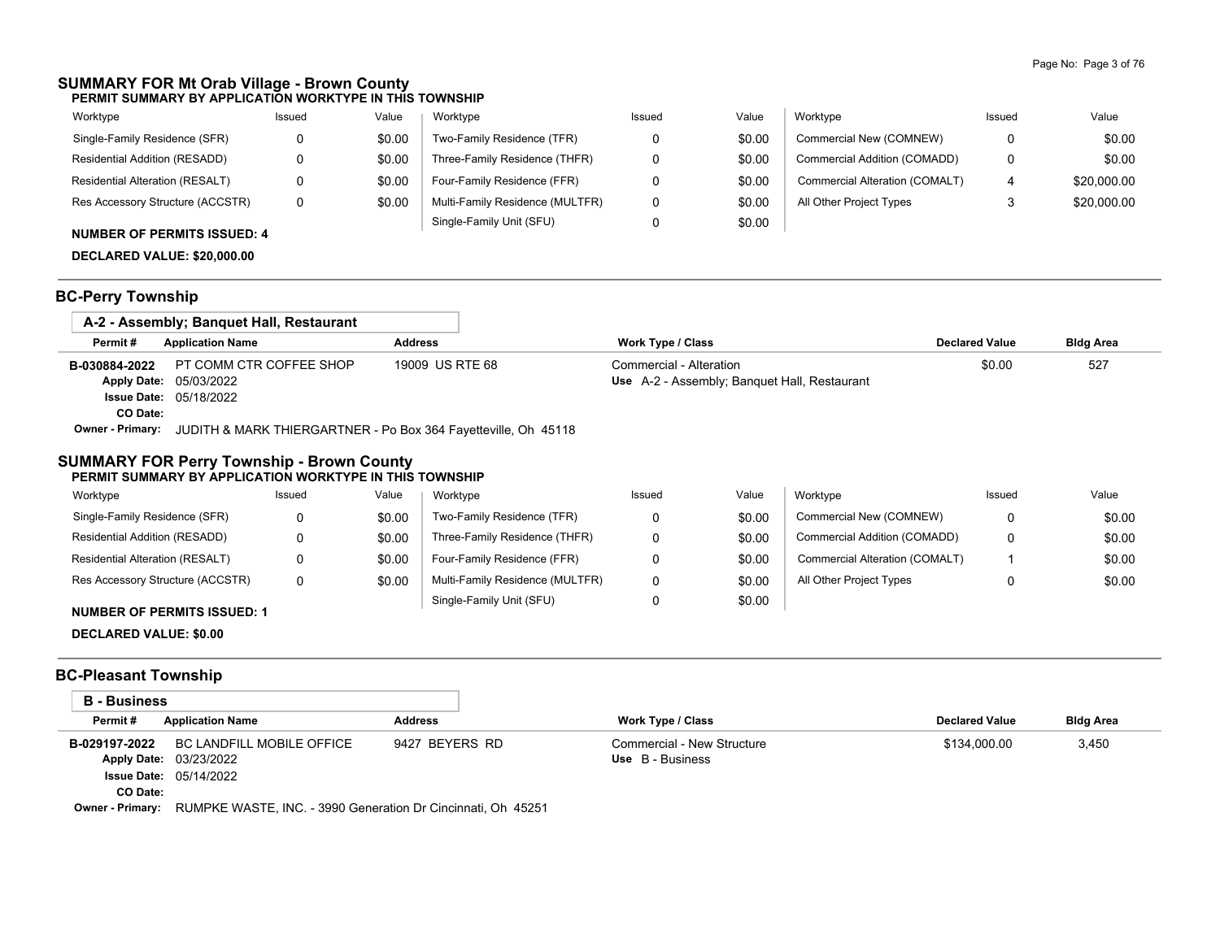## SUMMARY FOR Mt Orab Village - Brown County

**PERMIT SUMMARY BY APPLICATION WORKTYPE IN THIS TOWNSHIP**

| Worktype | Issued | Value | Worktype | Issued | Value | Worktype | Issued | Value |
|---|---|---|---|---|---|---|---|---|
| Single-Family Residence (SFR) | 0 | $0.00 | Two-Family Residence (TFR) | 0 | $0.00 | Commercial New (COMNEW) | 0 | $0.00 |
| Residential Addition (RESADD) | 0 | $0.00 | Three-Family Residence (THFR) | 0 | $0.00 | Commercial Addition (COMADD) | 0 | $0.00 |
| Residential Alteration (RESALT) | 0 | $0.00 | Four-Family Residence (FFR) | 0 | $0.00 | Commercial Alteration (COMALT) | 4 | $20,000.00 |
| Res Accessory Structure (ACCSTR) | 0 | $0.00 | Multi-Family Residence (MULTFR) | 0 | $0.00 | All Other Project Types | 3 | $20,000.00 |
| | | | Single-Family Unit (SFU) | 0 | $0.00 | | | |

**NUMBER OF PERMITS ISSUED: 4**

**DECLARED VALUE: $20,000.00**

## BC-Perry Township

### A-2 - Assembly; Banquet Hall, Restaurant

| Permit # | Application Name | Address | Work Type / Class | Declared Value | Bldg Area |
|---|---|---|---|---|---|
| B-030884-2022 | PT COMM CTR COFFEE SHOP | 19009 US RTE 68 | Commercial - Alteration | $0.00 | 527 |
| Apply Date: | 05/03/2022 | | Use A-2 - Assembly; Banquet Hall, Restaurant | | |
| Issue Date: | 05/18/2022 | | | | |
| CO Date: | | | | | |
| Owner - Primary: | JUDITH & MARK THIERGARTNER - Po Box 364 Fayetteville, Oh 45118 | | | | |

## SUMMARY FOR Perry Township - Brown County

**PERMIT SUMMARY BY APPLICATION WORKTYPE IN THIS TOWNSHIP**

| Worktype | Issued | Value | Worktype | Issued | Value | Worktype | Issued | Value |
|---|---|---|---|---|---|---|---|---|
| Single-Family Residence (SFR) | 0 | $0.00 | Two-Family Residence (TFR) | 0 | $0.00 | Commercial New (COMNEW) | 0 | $0.00 |
| Residential Addition (RESADD) | 0 | $0.00 | Three-Family Residence (THFR) | 0 | $0.00 | Commercial Addition (COMADD) | 0 | $0.00 |
| Residential Alteration (RESALT) | 0 | $0.00 | Four-Family Residence (FFR) | 0 | $0.00 | Commercial Alteration (COMALT) | 1 | $0.00 |
| Res Accessory Structure (ACCSTR) | 0 | $0.00 | Multi-Family Residence (MULTFR) | 0 | $0.00 | All Other Project Types | 0 | $0.00 |
| | | | Single-Family Unit (SFU) | 0 | $0.00 | | | |

**NUMBER OF PERMITS ISSUED: 1**

**DECLARED VALUE: $0.00**

## BC-Pleasant Township

### B - Business

| Permit # | Application Name | Address | Work Type / Class | Declared Value | Bldg Area |
|---|---|---|---|---|---|
| B-029197-2022 | BC LANDFILL MOBILE OFFICE | 9427 BEYERS RD | Commercial - New Structure | $134,000.00 | 3,450 |
| Apply Date: | 03/23/2022 | | Use B - Business | | |
| Issue Date: | 05/14/2022 | | | | |
| CO Date: | | | | | |
| Owner - Primary: | RUMPKE WASTE, INC. - 3990 Generation Dr Cincinnati, Oh 45251 | | | | |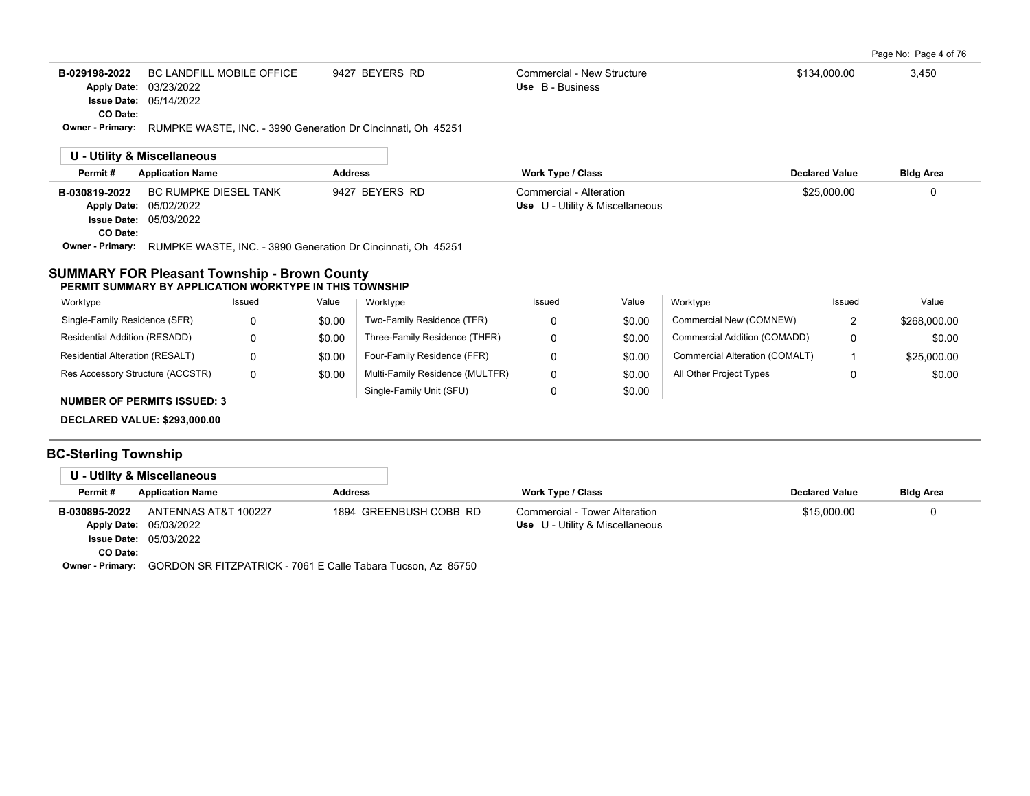| Permit # | Application Name | Address | Work Type / Class | Declared Value | Bldg Area |
|---|---|---|---|---|---|
| B-029198-2022 | BC LANDFILL MOBILE OFFICE | 9427 BEYERS RD | Commercial - New Structure | $134,000.00 | 3,450 |
| Apply Date: 03/23/2022 | | | Use B - Business | | |
| Issue Date: 05/14/2022 | | | | | |
| CO Date: | | | | | |
| Owner - Primary: RUMPKE WASTE, INC. - 3990 Generation Dr Cincinnati, Oh 45251 | | | | | |

**U - Utility & Miscellaneous**

| Permit # | Application Name | Address | Work Type / Class | Declared Value | Bldg Area |
|---|---|---|---|---|---|
| B-030819-2022 | BC RUMPKE DIESEL TANK | 9427 BEYERS RD | Commercial - Alteration | $25,000.00 | 0 |
| Apply Date: 05/02/2022 | | | Use U - Utility & Miscellaneous | | |
| Issue Date: 05/03/2022 | | | | | |
| CO Date: | | | | | |
| Owner - Primary: RUMPKE WASTE, INC. - 3990 Generation Dr Cincinnati, Oh 45251 | | | | | |

## SUMMARY FOR Pleasant Township - Brown County

**PERMIT SUMMARY BY APPLICATION WORKTYPE IN THIS TOWNSHIP**

| Worktype | Issued | Value | Worktype | Issued | Value | Worktype | Issued | Value |
|---|---|---|---|---|---|---|---|---|
| Single-Family Residence (SFR) | 0 | $0.00 | Two-Family Residence (TFR) | 0 | $0.00 | Commercial New (COMNEW) | 2 | $268,000.00 |
| Residential Addition (RESADD) | 0 | $0.00 | Three-Family Residence (THFR) | 0 | $0.00 | Commercial Addition (COMADD) | 0 | $0.00 |
| Residential Alteration (RESALT) | 0 | $0.00 | Four-Family Residence (FFR) | 0 | $0.00 | Commercial Alteration (COMALT) | 1 | $25,000.00 |
| Res Accessory Structure (ACCSTR) | 0 | $0.00 | Multi-Family Residence (MULTFR) | 0 | $0.00 | All Other Project Types | 0 | $0.00 |
| | | | Single-Family Unit (SFU) | 0 | $0.00 | | | |

**NUMBER OF PERMITS ISSUED: 3**

**DECLARED VALUE: $293,000.00**

## BC-Sterling Township

**U - Utility & Miscellaneous**

| Permit # | Application Name | Address | Work Type / Class | Declared Value | Bldg Area |
|---|---|---|---|---|---|
| B-030895-2022 | ANTENNAS AT&T 100227 | 1894 GREENBUSH COBB RD | Commercial - Tower Alteration | $15,000.00 | 0 |
| Apply Date: 05/03/2022 | | | Use U - Utility & Miscellaneous | | |
| Issue Date: 05/03/2022 | | | | | |
| CO Date: | | | | | |
| Owner - Primary: GORDON SR FITZPATRICK - 7061 E Calle Tabara Tucson, Az 85750 | | | | | |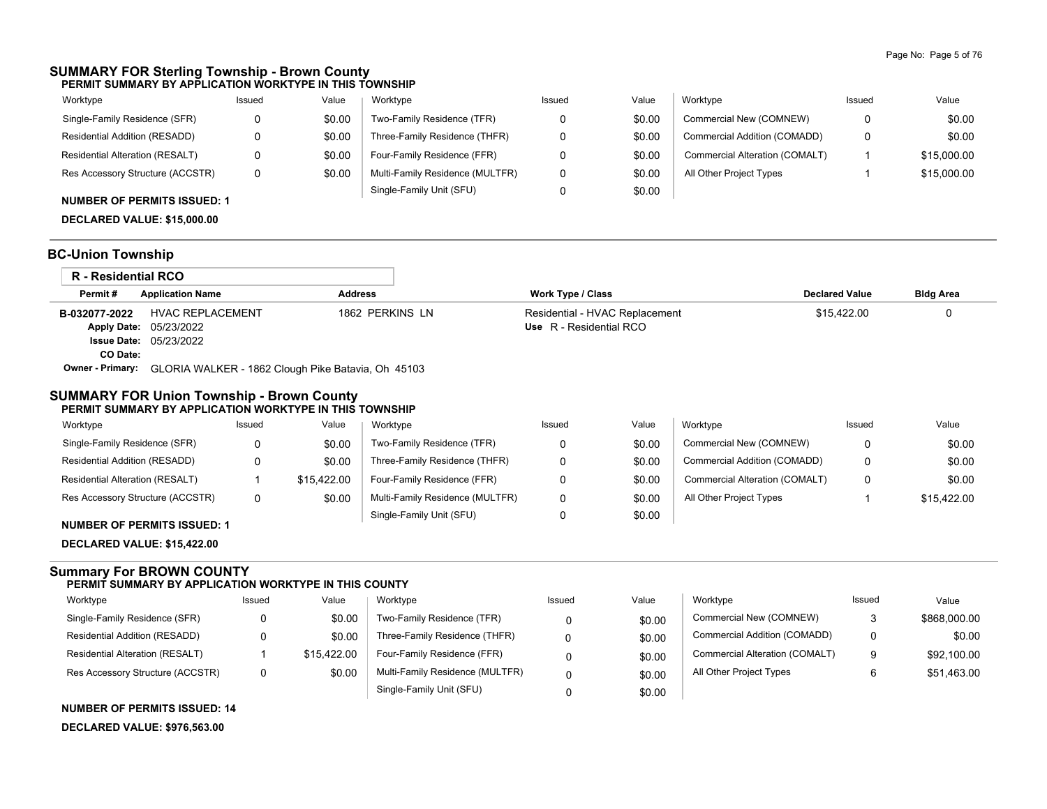## SUMMARY FOR Sterling Township - Brown County

### PERMIT SUMMARY BY APPLICATION WORKTYPE IN THIS TOWNSHIP

| Worktype | Issued | Value | Worktype | Issued | Value | Worktype | Issued | Value |
|---|---|---|---|---|---|---|---|---|
| Single-Family Residence (SFR) | 0 | $0.00 | Two-Family Residence (TFR) | 0 | $0.00 | Commercial New (COMNEW) | 0 | $0.00 |
| Residential Addition (RESADD) | 0 | $0.00 | Three-Family Residence (THFR) | 0 | $0.00 | Commercial Addition (COMADD) | 0 | $0.00 |
| Residential Alteration (RESALT) | 0 | $0.00 | Four-Family Residence (FFR) | 0 | $0.00 | Commercial Alteration (COMALT) | 1 | $15,000.00 |
| Res Accessory Structure (ACCSTR) | 0 | $0.00 | Multi-Family Residence (MULTFR) | 0 | $0.00 | All Other Project Types | 1 | $15,000.00 |
| | | | Single-Family Unit (SFU) | 0 | $0.00 | | | |

**NUMBER OF PERMITS ISSUED: 1**

**DECLARED VALUE: $15,000.00**

## BC-Union Township

### R - Residential RCO

| Permit # | Application Name | Address | Work Type / Class | Declared Value | Bldg Area |
|---|---|---|---|---|---|
| B-032077-2022 | HVAC REPLACEMENT | 1862 PERKINS LN | Residential - HVAC Replacement<br>Use R - Residential RCO | $15,422.00 | 0 |

**Apply Date:** 05/23/2022
**Issue Date:** 05/23/2022
**CO Date:**
**Owner - Primary:** GLORIA WALKER - 1862 Clough Pike Batavia, Oh 45103

## SUMMARY FOR Union Township - Brown County

### PERMIT SUMMARY BY APPLICATION WORKTYPE IN THIS TOWNSHIP

| Worktype | Issued | Value | Worktype | Issued | Value | Worktype | Issued | Value |
|---|---|---|---|---|---|---|---|---|
| Single-Family Residence (SFR) | 0 | $0.00 | Two-Family Residence (TFR) | 0 | $0.00 | Commercial New (COMNEW) | 0 | $0.00 |
| Residential Addition (RESADD) | 0 | $0.00 | Three-Family Residence (THFR) | 0 | $0.00 | Commercial Addition (COMADD) | 0 | $0.00 |
| Residential Alteration (RESALT) | 1 | $15,422.00 | Four-Family Residence (FFR) | 0 | $0.00 | Commercial Alteration (COMALT) | 0 | $0.00 |
| Res Accessory Structure (ACCSTR) | 0 | $0.00 | Multi-Family Residence (MULTFR) | 0 | $0.00 | All Other Project Types | 1 | $15,422.00 |
| | | | Single-Family Unit (SFU) | 0 | $0.00 | | | |

**NUMBER OF PERMITS ISSUED: 1**

**DECLARED VALUE: $15,422.00**

## Summary For BROWN COUNTY

### PERMIT SUMMARY BY APPLICATION WORKTYPE IN THIS COUNTY

| Worktype | Issued | Value | Worktype | Issued | Value | Worktype | Issued | Value |
|---|---|---|---|---|---|---|---|---|
| Single-Family Residence (SFR) | 0 | $0.00 | Two-Family Residence (TFR) | 0 | $0.00 | Commercial New (COMNEW) | 3 | $868,000.00 |
| Residential Addition (RESADD) | 0 | $0.00 | Three-Family Residence (THFR) | 0 | $0.00 | Commercial Addition (COMADD) | 0 | $0.00 |
| Residential Alteration (RESALT) | 1 | $15,422.00 | Four-Family Residence (FFR) | 0 | $0.00 | Commercial Alteration (COMALT) | 9 | $92,100.00 |
| Res Accessory Structure (ACCSTR) | 0 | $0.00 | Multi-Family Residence (MULTFR) | 0 | $0.00 | All Other Project Types | 6 | $51,463.00 |
| | | | Single-Family Unit (SFU) | 0 | $0.00 | | | |

**NUMBER OF PERMITS ISSUED: 14**

**DECLARED VALUE: $976,563.00**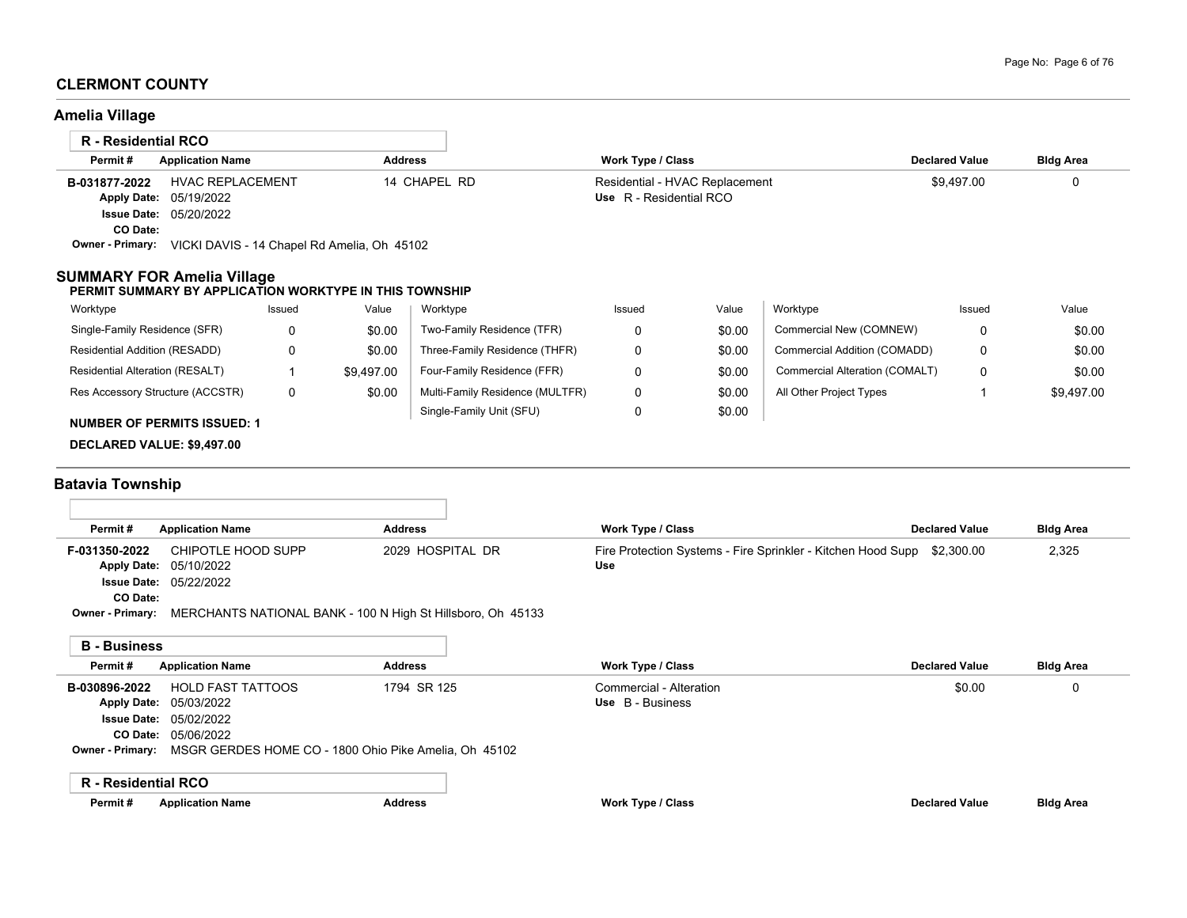## CLERMONT COUNTY

### Amelia Village

**R - Residential RCO**

| Permit # | Application Name | Address | Work Type / Class | Declared Value | Bldg Area |
|---|---|---|---|---|---|
| B-031877-2022 | HVAC REPLACEMENT | 14 CHAPEL RD | Residential - HVAC Replacement<br>Use R - Residential RCO | $9,497.00 | 0 |

Apply Date: 05/19/2022
Issue Date: 05/20/2022
CO Date:
Owner - Primary: VICKI DAVIS - 14 Chapel Rd Amelia, Oh 45102

### SUMMARY FOR Amelia Village

**PERMIT SUMMARY BY APPLICATION WORKTYPE IN THIS TOWNSHIP**

| Worktype | Issued | Value | Worktype | Issued | Value | Worktype | Issued | Value |
|---|---|---|---|---|---|---|---|---|
| Single-Family Residence (SFR) | 0 | $0.00 | Two-Family Residence (TFR) | 0 | $0.00 | Commercial New (COMNEW) | 0 | $0.00 |
| Residential Addition (RESADD) | 0 | $0.00 | Three-Family Residence (THFR) | 0 | $0.00 | Commercial Addition (COMADD) | 0 | $0.00 |
| Residential Alteration (RESALT) | 1 | $9,497.00 | Four-Family Residence (FFR) | 0 | $0.00 | Commercial Alteration (COMALT) | 0 | $0.00 |
| Res Accessory Structure (ACCSTR) | 0 | $0.00 | Multi-Family Residence (MULTFR) | 0 | $0.00 | All Other Project Types | 1 | $9,497.00 |
| | | | Single-Family Unit (SFU) | 0 | $0.00 | | | |

**NUMBER OF PERMITS ISSUED: 1**

**DECLARED VALUE: $9,497.00**

### Batavia Township

| Permit # | Application Name | Address | Work Type / Class | Declared Value | Bldg Area |
|---|---|---|---|---|---|
| F-031350-2022 | CHIPOTLE HOOD SUPP | 2029 HOSPITAL DR | Fire Protection Systems - Fire Sprinkler - Kitchen Hood Supp<br>Use | $2,300.00 | 2,325 |

Apply Date: 05/10/2022
Issue Date: 05/22/2022
CO Date:
Owner - Primary: MERCHANTS NATIONAL BANK - 100 N High St Hillsboro, Oh 45133

**B - Business**

| Permit # | Application Name | Address | Work Type / Class | Declared Value | Bldg Area |
|---|---|---|---|---|---|
| B-030896-2022 | HOLD FAST TATTOOS | 1794 SR 125 | Commercial - Alteration<br>Use B - Business | $0.00 | 0 |

Apply Date: 05/03/2022
Issue Date: 05/02/2022
CO Date: 05/06/2022
Owner - Primary: MSGR GERDES HOME CO - 1800 Ohio Pike Amelia, Oh 45102

**R - Residential RCO**

| Permit # | Application Name | Address | Work Type / Class | Declared Value | Bldg Area |
|---|---|---|---|---|---|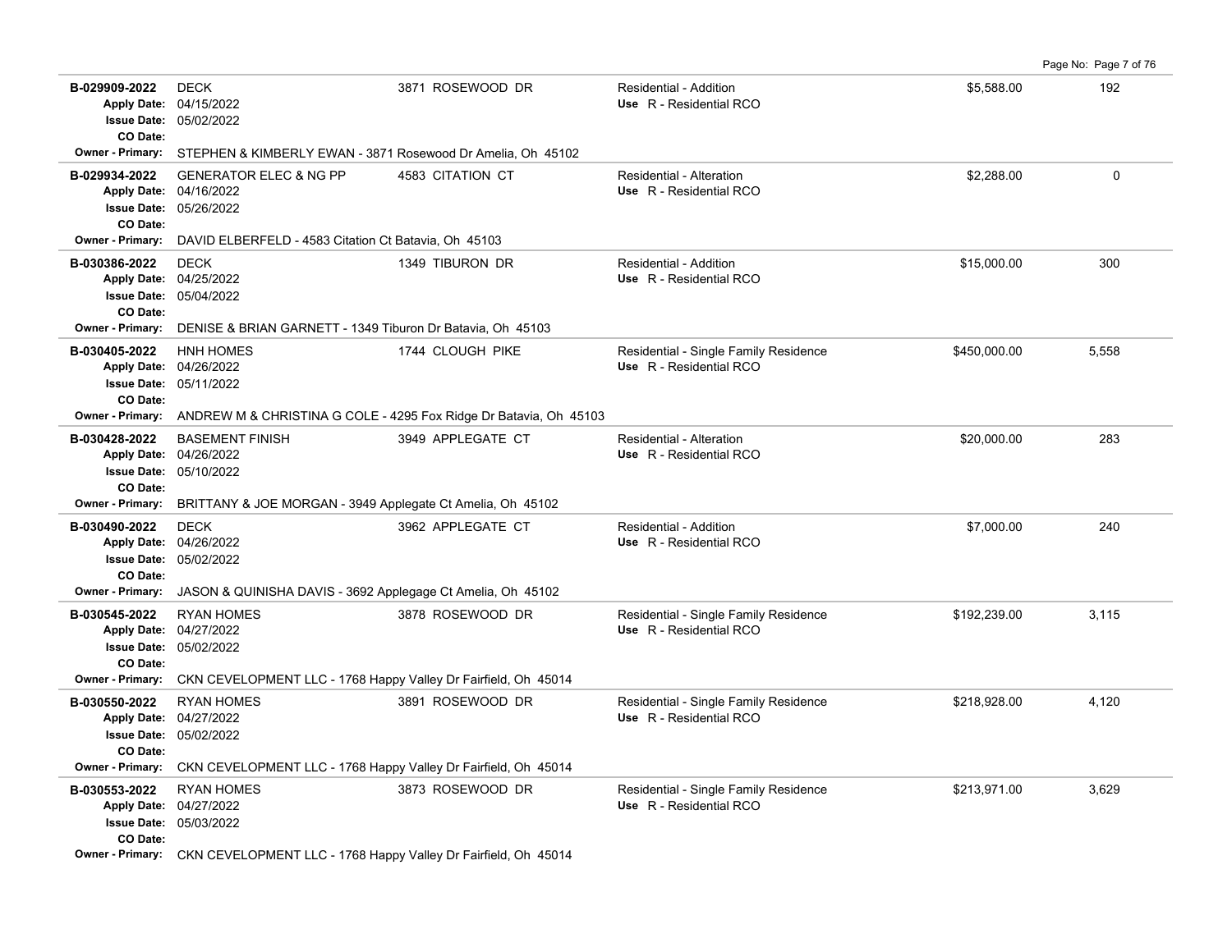| Permit # | Description | Address | Type / Use | Valuation | Sq Ft |
|---|---|---|---|---|---|
| **B-029909-2022**<br>Apply Date: 04/15/2022<br>Issue Date: 05/02/2022<br>CO Date: | DECK | 3871 ROSEWOOD DR | Residential - Addition<br>Use R - Residential RCO | $5,588.00 | 192 |
| Owner - Primary: STEPHEN & KIMBERLY EWAN - 3871 Rosewood Dr Amelia, Oh 45102 | | | | | |
| **B-029934-2022**<br>Apply Date: 04/16/2022<br>Issue Date: 05/26/2022<br>CO Date: | GENERATOR ELEC & NG PP | 4583 CITATION CT | Residential - Alteration<br>Use R - Residential RCO | $2,288.00 | 0 |
| Owner - Primary: DAVID ELBERFELD - 4583 Citation Ct Batavia, Oh 45103 | | | | | |
| **B-030386-2022**<br>Apply Date: 04/25/2022<br>Issue Date: 05/04/2022<br>CO Date: | DECK | 1349 TIBURON DR | Residential - Addition<br>Use R - Residential RCO | $15,000.00 | 300 |
| Owner - Primary: DENISE & BRIAN GARNETT - 1349 Tiburon Dr Batavia, Oh 45103 | | | | | |
| **B-030405-2022**<br>Apply Date: 04/26/2022<br>Issue Date: 05/11/2022<br>CO Date: | HNH HOMES | 1744 CLOUGH PIKE | Residential - Single Family Residence<br>Use R - Residential RCO | $450,000.00 | 5,558 |
| Owner - Primary: ANDREW M & CHRISTINA G COLE - 4295 Fox Ridge Dr Batavia, Oh 45103 | | | | | |
| **B-030428-2022**<br>Apply Date: 04/26/2022<br>Issue Date: 05/10/2022<br>CO Date: | BASEMENT FINISH | 3949 APPLEGATE CT | Residential - Alteration<br>Use R - Residential RCO | $20,000.00 | 283 |
| Owner - Primary: BRITTANY & JOE MORGAN - 3949 Applegate Ct Amelia, Oh 45102 | | | | | |
| **B-030490-2022**<br>Apply Date: 04/26/2022<br>Issue Date: 05/02/2022<br>CO Date: | DECK | 3962 APPLEGATE CT | Residential - Addition<br>Use R - Residential RCO | $7,000.00 | 240 |
| Owner - Primary: JASON & QUINISHA DAVIS - 3692 Applegage Ct Amelia, Oh 45102 | | | | | |
| **B-030545-2022**<br>Apply Date: 04/27/2022<br>Issue Date: 05/02/2022<br>CO Date: | RYAN HOMES | 3878 ROSEWOOD DR | Residential - Single Family Residence<br>Use R - Residential RCO | $192,239.00 | 3,115 |
| Owner - Primary: CKN CEVELOPMENT LLC - 1768 Happy Valley Dr Fairfield, Oh 45014 | | | | | |
| **B-030550-2022**<br>Apply Date: 04/27/2022<br>Issue Date: 05/02/2022<br>CO Date: | RYAN HOMES | 3891 ROSEWOOD DR | Residential - Single Family Residence<br>Use R - Residential RCO | $218,928.00 | 4,120 |
| Owner - Primary: CKN CEVELOPMENT LLC - 1768 Happy Valley Dr Fairfield, Oh 45014 | | | | | |
| **B-030553-2022**<br>Apply Date: 04/27/2022<br>Issue Date: 05/03/2022<br>CO Date: | RYAN HOMES | 3873 ROSEWOOD DR | Residential - Single Family Residence<br>Use R - Residential RCO | $213,971.00 | 3,629 |
| Owner - Primary: CKN CEVELOPMENT LLC - 1768 Happy Valley Dr Fairfield, Oh 45014 | | | | | |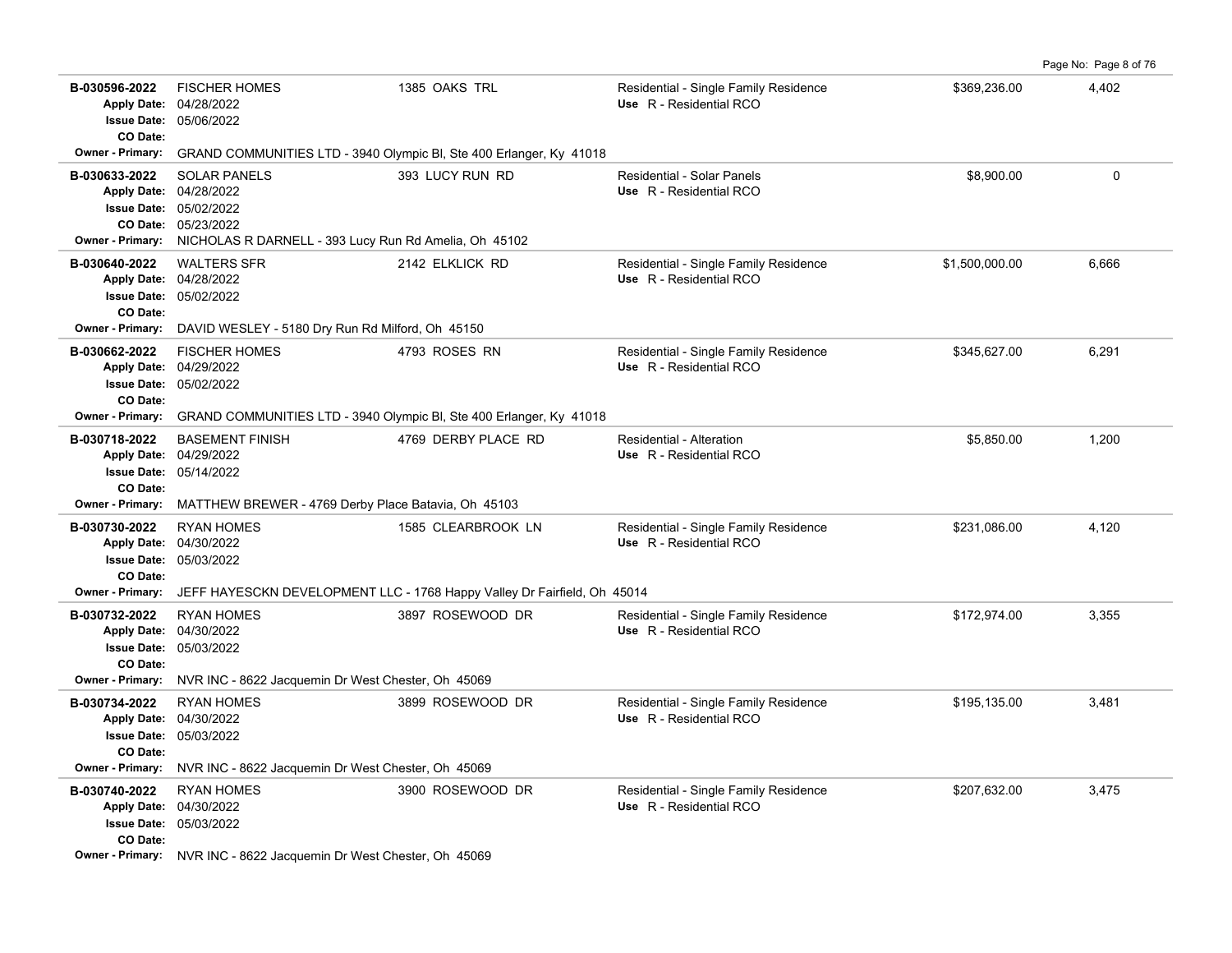| Permit | Description | Address | Type / Use | Valuation | Sq Ft |
|---|---|---|---|---|---|
| **B-030596-2022**<br>Apply Date: 04/28/2022<br>Issue Date: 05/06/2022<br>CO Date: | FISCHER HOMES | 1385 OAKS TRL | Residential - Single Family Residence<br>Use R - Residential RCO | $369,236.00 | 4,402 |
| Owner - Primary: GRAND COMMUNITIES LTD - 3940 Olympic Bl, Ste 400 Erlanger, Ky 41018 | | | | | |
| **B-030633-2022**<br>Apply Date: 04/28/2022<br>Issue Date: 05/02/2022<br>CO Date: 05/23/2022 | SOLAR PANELS | 393 LUCY RUN RD | Residential - Solar Panels<br>Use R - Residential RCO | $8,900.00 | 0 |
| Owner - Primary: NICHOLAS R DARNELL - 393 Lucy Run Rd Amelia, Oh 45102 | | | | | |
| **B-030640-2022**<br>Apply Date: 04/28/2022<br>Issue Date: 05/02/2022<br>CO Date: | WALTERS SFR | 2142 ELKLICK RD | Residential - Single Family Residence<br>Use R - Residential RCO | $1,500,000.00 | 6,666 |
| Owner - Primary: DAVID WESLEY - 5180 Dry Run Rd Milford, Oh 45150 | | | | | |
| **B-030662-2022**<br>Apply Date: 04/29/2022<br>Issue Date: 05/02/2022<br>CO Date: | FISCHER HOMES | 4793 ROSES RN | Residential - Single Family Residence<br>Use R - Residential RCO | $345,627.00 | 6,291 |
| Owner - Primary: GRAND COMMUNITIES LTD - 3940 Olympic Bl, Ste 400 Erlanger, Ky 41018 | | | | | |
| **B-030718-2022**<br>Apply Date: 04/29/2022<br>Issue Date: 05/14/2022<br>CO Date: | BASEMENT FINISH | 4769 DERBY PLACE RD | Residential - Alteration<br>Use R - Residential RCO | $5,850.00 | 1,200 |
| Owner - Primary: MATTHEW BREWER - 4769 Derby Place Batavia, Oh 45103 | | | | | |
| **B-030730-2022**<br>Apply Date: 04/30/2022<br>Issue Date: 05/03/2022<br>CO Date: | RYAN HOMES | 1585 CLEARBROOK LN | Residential - Single Family Residence<br>Use R - Residential RCO | $231,086.00 | 4,120 |
| Owner - Primary: JEFF HAYESCKN DEVELOPMENT LLC - 1768 Happy Valley Dr Fairfield, Oh 45014 | | | | | |
| **B-030732-2022**<br>Apply Date: 04/30/2022<br>Issue Date: 05/03/2022<br>CO Date: | RYAN HOMES | 3897 ROSEWOOD DR | Residential - Single Family Residence<br>Use R - Residential RCO | $172,974.00 | 3,355 |
| Owner - Primary: NVR INC - 8622 Jacquemin Dr West Chester, Oh 45069 | | | | | |
| **B-030734-2022**<br>Apply Date: 04/30/2022<br>Issue Date: 05/03/2022<br>CO Date: | RYAN HOMES | 3899 ROSEWOOD DR | Residential - Single Family Residence<br>Use R - Residential RCO | $195,135.00 | 3,481 |
| Owner - Primary: NVR INC - 8622 Jacquemin Dr West Chester, Oh 45069 | | | | | |
| **B-030740-2022**<br>Apply Date: 04/30/2022<br>Issue Date: 05/03/2022<br>CO Date: | RYAN HOMES | 3900 ROSEWOOD DR | Residential - Single Family Residence<br>Use R - Residential RCO | $207,632.00 | 3,475 |
| Owner - Primary: NVR INC - 8622 Jacquemin Dr West Chester, Oh 45069 | | | | | |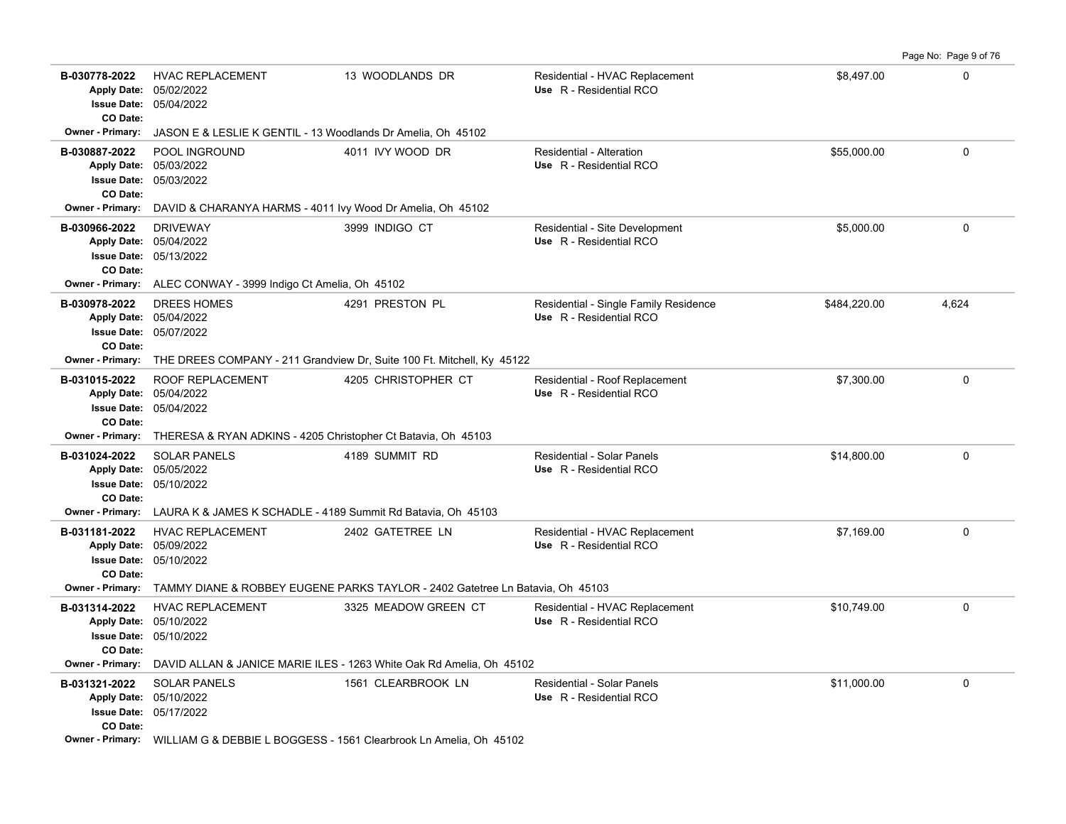| Permit # | Description | Address | Type / Use | Valuation | Sq Ft |
|---|---|---|---|---|---|
| **B-030778-2022**<br>**Apply Date:** 05/02/2022<br>**Issue Date:** 05/04/2022<br>**CO Date:** | HVAC REPLACEMENT | 13 WOODLANDS DR | Residential - HVAC Replacement<br>**Use** R - Residential RCO | $8,497.00 | 0 |
| **Owner - Primary:** JASON E & LESLIE K GENTIL - 13 Woodlands Dr Amelia, Oh 45102 | | | | | |
| **B-030887-2022**<br>**Apply Date:** 05/03/2022<br>**Issue Date:** 05/03/2022<br>**CO Date:** | POOL INGROUND | 4011 IVY WOOD DR | Residential - Alteration<br>**Use** R - Residential RCO | $55,000.00 | 0 |
| **Owner - Primary:** DAVID & CHARANYA HARMS - 4011 Ivy Wood Dr Amelia, Oh 45102 | | | | | |
| **B-030966-2022**<br>**Apply Date:** 05/04/2022<br>**Issue Date:** 05/13/2022<br>**CO Date:** | DRIVEWAY | 3999 INDIGO CT | Residential - Site Development<br>**Use** R - Residential RCO | $5,000.00 | 0 |
| **Owner - Primary:** ALEC CONWAY - 3999 Indigo Ct Amelia, Oh 45102 | | | | | |
| **B-030978-2022**<br>**Apply Date:** 05/04/2022<br>**Issue Date:** 05/07/2022<br>**CO Date:** | DREES HOMES | 4291 PRESTON PL | Residential - Single Family Residence<br>**Use** R - Residential RCO | $484,220.00 | 4,624 |
| **Owner - Primary:** THE DREES COMPANY - 211 Grandview Dr, Suite 100 Ft. Mitchell, Ky 45122 | | | | | |
| **B-031015-2022**<br>**Apply Date:** 05/04/2022<br>**Issue Date:** 05/04/2022<br>**CO Date:** | ROOF REPLACEMENT | 4205 CHRISTOPHER CT | Residential - Roof Replacement<br>**Use** R - Residential RCO | $7,300.00 | 0 |
| **Owner - Primary:** THERESA & RYAN ADKINS - 4205 Christopher Ct Batavia, Oh 45103 | | | | | |
| **B-031024-2022**<br>**Apply Date:** 05/05/2022<br>**Issue Date:** 05/10/2022<br>**CO Date:** | SOLAR PANELS | 4189 SUMMIT RD | Residential - Solar Panels<br>**Use** R - Residential RCO | $14,800.00 | 0 |
| **Owner - Primary:** LAURA K & JAMES K SCHADLE - 4189 Summit Rd Batavia, Oh 45103 | | | | | |
| **B-031181-2022**<br>**Apply Date:** 05/09/2022<br>**Issue Date:** 05/10/2022<br>**CO Date:** | HVAC REPLACEMENT | 2402 GATETREE LN | Residential - HVAC Replacement<br>**Use** R - Residential RCO | $7,169.00 | 0 |
| **Owner - Primary:** TAMMY DIANE & ROBBEY EUGENE PARKS TAYLOR - 2402 Gatetree Ln Batavia, Oh 45103 | | | | | |
| **B-031314-2022**<br>**Apply Date:** 05/10/2022<br>**Issue Date:** 05/10/2022<br>**CO Date:** | HVAC REPLACEMENT | 3325 MEADOW GREEN CT | Residential - HVAC Replacement<br>**Use** R - Residential RCO | $10,749.00 | 0 |
| **Owner - Primary:** DAVID ALLAN & JANICE MARIE ILES - 1263 White Oak Rd Amelia, Oh 45102 | | | | | |
| **B-031321-2022**<br>**Apply Date:** 05/10/2022<br>**Issue Date:** 05/17/2022<br>**CO Date:** | SOLAR PANELS | 1561 CLEARBROOK LN | Residential - Solar Panels<br>**Use** R - Residential RCO | $11,000.00 | 0 |
| **Owner - Primary:** WILLIAM G & DEBBIE L BOGGESS - 1561 Clearbrook Ln Amelia, Oh 45102 | | | | | |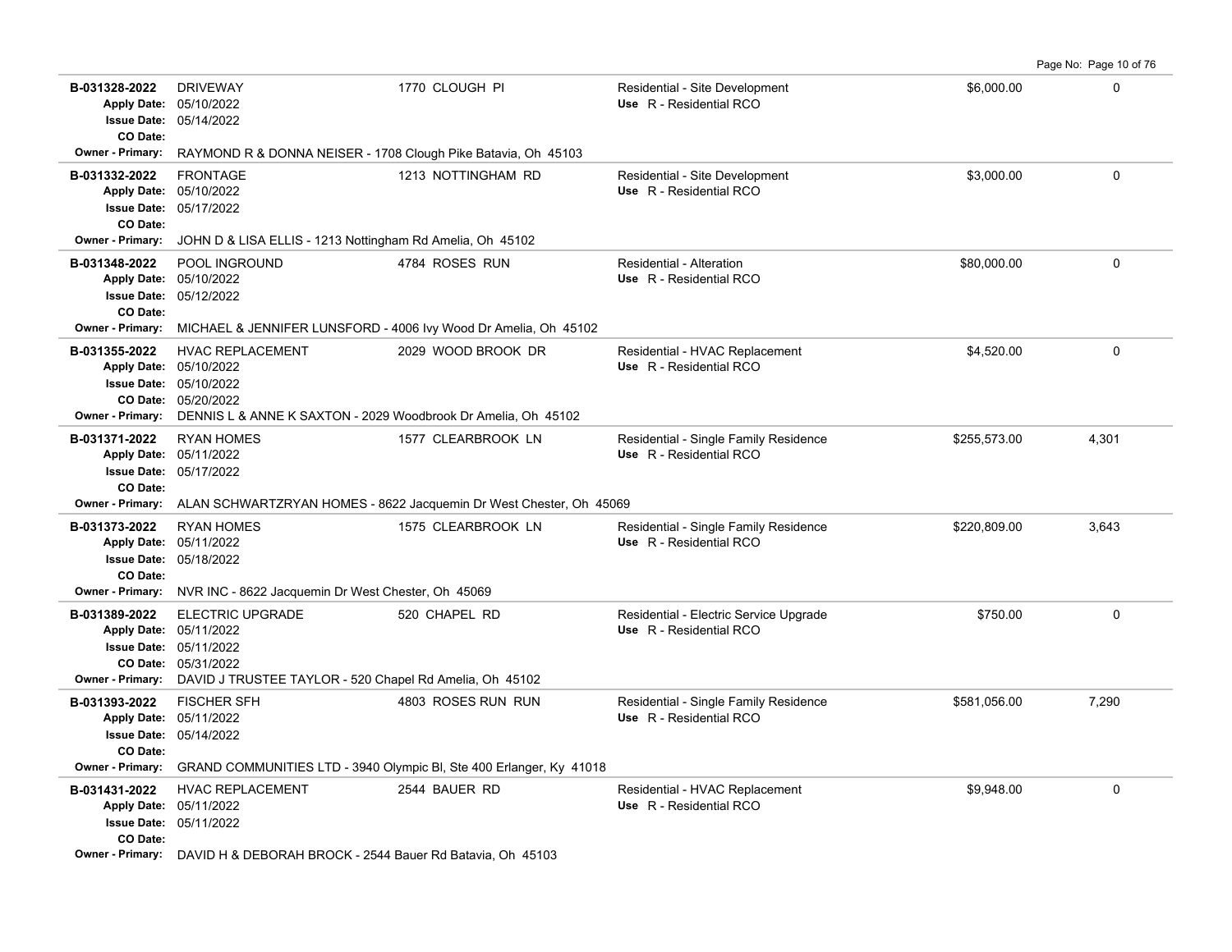| Permit # | Description | Address | Type / Use | Valuation | Sq Ft |
|---|---|---|---|---|---|
| **B-031328-2022**<br>Apply Date: 05/10/2022<br>Issue Date: 05/14/2022<br>CO Date:<br>Owner - Primary: RAYMOND R & DONNA NEISER - 1708 Clough Pike Batavia, Oh 45103 | DRIVEWAY | 1770 CLOUGH PI | Residential - Site Development<br>Use R - Residential RCO | $6,000.00 | 0 |
| **B-031332-2022**<br>Apply Date: 05/10/2022<br>Issue Date: 05/17/2022<br>CO Date:<br>Owner - Primary: JOHN D & LISA ELLIS - 1213 Nottingham Rd Amelia, Oh 45102 | FRONTAGE | 1213 NOTTINGHAM RD | Residential - Site Development<br>Use R - Residential RCO | $3,000.00 | 0 |
| **B-031348-2022**<br>Apply Date: 05/10/2022<br>Issue Date: 05/12/2022<br>CO Date:<br>Owner - Primary: MICHAEL & JENNIFER LUNSFORD - 4006 Ivy Wood Dr Amelia, Oh 45102 | POOL INGROUND | 4784 ROSES RUN | Residential - Alteration<br>Use R - Residential RCO | $80,000.00 | 0 |
| **B-031355-2022**<br>Apply Date: 05/10/2022<br>Issue Date: 05/10/2022<br>CO Date: 05/20/2022<br>Owner - Primary: DENNIS L & ANNE K SAXTON - 2029 Woodbrook Dr Amelia, Oh 45102 | HVAC REPLACEMENT | 2029 WOOD BROOK DR | Residential - HVAC Replacement<br>Use R - Residential RCO | $4,520.00 | 0 |
| **B-031371-2022**<br>Apply Date: 05/11/2022<br>Issue Date: 05/17/2022<br>CO Date:<br>Owner - Primary: ALAN SCHWARTZRYAN HOMES - 8622 Jacquemin Dr West Chester, Oh 45069 | RYAN HOMES | 1577 CLEARBROOK LN | Residential - Single Family Residence<br>Use R - Residential RCO | $255,573.00 | 4,301 |
| **B-031373-2022**<br>Apply Date: 05/11/2022<br>Issue Date: 05/18/2022<br>CO Date:<br>Owner - Primary: NVR INC - 8622 Jacquemin Dr West Chester, Oh 45069 | RYAN HOMES | 1575 CLEARBROOK LN | Residential - Single Family Residence<br>Use R - Residential RCO | $220,809.00 | 3,643 |
| **B-031389-2022**<br>Apply Date: 05/11/2022<br>Issue Date: 05/11/2022<br>CO Date: 05/31/2022<br>Owner - Primary: DAVID J TRUSTEE TAYLOR - 520 Chapel Rd Amelia, Oh 45102 | ELECTRIC UPGRADE | 520 CHAPEL RD | Residential - Electric Service Upgrade<br>Use R - Residential RCO | $750.00 | 0 |
| **B-031393-2022**<br>Apply Date: 05/11/2022<br>Issue Date: 05/14/2022<br>CO Date:<br>Owner - Primary: GRAND COMMUNITIES LTD - 3940 Olympic Bl, Ste 400 Erlanger, Ky 41018 | FISCHER SFH | 4803 ROSES RUN RUN | Residential - Single Family Residence<br>Use R - Residential RCO | $581,056.00 | 7,290 |
| **B-031431-2022**<br>Apply Date: 05/11/2022<br>Issue Date: 05/11/2022<br>CO Date:<br>Owner - Primary: DAVID H & DEBORAH BROCK - 2544 Bauer Rd Batavia, Oh 45103 | HVAC REPLACEMENT | 2544 BAUER RD | Residential - HVAC Replacement<br>Use R - Residential RCO | $9,948.00 | 0 |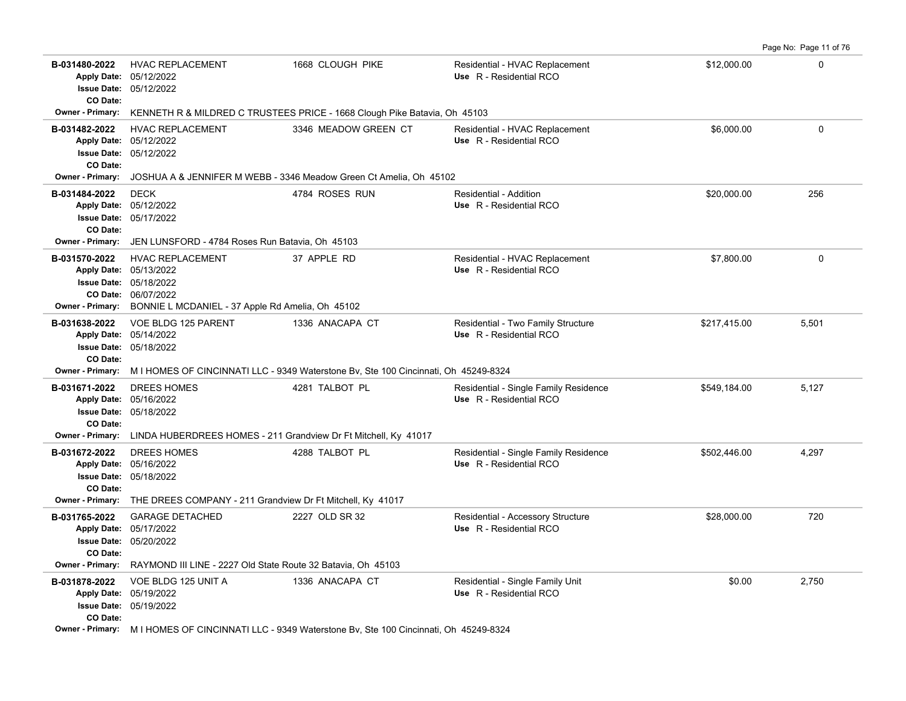| Permit # | Description | Address | Type / Use | Valuation | Sq Ft |
|---|---|---|---|---|---|
| **B-031480-2022**<br>Apply Date: 05/12/2022<br>Issue Date: 05/12/2022<br>CO Date: | HVAC REPLACEMENT | 1668 CLOUGH PIKE | Residential - HVAC Replacement<br>Use R - Residential RCO | $12,000.00 | 0 |
| Owner - Primary: | KENNETH R & MILDRED C TRUSTEES PRICE - 1668 Clough Pike Batavia, Oh 45103 | | | | |
| **B-031482-2022**<br>Apply Date: 05/12/2022<br>Issue Date: 05/12/2022<br>CO Date: | HVAC REPLACEMENT | 3346 MEADOW GREEN CT | Residential - HVAC Replacement<br>Use R - Residential RCO | $6,000.00 | 0 |
| Owner - Primary: | JOSHUA A & JENNIFER M WEBB - 3346 Meadow Green Ct Amelia, Oh 45102 | | | | |
| **B-031484-2022**<br>Apply Date: 05/12/2022<br>Issue Date: 05/17/2022<br>CO Date: | DECK | 4784 ROSES RUN | Residential - Addition<br>Use R - Residential RCO | $20,000.00 | 256 |
| Owner - Primary: | JEN LUNSFORD - 4784 Roses Run Batavia, Oh 45103 | | | | |
| **B-031570-2022**<br>Apply Date: 05/13/2022<br>Issue Date: 05/18/2022<br>CO Date: 06/07/2022 | HVAC REPLACEMENT | 37 APPLE RD | Residential - HVAC Replacement<br>Use R - Residential RCO | $7,800.00 | 0 |
| Owner - Primary: | BONNIE L MCDANIEL - 37 Apple Rd Amelia, Oh 45102 | | | | |
| **B-031638-2022**<br>Apply Date: 05/14/2022<br>Issue Date: 05/18/2022<br>CO Date: | VOE BLDG 125 PARENT | 1336 ANACAPA CT | Residential - Two Family Structure<br>Use R - Residential RCO | $217,415.00 | 5,501 |
| Owner - Primary: | M I HOMES OF CINCINNATI LLC - 9349 Waterstone Bv, Ste 100 Cincinnati, Oh 45249-8324 | | | | |
| **B-031671-2022**<br>Apply Date: 05/16/2022<br>Issue Date: 05/18/2022<br>CO Date: | DREES HOMES | 4281 TALBOT PL | Residential - Single Family Residence<br>Use R - Residential RCO | $549,184.00 | 5,127 |
| Owner - Primary: | LINDA HUBERDREES HOMES - 211 Grandview Dr Ft Mitchell, Ky 41017 | | | | |
| **B-031672-2022**<br>Apply Date: 05/16/2022<br>Issue Date: 05/18/2022<br>CO Date: | DREES HOMES | 4288 TALBOT PL | Residential - Single Family Residence<br>Use R - Residential RCO | $502,446.00 | 4,297 |
| Owner - Primary: | THE DREES COMPANY - 211 Grandview Dr Ft Mitchell, Ky 41017 | | | | |
| **B-031765-2022**<br>Apply Date: 05/17/2022<br>Issue Date: 05/20/2022<br>CO Date: | GARAGE DETACHED | 2227 OLD SR 32 | Residential - Accessory Structure<br>Use R - Residential RCO | $28,000.00 | 720 |
| Owner - Primary: | RAYMOND III LINE - 2227 Old State Route 32 Batavia, Oh 45103 | | | | |
| **B-031878-2022**<br>Apply Date: 05/19/2022<br>Issue Date: 05/19/2022<br>CO Date: | VOE BLDG 125 UNIT A | 1336 ANACAPA CT | Residential - Single Family Unit<br>Use R - Residential RCO | $0.00 | 2,750 |
| Owner - Primary: | M I HOMES OF CINCINNATI LLC - 9349 Waterstone Bv, Ste 100 Cincinnati, Oh 45249-8324 | | | | |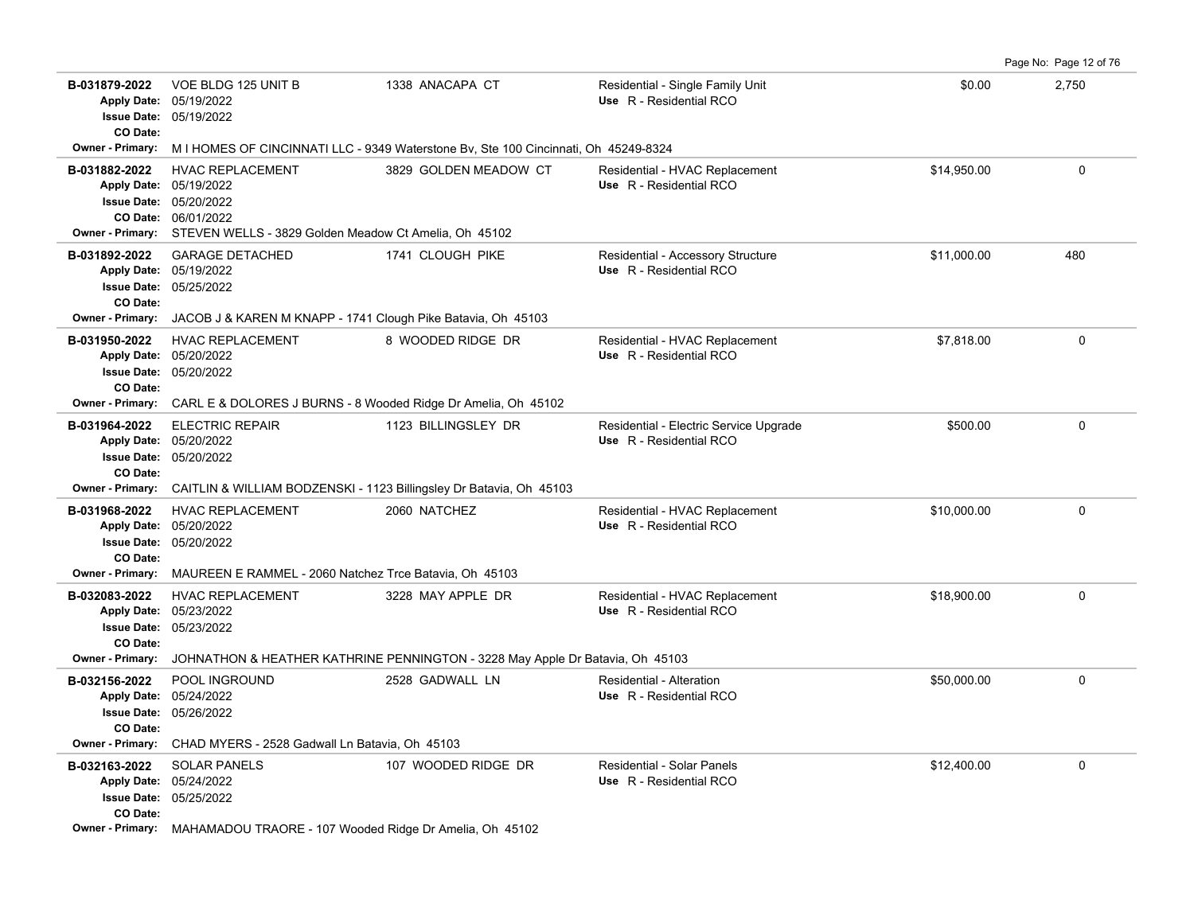| Permit # | Description / Dates | Address | Type / Use | Valuation | Sq Ft |
|---|---|---|---|---|---|
| B-031879-2022 | VOE BLDG 125 UNIT B<br>Apply Date: 05/19/2022<br>Issue Date: 05/19/2022<br>CO Date: | 1338 ANACAPA CT | Residential - Single Family Unit<br>Use R - Residential RCO | $0.00 | 2,750 |
| Owner - Primary: | M I HOMES OF CINCINNATI LLC - 9349 Waterstone Bv, Ste 100 Cincinnati, Oh 45249-8324 | | | | |
| B-031882-2022 | HVAC REPLACEMENT<br>Apply Date: 05/19/2022<br>Issue Date: 05/20/2022<br>CO Date: 06/01/2022 | 3829 GOLDEN MEADOW CT | Residential - HVAC Replacement<br>Use R - Residential RCO | $14,950.00 | 0 |
| Owner - Primary: | STEVEN WELLS - 3829 Golden Meadow Ct Amelia, Oh 45102 | | | | |
| B-031892-2022 | GARAGE DETACHED<br>Apply Date: 05/19/2022<br>Issue Date: 05/25/2022<br>CO Date: | 1741 CLOUGH PIKE | Residential - Accessory Structure<br>Use R - Residential RCO | $11,000.00 | 480 |
| Owner - Primary: | JACOB J & KAREN M KNAPP - 1741 Clough Pike Batavia, Oh 45103 | | | | |
| B-031950-2022 | HVAC REPLACEMENT<br>Apply Date: 05/20/2022<br>Issue Date: 05/20/2022<br>CO Date: | 8 WOODED RIDGE DR | Residential - HVAC Replacement<br>Use R - Residential RCO | $7,818.00 | 0 |
| Owner - Primary: | CARL E & DOLORES J BURNS - 8 Wooded Ridge Dr Amelia, Oh 45102 | | | | |
| B-031964-2022 | ELECTRIC REPAIR<br>Apply Date: 05/20/2022<br>Issue Date: 05/20/2022<br>CO Date: | 1123 BILLINGSLEY DR | Residential - Electric Service Upgrade<br>Use R - Residential RCO | $500.00 | 0 |
| Owner - Primary: | CAITLIN & WILLIAM BODZENSKI - 1123 Billingsley Dr Batavia, Oh 45103 | | | | |
| B-031968-2022 | HVAC REPLACEMENT<br>Apply Date: 05/20/2022<br>Issue Date: 05/20/2022<br>CO Date: | 2060 NATCHEZ | Residential - HVAC Replacement<br>Use R - Residential RCO | $10,000.00 | 0 |
| Owner - Primary: | MAUREEN E RAMMEL - 2060 Natchez Trce Batavia, Oh 45103 | | | | |
| B-032083-2022 | HVAC REPLACEMENT<br>Apply Date: 05/23/2022<br>Issue Date: 05/23/2022<br>CO Date: | 3228 MAY APPLE DR | Residential - HVAC Replacement<br>Use R - Residential RCO | $18,900.00 | 0 |
| Owner - Primary: | JOHNATHON & HEATHER KATHRINE PENNINGTON - 3228 May Apple Dr Batavia, Oh 45103 | | | | |
| B-032156-2022 | POOL INGROUND<br>Apply Date: 05/24/2022<br>Issue Date: 05/26/2022<br>CO Date: | 2528 GADWALL LN | Residential - Alteration<br>Use R - Residential RCO | $50,000.00 | 0 |
| Owner - Primary: | CHAD MYERS - 2528 Gadwall Ln Batavia, Oh 45103 | | | | |
| B-032163-2022 | SOLAR PANELS<br>Apply Date: 05/24/2022<br>Issue Date: 05/25/2022<br>CO Date: | 107 WOODED RIDGE DR | Residential - Solar Panels<br>Use R - Residential RCO | $12,400.00 | 0 |
| Owner - Primary: | MAHAMADOU TRAORE - 107 Wooded Ridge Dr Amelia, Oh 45102 | | | | |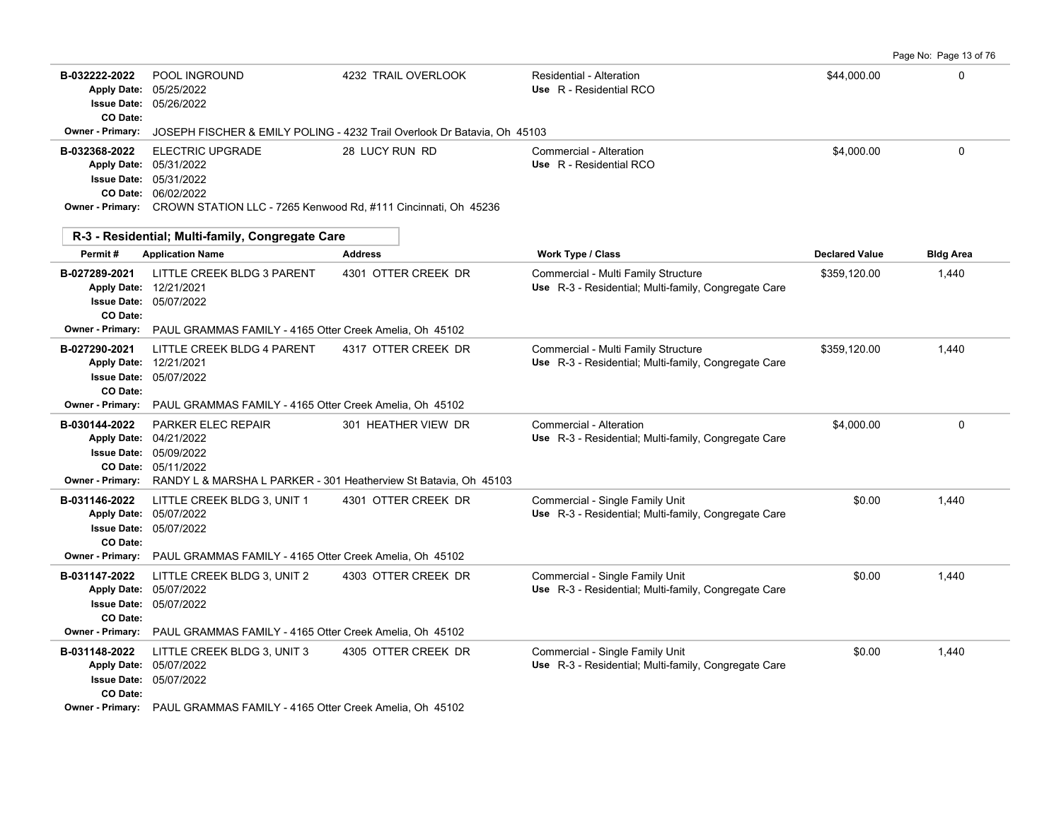| Permit # | Application Name | Address | Work Type / Class | Declared Value | Bldg Area |
|---|---|---|---|---|---|
| B-032222-2022<br>Apply Date: 05/25/2022<br>Issue Date: 05/26/2022<br>CO Date: | POOL INGROUND | 4232 TRAIL OVERLOOK | Residential - Alteration<br>Use R - Residential RCO | $44,000.00 | 0 |
| Owner - Primary: JOSEPH FISCHER & EMILY POLING - 4232 Trail Overlook Dr Batavia, Oh 45103 | | | | | |
| B-032368-2022<br>Apply Date: 05/31/2022<br>Issue Date: 05/31/2022<br>CO Date: 06/02/2022 | ELECTRIC UPGRADE | 28 LUCY RUN RD | Commercial - Alteration<br>Use R - Residential RCO | $4,000.00 | 0 |
| Owner - Primary: CROWN STATION LLC - 7265 Kenwood Rd, #111 Cincinnati, Oh 45236 | | | | | |

## R-3 - Residential; Multi-family, Congregate Care

| Permit # | Application Name | Address | Work Type / Class | Declared Value | Bldg Area |
|---|---|---|---|---|---|
| B-027289-2021<br>Apply Date: 12/21/2021<br>Issue Date: 05/07/2022<br>CO Date: | LITTLE CREEK BLDG 3 PARENT | 4301 OTTER CREEK DR | Commercial - Multi Family Structure<br>Use R-3 - Residential; Multi-family, Congregate Care | $359,120.00 | 1,440 |
| Owner - Primary: PAUL GRAMMAS FAMILY - 4165 Otter Creek Amelia, Oh 45102 | | | | | |
| B-027290-2021<br>Apply Date: 12/21/2021<br>Issue Date: 05/07/2022<br>CO Date: | LITTLE CREEK BLDG 4 PARENT | 4317 OTTER CREEK DR | Commercial - Multi Family Structure<br>Use R-3 - Residential; Multi-family, Congregate Care | $359,120.00 | 1,440 |
| Owner - Primary: PAUL GRAMMAS FAMILY - 4165 Otter Creek Amelia, Oh 45102 | | | | | |
| B-030144-2022<br>Apply Date: 04/21/2022<br>Issue Date: 05/09/2022<br>CO Date: 05/11/2022 | PARKER ELEC REPAIR | 301 HEATHER VIEW DR | Commercial - Alteration<br>Use R-3 - Residential; Multi-family, Congregate Care | $4,000.00 | 0 |
| Owner - Primary: RANDY L & MARSHA L PARKER - 301 Heatherview St Batavia, Oh 45103 | | | | | |
| B-031146-2022<br>Apply Date: 05/07/2022<br>Issue Date: 05/07/2022<br>CO Date: | LITTLE CREEK BLDG 3, UNIT 1 | 4301 OTTER CREEK DR | Commercial - Single Family Unit<br>Use R-3 - Residential; Multi-family, Congregate Care | $0.00 | 1,440 |
| Owner - Primary: PAUL GRAMMAS FAMILY - 4165 Otter Creek Amelia, Oh 45102 | | | | | |
| B-031147-2022<br>Apply Date: 05/07/2022<br>Issue Date: 05/07/2022<br>CO Date: | LITTLE CREEK BLDG 3, UNIT 2 | 4303 OTTER CREEK DR | Commercial - Single Family Unit<br>Use R-3 - Residential; Multi-family, Congregate Care | $0.00 | 1,440 |
| Owner - Primary: PAUL GRAMMAS FAMILY - 4165 Otter Creek Amelia, Oh 45102 | | | | | |
| B-031148-2022<br>Apply Date: 05/07/2022<br>Issue Date: 05/07/2022<br>CO Date: | LITTLE CREEK BLDG 3, UNIT 3 | 4305 OTTER CREEK DR | Commercial - Single Family Unit<br>Use R-3 - Residential; Multi-family, Congregate Care | $0.00 | 1,440 |
| Owner - Primary: PAUL GRAMMAS FAMILY - 4165 Otter Creek Amelia, Oh 45102 | | | | | |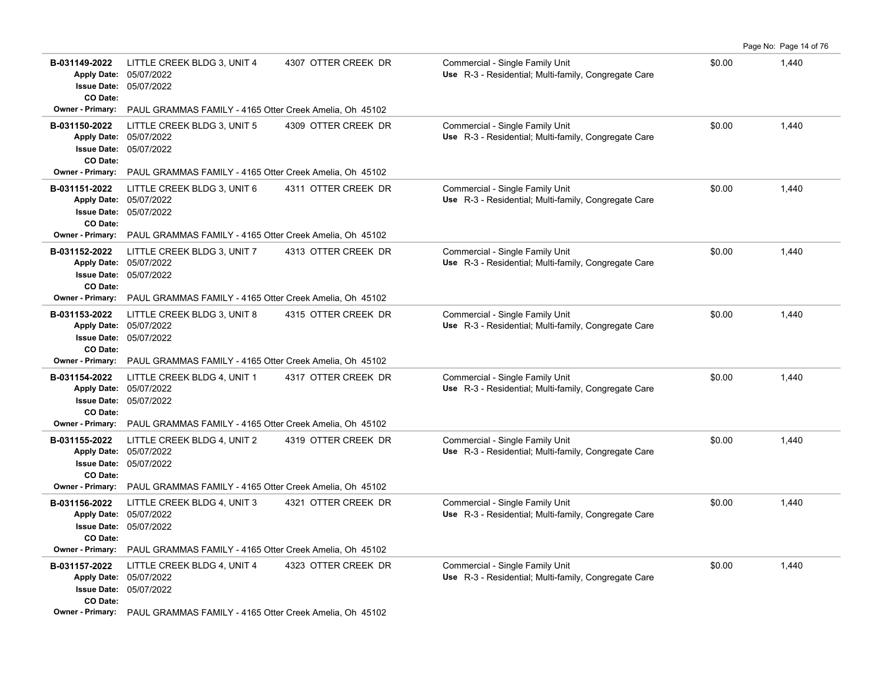| Permit # | Description | Address | Type / Use | Value | Sq Ft |
|---|---|---|---|---|---|
| **B-031149-2022**<br>**Apply Date:** 05/07/2022<br>**Issue Date:** 05/07/2022<br>**CO Date:**<br>**Owner - Primary:** PAUL GRAMMAS FAMILY - 4165 Otter Creek Amelia, Oh 45102 | LITTLE CREEK BLDG 3, UNIT 4 | 4307 OTTER CREEK DR | Commercial - Single Family Unit<br>**Use** R-3 - Residential; Multi-family, Congregate Care | $0.00 | 1,440 |
| **B-031150-2022**<br>**Apply Date:** 05/07/2022<br>**Issue Date:** 05/07/2022<br>**CO Date:**<br>**Owner - Primary:** PAUL GRAMMAS FAMILY - 4165 Otter Creek Amelia, Oh 45102 | LITTLE CREEK BLDG 3, UNIT 5 | 4309 OTTER CREEK DR | Commercial - Single Family Unit<br>**Use** R-3 - Residential; Multi-family, Congregate Care | $0.00 | 1,440 |
| **B-031151-2022**<br>**Apply Date:** 05/07/2022<br>**Issue Date:** 05/07/2022<br>**CO Date:**<br>**Owner - Primary:** PAUL GRAMMAS FAMILY - 4165 Otter Creek Amelia, Oh 45102 | LITTLE CREEK BLDG 3, UNIT 6 | 4311 OTTER CREEK DR | Commercial - Single Family Unit<br>**Use** R-3 - Residential; Multi-family, Congregate Care | $0.00 | 1,440 |
| **B-031152-2022**<br>**Apply Date:** 05/07/2022<br>**Issue Date:** 05/07/2022<br>**CO Date:**<br>**Owner - Primary:** PAUL GRAMMAS FAMILY - 4165 Otter Creek Amelia, Oh 45102 | LITTLE CREEK BLDG 3, UNIT 7 | 4313 OTTER CREEK DR | Commercial - Single Family Unit<br>**Use** R-3 - Residential; Multi-family, Congregate Care | $0.00 | 1,440 |
| **B-031153-2022**<br>**Apply Date:** 05/07/2022<br>**Issue Date:** 05/07/2022<br>**CO Date:**<br>**Owner - Primary:** PAUL GRAMMAS FAMILY - 4165 Otter Creek Amelia, Oh 45102 | LITTLE CREEK BLDG 3, UNIT 8 | 4315 OTTER CREEK DR | Commercial - Single Family Unit<br>**Use** R-3 - Residential; Multi-family, Congregate Care | $0.00 | 1,440 |
| **B-031154-2022**<br>**Apply Date:** 05/07/2022<br>**Issue Date:** 05/07/2022<br>**CO Date:**<br>**Owner - Primary:** PAUL GRAMMAS FAMILY - 4165 Otter Creek Amelia, Oh 45102 | LITTLE CREEK BLDG 4, UNIT 1 | 4317 OTTER CREEK DR | Commercial - Single Family Unit<br>**Use** R-3 - Residential; Multi-family, Congregate Care | $0.00 | 1,440 |
| **B-031155-2022**<br>**Apply Date:** 05/07/2022<br>**Issue Date:** 05/07/2022<br>**CO Date:**<br>**Owner - Primary:** PAUL GRAMMAS FAMILY - 4165 Otter Creek Amelia, Oh 45102 | LITTLE CREEK BLDG 4, UNIT 2 | 4319 OTTER CREEK DR | Commercial - Single Family Unit<br>**Use** R-3 - Residential; Multi-family, Congregate Care | $0.00 | 1,440 |
| **B-031156-2022**<br>**Apply Date:** 05/07/2022<br>**Issue Date:** 05/07/2022<br>**CO Date:**<br>**Owner - Primary:** PAUL GRAMMAS FAMILY - 4165 Otter Creek Amelia, Oh 45102 | LITTLE CREEK BLDG 4, UNIT 3 | 4321 OTTER CREEK DR | Commercial - Single Family Unit<br>**Use** R-3 - Residential; Multi-family, Congregate Care | $0.00 | 1,440 |
| **B-031157-2022**<br>**Apply Date:** 05/07/2022<br>**Issue Date:** 05/07/2022<br>**CO Date:**<br>**Owner - Primary:** PAUL GRAMMAS FAMILY - 4165 Otter Creek Amelia, Oh 45102 | LITTLE CREEK BLDG 4, UNIT 4 | 4323 OTTER CREEK DR | Commercial - Single Family Unit<br>**Use** R-3 - Residential; Multi-family, Congregate Care | $0.00 | 1,440 |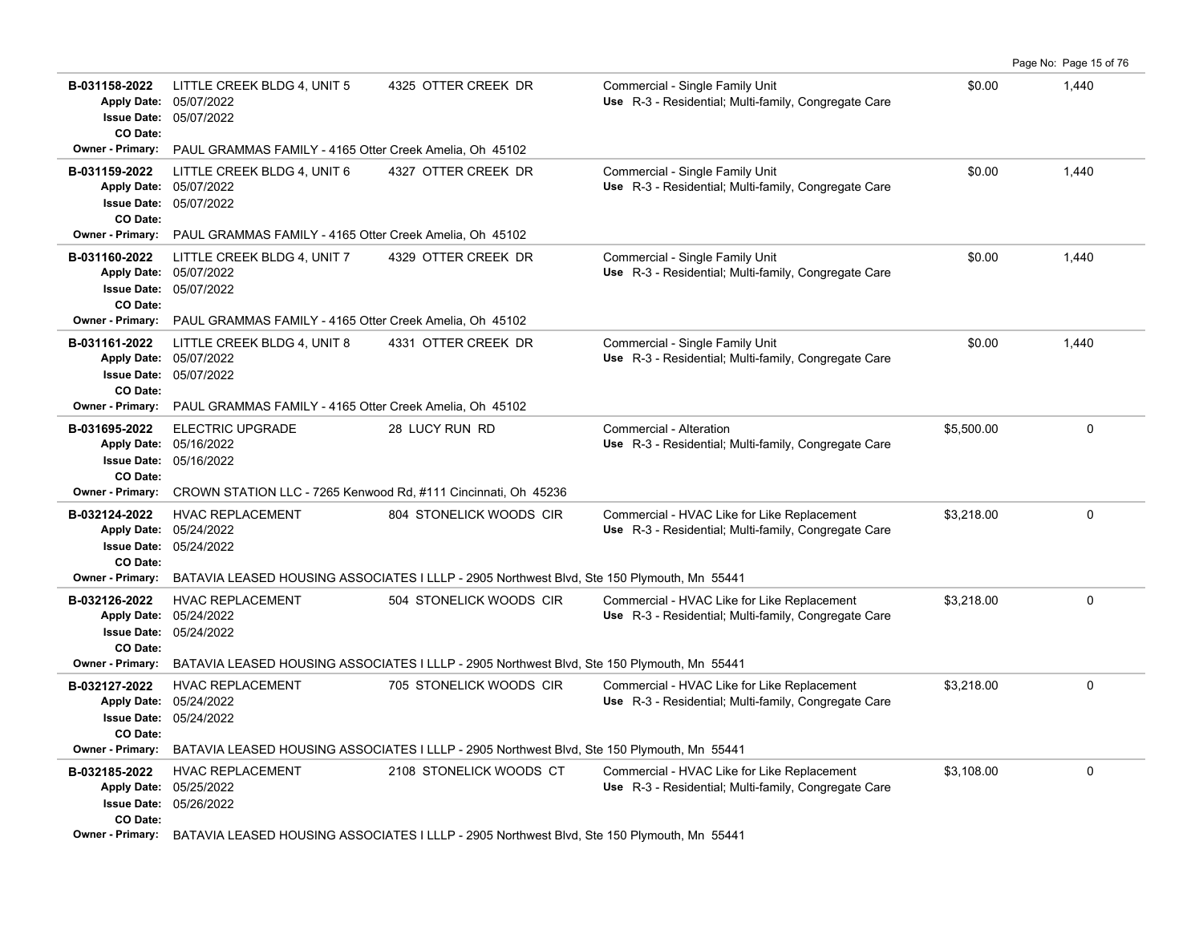| Permit # | Description | Address | Type / Use | Valuation | Sq Ft |
|---|---|---|---|---|---|
| **B-031158-2022**<br>**Apply Date:** 05/07/2022<br>**Issue Date:** 05/07/2022<br>**CO Date:**<br>**Owner - Primary:** PAUL GRAMMAS FAMILY - 4165 Otter Creek Amelia, Oh 45102 | LITTLE CREEK BLDG 4, UNIT 5 | 4325 OTTER CREEK DR | Commercial - Single Family Unit<br>**Use** R-3 - Residential; Multi-family, Congregate Care | $0.00 | 1,440 |
| **B-031159-2022**<br>**Apply Date:** 05/07/2022<br>**Issue Date:** 05/07/2022<br>**CO Date:**<br>**Owner - Primary:** PAUL GRAMMAS FAMILY - 4165 Otter Creek Amelia, Oh 45102 | LITTLE CREEK BLDG 4, UNIT 6 | 4327 OTTER CREEK DR | Commercial - Single Family Unit<br>**Use** R-3 - Residential; Multi-family, Congregate Care | $0.00 | 1,440 |
| **B-031160-2022**<br>**Apply Date:** 05/07/2022<br>**Issue Date:** 05/07/2022<br>**CO Date:**<br>**Owner - Primary:** PAUL GRAMMAS FAMILY - 4165 Otter Creek Amelia, Oh 45102 | LITTLE CREEK BLDG 4, UNIT 7 | 4329 OTTER CREEK DR | Commercial - Single Family Unit<br>**Use** R-3 - Residential; Multi-family, Congregate Care | $0.00 | 1,440 |
| **B-031161-2022**<br>**Apply Date:** 05/07/2022<br>**Issue Date:** 05/07/2022<br>**CO Date:**<br>**Owner - Primary:** PAUL GRAMMAS FAMILY - 4165 Otter Creek Amelia, Oh 45102 | LITTLE CREEK BLDG 4, UNIT 8 | 4331 OTTER CREEK DR | Commercial - Single Family Unit<br>**Use** R-3 - Residential; Multi-family, Congregate Care | $0.00 | 1,440 |
| **B-031695-2022**<br>**Apply Date:** 05/16/2022<br>**Issue Date:** 05/16/2022<br>**CO Date:**<br>**Owner - Primary:** CROWN STATION LLC - 7265 Kenwood Rd, #111 Cincinnati, Oh 45236 | ELECTRIC UPGRADE | 28 LUCY RUN RD | Commercial - Alteration<br>**Use** R-3 - Residential; Multi-family, Congregate Care | $5,500.00 | 0 |
| **B-032124-2022**<br>**Apply Date:** 05/24/2022<br>**Issue Date:** 05/24/2022<br>**CO Date:**<br>**Owner - Primary:** BATAVIA LEASED HOUSING ASSOCIATES I LLLP - 2905 Northwest Blvd, Ste 150 Plymouth, Mn 55441 | HVAC REPLACEMENT | 804 STONELICK WOODS CIR | Commercial - HVAC Like for Like Replacement<br>**Use** R-3 - Residential; Multi-family, Congregate Care | $3,218.00 | 0 |
| **B-032126-2022**<br>**Apply Date:** 05/24/2022<br>**Issue Date:** 05/24/2022<br>**CO Date:**<br>**Owner - Primary:** BATAVIA LEASED HOUSING ASSOCIATES I LLLP - 2905 Northwest Blvd, Ste 150 Plymouth, Mn 55441 | HVAC REPLACEMENT | 504 STONELICK WOODS CIR | Commercial - HVAC Like for Like Replacement<br>**Use** R-3 - Residential; Multi-family, Congregate Care | $3,218.00 | 0 |
| **B-032127-2022**<br>**Apply Date:** 05/24/2022<br>**Issue Date:** 05/24/2022<br>**CO Date:**<br>**Owner - Primary:** BATAVIA LEASED HOUSING ASSOCIATES I LLLP - 2905 Northwest Blvd, Ste 150 Plymouth, Mn 55441 | HVAC REPLACEMENT | 705 STONELICK WOODS CIR | Commercial - HVAC Like for Like Replacement<br>**Use** R-3 - Residential; Multi-family, Congregate Care | $3,218.00 | 0 |
| **B-032185-2022**<br>**Apply Date:** 05/25/2022<br>**Issue Date:** 05/26/2022<br>**CO Date:**<br>**Owner - Primary:** BATAVIA LEASED HOUSING ASSOCIATES I LLLP - 2905 Northwest Blvd, Ste 150 Plymouth, Mn 55441 | HVAC REPLACEMENT | 2108 STONELICK WOODS CT | Commercial - HVAC Like for Like Replacement<br>**Use** R-3 - Residential; Multi-family, Congregate Care | $3,108.00 | 0 |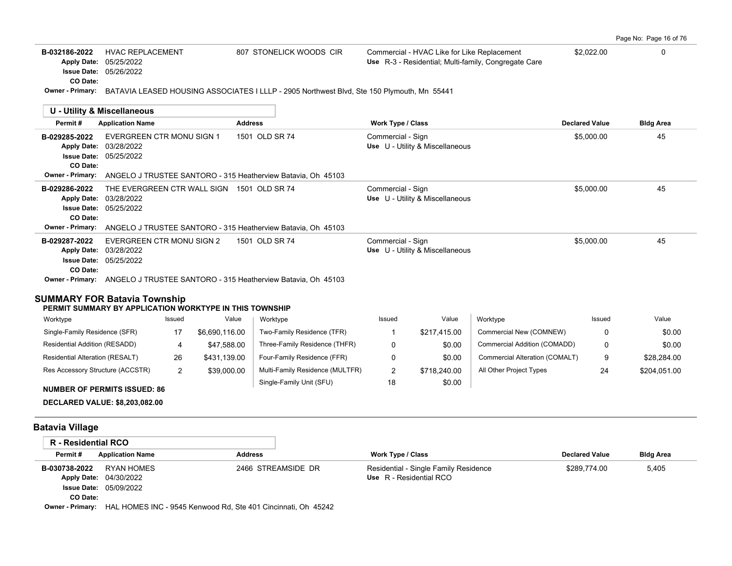| Permit # | Application Name | Address | Work Type / Class | Declared Value | Bldg Area |
|---|---|---|---|---|---|
| B-032186-2022 | HVAC REPLACEMENT | 807 STONELICK WOODS CIR | Commercial - HVAC Like for Like Replacement<br>Use R-3 - Residential; Multi-family, Congregate Care | $2,022.00 | 0 |

**Apply Date:** 05/25/2022
**Issue Date:** 05/26/2022
**CO Date:**
**Owner - Primary:** BATAVIA LEASED HOUSING ASSOCIATES I LLLP - 2905 Northwest Blvd, Ste 150 Plymouth, Mn 55441

### U - Utility & Miscellaneous

| Permit # | Application Name | Address | Work Type / Class | Declared Value | Bldg Area |
|---|---|---|---|---|---|
| B-029285-2022 | EVERGREEN CTR MONU SIGN 1 | 1501 OLD SR 74 | Commercial - Sign<br>Use U - Utility & Miscellaneous | $5,000.00 | 45 |
| | Apply Date: 03/28/2022<br>Issue Date: 05/25/2022<br>CO Date: | | | | |
| | Owner - Primary: ANGELO J TRUSTEE SANTORO - 315 Heatherview Batavia, Oh 45103 | | | | |
| B-029286-2022 | THE EVERGREEN CTR WALL SIGN | 1501 OLD SR 74 | Commercial - Sign<br>Use U - Utility & Miscellaneous | $5,000.00 | 45 |
| | Apply Date: 03/28/2022<br>Issue Date: 05/25/2022<br>CO Date: | | | | |
| | Owner - Primary: ANGELO J TRUSTEE SANTORO - 315 Heatherview Batavia, Oh 45103 | | | | |
| B-029287-2022 | EVERGREEN CTR MONU SIGN 2 | 1501 OLD SR 74 | Commercial - Sign<br>Use U - Utility & Miscellaneous | $5,000.00 | 45 |
| | Apply Date: 03/28/2022<br>Issue Date: 05/25/2022<br>CO Date: | | | | |
| | Owner - Primary: ANGELO J TRUSTEE SANTORO - 315 Heatherview Batavia, Oh 45103 | | | | |

## SUMMARY FOR Batavia Township

**PERMIT SUMMARY BY APPLICATION WORKTYPE IN THIS TOWNSHIP**

| Worktype | Issued | Value | Worktype | Issued | Value | Worktype | Issued | Value |
|---|---|---|---|---|---|---|---|---|
| Single-Family Residence (SFR) | 17 | $6,690,116.00 | Two-Family Residence (TFR) | 1 | $217,415.00 | Commercial New (COMNEW) | 0 | $0.00 |
| Residential Addition (RESADD) | 4 | $47,588.00 | Three-Family Residence (THFR) | 0 | $0.00 | Commercial Addition (COMADD) | 0 | $0.00 |
| Residential Alteration (RESALT) | 26 | $431,139.00 | Four-Family Residence (FFR) | 0 | $0.00 | Commercial Alteration (COMALT) | 9 | $28,284.00 |
| Res Accessory Structure (ACCSTR) | 2 | $39,000.00 | Multi-Family Residence (MULTFR) | 2 | $718,240.00 | All Other Project Types | 24 | $204,051.00 |
| | | | Single-Family Unit (SFU) | 18 | $0.00 | | | |

**NUMBER OF PERMITS ISSUED: 86**

**DECLARED VALUE: $8,203,082.00**

## Batavia Village

### R - Residential RCO

| Permit # | Application Name | Address | Work Type / Class | Declared Value | Bldg Area |
|---|---|---|---|---|---|
| B-030738-2022 | RYAN HOMES | 2466 STREAMSIDE DR | Residential - Single Family Residence<br>Use R - Residential RCO | $289,774.00 | 5,405 |
| | Apply Date: 04/30/2022<br>Issue Date: 05/09/2022<br>CO Date: | | | | |
| | Owner - Primary: HAL HOMES INC - 9545 Kenwood Rd, Ste 401 Cincinnati, Oh 45242 | | | | |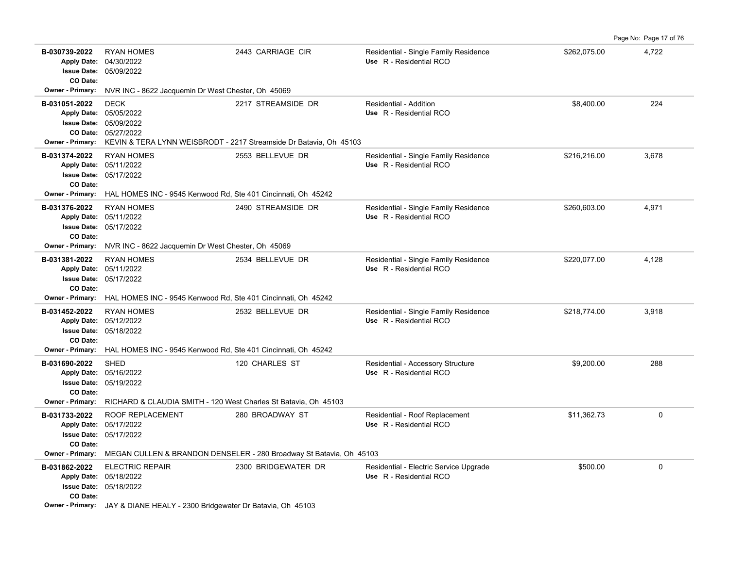| Permit # | Description | Address | Type / Use | Valuation | Sq Ft |
|---|---|---|---|---|---|
| B-030739-2022<br>Apply Date: 04/30/2022<br>Issue Date: 05/09/2022<br>CO Date:<br>Owner - Primary: NVR INC - 8622 Jacquemin Dr West Chester, Oh 45069 | RYAN HOMES | 2443 CARRIAGE CIR | Residential - Single Family Residence<br>Use R - Residential RCO | $262,075.00 | 4,722 |
| B-031051-2022<br>Apply Date: 05/05/2022<br>Issue Date: 05/09/2022<br>CO Date: 05/27/2022<br>Owner - Primary: KEVIN & TERA LYNN WEISBRODT - 2217 Streamside Dr Batavia, Oh 45103 | DECK | 2217 STREAMSIDE DR | Residential - Addition<br>Use R - Residential RCO | $8,400.00 | 224 |
| B-031374-2022<br>Apply Date: 05/11/2022<br>Issue Date: 05/17/2022<br>CO Date:<br>Owner - Primary: HAL HOMES INC - 9545 Kenwood Rd, Ste 401 Cincinnati, Oh 45242 | RYAN HOMES | 2553 BELLEVUE DR | Residential - Single Family Residence<br>Use R - Residential RCO | $216,216.00 | 3,678 |
| B-031376-2022<br>Apply Date: 05/11/2022<br>Issue Date: 05/17/2022<br>CO Date:<br>Owner - Primary: NVR INC - 8622 Jacquemin Dr West Chester, Oh 45069 | RYAN HOMES | 2490 STREAMSIDE DR | Residential - Single Family Residence<br>Use R - Residential RCO | $260,603.00 | 4,971 |
| B-031381-2022<br>Apply Date: 05/11/2022<br>Issue Date: 05/17/2022<br>CO Date:<br>Owner - Primary: HAL HOMES INC - 9545 Kenwood Rd, Ste 401 Cincinnati, Oh 45242 | RYAN HOMES | 2534 BELLEVUE DR | Residential - Single Family Residence<br>Use R - Residential RCO | $220,077.00 | 4,128 |
| B-031452-2022<br>Apply Date: 05/12/2022<br>Issue Date: 05/18/2022<br>CO Date:<br>Owner - Primary: HAL HOMES INC - 9545 Kenwood Rd, Ste 401 Cincinnati, Oh 45242 | RYAN HOMES | 2532 BELLEVUE DR | Residential - Single Family Residence<br>Use R - Residential RCO | $218,774.00 | 3,918 |
| B-031690-2022<br>Apply Date: 05/16/2022<br>Issue Date: 05/19/2022<br>CO Date:<br>Owner - Primary: RICHARD & CLAUDIA SMITH - 120 West Charles St Batavia, Oh 45103 | SHED | 120 CHARLES ST | Residential - Accessory Structure<br>Use R - Residential RCO | $9,200.00 | 288 |
| B-031733-2022<br>Apply Date: 05/17/2022<br>Issue Date: 05/17/2022<br>CO Date:<br>Owner - Primary: MEGAN CULLEN & BRANDON DENSELER - 280 Broadway St Batavia, Oh 45103 | ROOF REPLACEMENT | 280 BROADWAY ST | Residential - Roof Replacement<br>Use R - Residential RCO | $11,362.73 | 0 |
| B-031862-2022<br>Apply Date: 05/18/2022<br>Issue Date: 05/18/2022<br>CO Date:<br>Owner - Primary: JAY & DIANE HEALY - 2300 Bridgewater Dr Batavia, Oh 45103 | ELECTRIC REPAIR | 2300 BRIDGEWATER DR | Residential - Electric Service Upgrade<br>Use R - Residential RCO | $500.00 | 0 |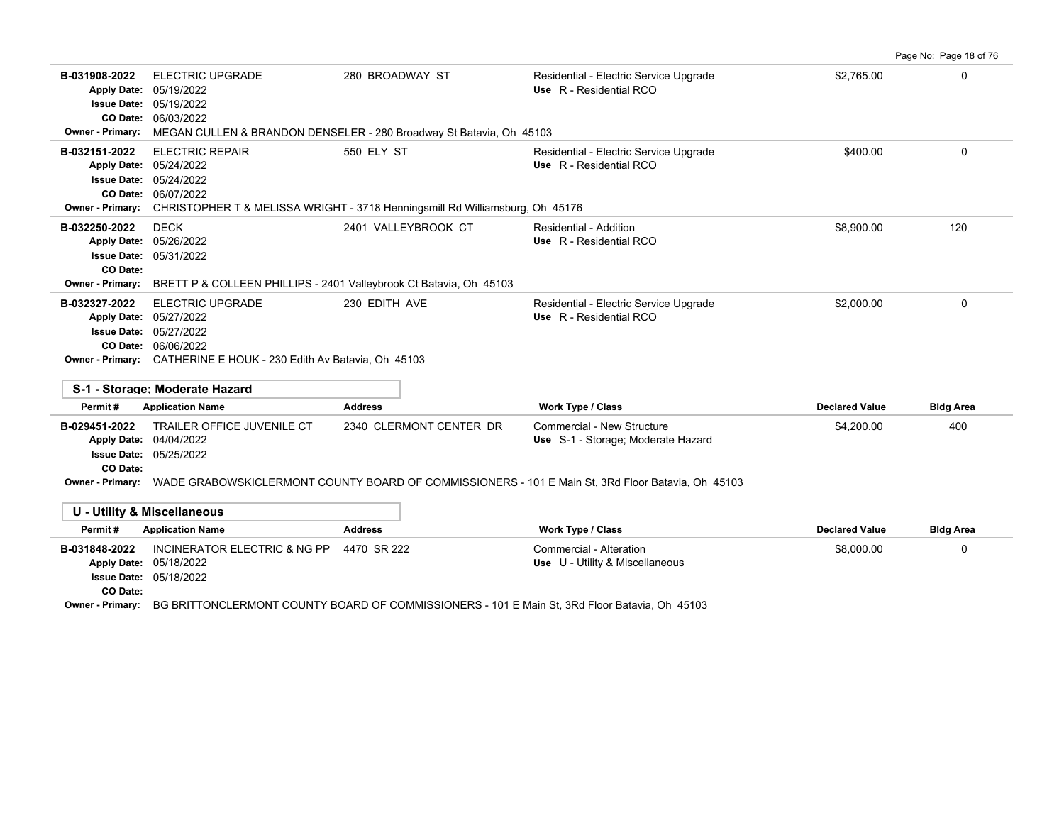| Permit # | Application Name | Address | Work Type / Class | Declared Value | Bldg Area |
|---|---|---|---|---|---|
| B-031908-2022 | ELECTRIC UPGRADE | 280 BROADWAY ST | Residential - Electric Service Upgrade | $2,765.00 | 0 |
| Apply Date: 05/19/2022 | | | Use R - Residential RCO | | |
| Issue Date: 05/19/2022 | | | | | |
| CO Date: 06/03/2022 | | | | | |
| Owner - Primary: MEGAN CULLEN & BRANDON DENSELER - 280 Broadway St Batavia, Oh 45103 | | | | | |
| B-032151-2022 | ELECTRIC REPAIR | 550 ELY ST | Residential - Electric Service Upgrade | $400.00 | 0 |
| Apply Date: 05/24/2022 | | | Use R - Residential RCO | | |
| Issue Date: 05/24/2022 | | | | | |
| CO Date: 06/07/2022 | | | | | |
| Owner - Primary: CHRISTOPHER T & MELISSA WRIGHT - 3718 Henningsmill Rd Williamsburg, Oh 45176 | | | | | |
| B-032250-2022 | DECK | 2401 VALLEYBROOK CT | Residential - Addition | $8,900.00 | 120 |
| Apply Date: 05/26/2022 | | | Use R - Residential RCO | | |
| Issue Date: 05/31/2022 | | | | | |
| CO Date: | | | | | |
| Owner - Primary: BRETT P & COLLEEN PHILLIPS - 2401 Valleybrook Ct Batavia, Oh 45103 | | | | | |
| B-032327-2022 | ELECTRIC UPGRADE | 230 EDITH AVE | Residential - Electric Service Upgrade | $2,000.00 | 0 |
| Apply Date: 05/27/2022 | | | Use R - Residential RCO | | |
| Issue Date: 05/27/2022 | | | | | |
| CO Date: 06/06/2022 | | | | | |
| Owner - Primary: CATHERINE E HOUK - 230 Edith Av Batavia, Oh 45103 | | | | | |

### S-1 - Storage; Moderate Hazard

| Permit # | Application Name | Address | Work Type / Class | Declared Value | Bldg Area |
|---|---|---|---|---|---|
| B-029451-2022 | TRAILER OFFICE JUVENILE CT | 2340 CLERMONT CENTER DR | Commercial - New Structure | $4,200.00 | 400 |
| Apply Date: 04/04/2022 | | | Use S-1 - Storage; Moderate Hazard | | |
| Issue Date: 05/25/2022 | | | | | |
| CO Date: | | | | | |
| Owner - Primary: WADE GRABOWSKICLERMONT COUNTY BOARD OF COMMISSIONERS - 101 E Main St, 3Rd Floor Batavia, Oh 45103 | | | | | |

### U - Utility & Miscellaneous

| Permit # | Application Name | Address | Work Type / Class | Declared Value | Bldg Area |
|---|---|---|---|---|---|
| B-031848-2022 | INCINERATOR ELECTRIC & NG PP | 4470 SR 222 | Commercial - Alteration | $8,000.00 | 0 |
| Apply Date: 05/18/2022 | | | Use U - Utility & Miscellaneous | | |
| Issue Date: 05/18/2022 | | | | | |
| CO Date: | | | | | |
| Owner - Primary: BG BRITTONCLERMONT COUNTY BOARD OF COMMISSIONERS - 101 E Main St, 3Rd Floor Batavia, Oh 45103 | | | | | |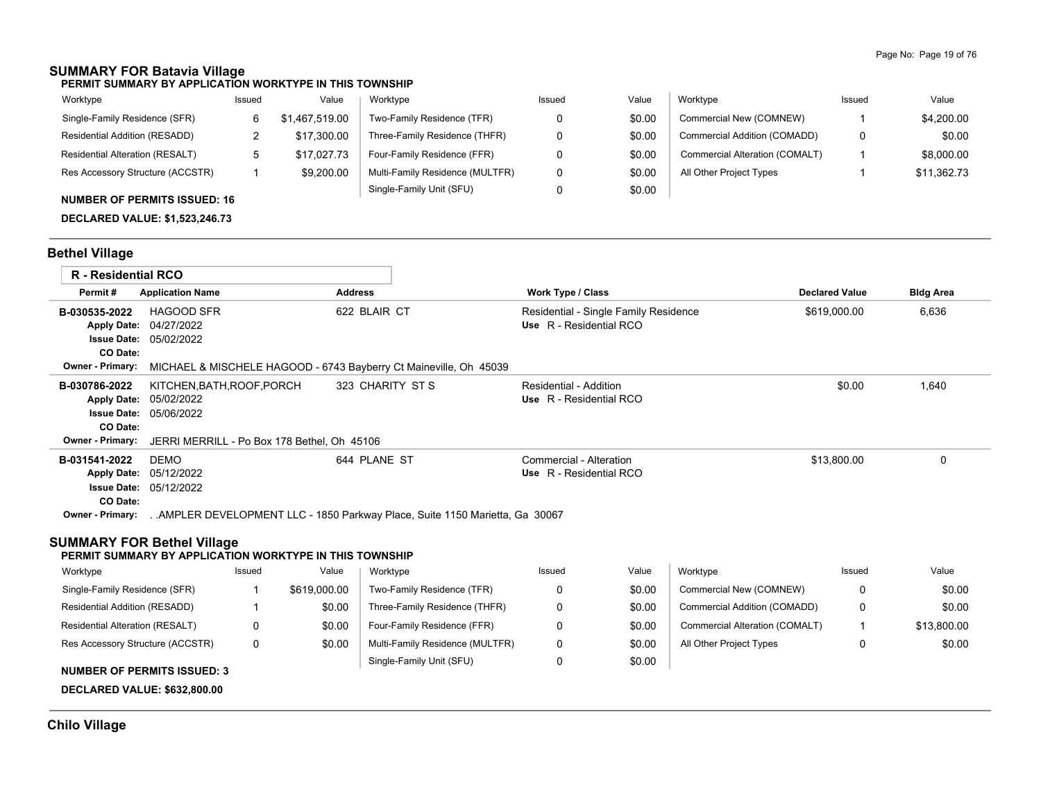## SUMMARY FOR Batavia Village

**PERMIT SUMMARY BY APPLICATION WORKTYPE IN THIS TOWNSHIP**

| Worktype | Issued | Value | Worktype | Issued | Value | Worktype | Issued | Value |
|---|---|---|---|---|---|---|---|---|
| Single-Family Residence (SFR) | 6 | $1,467,519.00 | Two-Family Residence (TFR) | 0 | $0.00 | Commercial New (COMNEW) | 1 | $4,200.00 |
| Residential Addition (RESADD) | 2 | $17,300.00 | Three-Family Residence (THFR) | 0 | $0.00 | Commercial Addition (COMADD) | 0 | $0.00 |
| Residential Alteration (RESALT) | 5 | $17,027.73 | Four-Family Residence (FFR) | 0 | $0.00 | Commercial Alteration (COMALT) | 1 | $8,000.00 |
| Res Accessory Structure (ACCSTR) | 1 | $9,200.00 | Multi-Family Residence (MULTFR) | 0 | $0.00 | All Other Project Types | 1 | $11,362.73 |
| | | | Single-Family Unit (SFU) | 0 | $0.00 | | | |

**NUMBER OF PERMITS ISSUED: 16**

**DECLARED VALUE: $1,523,246.73**

## Bethel Village

### R - Residential RCO

| Permit # | Application Name | Address | Work Type / Class | Declared Value | Bldg Area |
|---|---|---|---|---|---|
| **B-030535-2022** | HAGOOD SFR | 622 BLAIR CT | Residential - Single Family Residence<br>**Use** R - Residential RCO | $619,000.00 | 6,636 |
| **Apply Date:** | 04/27/2022 | | | | |
| **Issue Date:** | 05/02/2022 | | | | |
| **CO Date:** | | | | | |
| **Owner - Primary:** | MICHAEL & MISCHELE HAGOOD - 6743 Bayberry Ct Maineville, Oh 45039 | | | | |
| **B-030786-2022** | KITCHEN,BATH,ROOF,PORCH | 323 CHARITY ST S | Residential - Addition<br>**Use** R - Residential RCO | $0.00 | 1,640 |
| **Apply Date:** | 05/02/2022 | | | | |
| **Issue Date:** | 05/06/2022 | | | | |
| **CO Date:** | | | | | |
| **Owner - Primary:** | JERRI MERRILL - Po Box 178 Bethel, Oh 45106 | | | | |
| **B-031541-2022** | DEMO | 644 PLANE ST | Commercial - Alteration<br>**Use** R - Residential RCO | $13,800.00 | 0 |
| **Apply Date:** | 05/12/2022 | | | | |
| **Issue Date:** | 05/12/2022 | | | | |
| **CO Date:** | | | | | |
| **Owner - Primary:** | . .AMPLER DEVELOPMENT LLC - 1850 Parkway Place, Suite 1150 Marietta, Ga 30067 | | | | |

## SUMMARY FOR Bethel Village

**PERMIT SUMMARY BY APPLICATION WORKTYPE IN THIS TOWNSHIP**

| Worktype | Issued | Value | Worktype | Issued | Value | Worktype | Issued | Value |
|---|---|---|---|---|---|---|---|---|
| Single-Family Residence (SFR) | 1 | $619,000.00 | Two-Family Residence (TFR) | 0 | $0.00 | Commercial New (COMNEW) | 0 | $0.00 |
| Residential Addition (RESADD) | 1 | $0.00 | Three-Family Residence (THFR) | 0 | $0.00 | Commercial Addition (COMADD) | 0 | $0.00 |
| Residential Alteration (RESALT) | 0 | $0.00 | Four-Family Residence (FFR) | 0 | $0.00 | Commercial Alteration (COMALT) | 1 | $13,800.00 |
| Res Accessory Structure (ACCSTR) | 0 | $0.00 | Multi-Family Residence (MULTFR) | 0 | $0.00 | All Other Project Types | 0 | $0.00 |
| | | | Single-Family Unit (SFU) | 0 | $0.00 | | | |

**NUMBER OF PERMITS ISSUED: 3**

**DECLARED VALUE: $632,800.00**

## Chilo Village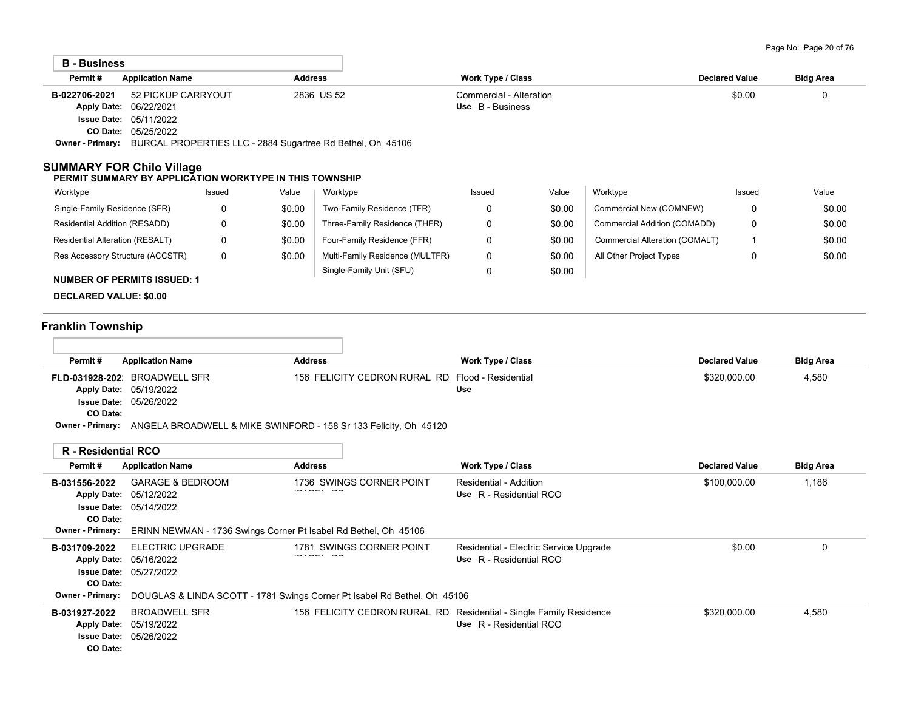## B - Business

| Permit # | Application Name | Address | Work Type / Class | Declared Value | Bldg Area |
|---|---|---|---|---|---|
| B-022706-2021 | 52 PICKUP CARRYOUT | 2836 US 52 | Commercial - Alteration<br>Use B - Business | $0.00 | 0 |

Apply Date: 06/22/2021
Issue Date: 05/11/2022
CO Date: 05/25/2022
Owner - Primary: BURCAL PROPERTIES LLC - 2884 Sugartree Rd Bethel, Oh 45106

## SUMMARY FOR Chilo Village

**PERMIT SUMMARY BY APPLICATION WORKTYPE IN THIS TOWNSHIP**

| Worktype | Issued | Value | Worktype | Issued | Value | Worktype | Issued | Value |
|---|---|---|---|---|---|---|---|---|
| Single-Family Residence (SFR) | 0 | $0.00 | Two-Family Residence (TFR) | 0 | $0.00 | Commercial New (COMNEW) | 0 | $0.00 |
| Residential Addition (RESADD) | 0 | $0.00 | Three-Family Residence (THFR) | 0 | $0.00 | Commercial Addition (COMADD) | 0 | $0.00 |
| Residential Alteration (RESALT) | 0 | $0.00 | Four-Family Residence (FFR) | 0 | $0.00 | Commercial Alteration (COMALT) | 1 | $0.00 |
| Res Accessory Structure (ACCSTR) | 0 | $0.00 | Multi-Family Residence (MULTFR) | 0 | $0.00 | All Other Project Types | 0 | $0.00 |
| | | | Single-Family Unit (SFU) | 0 | $0.00 | | | |

**NUMBER OF PERMITS ISSUED: 1**

**DECLARED VALUE: $0.00**

# Franklin Township

| Permit # | Application Name | Address | Work Type / Class | Declared Value | Bldg Area |
|---|---|---|---|---|---|
| FLD-031928-202 | BROADWELL SFR | 156 FELICITY CEDRON RURAL RD | Flood - Residential<br>Use | $320,000.00 | 4,580 |

Apply Date: 05/19/2022
Issue Date: 05/26/2022
CO Date:
Owner - Primary: ANGELA BROADWELL & MIKE SWINFORD - 158 Sr 133 Felicity, Oh 45120

## R - Residential RCO

| Permit # | Application Name | Address | Work Type / Class | Declared Value | Bldg Area |
|---|---|---|---|---|---|
| B-031556-2022 | GARAGE & BEDROOM | 1736 SWINGS CORNER POINT ISABEL RD | Residential - Addition<br>Use R - Residential RCO | $100,000.00 | 1,186 |

Apply Date: 05/12/2022
Issue Date: 05/14/2022
CO Date:
Owner - Primary: ERINN NEWMAN - 1736 Swings Corner Pt Isabel Rd Bethel, Oh 45106

| Permit # | Application Name | Address | Work Type / Class | Declared Value | Bldg Area |
|---|---|---|---|---|---|
| B-031709-2022 | ELECTRIC UPGRADE | 1781 SWINGS CORNER POINT ISABEL RD | Residential - Electric Service Upgrade<br>Use R - Residential RCO | $0.00 | 0 |

Apply Date: 05/16/2022
Issue Date: 05/27/2022
CO Date:
Owner - Primary: DOUGLAS & LINDA SCOTT - 1781 Swings Corner Pt Isabel Rd Bethel, Oh 45106

| Permit # | Application Name | Address | Work Type / Class | Declared Value | Bldg Area |
|---|---|---|---|---|---|
| B-031927-2022 | BROADWELL SFR | 156 FELICITY CEDRON RURAL RD | Residential - Single Family Residence<br>Use R - Residential RCO | $320,000.00 | 4,580 |

Apply Date: 05/19/2022
Issue Date: 05/26/2022
CO Date: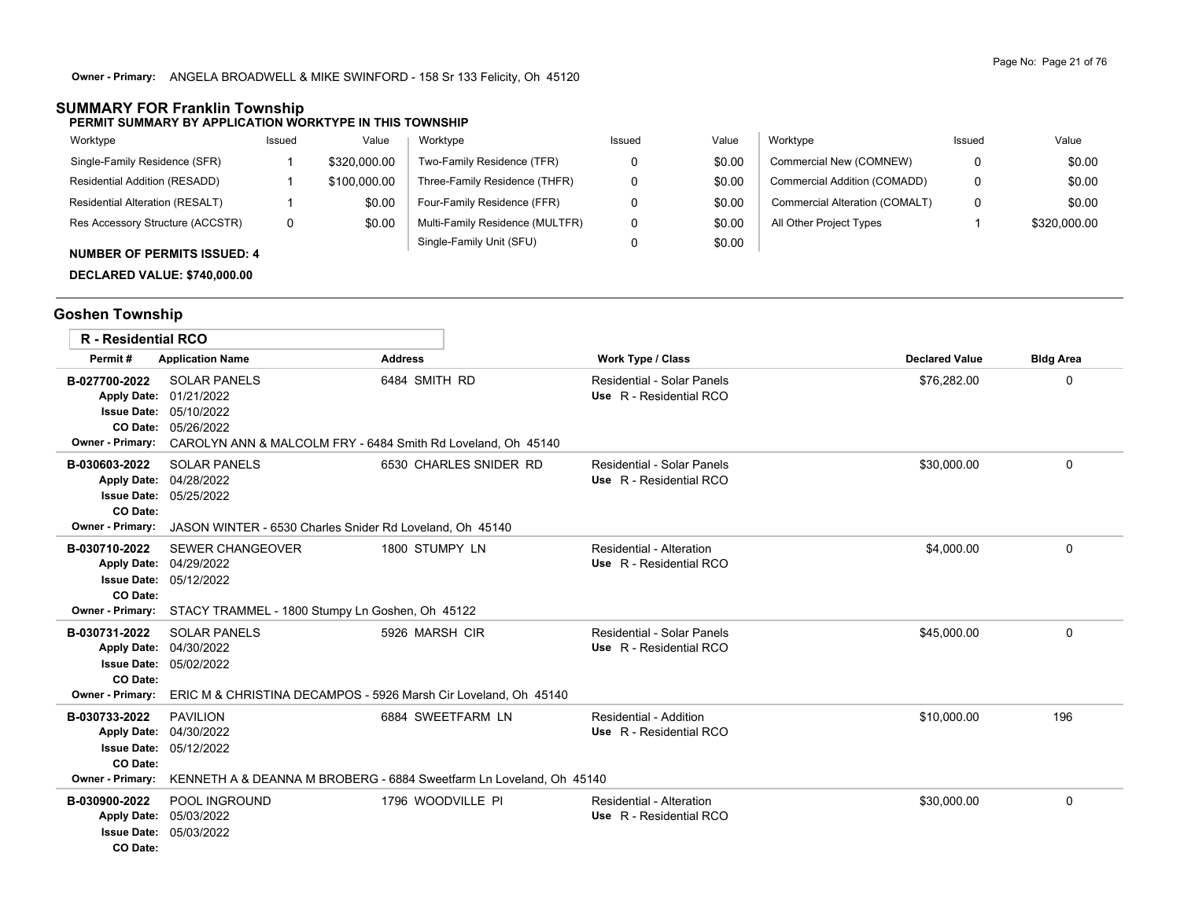**Owner - Primary:** ANGELA BROADWELL & MIKE SWINFORD - 158 Sr 133 Felicity, Oh 45120

## SUMMARY FOR Franklin Township

**PERMIT SUMMARY BY APPLICATION WORKTYPE IN THIS TOWNSHIP**

| Worktype | Issued | Value | Worktype | Issued | Value | Worktype | Issued | Value |
|---|---|---|---|---|---|---|---|---|
| Single-Family Residence (SFR) | 1 | $320,000.00 | Two-Family Residence (TFR) | 0 | $0.00 | Commercial New (COMNEW) | 0 | $0.00 |
| Residential Addition (RESADD) | 1 | $100,000.00 | Three-Family Residence (THFR) | 0 | $0.00 | Commercial Addition (COMADD) | 0 | $0.00 |
| Residential Alteration (RESALT) | 1 | $0.00 | Four-Family Residence (FFR) | 0 | $0.00 | Commercial Alteration (COMALT) | 0 | $0.00 |
| Res Accessory Structure (ACCSTR) | 0 | $0.00 | Multi-Family Residence (MULTFR) | 0 | $0.00 | All Other Project Types | 1 | $320,000.00 |
| | | | Single-Family Unit (SFU) | 0 | $0.00 | | | |

**NUMBER OF PERMITS ISSUED: 4**

**DECLARED VALUE: $740,000.00**

## Goshen Township

### R - Residential RCO

| Permit # | Application Name | Address | Work Type / Class | Declared Value | Bldg Area |
|---|---|---|---|---|---|
| B-027700-2022 | SOLAR PANELS | 6484 SMITH RD | Residential - Solar Panels<br>Use R - Residential RCO | $76,282.00 | 0 |
| Apply Date: | 01/21/2022 | | | | |
| Issue Date: | 05/10/2022 | | | | |
| CO Date: | 05/26/2022 | | | | |
| Owner - Primary: | CAROLYN ANN & MALCOLM FRY - 6484 Smith Rd Loveland, Oh 45140 | | | | |
| B-030603-2022 | SOLAR PANELS | 6530 CHARLES SNIDER RD | Residential - Solar Panels<br>Use R - Residential RCO | $30,000.00 | 0 |
| Apply Date: | 04/28/2022 | | | | |
| Issue Date: | 05/25/2022 | | | | |
| CO Date: | | | | | |
| Owner - Primary: | JASON WINTER - 6530 Charles Snider Rd Loveland, Oh 45140 | | | | |
| B-030710-2022 | SEWER CHANGEOVER | 1800 STUMPY LN | Residential - Alteration<br>Use R - Residential RCO | $4,000.00 | 0 |
| Apply Date: | 04/29/2022 | | | | |
| Issue Date: | 05/12/2022 | | | | |
| CO Date: | | | | | |
| Owner - Primary: | STACY TRAMMEL - 1800 Stumpy Ln Goshen, Oh 45122 | | | | |
| B-030731-2022 | SOLAR PANELS | 5926 MARSH CIR | Residential - Solar Panels<br>Use R - Residential RCO | $45,000.00 | 0 |
| Apply Date: | 04/30/2022 | | | | |
| Issue Date: | 05/02/2022 | | | | |
| CO Date: | | | | | |
| Owner - Primary: | ERIC M & CHRISTINA DECAMPOS - 5926 Marsh Cir Loveland, Oh 45140 | | | | |
| B-030733-2022 | PAVILION | 6884 SWEETFARM LN | Residential - Addition<br>Use R - Residential RCO | $10,000.00 | 196 |
| Apply Date: | 04/30/2022 | | | | |
| Issue Date: | 05/12/2022 | | | | |
| CO Date: | | | | | |
| Owner - Primary: | KENNETH A & DEANNA M BROBERG - 6884 Sweetfarm Ln Loveland, Oh 45140 | | | | |
| B-030900-2022 | POOL INGROUND | 1796 WOODVILLE PI | Residential - Alteration<br>Use R - Residential RCO | $30,000.00 | 0 |
| Apply Date: | 05/03/2022 | | | | |
| Issue Date: | 05/03/2022 | | | | |
| CO Date: | | | | | |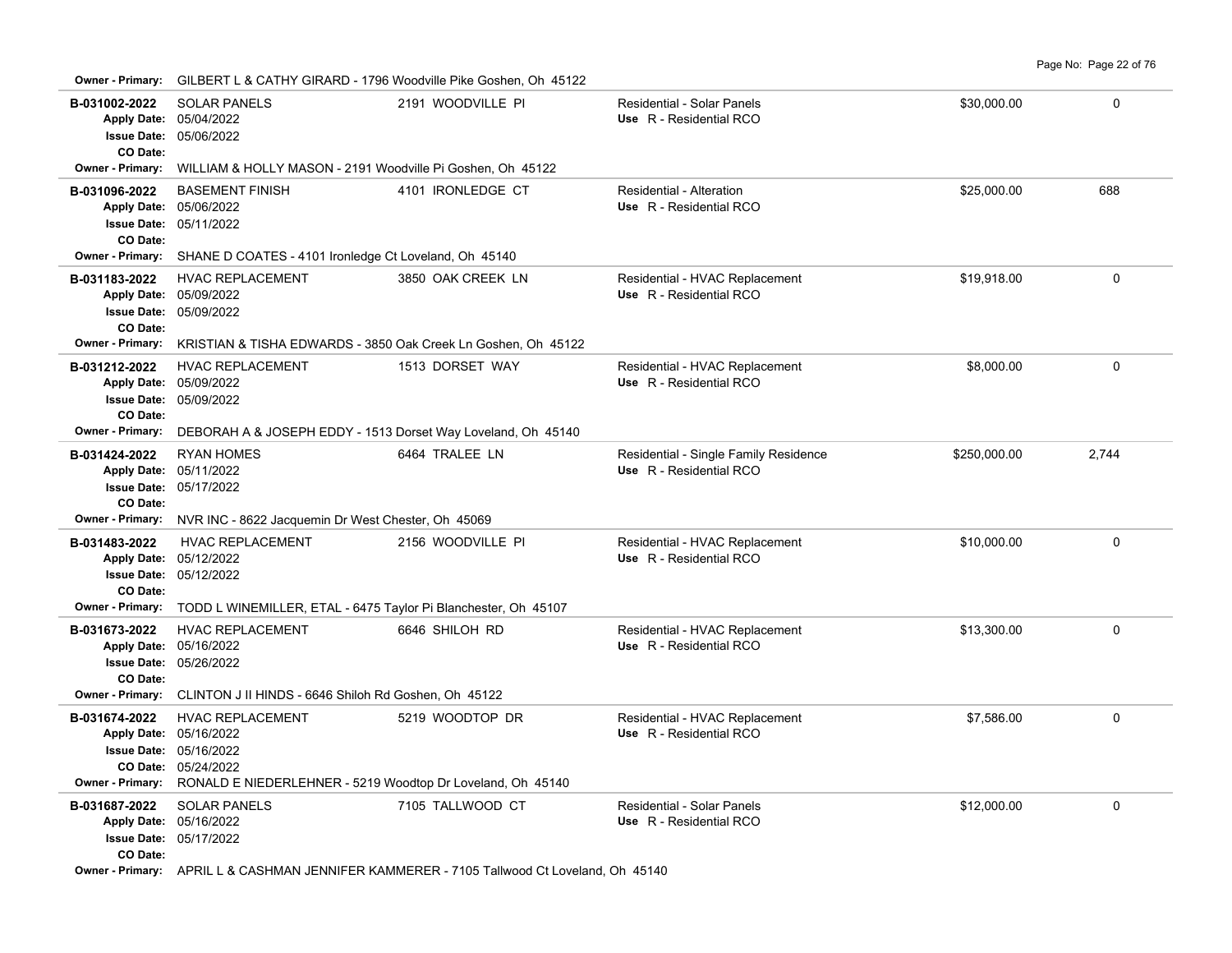**Owner - Primary:** GILBERT L & CATHY GIRARD - 1796 Woodville Pike Goshen, Oh 45122

| Permit | Description | Address | Type / Use | Valuation | Sq Ft |
|---|---|---|---|---|---|
| **B-031002-2022**<br>Apply Date: 05/04/2022<br>Issue Date: 05/06/2022<br>CO Date: | SOLAR PANELS | 2191 WOODVILLE PI | Residential - Solar Panels<br>Use R - Residential RCO | $30,000.00 | 0 |
| **Owner - Primary:** WILLIAM & HOLLY MASON - 2191 Woodville Pi Goshen, Oh 45122 | | | | | |
| **B-031096-2022**<br>Apply Date: 05/06/2022<br>Issue Date: 05/11/2022<br>CO Date: | BASEMENT FINISH | 4101 IRONLEDGE CT | Residential - Alteration<br>Use R - Residential RCO | $25,000.00 | 688 |
| **Owner - Primary:** SHANE D COATES - 4101 Ironledge Ct Loveland, Oh 45140 | | | | | |
| **B-031183-2022**<br>Apply Date: 05/09/2022<br>Issue Date: 05/09/2022<br>CO Date: | HVAC REPLACEMENT | 3850 OAK CREEK LN | Residential - HVAC Replacement<br>Use R - Residential RCO | $19,918.00 | 0 |
| **Owner - Primary:** KRISTIAN & TISHA EDWARDS - 3850 Oak Creek Ln Goshen, Oh 45122 | | | | | |
| **B-031212-2022**<br>Apply Date: 05/09/2022<br>Issue Date: 05/09/2022<br>CO Date: | HVAC REPLACEMENT | 1513 DORSET WAY | Residential - HVAC Replacement<br>Use R - Residential RCO | $8,000.00 | 0 |
| **Owner - Primary:** DEBORAH A & JOSEPH EDDY - 1513 Dorset Way Loveland, Oh 45140 | | | | | |
| **B-031424-2022**<br>Apply Date: 05/11/2022<br>Issue Date: 05/17/2022<br>CO Date: | RYAN HOMES | 6464 TRALEE LN | Residential - Single Family Residence<br>Use R - Residential RCO | $250,000.00 | 2,744 |
| **Owner - Primary:** NVR INC - 8622 Jacquemin Dr West Chester, Oh 45069 | | | | | |
| **B-031483-2022**<br>Apply Date: 05/12/2022<br>Issue Date: 05/12/2022<br>CO Date: | HVAC REPLACEMENT | 2156 WOODVILLE PI | Residential - HVAC Replacement<br>Use R - Residential RCO | $10,000.00 | 0 |
| **Owner - Primary:** TODD L WINEMILLER, ETAL - 6475 Taylor Pi Blanchester, Oh 45107 | | | | | |
| **B-031673-2022**<br>Apply Date: 05/16/2022<br>Issue Date: 05/26/2022<br>CO Date: | HVAC REPLACEMENT | 6646 SHILOH RD | Residential - HVAC Replacement<br>Use R - Residential RCO | $13,300.00 | 0 |
| **Owner - Primary:** CLINTON J II HINDS - 6646 Shiloh Rd Goshen, Oh 45122 | | | | | |
| **B-031674-2022**<br>Apply Date: 05/16/2022<br>Issue Date: 05/16/2022<br>CO Date: 05/24/2022 | HVAC REPLACEMENT | 5219 WOODTOP DR | Residential - HVAC Replacement<br>Use R - Residential RCO | $7,586.00 | 0 |
| **Owner - Primary:** RONALD E NIEDERLEHNER - 5219 Woodtop Dr Loveland, Oh 45140 | | | | | |
| **B-031687-2022**<br>Apply Date: 05/16/2022<br>Issue Date: 05/17/2022<br>CO Date: | SOLAR PANELS | 7105 TALLWOOD CT | Residential - Solar Panels<br>Use R - Residential RCO | $12,000.00 | 0 |
| **Owner - Primary:** APRIL L & CASHMAN JENNIFER KAMMERER - 7105 Tallwood Ct Loveland, Oh 45140 | | | | | |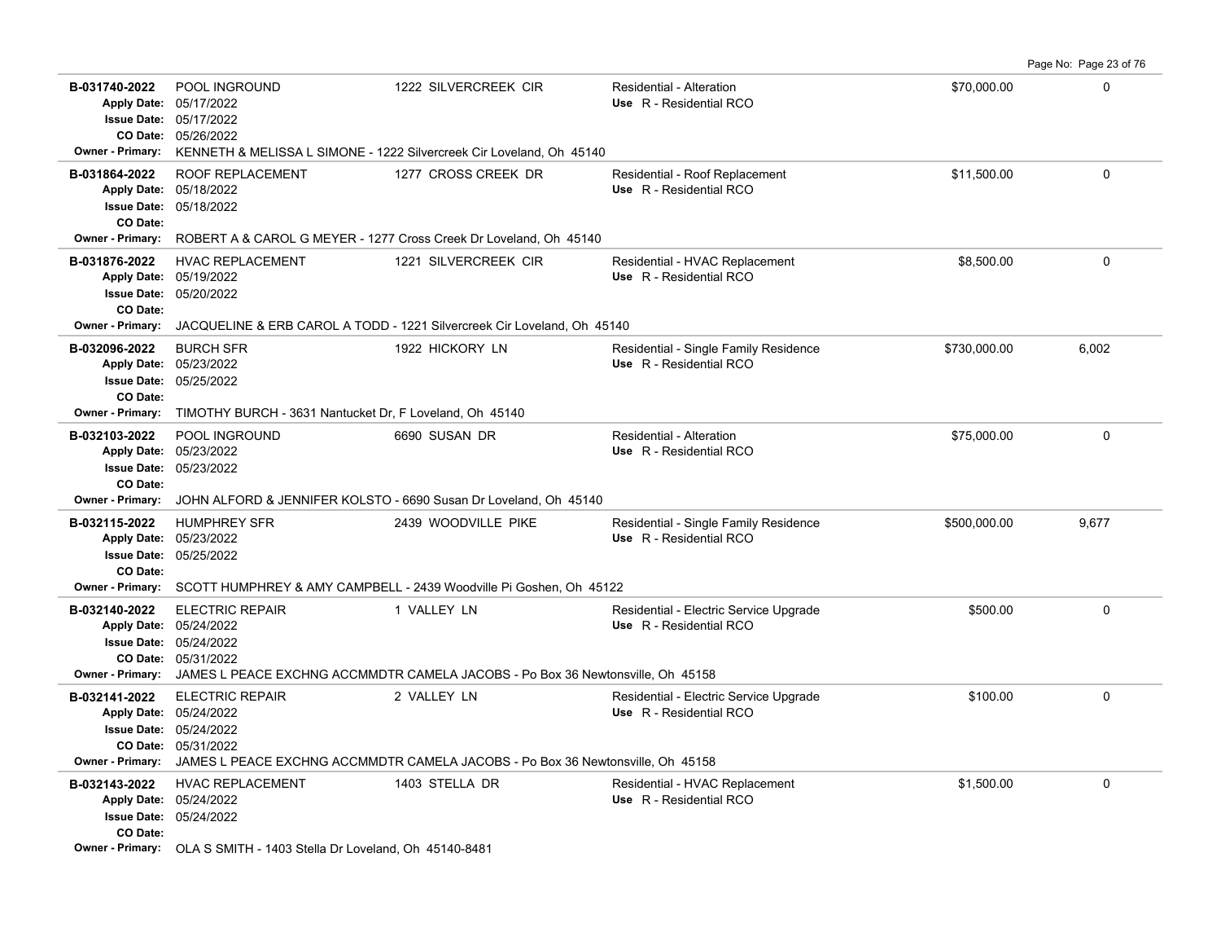| Permit # | Description | Address | Type / Use | Valuation | Sq Ft |
|---|---|---|---|---|---|
| **B-031740-2022**<br>Apply Date: 05/17/2022<br>Issue Date: 05/17/2022<br>CO Date: 05/26/2022 | POOL INGROUND | 1222 SILVERCREEK CIR | Residential - Alteration<br>Use R - Residential RCO | $70,000.00 | 0 |
| Owner - Primary: | KENNETH & MELISSA L SIMONE - 1222 Silvercreek Cir Loveland, Oh 45140 | | | | |
| **B-031864-2022**<br>Apply Date: 05/18/2022<br>Issue Date: 05/18/2022<br>CO Date: | ROOF REPLACEMENT | 1277 CROSS CREEK DR | Residential - Roof Replacement<br>Use R - Residential RCO | $11,500.00 | 0 |
| Owner - Primary: | ROBERT A & CAROL G MEYER - 1277 Cross Creek Dr Loveland, Oh 45140 | | | | |
| **B-031876-2022**<br>Apply Date: 05/19/2022<br>Issue Date: 05/20/2022<br>CO Date: | HVAC REPLACEMENT | 1221 SILVERCREEK CIR | Residential - HVAC Replacement<br>Use R - Residential RCO | $8,500.00 | 0 |
| Owner - Primary: | JACQUELINE & ERB CAROL A TODD - 1221 Silvercreek Cir Loveland, Oh 45140 | | | | |
| **B-032096-2022**<br>Apply Date: 05/23/2022<br>Issue Date: 05/25/2022<br>CO Date: | BURCH SFR | 1922 HICKORY LN | Residential - Single Family Residence<br>Use R - Residential RCO | $730,000.00 | 6,002 |
| Owner - Primary: | TIMOTHY BURCH - 3631 Nantucket Dr, F Loveland, Oh 45140 | | | | |
| **B-032103-2022**<br>Apply Date: 05/23/2022<br>Issue Date: 05/23/2022<br>CO Date: | POOL INGROUND | 6690 SUSAN DR | Residential - Alteration<br>Use R - Residential RCO | $75,000.00 | 0 |
| Owner - Primary: | JOHN ALFORD & JENNIFER KOLSTO - 6690 Susan Dr Loveland, Oh 45140 | | | | |
| **B-032115-2022**<br>Apply Date: 05/23/2022<br>Issue Date: 05/25/2022<br>CO Date: | HUMPHREY SFR | 2439 WOODVILLE PIKE | Residential - Single Family Residence<br>Use R - Residential RCO | $500,000.00 | 9,677 |
| Owner - Primary: | SCOTT HUMPHREY & AMY CAMPBELL - 2439 Woodville Pi Goshen, Oh 45122 | | | | |
| **B-032140-2022**<br>Apply Date: 05/24/2022<br>Issue Date: 05/24/2022<br>CO Date: 05/31/2022 | ELECTRIC REPAIR | 1 VALLEY LN | Residential - Electric Service Upgrade<br>Use R - Residential RCO | $500.00 | 0 |
| Owner - Primary: | JAMES L PEACE EXCHNG ACCMMDTR CAMELA JACOBS - Po Box 36 Newtonsville, Oh 45158 | | | | |
| **B-032141-2022**<br>Apply Date: 05/24/2022<br>Issue Date: 05/24/2022<br>CO Date: 05/31/2022 | ELECTRIC REPAIR | 2 VALLEY LN | Residential - Electric Service Upgrade<br>Use R - Residential RCO | $100.00 | 0 |
| Owner - Primary: | JAMES L PEACE EXCHNG ACCMMDTR CAMELA JACOBS - Po Box 36 Newtonsville, Oh 45158 | | | | |
| **B-032143-2022**<br>Apply Date: 05/24/2022<br>Issue Date: 05/24/2022<br>CO Date: | HVAC REPLACEMENT | 1403 STELLA DR | Residential - HVAC Replacement<br>Use R - Residential RCO | $1,500.00 | 0 |
| Owner - Primary: | OLA S SMITH - 1403 Stella Dr Loveland, Oh 45140-8481 | | | | |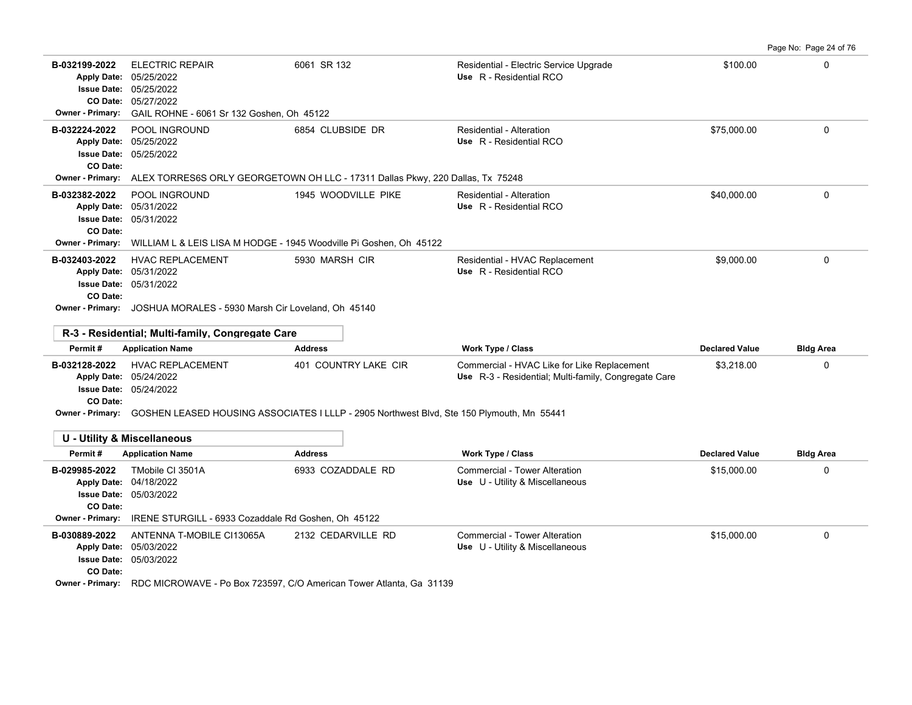| Permit # | Application Name | Address | Work Type / Class | Declared Value | Bldg Area |
|---|---|---|---|---|---|
| B-032199-2022 | ELECTRIC REPAIR | 6061 SR 132 | Residential - Electric Service Upgrade | $100.00 | 0 |
| Apply Date: 05/25/2022 | | | Use R - Residential RCO | | |
| Issue Date: 05/25/2022 | | | | | |
| CO Date: 05/27/2022 | | | | | |
| Owner - Primary: GAIL ROHNE - 6061 Sr 132 Goshen, Oh 45122 | | | | | |
| B-032224-2022 | POOL INGROUND | 6854 CLUBSIDE DR | Residential - Alteration | $75,000.00 | 0 |
| Apply Date: 05/25/2022 | | | Use R - Residential RCO | | |
| Issue Date: 05/25/2022 | | | | | |
| CO Date: | | | | | |
| Owner - Primary: ALEX TORRES6S ORLY GEORGETOWN OH LLC - 17311 Dallas Pkwy, 220 Dallas, Tx 75248 | | | | | |
| B-032382-2022 | POOL INGROUND | 1945 WOODVILLE PIKE | Residential - Alteration | $40,000.00 | 0 |
| Apply Date: 05/31/2022 | | | Use R - Residential RCO | | |
| Issue Date: 05/31/2022 | | | | | |
| CO Date: | | | | | |
| Owner - Primary: WILLIAM L & LEIS LISA M HODGE - 1945 Woodville Pi Goshen, Oh 45122 | | | | | |
| B-032403-2022 | HVAC REPLACEMENT | 5930 MARSH CIR | Residential - HVAC Replacement | $9,000.00 | 0 |
| Apply Date: 05/31/2022 | | | Use R - Residential RCO | | |
| Issue Date: 05/31/2022 | | | | | |
| CO Date: | | | | | |
| Owner - Primary: JOSHUA MORALES - 5930 Marsh Cir Loveland, Oh 45140 | | | | | |

## R-3 - Residential; Multi-family, Congregate Care

| Permit # | Application Name | Address | Work Type / Class | Declared Value | Bldg Area |
|---|---|---|---|---|---|
| B-032128-2022 | HVAC REPLACEMENT | 401 COUNTRY LAKE CIR | Commercial - HVAC Like for Like Replacement | $3,218.00 | 0 |
| Apply Date: 05/24/2022 | | | Use R-3 - Residential; Multi-family, Congregate Care | | |
| Issue Date: 05/24/2022 | | | | | |
| CO Date: | | | | | |
| Owner - Primary: GOSHEN LEASED HOUSING ASSOCIATES I LLLP - 2905 Northwest Blvd, Ste 150 Plymouth, Mn 55441 | | | | | |

## U - Utility & Miscellaneous

| Permit # | Application Name | Address | Work Type / Class | Declared Value | Bldg Area |
|---|---|---|---|---|---|
| B-029985-2022 | TMobile CI 3501A | 6933 COZADDALE RD | Commercial - Tower Alteration | $15,000.00 | 0 |
| Apply Date: 04/18/2022 | | | Use U - Utility & Miscellaneous | | |
| Issue Date: 05/03/2022 | | | | | |
| CO Date: | | | | | |
| Owner - Primary: IRENE STURGILL - 6933 Cozaddale Rd Goshen, Oh 45122 | | | | | |
| B-030889-2022 | ANTENNA T-MOBILE CI13065A | 2132 CEDARVILLE RD | Commercial - Tower Alteration | $15,000.00 | 0 |
| Apply Date: 05/03/2022 | | | Use U - Utility & Miscellaneous | | |
| Issue Date: 05/03/2022 | | | | | |
| CO Date: | | | | | |
| Owner - Primary: RDC MICROWAVE - Po Box 723597, C/O American Tower Atlanta, Ga 31139 | | | | | |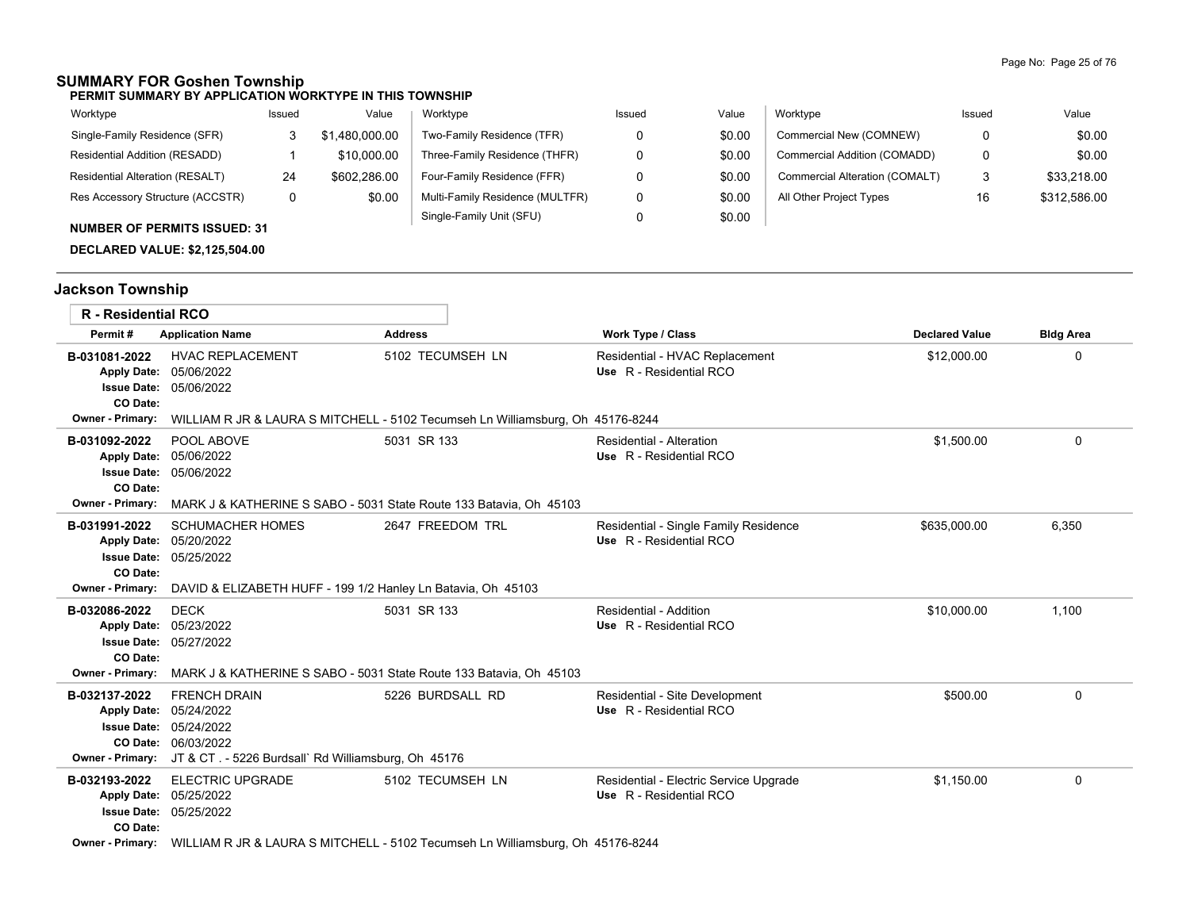## SUMMARY FOR Goshen Township

**PERMIT SUMMARY BY APPLICATION WORKTYPE IN THIS TOWNSHIP**

| Worktype | Issued | Value | Worktype | Issued | Value | Worktype | Issued | Value |
|---|---|---|---|---|---|---|---|---|
| Single-Family Residence (SFR) | 3 | $1,480,000.00 | Two-Family Residence (TFR) | 0 | $0.00 | Commercial New (COMNEW) | 0 | $0.00 |
| Residential Addition (RESADD) | 1 | $10,000.00 | Three-Family Residence (THFR) | 0 | $0.00 | Commercial Addition (COMADD) | 0 | $0.00 |
| Residential Alteration (RESALT) | 24 | $602,286.00 | Four-Family Residence (FFR) | 0 | $0.00 | Commercial Alteration (COMALT) | 3 | $33,218.00 |
| Res Accessory Structure (ACCSTR) | 0 | $0.00 | Multi-Family Residence (MULTFR) | 0 | $0.00 | All Other Project Types | 16 | $312,586.00 |
| | | | Single-Family Unit (SFU) | 0 | $0.00 | | | |

**NUMBER OF PERMITS ISSUED: 31**

**DECLARED VALUE: $2,125,504.00**

## Jackson Township

### R - Residential RCO

| Permit # | Application Name | Address | Work Type / Class | Declared Value | Bldg Area |
|---|---|---|---|---|---|
| B-031081-2022<br>Apply Date: 05/06/2022<br>Issue Date: 05/06/2022<br>CO Date: | HVAC REPLACEMENT | 5102 TECUMSEH LN | Residential - HVAC Replacement<br>Use R - Residential RCO | $12,000.00 | 0 |
| Owner - Primary: | WILLIAM R JR & LAURA S MITCHELL - 5102 Tecumseh Ln Williamsburg, Oh 45176-8244 | | | | |
| B-031092-2022<br>Apply Date: 05/06/2022<br>Issue Date: 05/06/2022<br>CO Date: | POOL ABOVE | 5031 SR 133 | Residential - Alteration<br>Use R - Residential RCO | $1,500.00 | 0 |
| Owner - Primary: | MARK J & KATHERINE S SABO - 5031 State Route 133 Batavia, Oh 45103 | | | | |
| B-031991-2022<br>Apply Date: 05/20/2022<br>Issue Date: 05/25/2022<br>CO Date: | SCHUMACHER HOMES | 2647 FREEDOM TRL | Residential - Single Family Residence<br>Use R - Residential RCO | $635,000.00 | 6,350 |
| Owner - Primary: | DAVID & ELIZABETH HUFF - 199 1/2 Hanley Ln Batavia, Oh 45103 | | | | |
| B-032086-2022<br>Apply Date: 05/23/2022<br>Issue Date: 05/27/2022<br>CO Date: | DECK | 5031 SR 133 | Residential - Addition<br>Use R - Residential RCO | $10,000.00 | 1,100 |
| Owner - Primary: | MARK J & KATHERINE S SABO - 5031 State Route 133 Batavia, Oh 45103 | | | | |
| B-032137-2022<br>Apply Date: 05/24/2022<br>Issue Date: 05/24/2022<br>CO Date: 06/03/2022 | FRENCH DRAIN | 5226 BURDSALL RD | Residential - Site Development<br>Use R - Residential RCO | $500.00 | 0 |
| Owner - Primary: | JT & CT . - 5226 Burdsall` Rd Williamsburg, Oh 45176 | | | | |
| B-032193-2022<br>Apply Date: 05/25/2022<br>Issue Date: 05/25/2022<br>CO Date: | ELECTRIC UPGRADE | 5102 TECUMSEH LN | Residential - Electric Service Upgrade<br>Use R - Residential RCO | $1,150.00 | 0 |
| Owner - Primary: | WILLIAM R JR & LAURA S MITCHELL - 5102 Tecumseh Ln Williamsburg, Oh 45176-8244 | | | | |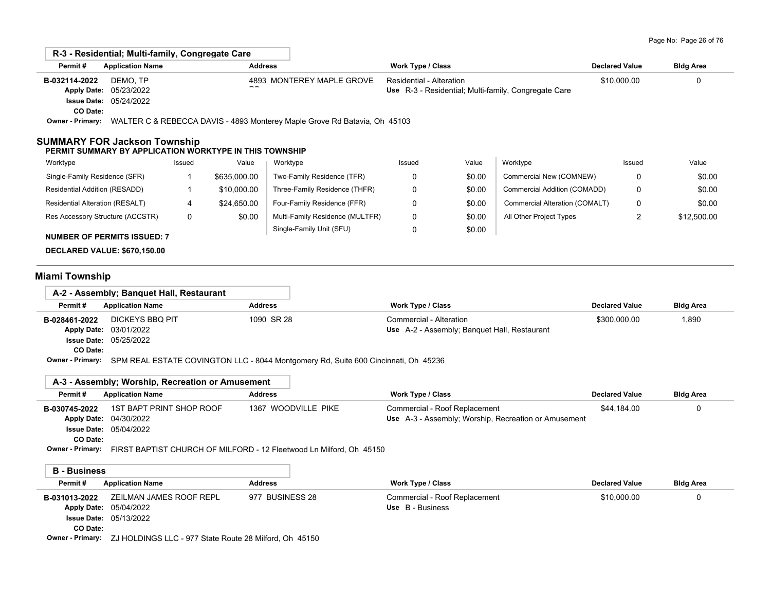### R-3 - Residential; Multi-family, Congregate Care

| Permit # | Application Name | Address | Work Type / Class | Declared Value | Bldg Area |
|---|---|---|---|---|---|
| B-032114-2022 | DEMO, TP | 4893 MONTEREY MAPLE GROVE RD | Residential - Alteration<br>Use R-3 - Residential; Multi-family, Congregate Care | $10,000.00 | 0 |

Apply Date: 05/23/2022
Issue Date: 05/24/2022
CO Date:
Owner - Primary: WALTER C & REBECCA DAVIS - 4893 Monterey Maple Grove Rd Batavia, Oh 45103

## SUMMARY FOR Jackson Township

**PERMIT SUMMARY BY APPLICATION WORKTYPE IN THIS TOWNSHIP**

| Worktype | Issued | Value | Worktype | Issued | Value | Worktype | Issued | Value |
|---|---|---|---|---|---|---|---|---|
| Single-Family Residence (SFR) | 1 | $635,000.00 | Two-Family Residence (TFR) | 0 | $0.00 | Commercial New (COMNEW) | 0 | $0.00 |
| Residential Addition (RESADD) | 1 | $10,000.00 | Three-Family Residence (THFR) | 0 | $0.00 | Commercial Addition (COMADD) | 0 | $0.00 |
| Residential Alteration (RESALT) | 4 | $24,650.00 | Four-Family Residence (FFR) | 0 | $0.00 | Commercial Alteration (COMALT) | 0 | $0.00 |
| Res Accessory Structure (ACCSTR) | 0 | $0.00 | Multi-Family Residence (MULTFR) | 0 | $0.00 | All Other Project Types | 2 | $12,500.00 |
| | | | Single-Family Unit (SFU) | 0 | $0.00 | | | |

**NUMBER OF PERMITS ISSUED: 7**

**DECLARED VALUE: $670,150.00**

## Miami Township

### A-2 - Assembly; Banquet Hall, Restaurant

| Permit # | Application Name | Address | Work Type / Class | Declared Value | Bldg Area |
|---|---|---|---|---|---|
| B-028461-2022 | DICKEYS BBQ PIT | 1090 SR 28 | Commercial - Alteration<br>Use A-2 - Assembly; Banquet Hall, Restaurant | $300,000.00 | 1,890 |

Apply Date: 03/01/2022
Issue Date: 05/25/2022
CO Date:
Owner - Primary: SPM REAL ESTATE COVINGTON LLC - 8044 Montgomery Rd, Suite 600 Cincinnati, Oh 45236

### A-3 - Assembly; Worship, Recreation or Amusement

| Permit # | Application Name | Address | Work Type / Class | Declared Value | Bldg Area |
|---|---|---|---|---|---|
| B-030745-2022 | 1ST BAPT PRINT SHOP ROOF | 1367 WOODVILLE PIKE | Commercial - Roof Replacement<br>Use A-3 - Assembly; Worship, Recreation or Amusement | $44,184.00 | 0 |

Apply Date: 04/30/2022
Issue Date: 05/04/2022
CO Date:
Owner - Primary: FIRST BAPTIST CHURCH OF MILFORD - 12 Fleetwood Ln Milford, Oh 45150

### B - Business

| Permit # | Application Name | Address | Work Type / Class | Declared Value | Bldg Area |
|---|---|---|---|---|---|
| B-031013-2022 | ZEILMAN JAMES ROOF REPL | 977 BUSINESS 28 | Commercial - Roof Replacement<br>Use B - Business | $10,000.00 | 0 |

Apply Date: 05/04/2022
Issue Date: 05/13/2022
CO Date:
Owner - Primary: ZJ HOLDINGS LLC - 977 State Route 28 Milford, Oh 45150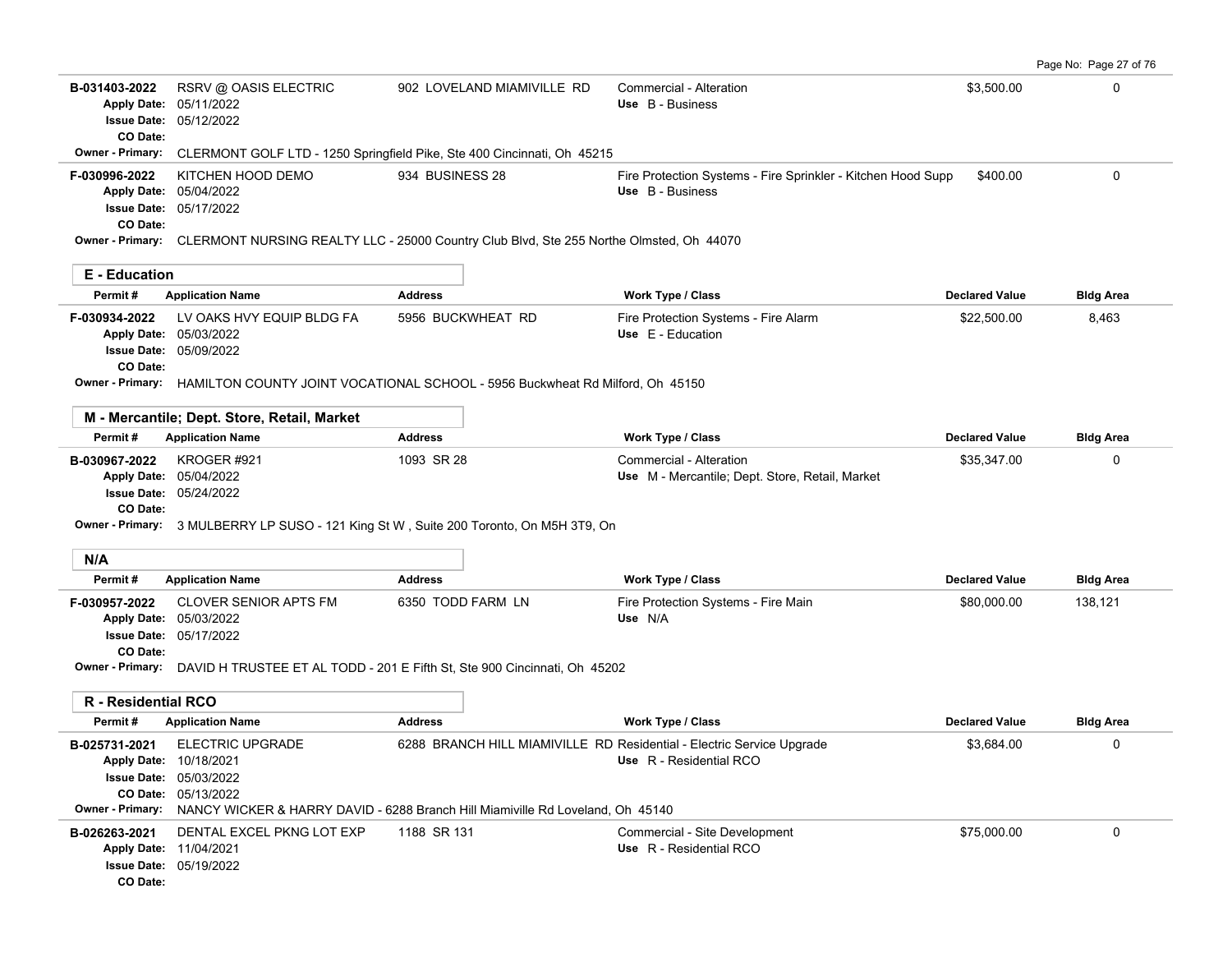| Permit # | Application Name | Address | Work Type / Class | Declared Value | Bldg Area |
|---|---|---|---|---|---|
| B-031403-2022 | RSRV @ OASIS ELECTRIC | 902 LOVELAND MIAMIVILLE RD | Commercial - Alteration | $3,500.00 | 0 |
| Apply Date: 05/11/2022 | | | Use B - Business | | |
| Issue Date: 05/12/2022 | | | | | |
| CO Date: | | | | | |
| Owner - Primary: CLERMONT GOLF LTD - 1250 Springfield Pike, Ste 400 Cincinnati, Oh 45215 | | | | | |
| F-030996-2022 | KITCHEN HOOD DEMO | 934 BUSINESS 28 | Fire Protection Systems - Fire Sprinkler - Kitchen Hood Supp | $400.00 | 0 |
| Apply Date: 05/04/2022 | | | Use B - Business | | |
| Issue Date: 05/17/2022 | | | | | |
| CO Date: | | | | | |
| Owner - Primary: CLERMONT NURSING REALTY LLC - 25000 Country Club Blvd, Ste 255 Northe Olmsted, Oh 44070 | | | | | |

## E - Education

| Permit # | Application Name | Address | Work Type / Class | Declared Value | Bldg Area |
|---|---|---|---|---|---|
| F-030934-2022 | LV OAKS HVY EQUIP BLDG FA | 5956 BUCKWHEAT RD | Fire Protection Systems - Fire Alarm | $22,500.00 | 8,463 |
| Apply Date: 05/03/2022 | | | Use E - Education | | |
| Issue Date: 05/09/2022 | | | | | |
| CO Date: | | | | | |
| Owner - Primary: HAMILTON COUNTY JOINT VOCATIONAL SCHOOL - 5956 Buckwheat Rd Milford, Oh 45150 | | | | | |

## M - Mercantile; Dept. Store, Retail, Market

| Permit # | Application Name | Address | Work Type / Class | Declared Value | Bldg Area |
|---|---|---|---|---|---|
| B-030967-2022 | KROGER #921 | 1093 SR 28 | Commercial - Alteration | $35,347.00 | 0 |
| Apply Date: 05/04/2022 | | | Use M - Mercantile; Dept. Store, Retail, Market | | |
| Issue Date: 05/24/2022 | | | | | |
| CO Date: | | | | | |
| Owner - Primary: 3 MULBERRY LP SUSO - 121 King St W , Suite 200 Toronto, On M5H 3T9, On | | | | | |

## N/A

| Permit # | Application Name | Address | Work Type / Class | Declared Value | Bldg Area |
|---|---|---|---|---|---|
| F-030957-2022 | CLOVER SENIOR APTS FM | 6350 TODD FARM LN | Fire Protection Systems - Fire Main | $80,000.00 | 138,121 |
| Apply Date: 05/03/2022 | | | Use N/A | | |
| Issue Date: 05/17/2022 | | | | | |
| CO Date: | | | | | |
| Owner - Primary: DAVID H TRUSTEE ET AL TODD - 201 E Fifth St, Ste 900 Cincinnati, Oh 45202 | | | | | |

## R - Residential RCO

| Permit # | Application Name | Address | Work Type / Class | Declared Value | Bldg Area |
|---|---|---|---|---|---|
| B-025731-2021 | ELECTRIC UPGRADE | 6288 BRANCH HILL MIAMIVILLE RD | Residential - Electric Service Upgrade | $3,684.00 | 0 |
| Apply Date: 10/18/2021 | | | Use R - Residential RCO | | |
| Issue Date: 05/03/2022 | | | | | |
| CO Date: 05/13/2022 | | | | | |
| Owner - Primary: NANCY WICKER & HARRY DAVID - 6288 Branch Hill Miamiville Rd Loveland, Oh 45140 | | | | | |
| B-026263-2021 | DENTAL EXCEL PKNG LOT EXP | 1188 SR 131 | Commercial - Site Development | $75,000.00 | 0 |
| Apply Date: 11/04/2021 | | | Use R - Residential RCO | | |
| Issue Date: 05/19/2022 | | | | | |
| CO Date: | | | | | |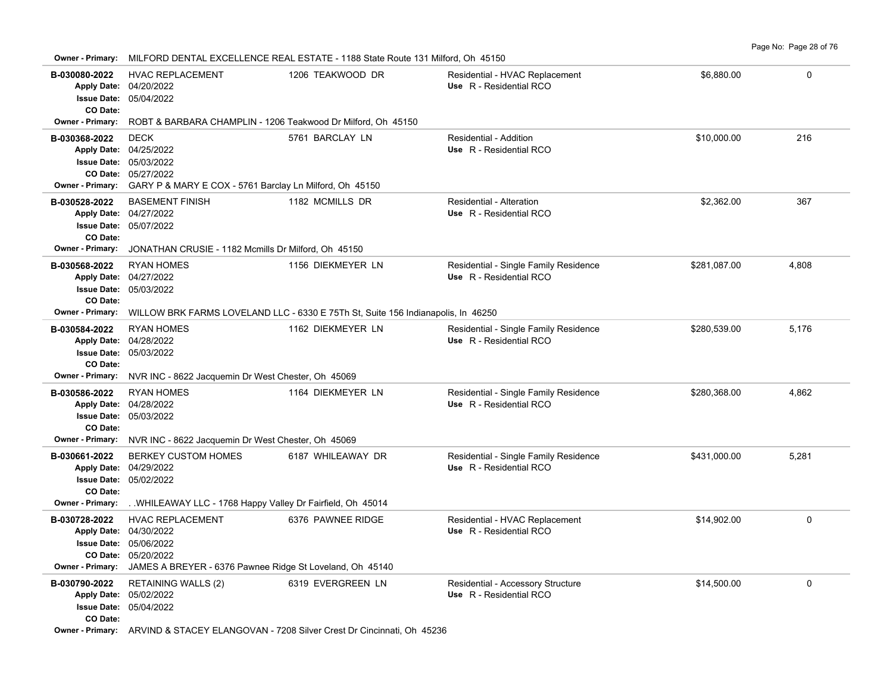**Owner - Primary:** MILFORD DENTAL EXCELLENCE REAL ESTATE - 1188 State Route 131 Milford, Oh 45150

| Permit | Description | Address | Type | Valuation | Sq Ft |
|---|---|---|---|---|---|
| **B-030080-2022**<br>Apply Date: 04/20/2022<br>Issue Date: 05/04/2022<br>CO Date: | HVAC REPLACEMENT | 1206 TEAKWOOD DR | Residential - HVAC Replacement<br>Use R - Residential RCO | $6,880.00 | 0 |
| Owner - Primary: ROBT & BARBARA CHAMPLIN - 1206 Teakwood Dr Milford, Oh 45150 | | | | | |
| **B-030368-2022**<br>Apply Date: 04/25/2022<br>Issue Date: 05/03/2022<br>CO Date: 05/27/2022 | DECK | 5761 BARCLAY LN | Residential - Addition<br>Use R - Residential RCO | $10,000.00 | 216 |
| Owner - Primary: GARY P & MARY E COX - 5761 Barclay Ln Milford, Oh 45150 | | | | | |
| **B-030528-2022**<br>Apply Date: 04/27/2022<br>Issue Date: 05/07/2022<br>CO Date: | BASEMENT FINISH | 1182 MCMILLS DR | Residential - Alteration<br>Use R - Residential RCO | $2,362.00 | 367 |
| Owner - Primary: JONATHAN CRUSIE - 1182 Mcmills Dr Milford, Oh 45150 | | | | | |
| **B-030568-2022**<br>Apply Date: 04/27/2022<br>Issue Date: 05/03/2022<br>CO Date: | RYAN HOMES | 1156 DIEKMEYER LN | Residential - Single Family Residence<br>Use R - Residential RCO | $281,087.00 | 4,808 |
| Owner - Primary: WILLOW BRK FARMS LOVELAND LLC - 6330 E 75Th St, Suite 156 Indianapolis, In 46250 | | | | | |
| **B-030584-2022**<br>Apply Date: 04/28/2022<br>Issue Date: 05/03/2022<br>CO Date: | RYAN HOMES | 1162 DIEKMEYER LN | Residential - Single Family Residence<br>Use R - Residential RCO | $280,539.00 | 5,176 |
| Owner - Primary: NVR INC - 8622 Jacquemin Dr West Chester, Oh 45069 | | | | | |
| **B-030586-2022**<br>Apply Date: 04/28/2022<br>Issue Date: 05/03/2022<br>CO Date: | RYAN HOMES | 1164 DIEKMEYER LN | Residential - Single Family Residence<br>Use R - Residential RCO | $280,368.00 | 4,862 |
| Owner - Primary: NVR INC - 8622 Jacquemin Dr West Chester, Oh 45069 | | | | | |
| **B-030661-2022**<br>Apply Date: 04/29/2022<br>Issue Date: 05/02/2022<br>CO Date: | BERKEY CUSTOM HOMES | 6187 WHILEAWAY DR | Residential - Single Family Residence<br>Use R - Residential RCO | $431,000.00 | 5,281 |
| Owner - Primary: . .WHILEAWAY LLC - 1768 Happy Valley Dr Fairfield, Oh 45014 | | | | | |
| **B-030728-2022**<br>Apply Date: 04/30/2022<br>Issue Date: 05/06/2022<br>CO Date: 05/20/2022 | HVAC REPLACEMENT | 6376 PAWNEE RIDGE | Residential - HVAC Replacement<br>Use R - Residential RCO | $14,902.00 | 0 |
| Owner - Primary: JAMES A BREYER - 6376 Pawnee Ridge St Loveland, Oh 45140 | | | | | |
| **B-030790-2022**<br>Apply Date: 05/02/2022<br>Issue Date: 05/04/2022<br>CO Date: | RETAINING WALLS (2) | 6319 EVERGREEN LN | Residential - Accessory Structure<br>Use R - Residential RCO | $14,500.00 | 0 |
| Owner - Primary: ARVIND & STACEY ELANGOVAN - 7208 Silver Crest Dr Cincinnati, Oh 45236 | | | | | |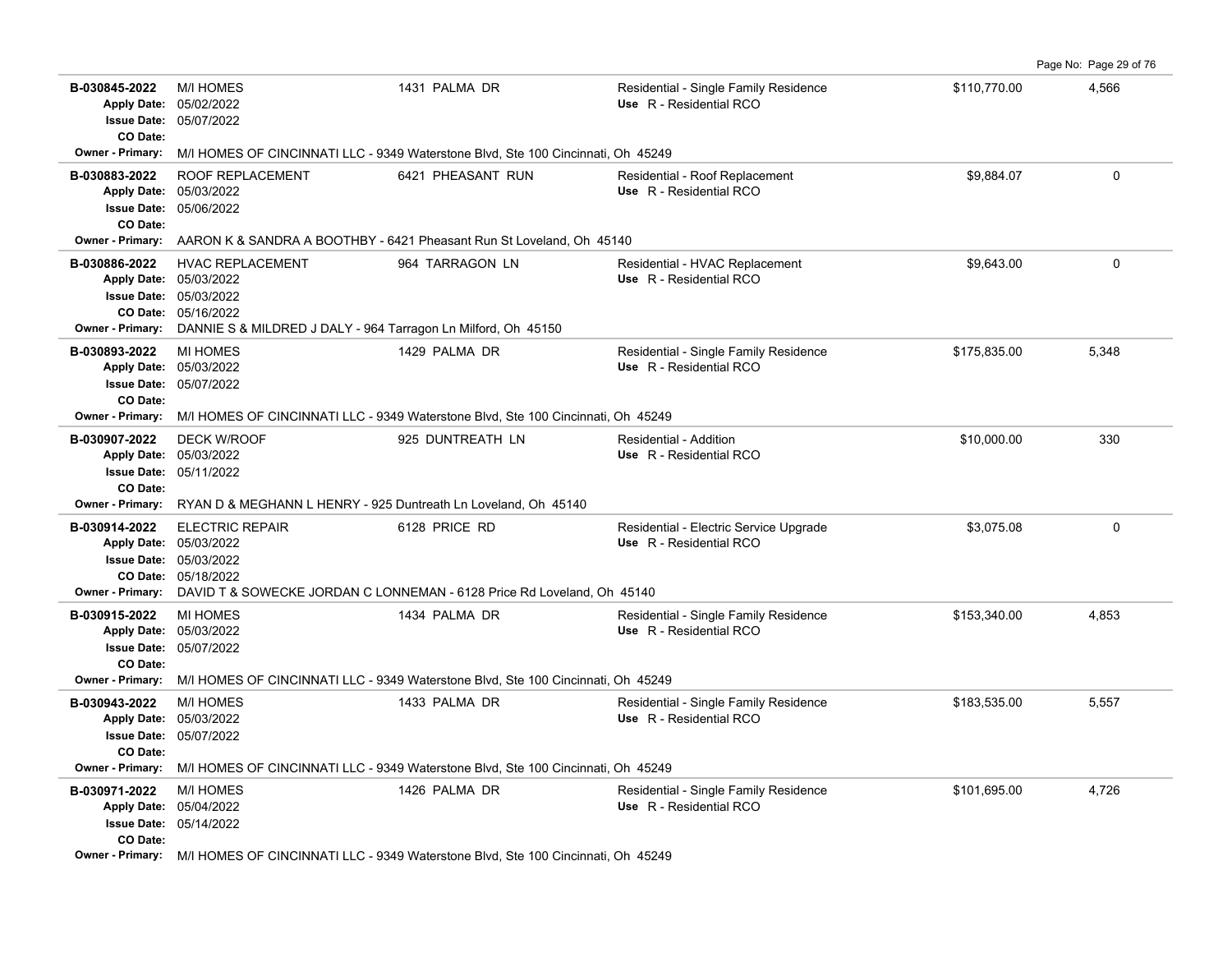| Permit | Description | Address | Type / Use | Valuation | Sq Ft |
|---|---|---|---|---|---|
| **B-030845-2022** | M/I HOMES | 1431 PALMA DR | Residential - Single Family Residence | $110,770.00 | 4,566 |
| Apply Date: | 05/02/2022 | | Use R - Residential RCO | | |
| Issue Date: | 05/07/2022 | | | | |
| CO Date: | | | | | |
| Owner - Primary: | M/I HOMES OF CINCINNATI LLC - 9349 Waterstone Blvd, Ste 100 Cincinnati, Oh 45249 | | | | |
| **B-030883-2022** | ROOF REPLACEMENT | 6421 PHEASANT RUN | Residential - Roof Replacement | $9,884.07 | 0 |
| Apply Date: | 05/03/2022 | | Use R - Residential RCO | | |
| Issue Date: | 05/06/2022 | | | | |
| CO Date: | | | | | |
| Owner - Primary: | AARON K & SANDRA A BOOTHBY - 6421 Pheasant Run St Loveland, Oh 45140 | | | | |
| **B-030886-2022** | HVAC REPLACEMENT | 964 TARRAGON LN | Residential - HVAC Replacement | $9,643.00 | 0 |
| Apply Date: | 05/03/2022 | | Use R - Residential RCO | | |
| Issue Date: | 05/03/2022 | | | | |
| CO Date: | 05/16/2022 | | | | |
| Owner - Primary: | DANNIE S & MILDRED J DALY - 964 Tarragon Ln Milford, Oh 45150 | | | | |
| **B-030893-2022** | MI HOMES | 1429 PALMA DR | Residential - Single Family Residence | $175,835.00 | 5,348 |
| Apply Date: | 05/03/2022 | | Use R - Residential RCO | | |
| Issue Date: | 05/07/2022 | | | | |
| CO Date: | | | | | |
| Owner - Primary: | M/I HOMES OF CINCINNATI LLC - 9349 Waterstone Blvd, Ste 100 Cincinnati, Oh 45249 | | | | |
| **B-030907-2022** | DECK W/ROOF | 925 DUNTREATH LN | Residential - Addition | $10,000.00 | 330 |
| Apply Date: | 05/03/2022 | | Use R - Residential RCO | | |
| Issue Date: | 05/11/2022 | | | | |
| CO Date: | | | | | |
| Owner - Primary: | RYAN D & MEGHANN L HENRY - 925 Duntreath Ln Loveland, Oh 45140 | | | | |
| **B-030914-2022** | ELECTRIC REPAIR | 6128 PRICE RD | Residential - Electric Service Upgrade | $3,075.08 | 0 |
| Apply Date: | 05/03/2022 | | Use R - Residential RCO | | |
| Issue Date: | 05/03/2022 | | | | |
| CO Date: | 05/18/2022 | | | | |
| Owner - Primary: | DAVID T & SOWECKE JORDAN C LONNEMAN - 6128 Price Rd Loveland, Oh 45140 | | | | |
| **B-030915-2022** | MI HOMES | 1434 PALMA DR | Residential - Single Family Residence | $153,340.00 | 4,853 |
| Apply Date: | 05/03/2022 | | Use R - Residential RCO | | |
| Issue Date: | 05/07/2022 | | | | |
| CO Date: | | | | | |
| Owner - Primary: | M/I HOMES OF CINCINNATI LLC - 9349 Waterstone Blvd, Ste 100 Cincinnati, Oh 45249 | | | | |
| **B-030943-2022** | M/I HOMES | 1433 PALMA DR | Residential - Single Family Residence | $183,535.00 | 5,557 |
| Apply Date: | 05/03/2022 | | Use R - Residential RCO | | |
| Issue Date: | 05/07/2022 | | | | |
| CO Date: | | | | | |
| Owner - Primary: | M/I HOMES OF CINCINNATI LLC - 9349 Waterstone Blvd, Ste 100 Cincinnati, Oh 45249 | | | | |
| **B-030971-2022** | M/I HOMES | 1426 PALMA DR | Residential - Single Family Residence | $101,695.00 | 4,726 |
| Apply Date: | 05/04/2022 | | Use R - Residential RCO | | |
| Issue Date: | 05/14/2022 | | | | |
| CO Date: | | | | | |
| Owner - Primary: | M/I HOMES OF CINCINNATI LLC - 9349 Waterstone Blvd, Ste 100 Cincinnati, Oh 45249 | | | | |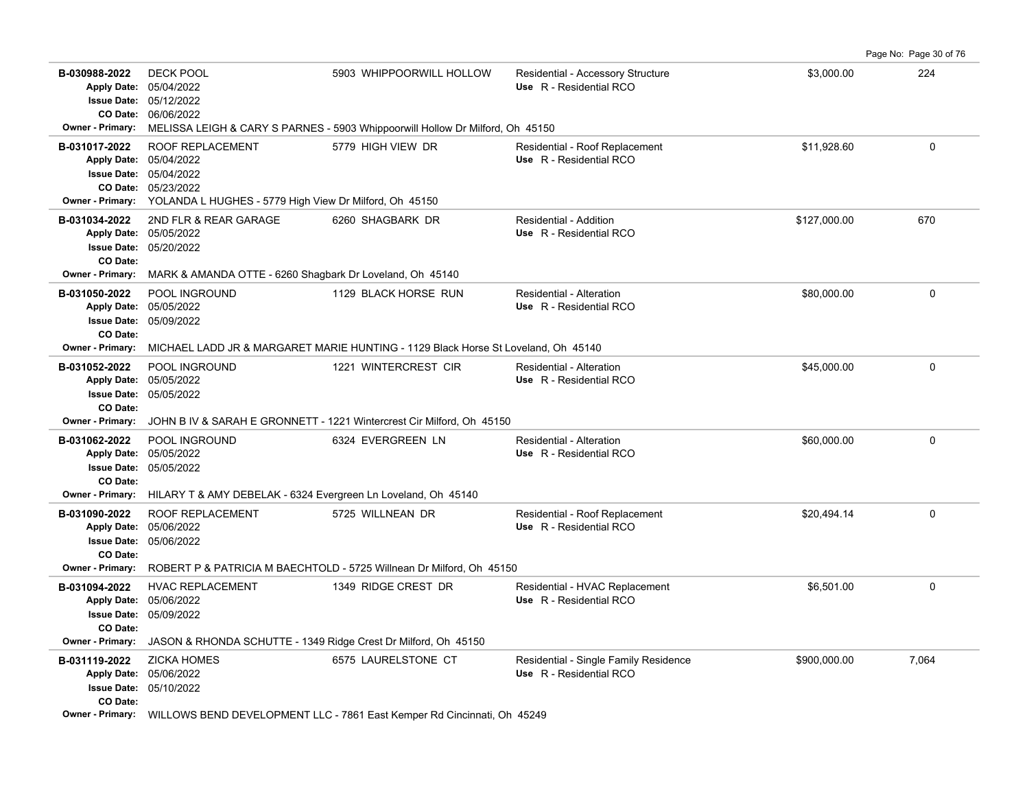| Permit # | Description | Address | Type / Use | Valuation | Sq Ft |
|---|---|---|---|---|---|
| **B-030988-2022** | DECK POOL | 5903 WHIPPOORWILL HOLLOW | Residential - Accessory Structure | $3,000.00 | 224 |
| Apply Date: 05/04/2022 | | | Use R - Residential RCO | | |
| Issue Date: 05/12/2022 | | | | | |
| CO Date: 06/06/2022 | | | | | |
| Owner - Primary: MELISSA LEIGH & CARY S PARNES - 5903 Whippoorwill Hollow Dr Milford, Oh 45150 | | | | | |
| **B-031017-2022** | ROOF REPLACEMENT | 5779 HIGH VIEW DR | Residential - Roof Replacement | $11,928.60 | 0 |
| Apply Date: 05/04/2022 | | | Use R - Residential RCO | | |
| Issue Date: 05/04/2022 | | | | | |
| CO Date: 05/23/2022 | | | | | |
| Owner - Primary: YOLANDA L HUGHES - 5779 High View Dr Milford, Oh 45150 | | | | | |
| **B-031034-2022** | 2ND FLR & REAR GARAGE | 6260 SHAGBARK DR | Residential - Addition | $127,000.00 | 670 |
| Apply Date: 05/05/2022 | | | Use R - Residential RCO | | |
| Issue Date: 05/20/2022 | | | | | |
| CO Date: | | | | | |
| Owner - Primary: MARK & AMANDA OTTE - 6260 Shagbark Dr Loveland, Oh 45140 | | | | | |
| **B-031050-2022** | POOL INGROUND | 1129 BLACK HORSE RUN | Residential - Alteration | $80,000.00 | 0 |
| Apply Date: 05/05/2022 | | | Use R - Residential RCO | | |
| Issue Date: 05/09/2022 | | | | | |
| CO Date: | | | | | |
| Owner - Primary: MICHAEL LADD JR & MARGARET MARIE HUNTING - 1129 Black Horse St Loveland, Oh 45140 | | | | | |
| **B-031052-2022** | POOL INGROUND | 1221 WINTERCREST CIR | Residential - Alteration | $45,000.00 | 0 |
| Apply Date: 05/05/2022 | | | Use R - Residential RCO | | |
| Issue Date: 05/05/2022 | | | | | |
| CO Date: | | | | | |
| Owner - Primary: JOHN B IV & SARAH E GRONNETT - 1221 Wintercrest Cir Milford, Oh 45150 | | | | | |
| **B-031062-2022** | POOL INGROUND | 6324 EVERGREEN LN | Residential - Alteration | $60,000.00 | 0 |
| Apply Date: 05/05/2022 | | | Use R - Residential RCO | | |
| Issue Date: 05/05/2022 | | | | | |
| CO Date: | | | | | |
| Owner - Primary: HILARY T & AMY DEBELAK - 6324 Evergreen Ln Loveland, Oh 45140 | | | | | |
| **B-031090-2022** | ROOF REPLACEMENT | 5725 WILLNEAN DR | Residential - Roof Replacement | $20,494.14 | 0 |
| Apply Date: 05/06/2022 | | | Use R - Residential RCO | | |
| Issue Date: 05/06/2022 | | | | | |
| CO Date: | | | | | |
| Owner - Primary: ROBERT P & PATRICIA M BAECHTOLD - 5725 Willnean Dr Milford, Oh 45150 | | | | | |
| **B-031094-2022** | HVAC REPLACEMENT | 1349 RIDGE CREST DR | Residential - HVAC Replacement | $6,501.00 | 0 |
| Apply Date: 05/06/2022 | | | Use R - Residential RCO | | |
| Issue Date: 05/09/2022 | | | | | |
| CO Date: | | | | | |
| Owner - Primary: JASON & RHONDA SCHUTTE - 1349 Ridge Crest Dr Milford, Oh 45150 | | | | | |
| **B-031119-2022** | ZICKA HOMES | 6575 LAURELSTONE CT | Residential - Single Family Residence | $900,000.00 | 7,064 |
| Apply Date: 05/06/2022 | | | Use R - Residential RCO | | |
| Issue Date: 05/10/2022 | | | | | |
| CO Date: | | | | | |
| Owner - Primary: WILLOWS BEND DEVELOPMENT LLC - 7861 East Kemper Rd Cincinnati, Oh 45249 | | | | | |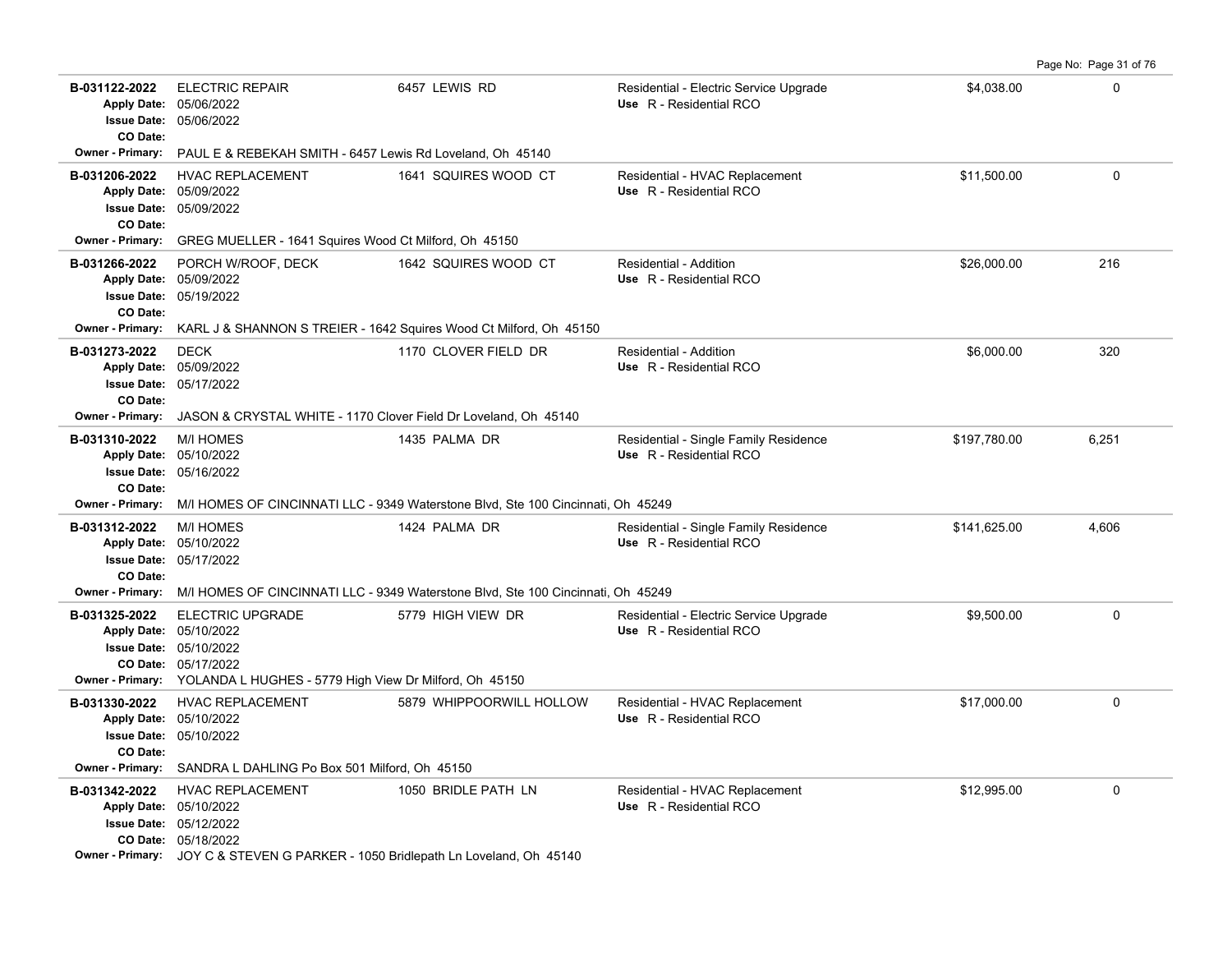| Permit No. | Description | Address | Type / Use | Valuation | Sq Ft |
|---|---|---|---|---|---|
| **B-031122-2022**<br>Apply Date: 05/06/2022<br>Issue Date: 05/06/2022<br>CO Date:<br>Owner - Primary: PAUL E & REBEKAH SMITH - 6457 Lewis Rd Loveland, Oh 45140 | ELECTRIC REPAIR | 6457 LEWIS RD | Residential - Electric Service Upgrade<br>Use R - Residential RCO | $4,038.00 | 0 |
| **B-031206-2022**<br>Apply Date: 05/09/2022<br>Issue Date: 05/09/2022<br>CO Date:<br>Owner - Primary: GREG MUELLER - 1641 Squires Wood Ct Milford, Oh 45150 | HVAC REPLACEMENT | 1641 SQUIRES WOOD CT | Residential - HVAC Replacement<br>Use R - Residential RCO | $11,500.00 | 0 |
| **B-031266-2022**<br>Apply Date: 05/09/2022<br>Issue Date: 05/19/2022<br>CO Date:<br>Owner - Primary: KARL J & SHANNON S TREIER - 1642 Squires Wood Ct Milford, Oh 45150 | PORCH W/ROOF, DECK | 1642 SQUIRES WOOD CT | Residential - Addition<br>Use R - Residential RCO | $26,000.00 | 216 |
| **B-031273-2022**<br>Apply Date: 05/09/2022<br>Issue Date: 05/17/2022<br>CO Date:<br>Owner - Primary: JASON & CRYSTAL WHITE - 1170 Clover Field Dr Loveland, Oh 45140 | DECK | 1170 CLOVER FIELD DR | Residential - Addition<br>Use R - Residential RCO | $6,000.00 | 320 |
| **B-031310-2022**<br>Apply Date: 05/10/2022<br>Issue Date: 05/16/2022<br>CO Date:<br>Owner - Primary: M/I HOMES OF CINCINNATI LLC - 9349 Waterstone Blvd, Ste 100 Cincinnati, Oh 45249 | M/I HOMES | 1435 PALMA DR | Residential - Single Family Residence<br>Use R - Residential RCO | $197,780.00 | 6,251 |
| **B-031312-2022**<br>Apply Date: 05/10/2022<br>Issue Date: 05/17/2022<br>CO Date:<br>Owner - Primary: M/I HOMES OF CINCINNATI LLC - 9349 Waterstone Blvd, Ste 100 Cincinnati, Oh 45249 | M/I HOMES | 1424 PALMA DR | Residential - Single Family Residence<br>Use R - Residential RCO | $141,625.00 | 4,606 |
| **B-031325-2022**<br>Apply Date: 05/10/2022<br>Issue Date: 05/10/2022<br>CO Date: 05/17/2022<br>Owner - Primary: YOLANDA L HUGHES - 5779 High View Dr Milford, Oh 45150 | ELECTRIC UPGRADE | 5779 HIGH VIEW DR | Residential - Electric Service Upgrade<br>Use R - Residential RCO | $9,500.00 | 0 |
| **B-031330-2022**<br>Apply Date: 05/10/2022<br>Issue Date: 05/10/2022<br>CO Date:<br>Owner - Primary: SANDRA L DAHLING Po Box 501 Milford, Oh 45150 | HVAC REPLACEMENT | 5879 WHIPPOORWILL HOLLOW | Residential - HVAC Replacement<br>Use R - Residential RCO | $17,000.00 | 0 |
| **B-031342-2022**<br>Apply Date: 05/10/2022<br>Issue Date: 05/12/2022<br>CO Date: 05/18/2022<br>Owner - Primary: JOY C & STEVEN G PARKER - 1050 Bridlepath Ln Loveland, Oh 45140 | HVAC REPLACEMENT | 1050 BRIDLE PATH LN | Residential - HVAC Replacement<br>Use R - Residential RCO | $12,995.00 | 0 |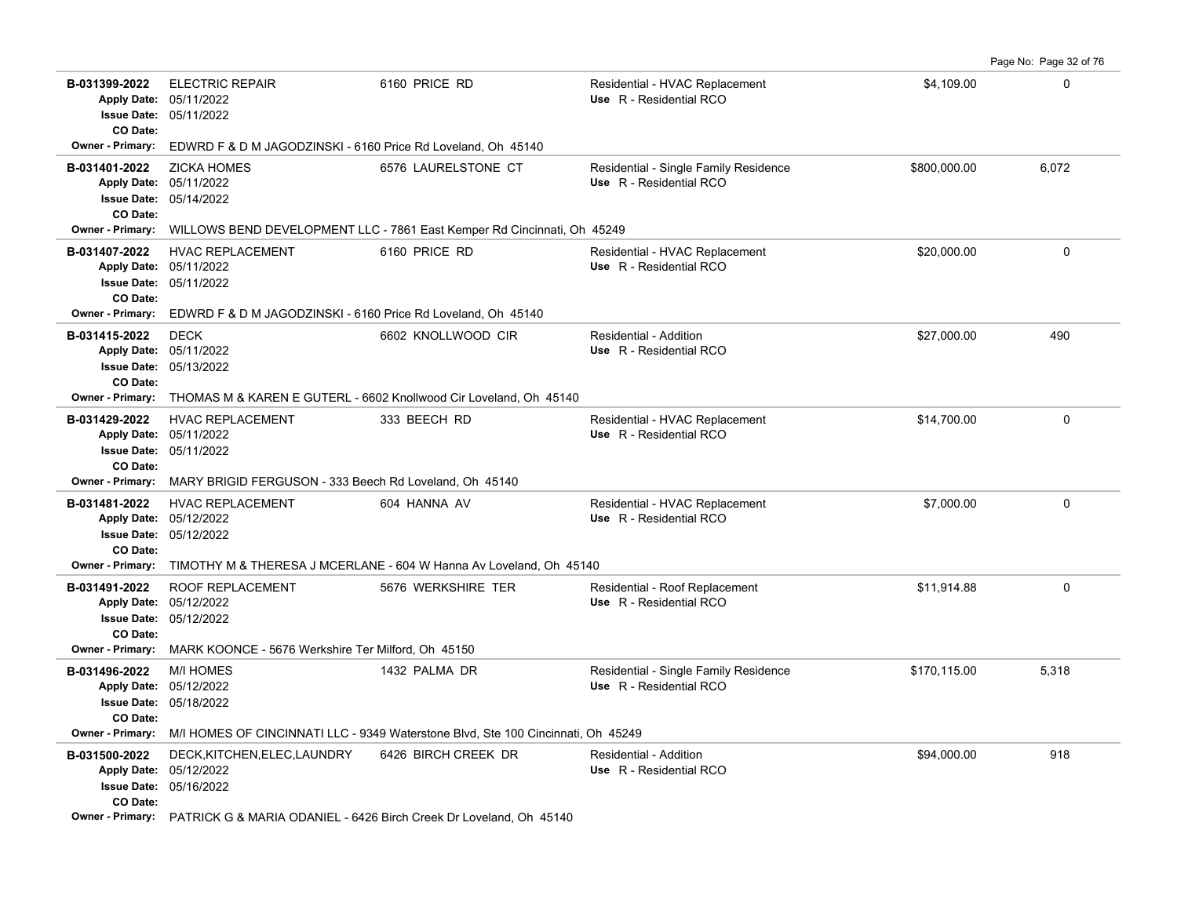| Permit # | Description | Address | Type / Use | Value | Sq Ft |
|---|---|---|---|---|---|
| B-031399-2022<br>Apply Date: 05/11/2022<br>Issue Date: 05/11/2022<br>CO Date: | ELECTRIC REPAIR | 6160 PRICE RD | Residential - HVAC Replacement<br>Use R - Residential RCO | $4,109.00 | 0 |
| Owner - Primary: EDWRD F & D M JAGODZINSKI - 6160 Price Rd Loveland, Oh 45140 | | | | | |
| B-031401-2022<br>Apply Date: 05/11/2022<br>Issue Date: 05/14/2022<br>CO Date: | ZICKA HOMES | 6576 LAURELSTONE CT | Residential - Single Family Residence<br>Use R - Residential RCO | $800,000.00 | 6,072 |
| Owner - Primary: WILLOWS BEND DEVELOPMENT LLC - 7861 East Kemper Rd Cincinnati, Oh 45249 | | | | | |
| B-031407-2022<br>Apply Date: 05/11/2022<br>Issue Date: 05/11/2022<br>CO Date: | HVAC REPLACEMENT | 6160 PRICE RD | Residential - HVAC Replacement<br>Use R - Residential RCO | $20,000.00 | 0 |
| Owner - Primary: EDWRD F & D M JAGODZINSKI - 6160 Price Rd Loveland, Oh 45140 | | | | | |
| B-031415-2022<br>Apply Date: 05/11/2022<br>Issue Date: 05/13/2022<br>CO Date: | DECK | 6602 KNOLLWOOD CIR | Residential - Addition<br>Use R - Residential RCO | $27,000.00 | 490 |
| Owner - Primary: THOMAS M & KAREN E GUTERL - 6602 Knollwood Cir Loveland, Oh 45140 | | | | | |
| B-031429-2022<br>Apply Date: 05/11/2022<br>Issue Date: 05/11/2022<br>CO Date: | HVAC REPLACEMENT | 333 BEECH RD | Residential - HVAC Replacement<br>Use R - Residential RCO | $14,700.00 | 0 |
| Owner - Primary: MARY BRIGID FERGUSON - 333 Beech Rd Loveland, Oh 45140 | | | | | |
| B-031481-2022<br>Apply Date: 05/12/2022<br>Issue Date: 05/12/2022<br>CO Date: | HVAC REPLACEMENT | 604 HANNA AV | Residential - HVAC Replacement<br>Use R - Residential RCO | $7,000.00 | 0 |
| Owner - Primary: TIMOTHY M & THERESA J MCERLANE - 604 W Hanna Av Loveland, Oh 45140 | | | | | |
| B-031491-2022<br>Apply Date: 05/12/2022<br>Issue Date: 05/12/2022<br>CO Date: | ROOF REPLACEMENT | 5676 WERKSHIRE TER | Residential - Roof Replacement<br>Use R - Residential RCO | $11,914.88 | 0 |
| Owner - Primary: MARK KOONCE - 5676 Werkshire Ter Milford, Oh 45150 | | | | | |
| B-031496-2022<br>Apply Date: 05/12/2022<br>Issue Date: 05/18/2022<br>CO Date: | M/I HOMES | 1432 PALMA DR | Residential - Single Family Residence<br>Use R - Residential RCO | $170,115.00 | 5,318 |
| Owner - Primary: M/I HOMES OF CINCINNATI LLC - 9349 Waterstone Blvd, Ste 100 Cincinnati, Oh 45249 | | | | | |
| B-031500-2022<br>Apply Date: 05/12/2022<br>Issue Date: 05/16/2022<br>CO Date: | DECK,KITCHEN,ELEC,LAUNDRY | 6426 BIRCH CREEK DR | Residential - Addition<br>Use R - Residential RCO | $94,000.00 | 918 |
| Owner - Primary: PATRICK G & MARIA ODANIEL - 6426 Birch Creek Dr Loveland, Oh 45140 | | | | | |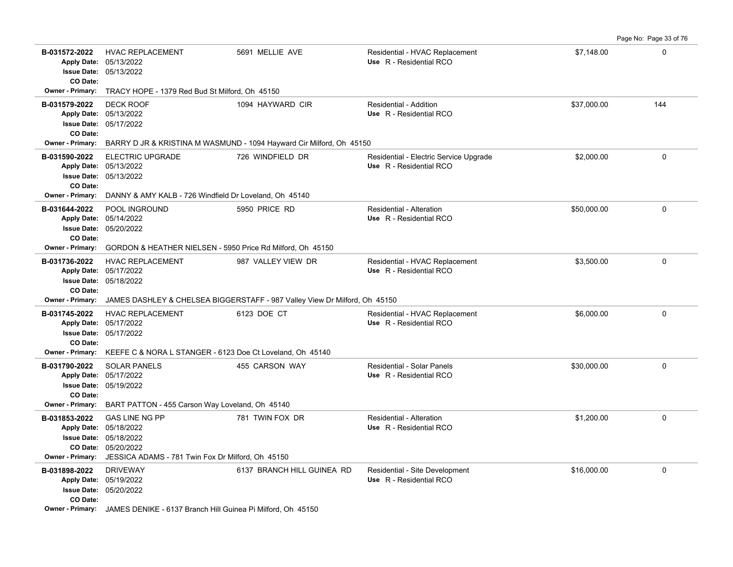| Permit # | Description | Address | Type / Use | Valuation | Sq Ft |
|---|---|---|---|---|---|
| **B-031572-2022**<br>Apply Date: 05/13/2022<br>Issue Date: 05/13/2022<br>CO Date:<br>Owner - Primary: TRACY HOPE - 1379 Red Bud St Milford, Oh 45150 | HVAC REPLACEMENT | 5691 MELLIE AVE | Residential - HVAC Replacement<br>Use R - Residential RCO | $7,148.00 | 0 |
| **B-031579-2022**<br>Apply Date: 05/13/2022<br>Issue Date: 05/17/2022<br>CO Date:<br>Owner - Primary: BARRY D JR & KRISTINA M WASMUND - 1094 Hayward Cir Milford, Oh 45150 | DECK ROOF | 1094 HAYWARD CIR | Residential - Addition<br>Use R - Residential RCO | $37,000.00 | 144 |
| **B-031590-2022**<br>Apply Date: 05/13/2022<br>Issue Date: 05/13/2022<br>CO Date:<br>Owner - Primary: DANNY & AMY KALB - 726 Windfield Dr Loveland, Oh 45140 | ELECTRIC UPGRADE | 726 WINDFIELD DR | Residential - Electric Service Upgrade<br>Use R - Residential RCO | $2,000.00 | 0 |
| **B-031644-2022**<br>Apply Date: 05/14/2022<br>Issue Date: 05/20/2022<br>CO Date:<br>Owner - Primary: GORDON & HEATHER NIELSEN - 5950 Price Rd Milford, Oh 45150 | POOL INGROUND | 5950 PRICE RD | Residential - Alteration<br>Use R - Residential RCO | $50,000.00 | 0 |
| **B-031736-2022**<br>Apply Date: 05/17/2022<br>Issue Date: 05/18/2022<br>CO Date:<br>Owner - Primary: JAMES DASHLEY & CHELSEA BIGGERSTAFF - 987 Valley View Dr Milford, Oh 45150 | HVAC REPLACEMENT | 987 VALLEY VIEW DR | Residential - HVAC Replacement<br>Use R - Residential RCO | $3,500.00 | 0 |
| **B-031745-2022**<br>Apply Date: 05/17/2022<br>Issue Date: 05/17/2022<br>CO Date:<br>Owner - Primary: KEEFE C & NORA L STANGER - 6123 Doe Ct Loveland, Oh 45140 | HVAC REPLACEMENT | 6123 DOE CT | Residential - HVAC Replacement<br>Use R - Residential RCO | $6,000.00 | 0 |
| **B-031790-2022**<br>Apply Date: 05/17/2022<br>Issue Date: 05/19/2022<br>CO Date:<br>Owner - Primary: BART PATTON - 455 Carson Way Loveland, Oh 45140 | SOLAR PANELS | 455 CARSON WAY | Residential - Solar Panels<br>Use R - Residential RCO | $30,000.00 | 0 |
| **B-031853-2022**<br>Apply Date: 05/18/2022<br>Issue Date: 05/18/2022<br>CO Date: 05/20/2022<br>Owner - Primary: JESSICA ADAMS - 781 Twin Fox Dr Milford, Oh 45150 | GAS LINE NG PP | 781 TWIN FOX DR | Residential - Alteration<br>Use R - Residential RCO | $1,200.00 | 0 |
| **B-031898-2022**<br>Apply Date: 05/19/2022<br>Issue Date: 05/20/2022<br>CO Date:<br>Owner - Primary: JAMES DENIKE - 6137 Branch Hill Guinea Pi Milford, Oh 45150 | DRIVEWAY | 6137 BRANCH HILL GUINEA RD | Residential - Site Development<br>Use R - Residential RCO | $16,000.00 | 0 |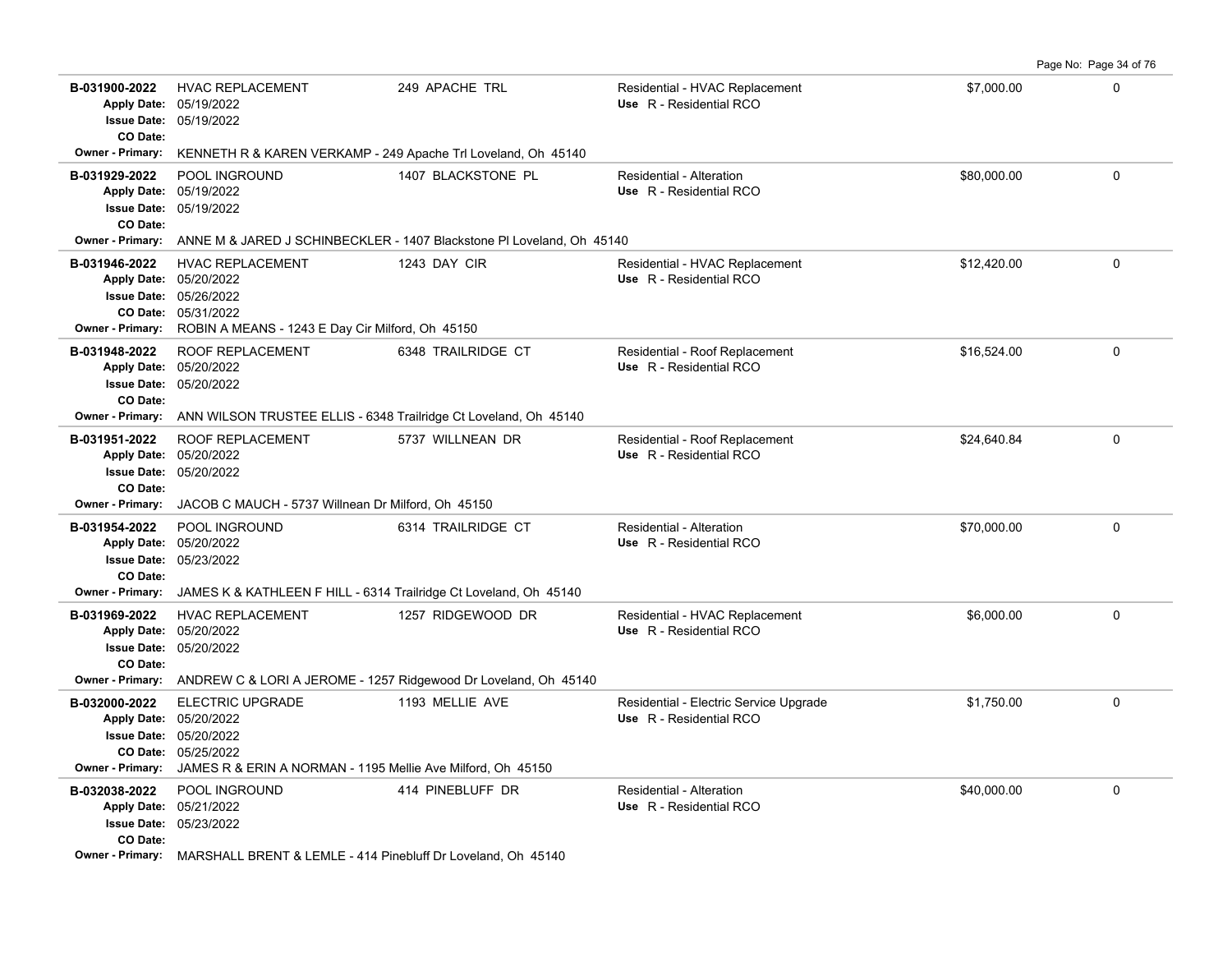| Permit # | Description | Address | Type / Use | Valuation | |
|---|---|---|---|---|---|
| **B-031900-2022**<br>Apply Date: 05/19/2022<br>Issue Date: 05/19/2022<br>CO Date:<br>Owner - Primary: KENNETH R & KAREN VERKAMP - 249 Apache Trl Loveland, Oh 45140 | HVAC REPLACEMENT | 249 APACHE TRL | Residential - HVAC Replacement<br>Use R - Residential RCO | $7,000.00 | 0 |
| **B-031929-2022**<br>Apply Date: 05/19/2022<br>Issue Date: 05/19/2022<br>CO Date:<br>Owner - Primary: ANNE M & JARED J SCHINBECKLER - 1407 Blackstone Pl Loveland, Oh 45140 | POOL INGROUND | 1407 BLACKSTONE PL | Residential - Alteration<br>Use R - Residential RCO | $80,000.00 | 0 |
| **B-031946-2022**<br>Apply Date: 05/20/2022<br>Issue Date: 05/26/2022<br>CO Date: 05/31/2022<br>Owner - Primary: ROBIN A MEANS - 1243 E Day Cir Milford, Oh 45150 | HVAC REPLACEMENT | 1243 DAY CIR | Residential - HVAC Replacement<br>Use R - Residential RCO | $12,420.00 | 0 |
| **B-031948-2022**<br>Apply Date: 05/20/2022<br>Issue Date: 05/20/2022<br>CO Date:<br>Owner - Primary: ANN WILSON TRUSTEE ELLIS - 6348 Trailridge Ct Loveland, Oh 45140 | ROOF REPLACEMENT | 6348 TRAILRIDGE CT | Residential - Roof Replacement<br>Use R - Residential RCO | $16,524.00 | 0 |
| **B-031951-2022**<br>Apply Date: 05/20/2022<br>Issue Date: 05/20/2022<br>CO Date:<br>Owner - Primary: JACOB C MAUCH - 5737 Willnean Dr Milford, Oh 45150 | ROOF REPLACEMENT | 5737 WILLNEAN DR | Residential - Roof Replacement<br>Use R - Residential RCO | $24,640.84 | 0 |
| **B-031954-2022**<br>Apply Date: 05/20/2022<br>Issue Date: 05/23/2022<br>CO Date:<br>Owner - Primary: JAMES K & KATHLEEN F HILL - 6314 Trailridge Ct Loveland, Oh 45140 | POOL INGROUND | 6314 TRAILRIDGE CT | Residential - Alteration<br>Use R - Residential RCO | $70,000.00 | 0 |
| **B-031969-2022**<br>Apply Date: 05/20/2022<br>Issue Date: 05/20/2022<br>CO Date:<br>Owner - Primary: ANDREW C & LORI A JEROME - 1257 Ridgewood Dr Loveland, Oh 45140 | HVAC REPLACEMENT | 1257 RIDGEWOOD DR | Residential - HVAC Replacement<br>Use R - Residential RCO | $6,000.00 | 0 |
| **B-032000-2022**<br>Apply Date: 05/20/2022<br>Issue Date: 05/20/2022<br>CO Date: 05/25/2022<br>Owner - Primary: JAMES R & ERIN A NORMAN - 1195 Mellie Ave Milford, Oh 45150 | ELECTRIC UPGRADE | 1193 MELLIE AVE | Residential - Electric Service Upgrade<br>Use R - Residential RCO | $1,750.00 | 0 |
| **B-032038-2022**<br>Apply Date: 05/21/2022<br>Issue Date: 05/23/2022<br>CO Date:<br>Owner - Primary: MARSHALL BRENT & LEMLE - 414 Pinebluff Dr Loveland, Oh 45140 | POOL INGROUND | 414 PINEBLUFF DR | Residential - Alteration<br>Use R - Residential RCO | $40,000.00 | 0 |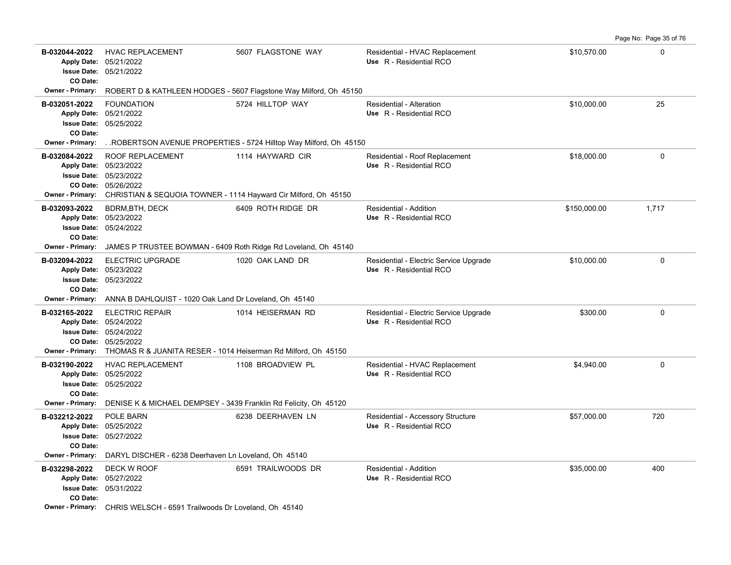| Permit | Description | Address | Type / Use | Valuation | Sq Ft |
|---|---|---|---|---|---|
| **B-032044-2022** | HVAC REPLACEMENT | 5607 FLAGSTONE WAY | Residential - HVAC Replacement | $10,570.00 | 0 |
| **Apply Date:** 05/21/2022 | | | Use R - Residential RCO | | |
| **Issue Date:** 05/21/2022 | | | | | |
| **CO Date:** | | | | | |
| **Owner - Primary:** ROBERT D & KATHLEEN HODGES - 5607 Flagstone Way Milford, Oh 45150 | | | | | |
| **B-032051-2022** | FOUNDATION | 5724 HILLTOP WAY | Residential - Alteration | $10,000.00 | 25 |
| **Apply Date:** 05/21/2022 | | | Use R - Residential RCO | | |
| **Issue Date:** 05/25/2022 | | | | | |
| **CO Date:** | | | | | |
| **Owner - Primary:** . .ROBERTSON AVENUE PROPERTIES - 5724 Hilltop Way Milford, Oh 45150 | | | | | |
| **B-032084-2022** | ROOF REPLACEMENT | 1114 HAYWARD CIR | Residential - Roof Replacement | $18,000.00 | 0 |
| **Apply Date:** 05/23/2022 | | | Use R - Residential RCO | | |
| **Issue Date:** 05/23/2022 | | | | | |
| **CO Date:** 05/26/2022 | | | | | |
| **Owner - Primary:** CHRISTIAN & SEQUOIA TOWNER - 1114 Hayward Cir Milford, Oh 45150 | | | | | |
| **B-032093-2022** | BDRM,BTH, DECK | 6409 ROTH RIDGE DR | Residential - Addition | $150,000.00 | 1,717 |
| **Apply Date:** 05/23/2022 | | | Use R - Residential RCO | | |
| **Issue Date:** 05/24/2022 | | | | | |
| **CO Date:** | | | | | |
| **Owner - Primary:** JAMES P TRUSTEE BOWMAN - 6409 Roth Ridge Rd Loveland, Oh 45140 | | | | | |
| **B-032094-2022** | ELECTRIC UPGRADE | 1020 OAK LAND DR | Residential - Electric Service Upgrade | $10,000.00 | 0 |
| **Apply Date:** 05/23/2022 | | | Use R - Residential RCO | | |
| **Issue Date:** 05/23/2022 | | | | | |
| **CO Date:** | | | | | |
| **Owner - Primary:** ANNA B DAHLQUIST - 1020 Oak Land Dr Loveland, Oh 45140 | | | | | |
| **B-032165-2022** | ELECTRIC REPAIR | 1014 HEISERMAN RD | Residential - Electric Service Upgrade | $300.00 | 0 |
| **Apply Date:** 05/24/2022 | | | Use R - Residential RCO | | |
| **Issue Date:** 05/24/2022 | | | | | |
| **CO Date:** 05/25/2022 | | | | | |
| **Owner - Primary:** THOMAS R & JUANITA RESER - 1014 Heiserman Rd Milford, Oh 45150 | | | | | |
| **B-032190-2022** | HVAC REPLACEMENT | 1108 BROADVIEW PL | Residential - HVAC Replacement | $4,940.00 | 0 |
| **Apply Date:** 05/25/2022 | | | Use R - Residential RCO | | |
| **Issue Date:** 05/25/2022 | | | | | |
| **CO Date:** | | | | | |
| **Owner - Primary:** DENISE K & MICHAEL DEMPSEY - 3439 Franklin Rd Felicity, Oh 45120 | | | | | |
| **B-032212-2022** | POLE BARN | 6238 DEERHAVEN LN | Residential - Accessory Structure | $57,000.00 | 720 |
| **Apply Date:** 05/25/2022 | | | Use R - Residential RCO | | |
| **Issue Date:** 05/27/2022 | | | | | |
| **CO Date:** | | | | | |
| **Owner - Primary:** DARYL DISCHER - 6238 Deerhaven Ln Loveland, Oh 45140 | | | | | |
| **B-032298-2022** | DECK W ROOF | 6591 TRAILWOODS DR | Residential - Addition | $35,000.00 | 400 |
| **Apply Date:** 05/27/2022 | | | Use R - Residential RCO | | |
| **Issue Date:** 05/31/2022 | | | | | |
| **CO Date:** | | | | | |
| **Owner - Primary:** CHRIS WELSCH - 6591 Trailwoods Dr Loveland, Oh 45140 | | | | | |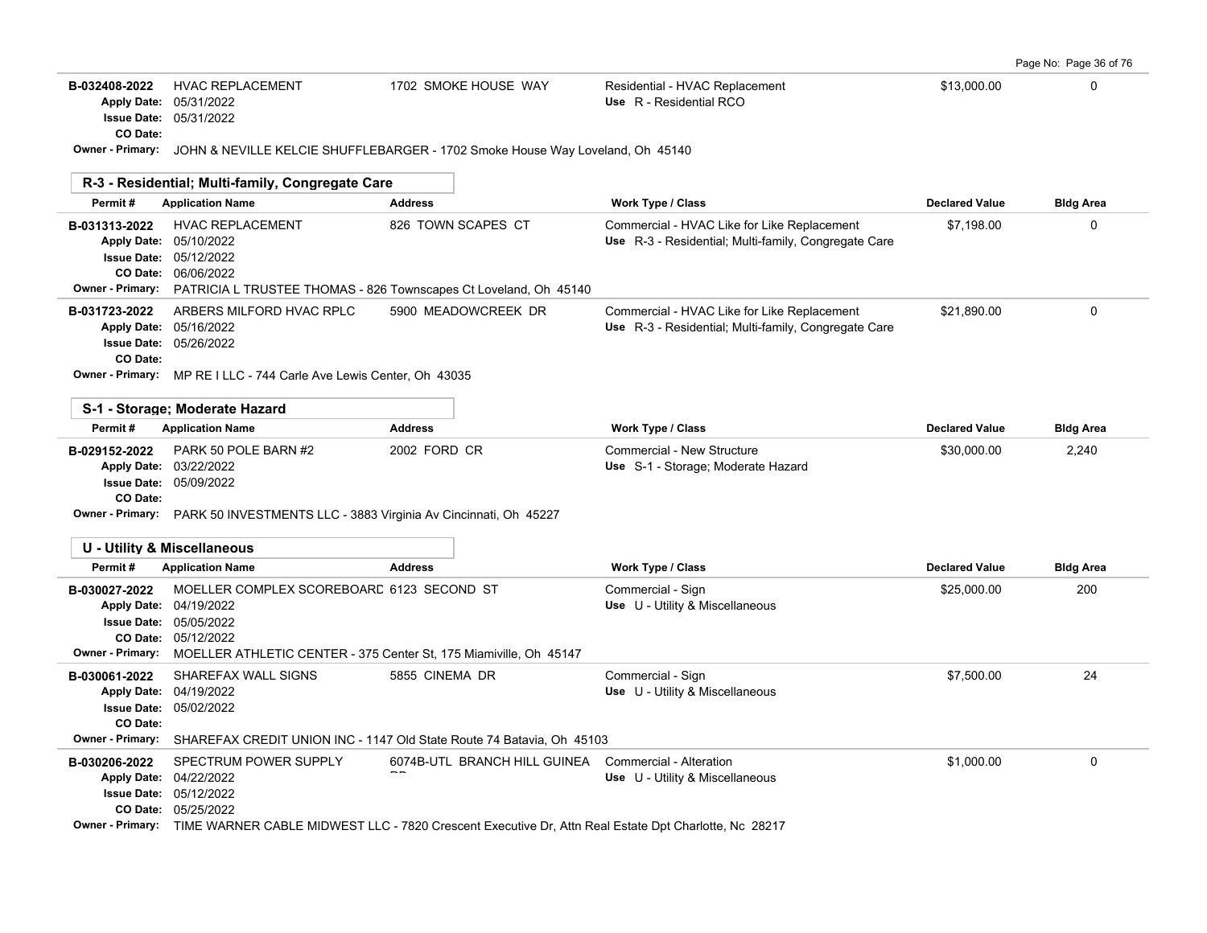| Permit # | Application Name | Address | Work Type / Class | Declared Value | Bldg Area |
|---|---|---|---|---|---|
| B-032408-2022 | HVAC REPLACEMENT | 1702 SMOKE HOUSE WAY | Residential - HVAC Replacement | $13,000.00 | 0 |
| Apply Date: 05/31/2022 | | | Use R - Residential RCO | | |
| Issue Date: 05/31/2022 | | | | | |
| CO Date: | | | | | |
| Owner - Primary: JOHN & NEVILLE KELCIE SHUFFLEBARGER - 1702 Smoke House Way Loveland, Oh 45140 | | | | | |

## R-3 - Residential; Multi-family, Congregate Care

| Permit # | Application Name | Address | Work Type / Class | Declared Value | Bldg Area |
|---|---|---|---|---|---|
| B-031313-2022 | HVAC REPLACEMENT | 826 TOWN SCAPES CT | Commercial - HVAC Like for Like Replacement | $7,198.00 | 0 |
| Apply Date: 05/10/2022 | | | Use R-3 - Residential; Multi-family, Congregate Care | | |
| Issue Date: 05/12/2022 | | | | | |
| CO Date: 06/06/2022 | | | | | |
| Owner - Primary: PATRICIA L TRUSTEE THOMAS - 826 Townscapes Ct Loveland, Oh 45140 | | | | | |
| B-031723-2022 | ARBERS MILFORD HVAC RPLC | 5900 MEADOWCREEK DR | Commercial - HVAC Like for Like Replacement | $21,890.00 | 0 |
| Apply Date: 05/16/2022 | | | Use R-3 - Residential; Multi-family, Congregate Care | | |
| Issue Date: 05/26/2022 | | | | | |
| CO Date: | | | | | |
| Owner - Primary: MP RE I LLC - 744 Carle Ave Lewis Center, Oh 43035 | | | | | |

## S-1 - Storage; Moderate Hazard

| Permit # | Application Name | Address | Work Type / Class | Declared Value | Bldg Area |
|---|---|---|---|---|---|
| B-029152-2022 | PARK 50 POLE BARN #2 | 2002 FORD CR | Commercial - New Structure | $30,000.00 | 2,240 |
| Apply Date: 03/22/2022 | | | Use S-1 - Storage; Moderate Hazard | | |
| Issue Date: 05/09/2022 | | | | | |
| CO Date: | | | | | |
| Owner - Primary: PARK 50 INVESTMENTS LLC - 3883 Virginia Av Cincinnati, Oh 45227 | | | | | |

## U - Utility & Miscellaneous

| Permit # | Application Name | Address | Work Type / Class | Declared Value | Bldg Area |
|---|---|---|---|---|---|
| B-030027-2022 | MOELLER COMPLEX SCOREBOARD | 6123 SECOND ST | Commercial - Sign | $25,000.00 | 200 |
| Apply Date: 04/19/2022 | | | Use U - Utility & Miscellaneous | | |
| Issue Date: 05/05/2022 | | | | | |
| CO Date: 05/12/2022 | | | | | |
| Owner - Primary: MOELLER ATHLETIC CENTER - 375 Center St, 175 Miamiville, Oh 45147 | | | | | |
| B-030061-2022 | SHAREFAX WALL SIGNS | 5855 CINEMA DR | Commercial - Sign | $7,500.00 | 24 |
| Apply Date: 04/19/2022 | | | Use U - Utility & Miscellaneous | | |
| Issue Date: 05/02/2022 | | | | | |
| CO Date: | | | | | |
| Owner - Primary: SHAREFAX CREDIT UNION INC - 1147 Old State Route 74 Batavia, Oh 45103 | | | | | |
| B-030206-2022 | SPECTRUM POWER SUPPLY | 6074B-UTL BRANCH HILL GUINEA RD | Commercial - Alteration | $1,000.00 | 0 |
| Apply Date: 04/22/2022 | | | Use U - Utility & Miscellaneous | | |
| Issue Date: 05/12/2022 | | | | | |
| CO Date: 05/25/2022 | | | | | |
| Owner - Primary: TIME WARNER CABLE MIDWEST LLC - 7820 Crescent Executive Dr, Attn Real Estate Dpt Charlotte, Nc 28217 | | | | | |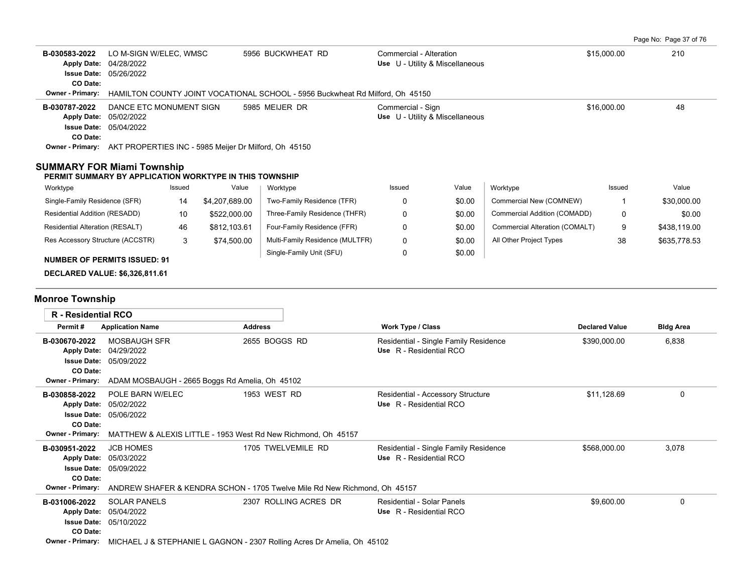| Permit # | Application Name | Address | Work Type / Class | Declared Value | Bldg Area |
|---|---|---|---|---|---|
| B-030583-2022 | LO M-SIGN W/ELEC, WMSC | 5956 BUCKWHEAT RD | Commercial - Alteration<br>Use U - Utility & Miscellaneous | $15,000.00 | 210 |
| Apply Date: 04/28/2022<br>Issue Date: 05/26/2022<br>CO Date: | | | | | |
| Owner - Primary: | HAMILTON COUNTY JOINT VOCATIONAL SCHOOL - 5956 Buckwheat Rd Milford, Oh 45150 | | | | |
| B-030787-2022 | DANCE ETC MONUMENT SIGN | 5985 MEIJER DR | Commercial - Sign<br>Use U - Utility & Miscellaneous | $16,000.00 | 48 |
| Apply Date: 05/02/2022<br>Issue Date: 05/04/2022<br>CO Date: | | | | | |
| Owner - Primary: | AKT PROPERTIES INC - 5985 Meijer Dr Milford, Oh 45150 | | | | |

## SUMMARY FOR Miami Township

**PERMIT SUMMARY BY APPLICATION WORKTYPE IN THIS TOWNSHIP**

| Worktype | Issued | Value | Worktype | Issued | Value | Worktype | Issued | Value |
|---|---|---|---|---|---|---|---|---|
| Single-Family Residence (SFR) | 14 | $4,207,689.00 | Two-Family Residence (TFR) | 0 | $0.00 | Commercial New (COMNEW) | 1 | $30,000.00 |
| Residential Addition (RESADD) | 10 | $522,000.00 | Three-Family Residence (THFR) | 0 | $0.00 | Commercial Addition (COMADD) | 0 | $0.00 |
| Residential Alteration (RESALT) | 46 | $812,103.61 | Four-Family Residence (FFR) | 0 | $0.00 | Commercial Alteration (COMALT) | 9 | $438,119.00 |
| Res Accessory Structure (ACCSTR) | 3 | $74,500.00 | Multi-Family Residence (MULTFR) | 0 | $0.00 | All Other Project Types | 38 | $635,778.53 |
| | | | Single-Family Unit (SFU) | 0 | $0.00 | | | |

**NUMBER OF PERMITS ISSUED: 91**

**DECLARED VALUE: $6,326,811.61**

## Monroe Township

### R - Residential RCO

| Permit # | Application Name | Address | Work Type / Class | Declared Value | Bldg Area |
|---|---|---|---|---|---|
| B-030670-2022 | MOSBAUGH SFR | 2655 BOGGS RD | Residential - Single Family Residence<br>Use R - Residential RCO | $390,000.00 | 6,838 |
| Apply Date: 04/29/2022<br>Issue Date: 05/09/2022<br>CO Date: | | | | | |
| Owner - Primary: | ADAM MOSBAUGH - 2665 Boggs Rd Amelia, Oh 45102 | | | | |
| B-030858-2022 | POLE BARN W/ELEC | 1953 WEST RD | Residential - Accessory Structure<br>Use R - Residential RCO | $11,128.69 | 0 |
| Apply Date: 05/02/2022<br>Issue Date: 05/06/2022<br>CO Date: | | | | | |
| Owner - Primary: | MATTHEW & ALEXIS LITTLE - 1953 West Rd New Richmond, Oh 45157 | | | | |
| B-030951-2022 | JCB HOMES | 1705 TWELVEMILE RD | Residential - Single Family Residence<br>Use R - Residential RCO | $568,000.00 | 3,078 |
| Apply Date: 05/03/2022<br>Issue Date: 05/09/2022<br>CO Date: | | | | | |
| Owner - Primary: | ANDREW SHAFER & KENDRA SCHON - 1705 Twelve Mile Rd New Richmond, Oh 45157 | | | | |
| B-031006-2022 | SOLAR PANELS | 2307 ROLLING ACRES DR | Residential - Solar Panels<br>Use R - Residential RCO | $9,600.00 | 0 |
| Apply Date: 05/04/2022<br>Issue Date: 05/10/2022<br>CO Date: | | | | | |
| Owner - Primary: | MICHAEL J & STEPHANIE L GAGNON - 2307 Rolling Acres Dr Amelia, Oh 45102 | | | | |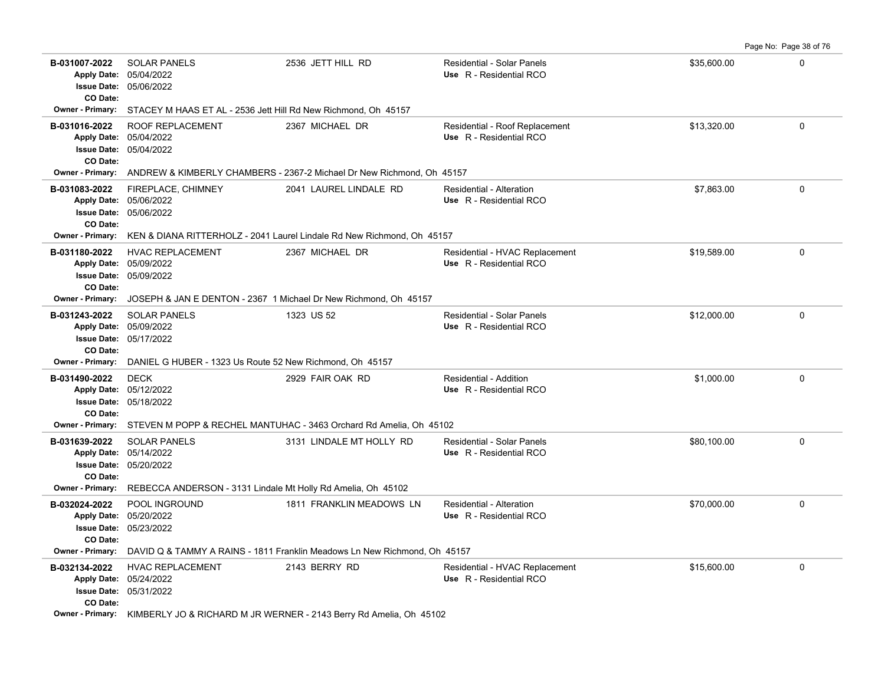| Permit # | Description | Address | Type / Use | Valuation | |
|---|---|---|---|---|---|
| **B-031007-2022**<br>Apply Date: 05/04/2022<br>Issue Date: 05/06/2022<br>CO Date: | SOLAR PANELS | 2536 JETT HILL RD | Residential - Solar Panels<br>Use R - Residential RCO | $35,600.00 | 0 |
| Owner - Primary: | STACEY M HAAS ET AL - 2536 Jett Hill Rd New Richmond, Oh 45157 | | | | |
| **B-031016-2022**<br>Apply Date: 05/04/2022<br>Issue Date: 05/04/2022<br>CO Date: | ROOF REPLACEMENT | 2367 MICHAEL DR | Residential - Roof Replacement<br>Use R - Residential RCO | $13,320.00 | 0 |
| Owner - Primary: | ANDREW & KIMBERLY CHAMBERS - 2367-2 Michael Dr New Richmond, Oh 45157 | | | | |
| **B-031083-2022**<br>Apply Date: 05/06/2022<br>Issue Date: 05/06/2022<br>CO Date: | FIREPLACE, CHIMNEY | 2041 LAUREL LINDALE RD | Residential - Alteration<br>Use R - Residential RCO | $7,863.00 | 0 |
| Owner - Primary: | KEN & DIANA RITTERHOLZ - 2041 Laurel Lindale Rd New Richmond, Oh 45157 | | | | |
| **B-031180-2022**<br>Apply Date: 05/09/2022<br>Issue Date: 05/09/2022<br>CO Date: | HVAC REPLACEMENT | 2367 MICHAEL DR | Residential - HVAC Replacement<br>Use R - Residential RCO | $19,589.00 | 0 |
| Owner - Primary: | JOSEPH & JAN E DENTON - 2367 1 Michael Dr New Richmond, Oh 45157 | | | | |
| **B-031243-2022**<br>Apply Date: 05/09/2022<br>Issue Date: 05/17/2022<br>CO Date: | SOLAR PANELS | 1323 US 52 | Residential - Solar Panels<br>Use R - Residential RCO | $12,000.00 | 0 |
| Owner - Primary: | DANIEL G HUBER - 1323 Us Route 52 New Richmond, Oh 45157 | | | | |
| **B-031490-2022**<br>Apply Date: 05/12/2022<br>Issue Date: 05/18/2022<br>CO Date: | DECK | 2929 FAIR OAK RD | Residential - Addition<br>Use R - Residential RCO | $1,000.00 | 0 |
| Owner - Primary: | STEVEN M POPP & RECHEL MANTUHAC - 3463 Orchard Rd Amelia, Oh 45102 | | | | |
| **B-031639-2022**<br>Apply Date: 05/14/2022<br>Issue Date: 05/20/2022<br>CO Date: | SOLAR PANELS | 3131 LINDALE MT HOLLY RD | Residential - Solar Panels<br>Use R - Residential RCO | $80,100.00 | 0 |
| Owner - Primary: | REBECCA ANDERSON - 3131 Lindale Mt Holly Rd Amelia, Oh 45102 | | | | |
| **B-032024-2022**<br>Apply Date: 05/20/2022<br>Issue Date: 05/23/2022<br>CO Date: | POOL INGROUND | 1811 FRANKLIN MEADOWS LN | Residential - Alteration<br>Use R - Residential RCO | $70,000.00 | 0 |
| Owner - Primary: | DAVID Q & TAMMY A RAINS - 1811 Franklin Meadows Ln New Richmond, Oh 45157 | | | | |
| **B-032134-2022**<br>Apply Date: 05/24/2022<br>Issue Date: 05/31/2022<br>CO Date: | HVAC REPLACEMENT | 2143 BERRY RD | Residential - HVAC Replacement<br>Use R - Residential RCO | $15,600.00 | 0 |
| Owner - Primary: | KIMBERLY JO & RICHARD M JR WERNER - 2143 Berry Rd Amelia, Oh 45102 | | | | |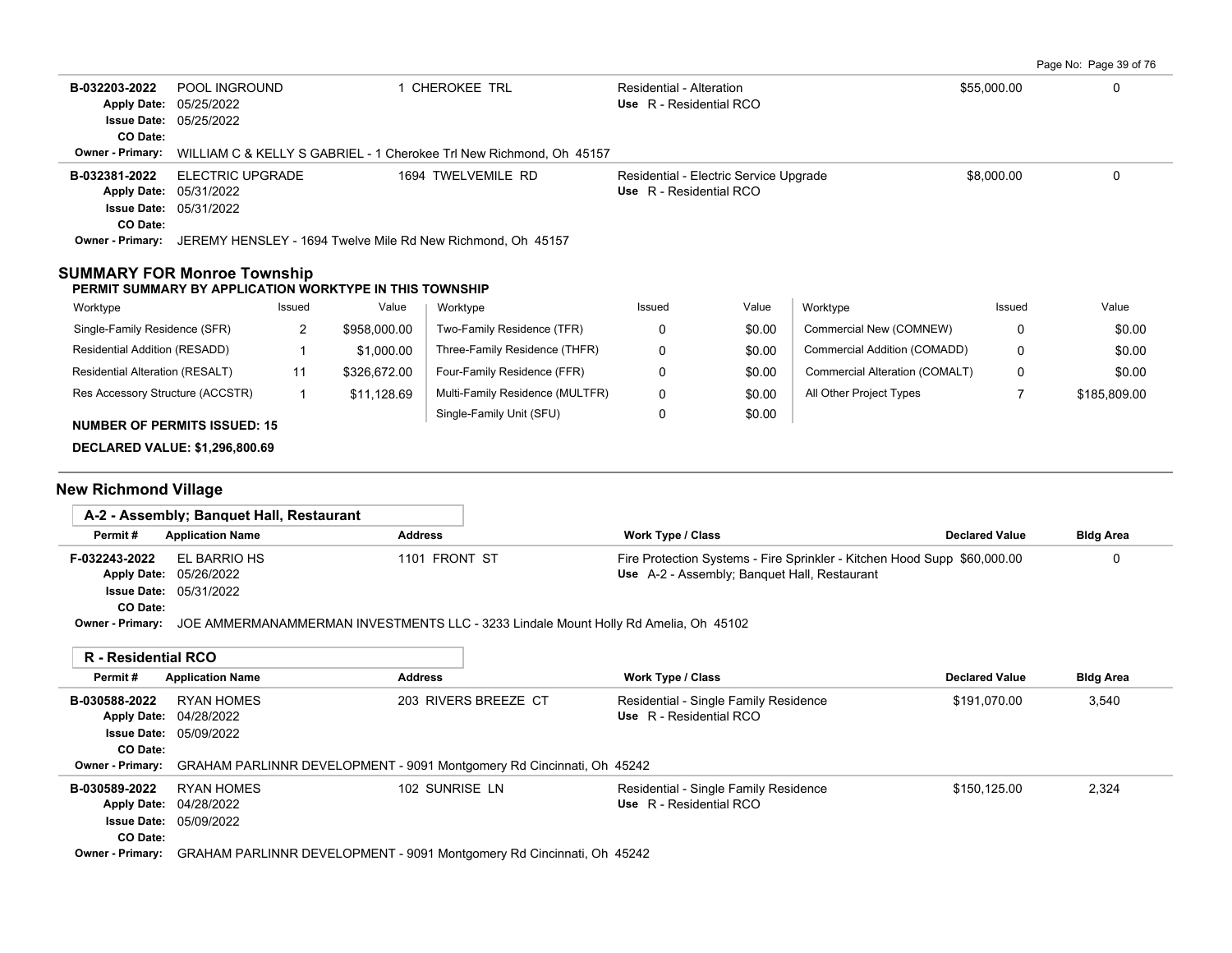| Permit # | Application Name | Address | Work Type / Class | Declared Value | Bldg Area |
|---|---|---|---|---|---|
| B-032203-2022 | POOL INGROUND | 1 CHEROKEE TRL | Residential - Alteration<br>Use R - Residential RCO | $55,000.00 | 0 |

Apply Date: 05/25/2022
Issue Date: 05/25/2022
CO Date:
Owner - Primary: WILLIAM C & KELLY S GABRIEL - 1 Cherokee Trl New Richmond, Oh 45157

| Permit # | Application Name | Address | Work Type / Class | Declared Value | Bldg Area |
|---|---|---|---|---|---|
| B-032381-2022 | ELECTRIC UPGRADE | 1694 TWELVEMILE RD | Residential - Electric Service Upgrade<br>Use R - Residential RCO | $8,000.00 | 0 |

Apply Date: 05/31/2022
Issue Date: 05/31/2022
CO Date:
Owner - Primary: JEREMY HENSLEY - 1694 Twelve Mile Rd New Richmond, Oh 45157

## SUMMARY FOR Monroe Township

**PERMIT SUMMARY BY APPLICATION WORKTYPE IN THIS TOWNSHIP**

| Worktype | Issued | Value | Worktype | Issued | Value | Worktype | Issued | Value |
|---|---|---|---|---|---|---|---|---|
| Single-Family Residence (SFR) | 2 | $958,000.00 | Two-Family Residence (TFR) | 0 | $0.00 | Commercial New (COMNEW) | 0 | $0.00 |
| Residential Addition (RESADD) | 1 | $1,000.00 | Three-Family Residence (THFR) | 0 | $0.00 | Commercial Addition (COMADD) | 0 | $0.00 |
| Residential Alteration (RESALT) | 11 | $326,672.00 | Four-Family Residence (FFR) | 0 | $0.00 | Commercial Alteration (COMALT) | 0 | $0.00 |
| Res Accessory Structure (ACCSTR) | 1 | $11,128.69 | Multi-Family Residence (MULTFR) | 0 | $0.00 | All Other Project Types | 7 | $185,809.00 |
| | | | Single-Family Unit (SFU) | 0 | $0.00 | | | |

**NUMBER OF PERMITS ISSUED: 15**

**DECLARED VALUE: $1,296,800.69**

## New Richmond Village

### A-2 - Assembly; Banquet Hall, Restaurant

| Permit # | Application Name | Address | Work Type / Class | Declared Value | Bldg Area |
|---|---|---|---|---|---|
| F-032243-2022 | EL BARRIO HS | 1101 FRONT ST | Fire Protection Systems - Fire Sprinkler - Kitchen Hood Supp<br>Use A-2 - Assembly; Banquet Hall, Restaurant | $60,000.00 | 0 |

Apply Date: 05/26/2022
Issue Date: 05/31/2022
CO Date:
Owner - Primary: JOE AMMERMANAMMERMAN INVESTMENTS LLC - 3233 Lindale Mount Holly Rd Amelia, Oh 45102

### R - Residential RCO

| Permit # | Application Name | Address | Work Type / Class | Declared Value | Bldg Area |
|---|---|---|---|---|---|
| B-030588-2022 | RYAN HOMES | 203 RIVERS BREEZE CT | Residential - Single Family Residence<br>Use R - Residential RCO | $191,070.00 | 3,540 |

Apply Date: 04/28/2022
Issue Date: 05/09/2022
CO Date:
Owner - Primary: GRAHAM PARLINNR DEVELOPMENT - 9091 Montgomery Rd Cincinnati, Oh 45242

| Permit # | Application Name | Address | Work Type / Class | Declared Value | Bldg Area |
|---|---|---|---|---|---|
| B-030589-2022 | RYAN HOMES | 102 SUNRISE LN | Residential - Single Family Residence<br>Use R - Residential RCO | $150,125.00 | 2,324 |

Apply Date: 04/28/2022
Issue Date: 05/09/2022
CO Date:
Owner - Primary: GRAHAM PARLINNR DEVELOPMENT - 9091 Montgomery Rd Cincinnati, Oh 45242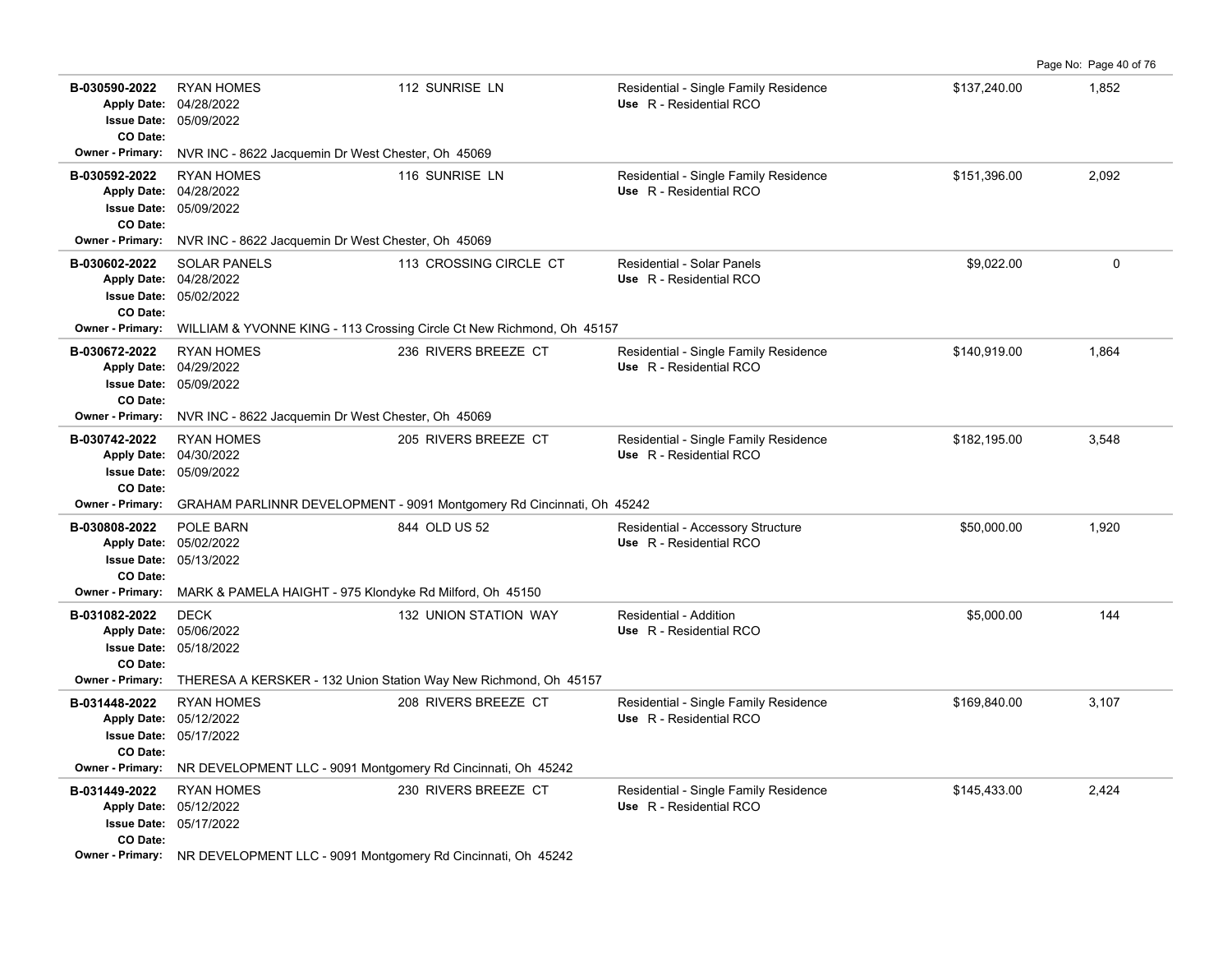| Permit # | Description | Address | Type / Use | Valuation | Sq Ft |
|---|---|---|---|---|---|
| **B-030590-2022** | RYAN HOMES | 112 SUNRISE LN | Residential - Single Family Residence | $137,240.00 | 1,852 |
| **Apply Date:** | 04/28/2022 | | **Use** R - Residential RCO | | |
| **Issue Date:** | 05/09/2022 | | | | |
| **CO Date:** | | | | | |
| **Owner - Primary:** | NVR INC - 8622 Jacquemin Dr West Chester, Oh 45069 | | | | |
| **B-030592-2022** | RYAN HOMES | 116 SUNRISE LN | Residential - Single Family Residence | $151,396.00 | 2,092 |
| **Apply Date:** | 04/28/2022 | | **Use** R - Residential RCO | | |
| **Issue Date:** | 05/09/2022 | | | | |
| **CO Date:** | | | | | |
| **Owner - Primary:** | NVR INC - 8622 Jacquemin Dr West Chester, Oh 45069 | | | | |
| **B-030602-2022** | SOLAR PANELS | 113 CROSSING CIRCLE CT | Residential - Solar Panels | $9,022.00 | 0 |
| **Apply Date:** | 04/28/2022 | | **Use** R - Residential RCO | | |
| **Issue Date:** | 05/02/2022 | | | | |
| **CO Date:** | | | | | |
| **Owner - Primary:** | WILLIAM & YVONNE KING - 113 Crossing Circle Ct New Richmond, Oh 45157 | | | | |
| **B-030672-2022** | RYAN HOMES | 236 RIVERS BREEZE CT | Residential - Single Family Residence | $140,919.00 | 1,864 |
| **Apply Date:** | 04/29/2022 | | **Use** R - Residential RCO | | |
| **Issue Date:** | 05/09/2022 | | | | |
| **CO Date:** | | | | | |
| **Owner - Primary:** | NVR INC - 8622 Jacquemin Dr West Chester, Oh 45069 | | | | |
| **B-030742-2022** | RYAN HOMES | 205 RIVERS BREEZE CT | Residential - Single Family Residence | $182,195.00 | 3,548 |
| **Apply Date:** | 04/30/2022 | | **Use** R - Residential RCO | | |
| **Issue Date:** | 05/09/2022 | | | | |
| **CO Date:** | | | | | |
| **Owner - Primary:** | GRAHAM PARLINNR DEVELOPMENT - 9091 Montgomery Rd Cincinnati, Oh 45242 | | | | |
| **B-030808-2022** | POLE BARN | 844 OLD US 52 | Residential - Accessory Structure | $50,000.00 | 1,920 |
| **Apply Date:** | 05/02/2022 | | **Use** R - Residential RCO | | |
| **Issue Date:** | 05/13/2022 | | | | |
| **CO Date:** | | | | | |
| **Owner - Primary:** | MARK & PAMELA HAIGHT - 975 Klondyke Rd Milford, Oh 45150 | | | | |
| **B-031082-2022** | DECK | 132 UNION STATION WAY | Residential - Addition | $5,000.00 | 144 |
| **Apply Date:** | 05/06/2022 | | **Use** R - Residential RCO | | |
| **Issue Date:** | 05/18/2022 | | | | |
| **CO Date:** | | | | | |
| **Owner - Primary:** | THERESA A KERSKER - 132 Union Station Way New Richmond, Oh 45157 | | | | |
| **B-031448-2022** | RYAN HOMES | 208 RIVERS BREEZE CT | Residential - Single Family Residence | $169,840.00 | 3,107 |
| **Apply Date:** | 05/12/2022 | | **Use** R - Residential RCO | | |
| **Issue Date:** | 05/17/2022 | | | | |
| **CO Date:** | | | | | |
| **Owner - Primary:** | NR DEVELOPMENT LLC - 9091 Montgomery Rd Cincinnati, Oh 45242 | | | | |
| **B-031449-2022** | RYAN HOMES | 230 RIVERS BREEZE CT | Residential - Single Family Residence | $145,433.00 | 2,424 |
| **Apply Date:** | 05/12/2022 | | **Use** R - Residential RCO | | |
| **Issue Date:** | 05/17/2022 | | | | |
| **CO Date:** | | | | | |
| **Owner - Primary:** | NR DEVELOPMENT LLC - 9091 Montgomery Rd Cincinnati, Oh 45242 | | | | |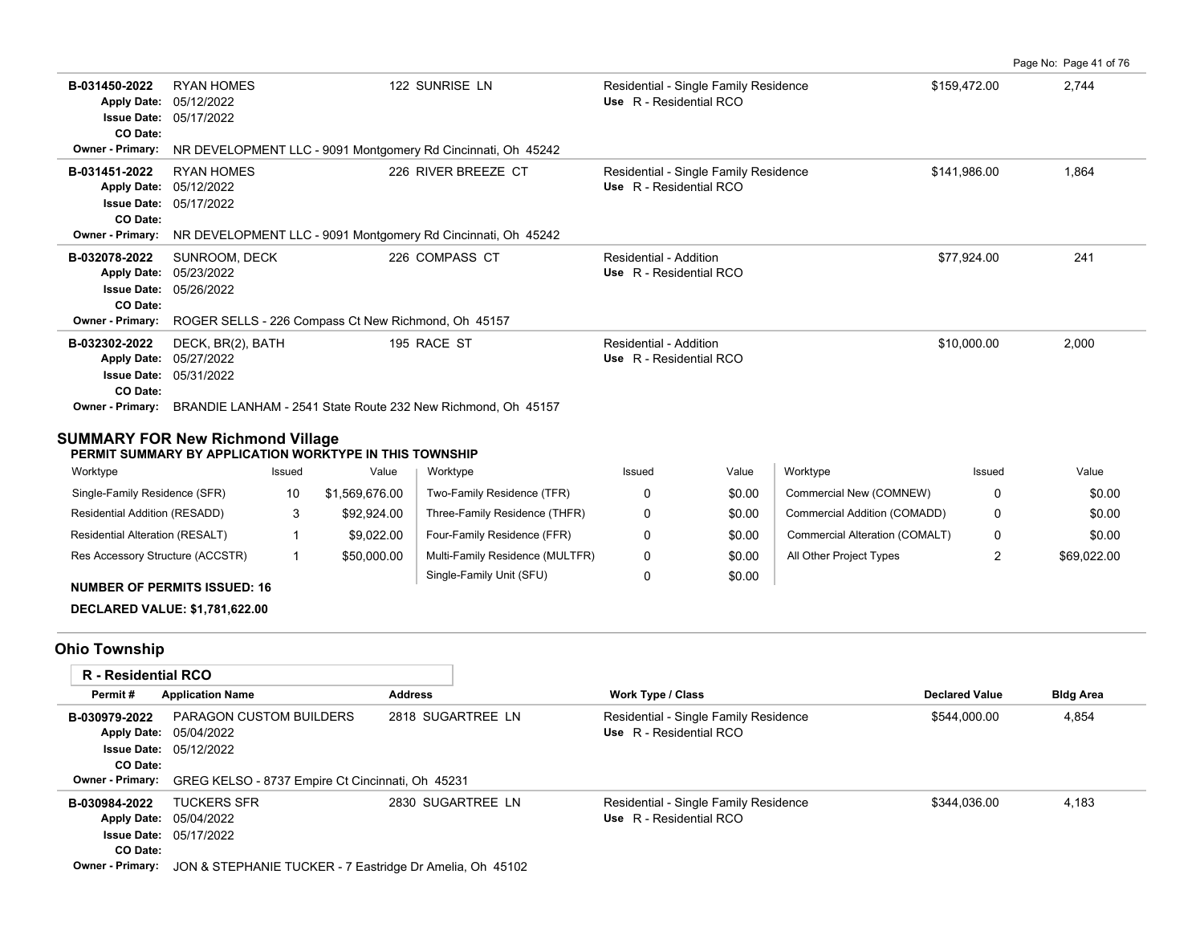| Permit # | Application Name | Address | Work Type / Class | Declared Value | Bldg Area |
|---|---|---|---|---|---|
| B-031450-2022 | RYAN HOMES | 122 SUNRISE LN | Residential - Single Family Residence | $159,472.00 | 2,744 |
| Apply Date: | 05/12/2022 | | Use R - Residential RCO | | |
| Issue Date: | 05/17/2022 | | | | |
| CO Date: | | | | | |
| Owner - Primary: | NR DEVELOPMENT LLC - 9091 Montgomery Rd Cincinnati, Oh 45242 | | | | |
| B-031451-2022 | RYAN HOMES | 226 RIVER BREEZE CT | Residential - Single Family Residence | $141,986.00 | 1,864 |
| Apply Date: | 05/12/2022 | | Use R - Residential RCO | | |
| Issue Date: | 05/17/2022 | | | | |
| CO Date: | | | | | |
| Owner - Primary: | NR DEVELOPMENT LLC - 9091 Montgomery Rd Cincinnati, Oh 45242 | | | | |
| B-032078-2022 | SUNROOM, DECK | 226 COMPASS CT | Residential - Addition | $77,924.00 | 241 |
| Apply Date: | 05/23/2022 | | Use R - Residential RCO | | |
| Issue Date: | 05/26/2022 | | | | |
| CO Date: | | | | | |
| Owner - Primary: | ROGER SELLS - 226 Compass Ct New Richmond, Oh 45157 | | | | |
| B-032302-2022 | DECK, BR(2), BATH | 195 RACE ST | Residential - Addition | $10,000.00 | 2,000 |
| Apply Date: | 05/27/2022 | | Use R - Residential RCO | | |
| Issue Date: | 05/31/2022 | | | | |
| CO Date: | | | | | |
| Owner - Primary: | BRANDIE LANHAM - 2541 State Route 232 New Richmond, Oh 45157 | | | | |

## SUMMARY FOR New Richmond Village

**PERMIT SUMMARY BY APPLICATION WORKTYPE IN THIS TOWNSHIP**

| Worktype | Issued | Value | Worktype | Issued | Value | Worktype | Issued | Value |
|---|---|---|---|---|---|---|---|---|
| Single-Family Residence (SFR) | 10 | $1,569,676.00 | Two-Family Residence (TFR) | 0 | $0.00 | Commercial New (COMNEW) | 0 | $0.00 |
| Residential Addition (RESADD) | 3 | $92,924.00 | Three-Family Residence (THFR) | 0 | $0.00 | Commercial Addition (COMADD) | 0 | $0.00 |
| Residential Alteration (RESALT) | 1 | $9,022.00 | Four-Family Residence (FFR) | 0 | $0.00 | Commercial Alteration (COMALT) | 0 | $0.00 |
| Res Accessory Structure (ACCSTR) | 1 | $50,000.00 | Multi-Family Residence (MULTFR) | 0 | $0.00 | All Other Project Types | 2 | $69,022.00 |
| | | | Single-Family Unit (SFU) | 0 | $0.00 | | | |

**NUMBER OF PERMITS ISSUED: 16**

**DECLARED VALUE: $1,781,622.00**

## Ohio Township

### R - Residential RCO

| Permit # | Application Name | Address | Work Type / Class | Declared Value | Bldg Area |
|---|---|---|---|---|---|
| B-030979-2022 | PARAGON CUSTOM BUILDERS | 2818 SUGARTREE LN | Residential - Single Family Residence | $544,000.00 | 4,854 |
| Apply Date: | 05/04/2022 | | Use R - Residential RCO | | |
| Issue Date: | 05/12/2022 | | | | |
| CO Date: | | | | | |
| Owner - Primary: | GREG KELSO - 8737 Empire Ct Cincinnati, Oh 45231 | | | | |
| B-030984-2022 | TUCKERS SFR | 2830 SUGARTREE LN | Residential - Single Family Residence | $344,036.00 | 4,183 |
| Apply Date: | 05/04/2022 | | Use R - Residential RCO | | |
| Issue Date: | 05/17/2022 | | | | |
| CO Date: | | | | | |
| Owner - Primary: | JON & STEPHANIE TUCKER - 7 Eastridge Dr Amelia, Oh 45102 | | | | |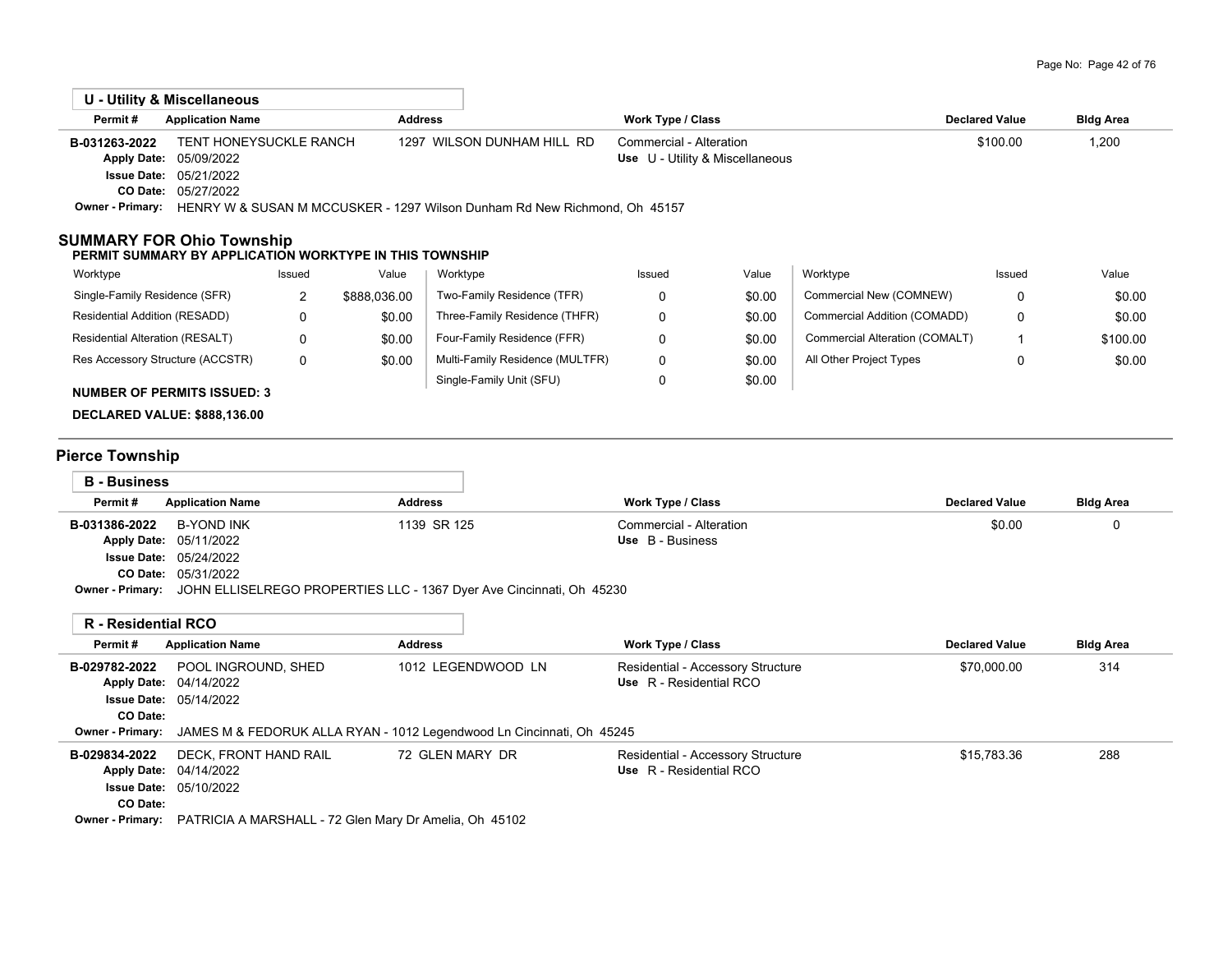### U - Utility & Miscellaneous

| Permit # | Application Name | Address | Work Type / Class | Declared Value | Bldg Area |
|---|---|---|---|---|---|
| B-031263-2022 | TENT HONEYSUCKLE RANCH | 1297 WILSON DUNHAM HILL RD | Commercial - Alteration | $100.00 | 1,200 |
| Apply Date: | 05/09/2022 | | Use U - Utility & Miscellaneous | | |
| Issue Date: | 05/21/2022 | | | | |
| CO Date: | 05/27/2022 | | | | |
| Owner - Primary: | HENRY W & SUSAN M MCCUSKER - 1297 Wilson Dunham Rd New Richmond, Oh 45157 | | | | |

## SUMMARY FOR Ohio Township

**PERMIT SUMMARY BY APPLICATION WORKTYPE IN THIS TOWNSHIP**

| Worktype | Issued | Value | Worktype | Issued | Value | Worktype | Issued | Value |
|---|---|---|---|---|---|---|---|---|
| Single-Family Residence (SFR) | 2 | $888,036.00 | Two-Family Residence (TFR) | 0 | $0.00 | Commercial New (COMNEW) | 0 | $0.00 |
| Residential Addition (RESADD) | 0 | $0.00 | Three-Family Residence (THFR) | 0 | $0.00 | Commercial Addition (COMADD) | 0 | $0.00 |
| Residential Alteration (RESALT) | 0 | $0.00 | Four-Family Residence (FFR) | 0 | $0.00 | Commercial Alteration (COMALT) | 1 | $100.00 |
| Res Accessory Structure (ACCSTR) | 0 | $0.00 | Multi-Family Residence (MULTFR) | 0 | $0.00 | All Other Project Types | 0 | $0.00 |
| | | | Single-Family Unit (SFU) | 0 | $0.00 | | | |

**NUMBER OF PERMITS ISSUED: 3**

**DECLARED VALUE: $888,136.00**

## Pierce Township

### B - Business

| Permit # | Application Name | Address | Work Type / Class | Declared Value | Bldg Area |
|---|---|---|---|---|---|
| B-031386-2022 | B-YOND INK | 1139 SR 125 | Commercial - Alteration | $0.00 | 0 |
| Apply Date: | 05/11/2022 | | Use B - Business | | |
| Issue Date: | 05/24/2022 | | | | |
| CO Date: | 05/31/2022 | | | | |
| Owner - Primary: | JOHN ELLISELREGO PROPERTIES LLC - 1367 Dyer Ave Cincinnati, Oh 45230 | | | | |

### R - Residential RCO

| Permit # | Application Name | Address | Work Type / Class | Declared Value | Bldg Area |
|---|---|---|---|---|---|
| B-029782-2022 | POOL INGROUND, SHED | 1012 LEGENDWOOD LN | Residential - Accessory Structure | $70,000.00 | 314 |
| Apply Date: | 04/14/2022 | | Use R - Residential RCO | | |
| Issue Date: | 05/14/2022 | | | | |
| CO Date: | | | | | |
| Owner - Primary: | JAMES M & FEDORUK ALLA RYAN - 1012 Legendwood Ln Cincinnati, Oh 45245 | | | | |
| B-029834-2022 | DECK, FRONT HAND RAIL | 72 GLEN MARY DR | Residential - Accessory Structure | $15,783.36 | 288 |
| Apply Date: | 04/14/2022 | | Use R - Residential RCO | | |
| Issue Date: | 05/10/2022 | | | | |
| CO Date: | | | | | |
| Owner - Primary: | PATRICIA A MARSHALL - 72 Glen Mary Dr Amelia, Oh 45102 | | | | |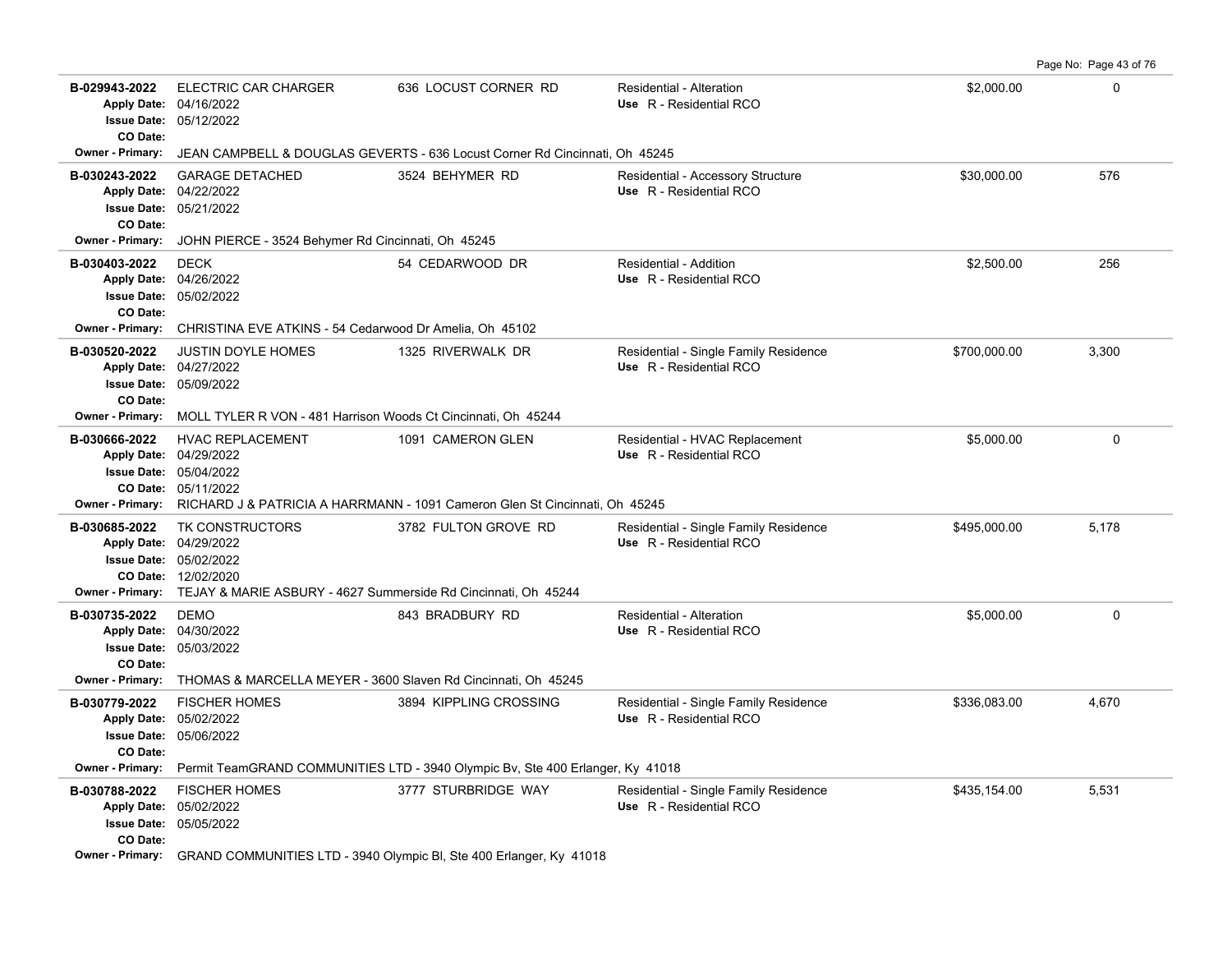| Permit No. | Description / Dates | Address | Type / Use | Valuation | Sq Ft |
|---|---|---|---|---|---|
| B-029943-2022 | ELECTRIC CAR CHARGER<br>Apply Date: 04/16/2022<br>Issue Date: 05/12/2022<br>CO Date: | 636 LOCUST CORNER RD | Residential - Alteration<br>Use R - Residential RCO | $2,000.00 | 0 |
| | Owner - Primary: JEAN CAMPBELL & DOUGLAS GEVERTS - 636 Locust Corner Rd Cincinnati, Oh 45245 | | | | |
| B-030243-2022 | GARAGE DETACHED<br>Apply Date: 04/22/2022<br>Issue Date: 05/21/2022<br>CO Date: | 3524 BEHYMER RD | Residential - Accessory Structure<br>Use R - Residential RCO | $30,000.00 | 576 |
| | Owner - Primary: JOHN PIERCE - 3524 Behymer Rd Cincinnati, Oh 45245 | | | | |
| B-030403-2022 | DECK<br>Apply Date: 04/26/2022<br>Issue Date: 05/02/2022<br>CO Date: | 54 CEDARWOOD DR | Residential - Addition<br>Use R - Residential RCO | $2,500.00 | 256 |
| | Owner - Primary: CHRISTINA EVE ATKINS - 54 Cedarwood Dr Amelia, Oh 45102 | | | | |
| B-030520-2022 | JUSTIN DOYLE HOMES<br>Apply Date: 04/27/2022<br>Issue Date: 05/09/2022<br>CO Date: | 1325 RIVERWALK DR | Residential - Single Family Residence<br>Use R - Residential RCO | $700,000.00 | 3,300 |
| | Owner - Primary: MOLL TYLER R VON - 481 Harrison Woods Ct Cincinnati, Oh 45244 | | | | |
| B-030666-2022 | HVAC REPLACEMENT<br>Apply Date: 04/29/2022<br>Issue Date: 05/04/2022<br>CO Date: 05/11/2022 | 1091 CAMERON GLEN | Residential - HVAC Replacement<br>Use R - Residential RCO | $5,000.00 | 0 |
| | Owner - Primary: RICHARD J & PATRICIA A HARRMANN - 1091 Cameron Glen St Cincinnati, Oh 45245 | | | | |
| B-030685-2022 | TK CONSTRUCTORS<br>Apply Date: 04/29/2022<br>Issue Date: 05/02/2022<br>CO Date: 12/02/2020 | 3782 FULTON GROVE RD | Residential - Single Family Residence<br>Use R - Residential RCO | $495,000.00 | 5,178 |
| | Owner - Primary: TEJAY & MARIE ASBURY - 4627 Summerside Rd Cincinnati, Oh 45244 | | | | |
| B-030735-2022 | DEMO<br>Apply Date: 04/30/2022<br>Issue Date: 05/03/2022<br>CO Date: | 843 BRADBURY RD | Residential - Alteration<br>Use R - Residential RCO | $5,000.00 | 0 |
| | Owner - Primary: THOMAS & MARCELLA MEYER - 3600 Slaven Rd Cincinnati, Oh 45245 | | | | |
| B-030779-2022 | FISCHER HOMES<br>Apply Date: 05/02/2022<br>Issue Date: 05/06/2022<br>CO Date: | 3894 KIPPLING CROSSING | Residential - Single Family Residence<br>Use R - Residential RCO | $336,083.00 | 4,670 |
| | Owner - Primary: Permit TeamGRAND COMMUNITIES LTD - 3940 Olympic Bv, Ste 400 Erlanger, Ky 41018 | | | | |
| B-030788-2022 | FISCHER HOMES<br>Apply Date: 05/02/2022<br>Issue Date: 05/05/2022<br>CO Date: | 3777 STURBRIDGE WAY | Residential - Single Family Residence<br>Use R - Residential RCO | $435,154.00 | 5,531 |
| | Owner - Primary: GRAND COMMUNITIES LTD - 3940 Olympic Bl, Ste 400 Erlanger, Ky 41018 | | | | |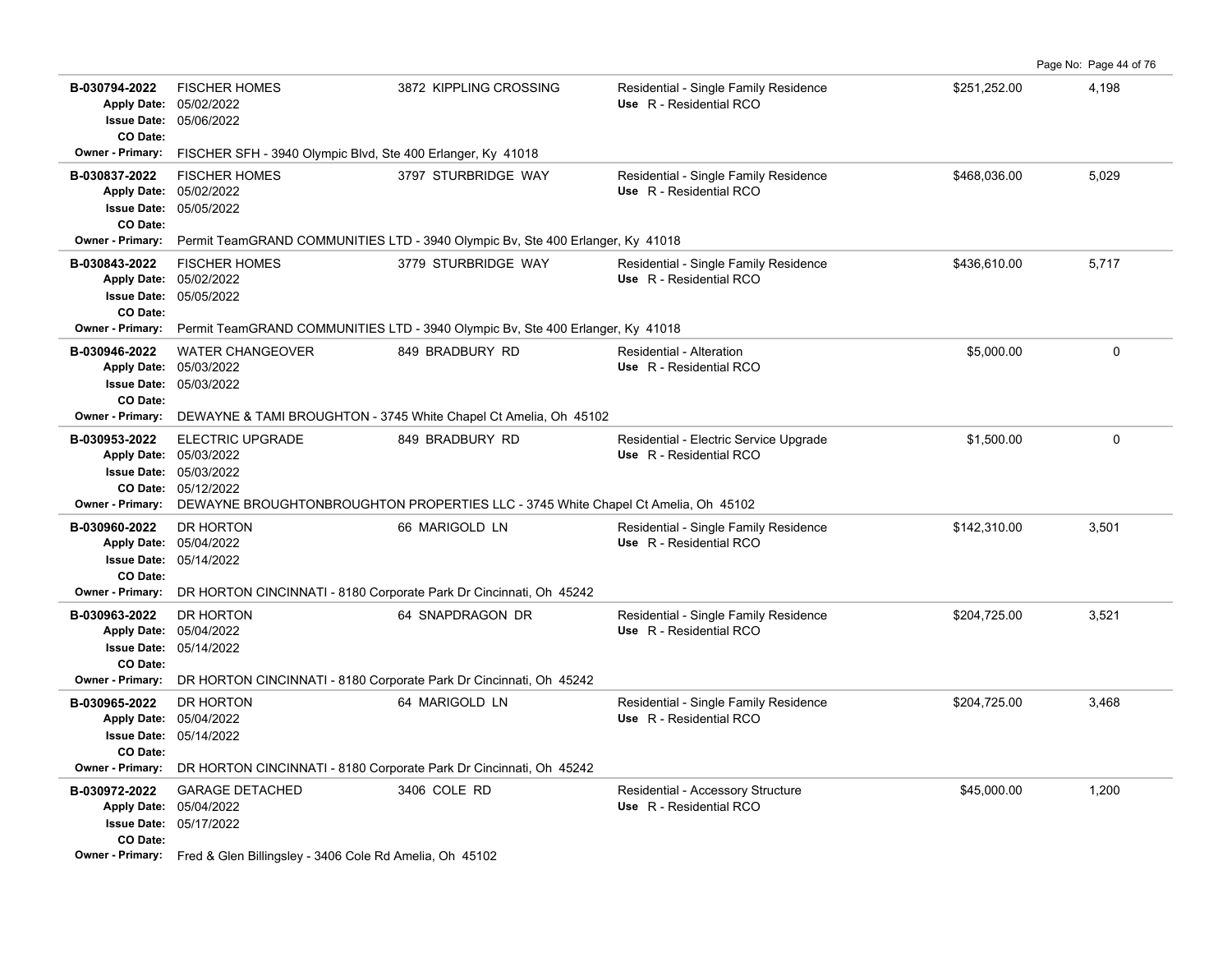| Permit # | Description | Address | Type / Use | Valuation | Sq Ft |
|---|---|---|---|---|---|
| **B-030794-2022**<br>Apply Date: 05/02/2022<br>Issue Date: 05/06/2022<br>CO Date: | FISCHER HOMES | 3872 KIPPLING CROSSING | Residential - Single Family Residence<br>Use R - Residential RCO | $251,252.00 | 4,198 |
| Owner - Primary: FISCHER SFH - 3940 Olympic Blvd, Ste 400 Erlanger, Ky 41018 | | | | | |
| **B-030837-2022**<br>Apply Date: 05/02/2022<br>Issue Date: 05/05/2022<br>CO Date: | FISCHER HOMES | 3797 STURBRIDGE WAY | Residential - Single Family Residence<br>Use R - Residential RCO | $468,036.00 | 5,029 |
| Owner - Primary: Permit TeamGRAND COMMUNITIES LTD - 3940 Olympic Bv, Ste 400 Erlanger, Ky 41018 | | | | | |
| **B-030843-2022**<br>Apply Date: 05/02/2022<br>Issue Date: 05/05/2022<br>CO Date: | FISCHER HOMES | 3779 STURBRIDGE WAY | Residential - Single Family Residence<br>Use R - Residential RCO | $436,610.00 | 5,717 |
| Owner - Primary: Permit TeamGRAND COMMUNITIES LTD - 3940 Olympic Bv, Ste 400 Erlanger, Ky 41018 | | | | | |
| **B-030946-2022**<br>Apply Date: 05/03/2022<br>Issue Date: 05/03/2022<br>CO Date: | WATER CHANGEOVER | 849 BRADBURY RD | Residential - Alteration<br>Use R - Residential RCO | $5,000.00 | 0 |
| Owner - Primary: DEWAYNE & TAMI BROUGHTON - 3745 White Chapel Ct Amelia, Oh 45102 | | | | | |
| **B-030953-2022**<br>Apply Date: 05/03/2022<br>Issue Date: 05/03/2022<br>CO Date: 05/12/2022 | ELECTRIC UPGRADE | 849 BRADBURY RD | Residential - Electric Service Upgrade<br>Use R - Residential RCO | $1,500.00 | 0 |
| Owner - Primary: DEWAYNE BROUGHTONBROUGHTON PROPERTIES LLC - 3745 White Chapel Ct Amelia, Oh 45102 | | | | | |
| **B-030960-2022**<br>Apply Date: 05/04/2022<br>Issue Date: 05/14/2022<br>CO Date: | DR HORTON | 66 MARIGOLD LN | Residential - Single Family Residence<br>Use R - Residential RCO | $142,310.00 | 3,501 |
| Owner - Primary: DR HORTON CINCINNATI - 8180 Corporate Park Dr Cincinnati, Oh 45242 | | | | | |
| **B-030963-2022**<br>Apply Date: 05/04/2022<br>Issue Date: 05/14/2022<br>CO Date: | DR HORTON | 64 SNAPDRAGON DR | Residential - Single Family Residence<br>Use R - Residential RCO | $204,725.00 | 3,521 |
| Owner - Primary: DR HORTON CINCINNATI - 8180 Corporate Park Dr Cincinnati, Oh 45242 | | | | | |
| **B-030965-2022**<br>Apply Date: 05/04/2022<br>Issue Date: 05/14/2022<br>CO Date: | DR HORTON | 64 MARIGOLD LN | Residential - Single Family Residence<br>Use R - Residential RCO | $204,725.00 | 3,468 |
| Owner - Primary: DR HORTON CINCINNATI - 8180 Corporate Park Dr Cincinnati, Oh 45242 | | | | | |
| **B-030972-2022**<br>Apply Date: 05/04/2022<br>Issue Date: 05/17/2022<br>CO Date: | GARAGE DETACHED | 3406 COLE RD | Residential - Accessory Structure<br>Use R - Residential RCO | $45,000.00 | 1,200 |
| Owner - Primary: Fred & Glen Billingsley - 3406 Cole Rd Amelia, Oh 45102 | | | | | |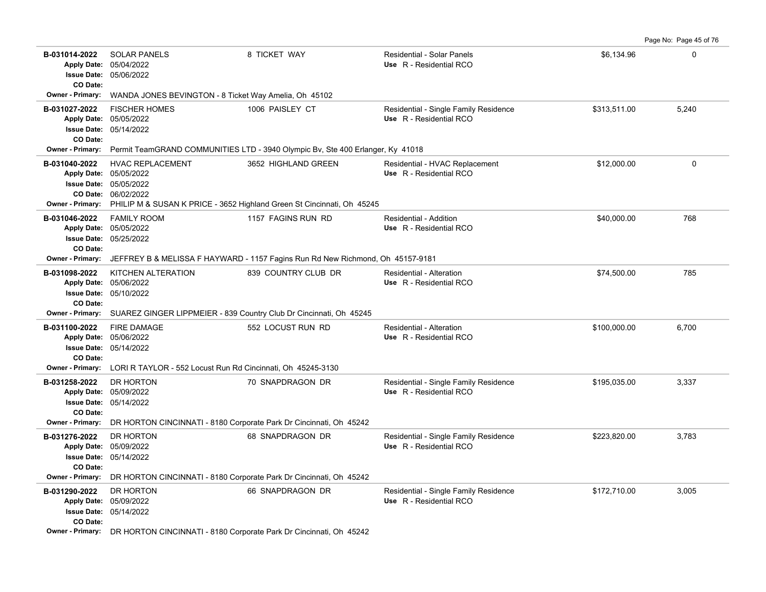| Permit | Description | Address | Type / Use | Valuation | Sq Ft |
|---|---|---|---|---|---|
| **B-031014-2022**<br>Apply Date: 05/04/2022<br>Issue Date: 05/06/2022<br>CO Date: | SOLAR PANELS | 8 TICKET WAY | Residential - Solar Panels<br>Use R - Residential RCO | $6,134.96 | 0 |
| Owner - Primary: WANDA JONES BEVINGTON - 8 Ticket Way Amelia, Oh 45102 | | | | | |
| **B-031027-2022**<br>Apply Date: 05/05/2022<br>Issue Date: 05/14/2022<br>CO Date: | FISCHER HOMES | 1006 PAISLEY CT | Residential - Single Family Residence<br>Use R - Residential RCO | $313,511.00 | 5,240 |
| Owner - Primary: Permit TeamGRAND COMMUNITIES LTD - 3940 Olympic Bv, Ste 400 Erlanger, Ky 41018 | | | | | |
| **B-031040-2022**<br>Apply Date: 05/05/2022<br>Issue Date: 05/05/2022<br>CO Date: 06/02/2022 | HVAC REPLACEMENT | 3652 HIGHLAND GREEN | Residential - HVAC Replacement<br>Use R - Residential RCO | $12,000.00 | 0 |
| Owner - Primary: PHILIP M & SUSAN K PRICE - 3652 Highland Green St Cincinnati, Oh 45245 | | | | | |
| **B-031046-2022**<br>Apply Date: 05/05/2022<br>Issue Date: 05/25/2022<br>CO Date: | FAMILY ROOM | 1157 FAGINS RUN RD | Residential - Addition<br>Use R - Residential RCO | $40,000.00 | 768 |
| Owner - Primary: JEFFREY B & MELISSA F HAYWARD - 1157 Fagins Run Rd New Richmond, Oh 45157-9181 | | | | | |
| **B-031098-2022**<br>Apply Date: 05/06/2022<br>Issue Date: 05/10/2022<br>CO Date: | KITCHEN ALTERATION | 839 COUNTRY CLUB DR | Residential - Alteration<br>Use R - Residential RCO | $74,500.00 | 785 |
| Owner - Primary: SUAREZ GINGER LIPPMEIER - 839 Country Club Dr Cincinnati, Oh 45245 | | | | | |
| **B-031100-2022**<br>Apply Date: 05/06/2022<br>Issue Date: 05/14/2022<br>CO Date: | FIRE DAMAGE | 552 LOCUST RUN RD | Residential - Alteration<br>Use R - Residential RCO | $100,000.00 | 6,700 |
| Owner - Primary: LORI R TAYLOR - 552 Locust Run Rd Cincinnati, Oh 45245-3130 | | | | | |
| **B-031258-2022**<br>Apply Date: 05/09/2022<br>Issue Date: 05/14/2022<br>CO Date: | DR HORTON | 70 SNAPDRAGON DR | Residential - Single Family Residence<br>Use R - Residential RCO | $195,035.00 | 3,337 |
| Owner - Primary: DR HORTON CINCINNATI - 8180 Corporate Park Dr Cincinnati, Oh 45242 | | | | | |
| **B-031276-2022**<br>Apply Date: 05/09/2022<br>Issue Date: 05/14/2022<br>CO Date: | DR HORTON | 68 SNAPDRAGON DR | Residential - Single Family Residence<br>Use R - Residential RCO | $223,820.00 | 3,783 |
| Owner - Primary: DR HORTON CINCINNATI - 8180 Corporate Park Dr Cincinnati, Oh 45242 | | | | | |
| **B-031290-2022**<br>Apply Date: 05/09/2022<br>Issue Date: 05/14/2022<br>CO Date: | DR HORTON | 66 SNAPDRAGON DR | Residential - Single Family Residence<br>Use R - Residential RCO | $172,710.00 | 3,005 |
| Owner - Primary: DR HORTON CINCINNATI - 8180 Corporate Park Dr Cincinnati, Oh 45242 | | | | | |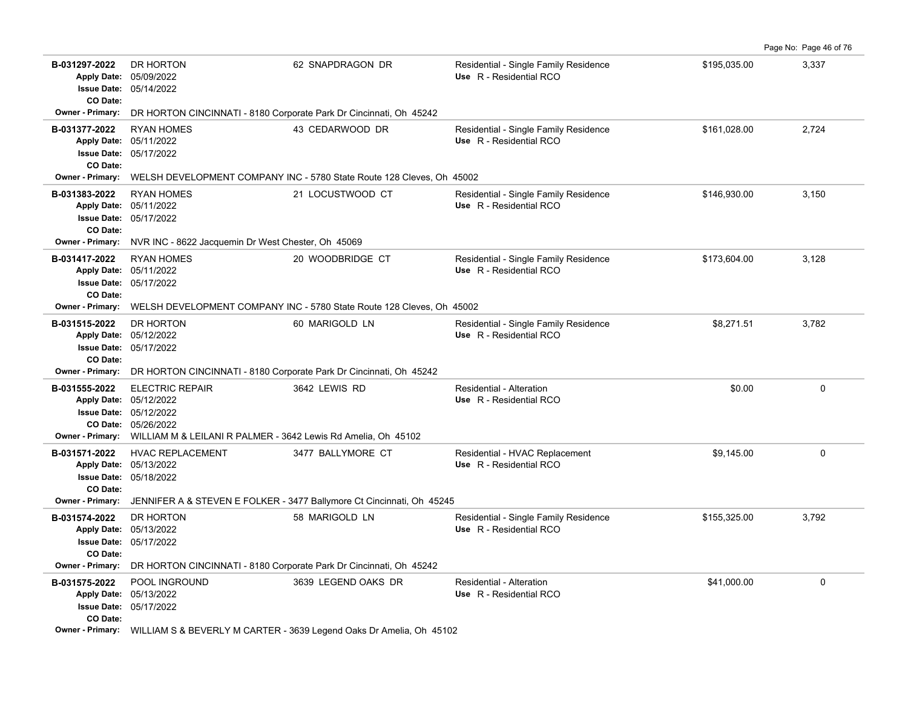| Permit # | Contractor / Dates | Address | Type / Use | Valuation | Sq Ft |
|---|---|---|---|---|---|
| B-031297-2022 | DR HORTON<br>Apply Date: 05/09/2022<br>Issue Date: 05/14/2022<br>CO Date: | 62 SNAPDRAGON DR | Residential - Single Family Residence<br>Use R - Residential RCO | $195,035.00 | 3,337 |
| Owner - Primary: | DR HORTON CINCINNATI - 8180 Corporate Park Dr Cincinnati, Oh 45242 | | | | |
| B-031377-2022 | RYAN HOMES<br>Apply Date: 05/11/2022<br>Issue Date: 05/17/2022<br>CO Date: | 43 CEDARWOOD DR | Residential - Single Family Residence<br>Use R - Residential RCO | $161,028.00 | 2,724 |
| Owner - Primary: | WELSH DEVELOPMENT COMPANY INC - 5780 State Route 128 Cleves, Oh 45002 | | | | |
| B-031383-2022 | RYAN HOMES<br>Apply Date: 05/11/2022<br>Issue Date: 05/17/2022<br>CO Date: | 21 LOCUSTWOOD CT | Residential - Single Family Residence<br>Use R - Residential RCO | $146,930.00 | 3,150 |
| Owner - Primary: | NVR INC - 8622 Jacquemin Dr West Chester, Oh 45069 | | | | |
| B-031417-2022 | RYAN HOMES<br>Apply Date: 05/11/2022<br>Issue Date: 05/17/2022<br>CO Date: | 20 WOODBRIDGE CT | Residential - Single Family Residence<br>Use R - Residential RCO | $173,604.00 | 3,128 |
| Owner - Primary: | WELSH DEVELOPMENT COMPANY INC - 5780 State Route 128 Cleves, Oh 45002 | | | | |
| B-031515-2022 | DR HORTON<br>Apply Date: 05/12/2022<br>Issue Date: 05/17/2022<br>CO Date: | 60 MARIGOLD LN | Residential - Single Family Residence<br>Use R - Residential RCO | $8,271.51 | 3,782 |
| Owner - Primary: | DR HORTON CINCINNATI - 8180 Corporate Park Dr Cincinnati, Oh 45242 | | | | |
| B-031555-2022 | ELECTRIC REPAIR<br>Apply Date: 05/12/2022<br>Issue Date: 05/12/2022<br>CO Date: 05/26/2022 | 3642 LEWIS RD | Residential - Alteration<br>Use R - Residential RCO | $0.00 | 0 |
| Owner - Primary: | WILLIAM M & LEILANI R PALMER - 3642 Lewis Rd Amelia, Oh 45102 | | | | |
| B-031571-2022 | HVAC REPLACEMENT<br>Apply Date: 05/13/2022<br>Issue Date: 05/18/2022<br>CO Date: | 3477 BALLYMORE CT | Residential - HVAC Replacement<br>Use R - Residential RCO | $9,145.00 | 0 |
| Owner - Primary: | JENNIFER A & STEVEN E FOLKER - 3477 Ballymore Ct Cincinnati, Oh 45245 | | | | |
| B-031574-2022 | DR HORTON<br>Apply Date: 05/13/2022<br>Issue Date: 05/17/2022<br>CO Date: | 58 MARIGOLD LN | Residential - Single Family Residence<br>Use R - Residential RCO | $155,325.00 | 3,792 |
| Owner - Primary: | DR HORTON CINCINNATI - 8180 Corporate Park Dr Cincinnati, Oh 45242 | | | | |
| B-031575-2022 | POOL INGROUND<br>Apply Date: 05/13/2022<br>Issue Date: 05/17/2022<br>CO Date: | 3639 LEGEND OAKS DR | Residential - Alteration<br>Use R - Residential RCO | $41,000.00 | 0 |
| Owner - Primary: | WILLIAM S & BEVERLY M CARTER - 3639 Legend Oaks Dr Amelia, Oh 45102 | | | | |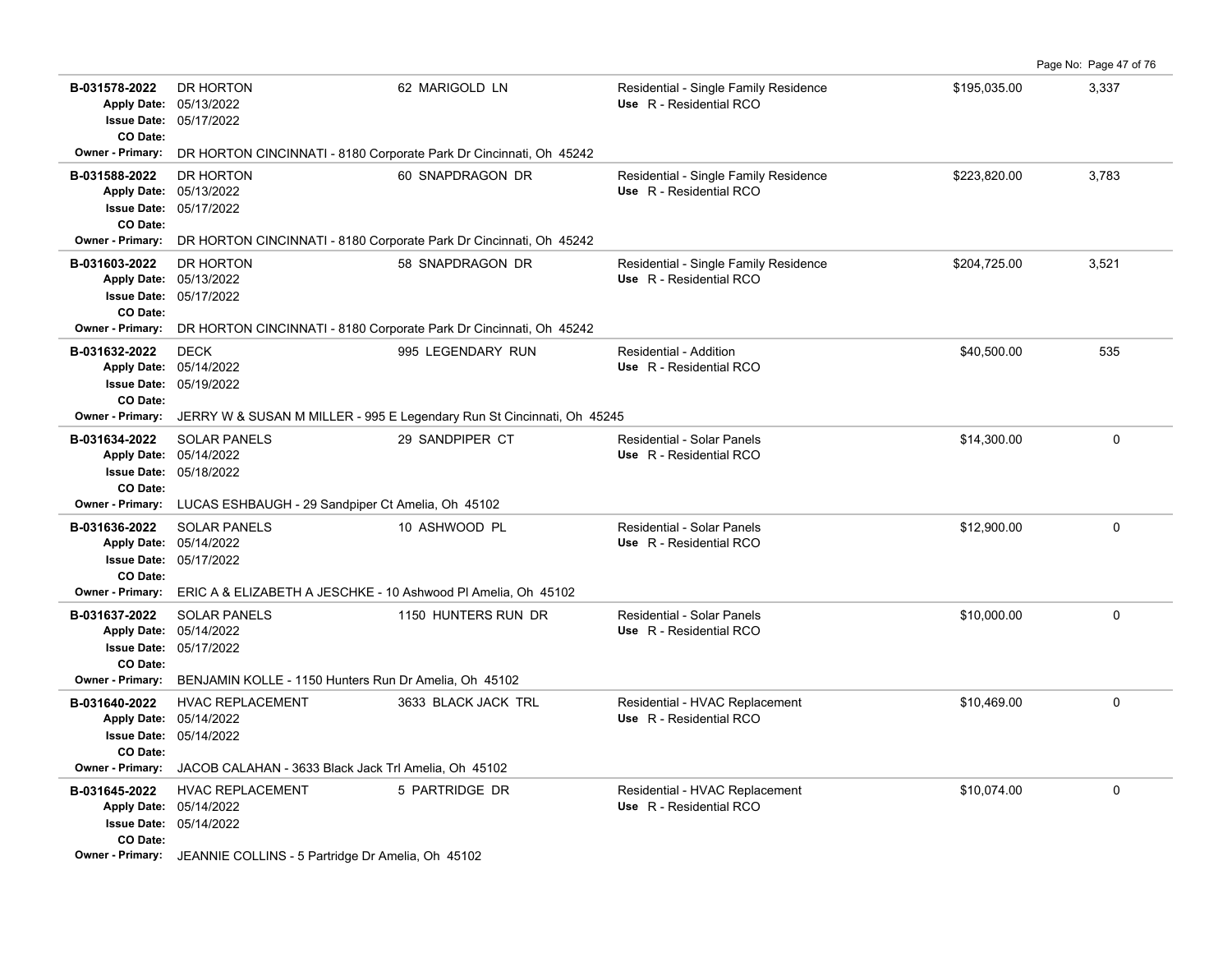| Permit # | Description / Dates | Address | Type / Use | Value | Sq Ft |
|---|---|---|---|---|---|
| B-031578-2022 | DR HORTON<br>Apply Date: 05/13/2022<br>Issue Date: 05/17/2022<br>CO Date: | 62 MARIGOLD LN | Residential - Single Family Residence<br>Use R - Residential RCO | $195,035.00 | 3,337 |
| Owner - Primary: | DR HORTON CINCINNATI - 8180 Corporate Park Dr Cincinnati, Oh 45242 | | | | |
| B-031588-2022 | DR HORTON<br>Apply Date: 05/13/2022<br>Issue Date: 05/17/2022<br>CO Date: | 60 SNAPDRAGON DR | Residential - Single Family Residence<br>Use R - Residential RCO | $223,820.00 | 3,783 |
| Owner - Primary: | DR HORTON CINCINNATI - 8180 Corporate Park Dr Cincinnati, Oh 45242 | | | | |
| B-031603-2022 | DR HORTON<br>Apply Date: 05/13/2022<br>Issue Date: 05/17/2022<br>CO Date: | 58 SNAPDRAGON DR | Residential - Single Family Residence<br>Use R - Residential RCO | $204,725.00 | 3,521 |
| Owner - Primary: | DR HORTON CINCINNATI - 8180 Corporate Park Dr Cincinnati, Oh 45242 | | | | |
| B-031632-2022 | DECK<br>Apply Date: 05/14/2022<br>Issue Date: 05/19/2022<br>CO Date: | 995 LEGENDARY RUN | Residential - Addition<br>Use R - Residential RCO | $40,500.00 | 535 |
| Owner - Primary: | JERRY W & SUSAN M MILLER - 995 E Legendary Run St Cincinnati, Oh 45245 | | | | |
| B-031634-2022 | SOLAR PANELS<br>Apply Date: 05/14/2022<br>Issue Date: 05/18/2022<br>CO Date: | 29 SANDPIPER CT | Residential - Solar Panels<br>Use R - Residential RCO | $14,300.00 | 0 |
| Owner - Primary: | LUCAS ESHBAUGH - 29 Sandpiper Ct Amelia, Oh 45102 | | | | |
| B-031636-2022 | SOLAR PANELS<br>Apply Date: 05/14/2022<br>Issue Date: 05/17/2022<br>CO Date: | 10 ASHWOOD PL | Residential - Solar Panels<br>Use R - Residential RCO | $12,900.00 | 0 |
| Owner - Primary: | ERIC A & ELIZABETH A JESCHKE - 10 Ashwood Pl Amelia, Oh 45102 | | | | |
| B-031637-2022 | SOLAR PANELS<br>Apply Date: 05/14/2022<br>Issue Date: 05/17/2022<br>CO Date: | 1150 HUNTERS RUN DR | Residential - Solar Panels<br>Use R - Residential RCO | $10,000.00 | 0 |
| Owner - Primary: | BENJAMIN KOLLE - 1150 Hunters Run Dr Amelia, Oh 45102 | | | | |
| B-031640-2022 | HVAC REPLACEMENT<br>Apply Date: 05/14/2022<br>Issue Date: 05/14/2022<br>CO Date: | 3633 BLACK JACK TRL | Residential - HVAC Replacement<br>Use R - Residential RCO | $10,469.00 | 0 |
| Owner - Primary: | JACOB CALAHAN - 3633 Black Jack Trl Amelia, Oh 45102 | | | | |
| B-031645-2022 | HVAC REPLACEMENT<br>Apply Date: 05/14/2022<br>Issue Date: 05/14/2022<br>CO Date: | 5 PARTRIDGE DR | Residential - HVAC Replacement<br>Use R - Residential RCO | $10,074.00 | 0 |
| Owner - Primary: | JEANNIE COLLINS - 5 Partridge Dr Amelia, Oh 45102 | | | | |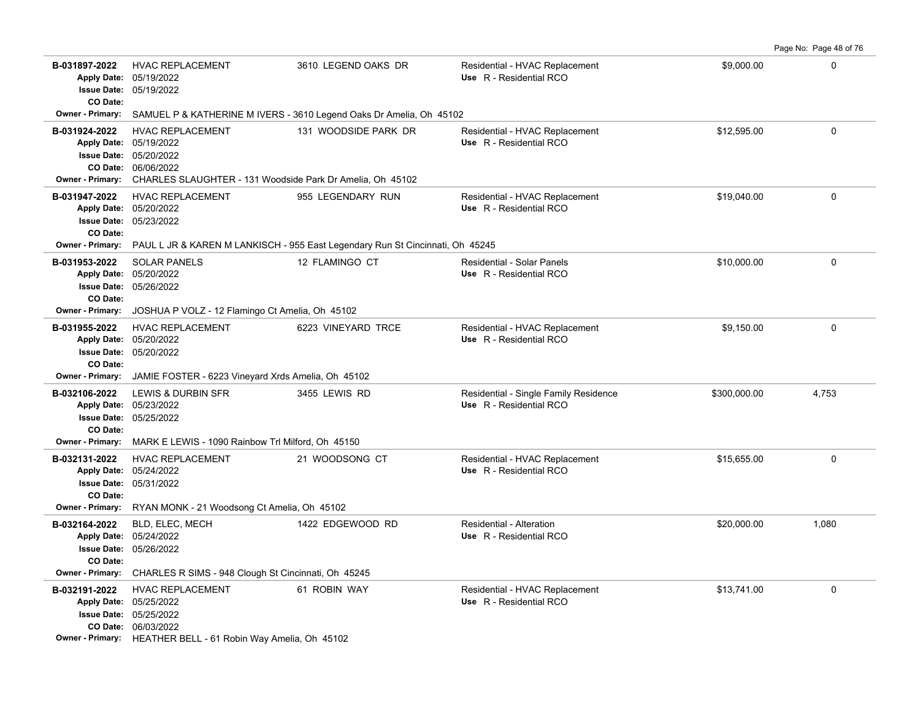| Permit # | Description | Address | Type / Use | Valuation | Sq Ft |
|---|---|---|---|---|---|
| B-031897-2022<br>Apply Date: 05/19/2022<br>Issue Date: 05/19/2022<br>CO Date: | HVAC REPLACEMENT | 3610 LEGEND OAKS DR | Residential - HVAC Replacement<br>Use R - Residential RCO | $9,000.00 | 0 |
| Owner - Primary: SAMUEL P & KATHERINE M IVERS - 3610 Legend Oaks Dr Amelia, Oh 45102 | | | | | |
| B-031924-2022<br>Apply Date: 05/19/2022<br>Issue Date: 05/20/2022<br>CO Date: 06/06/2022 | HVAC REPLACEMENT | 131 WOODSIDE PARK DR | Residential - HVAC Replacement<br>Use R - Residential RCO | $12,595.00 | 0 |
| Owner - Primary: CHARLES SLAUGHTER - 131 Woodside Park Dr Amelia, Oh 45102 | | | | | |
| B-031947-2022<br>Apply Date: 05/20/2022<br>Issue Date: 05/23/2022<br>CO Date: | HVAC REPLACEMENT | 955 LEGENDARY RUN | Residential - HVAC Replacement<br>Use R - Residential RCO | $19,040.00 | 0 |
| Owner - Primary: PAUL L JR & KAREN M LANKISCH - 955 East Legendary Run St Cincinnati, Oh 45245 | | | | | |
| B-031953-2022<br>Apply Date: 05/20/2022<br>Issue Date: 05/26/2022<br>CO Date: | SOLAR PANELS | 12 FLAMINGO CT | Residential - Solar Panels<br>Use R - Residential RCO | $10,000.00 | 0 |
| Owner - Primary: JOSHUA P VOLZ - 12 Flamingo Ct Amelia, Oh 45102 | | | | | |
| B-031955-2022<br>Apply Date: 05/20/2022<br>Issue Date: 05/20/2022<br>CO Date: | HVAC REPLACEMENT | 6223 VINEYARD TRCE | Residential - HVAC Replacement<br>Use R - Residential RCO | $9,150.00 | 0 |
| Owner - Primary: JAMIE FOSTER - 6223 Vineyard Xrds Amelia, Oh 45102 | | | | | |
| B-032106-2022<br>Apply Date: 05/23/2022<br>Issue Date: 05/25/2022<br>CO Date: | LEWIS & DURBIN SFR | 3455 LEWIS RD | Residential - Single Family Residence<br>Use R - Residential RCO | $300,000.00 | 4,753 |
| Owner - Primary: MARK E LEWIS - 1090 Rainbow Trl Milford, Oh 45150 | | | | | |
| B-032131-2022<br>Apply Date: 05/24/2022<br>Issue Date: 05/31/2022<br>CO Date: | HVAC REPLACEMENT | 21 WOODSONG CT | Residential - HVAC Replacement<br>Use R - Residential RCO | $15,655.00 | 0 |
| Owner - Primary: RYAN MONK - 21 Woodsong Ct Amelia, Oh 45102 | | | | | |
| B-032164-2022<br>Apply Date: 05/24/2022<br>Issue Date: 05/26/2022<br>CO Date: | BLD, ELEC, MECH | 1422 EDGEWOOD RD | Residential - Alteration<br>Use R - Residential RCO | $20,000.00 | 1,080 |
| Owner - Primary: CHARLES R SIMS - 948 Clough St Cincinnati, Oh 45245 | | | | | |
| B-032191-2022<br>Apply Date: 05/25/2022<br>Issue Date: 05/25/2022<br>CO Date: 06/03/2022 | HVAC REPLACEMENT | 61 ROBIN WAY | Residential - HVAC Replacement<br>Use R - Residential RCO | $13,741.00 | 0 |
| Owner - Primary: HEATHER BELL - 61 Robin Way Amelia, Oh 45102 | | | | | |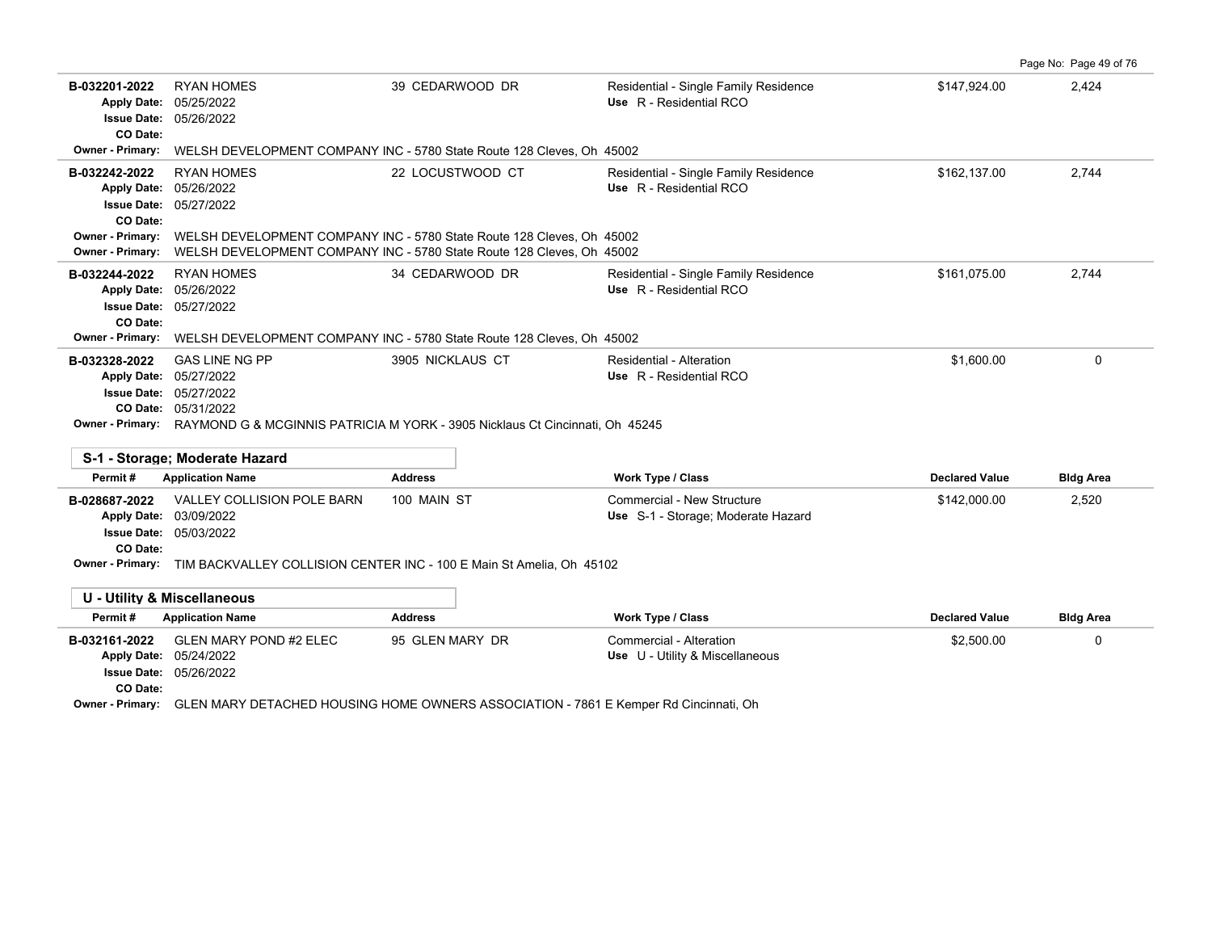| Permit # | Application Name | Address | Work Type / Class | Declared Value | Bldg Area |
|---|---|---|---|---|---|
| B-032201-2022 | RYAN HOMES | 39 CEDARWOOD DR | Residential - Single Family Residence | $147,924.00 | 2,424 |
| Apply Date: | 05/25/2022 | | Use R - Residential RCO | | |
| Issue Date: | 05/26/2022 | | | | |
| CO Date: | | | | | |
| Owner - Primary: | WELSH DEVELOPMENT COMPANY INC - 5780 State Route 128 Cleves, Oh 45002 | | | | |
| B-032242-2022 | RYAN HOMES | 22 LOCUSTWOOD CT | Residential - Single Family Residence | $162,137.00 | 2,744 |
| Apply Date: | 05/26/2022 | | Use R - Residential RCO | | |
| Issue Date: | 05/27/2022 | | | | |
| CO Date: | | | | | |
| Owner - Primary: | WELSH DEVELOPMENT COMPANY INC - 5780 State Route 128 Cleves, Oh 45002 | | | | |
| Owner - Primary: | WELSH DEVELOPMENT COMPANY INC - 5780 State Route 128 Cleves, Oh 45002 | | | | |
| B-032244-2022 | RYAN HOMES | 34 CEDARWOOD DR | Residential - Single Family Residence | $161,075.00 | 2,744 |
| Apply Date: | 05/26/2022 | | Use R - Residential RCO | | |
| Issue Date: | 05/27/2022 | | | | |
| CO Date: | | | | | |
| Owner - Primary: | WELSH DEVELOPMENT COMPANY INC - 5780 State Route 128 Cleves, Oh 45002 | | | | |
| B-032328-2022 | GAS LINE NG PP | 3905 NICKLAUS CT | Residential - Alteration | $1,600.00 | 0 |
| Apply Date: | 05/27/2022 | | Use R - Residential RCO | | |
| Issue Date: | 05/27/2022 | | | | |
| CO Date: | 05/31/2022 | | | | |
| Owner - Primary: | RAYMOND G & MCGINNIS PATRICIA M YORK - 3905 Nicklaus Ct Cincinnati, Oh 45245 | | | | |

### S-1 - Storage; Moderate Hazard

| Permit # | Application Name | Address | Work Type / Class | Declared Value | Bldg Area |
|---|---|---|---|---|---|
| B-028687-2022 | VALLEY COLLISION POLE BARN | 100 MAIN ST | Commercial - New Structure | $142,000.00 | 2,520 |
| Apply Date: | 03/09/2022 | | Use S-1 - Storage; Moderate Hazard | | |
| Issue Date: | 05/03/2022 | | | | |
| CO Date: | | | | | |
| Owner - Primary: | TIM BACKVALLEY COLLISION CENTER INC - 100 E Main St Amelia, Oh 45102 | | | | |

### U - Utility & Miscellaneous

| Permit # | Application Name | Address | Work Type / Class | Declared Value | Bldg Area |
|---|---|---|---|---|---|
| B-032161-2022 | GLEN MARY POND #2 ELEC | 95 GLEN MARY DR | Commercial - Alteration | $2,500.00 | 0 |
| Apply Date: | 05/24/2022 | | Use U - Utility & Miscellaneous | | |
| Issue Date: | 05/26/2022 | | | | |
| CO Date: | | | | | |
| Owner - Primary: | GLEN MARY DETACHED HOUSING HOME OWNERS ASSOCIATION - 7861 E Kemper Rd Cincinnati, Oh | | | | |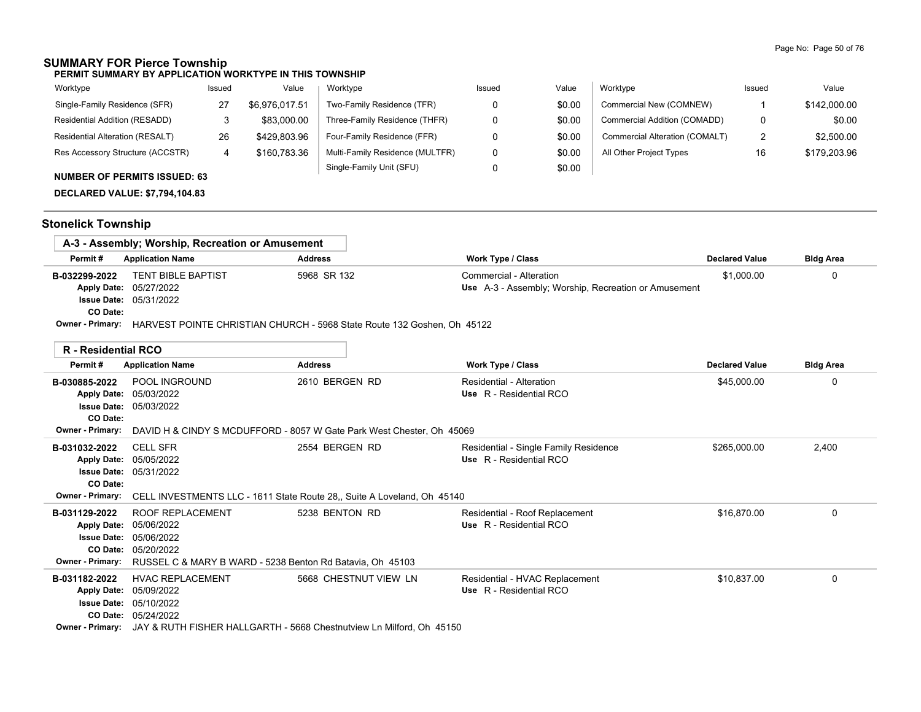## SUMMARY FOR Pierce Township

**PERMIT SUMMARY BY APPLICATION WORKTYPE IN THIS TOWNSHIP**

| Worktype | Issued | Value | Worktype | Issued | Value | Worktype | Issued | Value |
|---|---|---|---|---|---|---|---|---|
| Single-Family Residence (SFR) | 27 | $6,976,017.51 | Two-Family Residence (TFR) | 0 | $0.00 | Commercial New (COMNEW) | 1 | $142,000.00 |
| Residential Addition (RESADD) | 3 | $83,000.00 | Three-Family Residence (THFR) | 0 | $0.00 | Commercial Addition (COMADD) | 0 | $0.00 |
| Residential Alteration (RESALT) | 26 | $429,803.96 | Four-Family Residence (FFR) | 0 | $0.00 | Commercial Alteration (COMALT) | 2 | $2,500.00 |
| Res Accessory Structure (ACCSTR) | 4 | $160,783.36 | Multi-Family Residence (MULTFR) | 0 | $0.00 | All Other Project Types | 16 | $179,203.96 |
| | | | Single-Family Unit (SFU) | 0 | $0.00 | | | |

**NUMBER OF PERMITS ISSUED: 63**

**DECLARED VALUE: $7,794,104.83**

## Stonelick Township

### A-3 - Assembly; Worship, Recreation or Amusement

| Permit # | Application Name | Address | Work Type / Class | Declared Value | Bldg Area |
|---|---|---|---|---|---|
| B-032299-2022 | TENT BIBLE BAPTIST | 5968 SR 132 | Commercial - Alteration<br>Use A-3 - Assembly; Worship, Recreation or Amusement | $1,000.00 | 0 |

Apply Date: 05/27/2022
Issue Date: 05/31/2022
CO Date:
Owner - Primary: HARVEST POINTE CHRISTIAN CHURCH - 5968 State Route 132 Goshen, Oh 45122

### R - Residential RCO

| Permit # | Application Name | Address | Work Type / Class | Declared Value | Bldg Area |
|---|---|---|---|---|---|
| B-030885-2022 | POOL INGROUND | 2610 BERGEN RD | Residential - Alteration<br>Use R - Residential RCO | $45,000.00 | 0 |

Apply Date: 05/03/2022
Issue Date: 05/03/2022
CO Date:
Owner - Primary: DAVID H & CINDY S MCDUFFORD - 8057 W Gate Park West Chester, Oh 45069

| Permit # | Application Name | Address | Work Type / Class | Declared Value | Bldg Area |
|---|---|---|---|---|---|
| B-031032-2022 | CELL SFR | 2554 BERGEN RD | Residential - Single Family Residence<br>Use R - Residential RCO | $265,000.00 | 2,400 |

Apply Date: 05/05/2022
Issue Date: 05/31/2022
CO Date:
Owner - Primary: CELL INVESTMENTS LLC - 1611 State Route 28,, Suite A Loveland, Oh 45140

| Permit # | Application Name | Address | Work Type / Class | Declared Value | Bldg Area |
|---|---|---|---|---|---|
| B-031129-2022 | ROOF REPLACEMENT | 5238 BENTON RD | Residential - Roof Replacement<br>Use R - Residential RCO | $16,870.00 | 0 |

Apply Date: 05/06/2022
Issue Date: 05/06/2022
CO Date: 05/20/2022
Owner - Primary: RUSSEL C & MARY B WARD - 5238 Benton Rd Batavia, Oh 45103

| Permit # | Application Name | Address | Work Type / Class | Declared Value | Bldg Area |
|---|---|---|---|---|---|
| B-031182-2022 | HVAC REPLACEMENT | 5668 CHESTNUT VIEW LN | Residential - HVAC Replacement<br>Use R - Residential RCO | $10,837.00 | 0 |

Apply Date: 05/09/2022
Issue Date: 05/10/2022
CO Date: 05/24/2022
Owner - Primary: JAY & RUTH FISHER HALLGARTH - 5668 Chestnutview Ln Milford, Oh 45150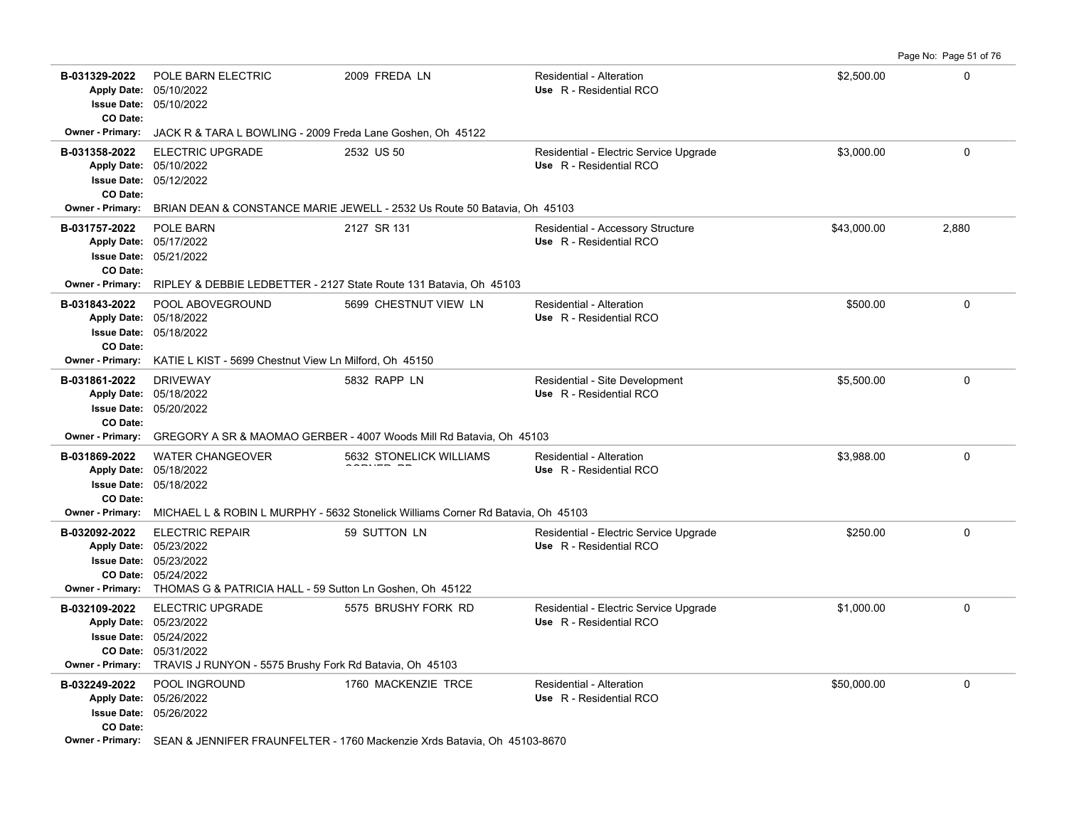| Permit | Description | Address | Type / Use | Valuation | Sq Ft |
|---|---|---|---|---|---|
| **B-031329-2022**<br>Apply Date: 05/10/2022<br>Issue Date: 05/10/2022<br>CO Date: | POLE BARN ELECTRIC | 2009 FREDA LN | Residential - Alteration<br>Use R - Residential RCO | $2,500.00 | 0 |
| Owner - Primary: JACK R & TARA L BOWLING - 2009 Freda Lane Goshen, Oh 45122 | | | | | |
| **B-031358-2022**<br>Apply Date: 05/10/2022<br>Issue Date: 05/12/2022<br>CO Date: | ELECTRIC UPGRADE | 2532 US 50 | Residential - Electric Service Upgrade<br>Use R - Residential RCO | $3,000.00 | 0 |
| Owner - Primary: BRIAN DEAN & CONSTANCE MARIE JEWELL - 2532 Us Route 50 Batavia, Oh 45103 | | | | | |
| **B-031757-2022**<br>Apply Date: 05/17/2022<br>Issue Date: 05/21/2022<br>CO Date: | POLE BARN | 2127 SR 131 | Residential - Accessory Structure<br>Use R - Residential RCO | $43,000.00 | 2,880 |
| Owner - Primary: RIPLEY & DEBBIE LEDBETTER - 2127 State Route 131 Batavia, Oh 45103 | | | | | |
| **B-031843-2022**<br>Apply Date: 05/18/2022<br>Issue Date: 05/18/2022<br>CO Date: | POOL ABOVEGROUND | 5699 CHESTNUT VIEW LN | Residential - Alteration<br>Use R - Residential RCO | $500.00 | 0 |
| Owner - Primary: KATIE L KIST - 5699 Chestnut View Ln Milford, Oh 45150 | | | | | |
| **B-031861-2022**<br>Apply Date: 05/18/2022<br>Issue Date: 05/20/2022<br>CO Date: | DRIVEWAY | 5832 RAPP LN | Residential - Site Development<br>Use R - Residential RCO | $5,500.00 | 0 |
| Owner - Primary: GREGORY A SR & MAOMAO GERBER - 4007 Woods Mill Rd Batavia, Oh 45103 | | | | | |
| **B-031869-2022**<br>Apply Date: 05/18/2022<br>Issue Date: 05/18/2022<br>CO Date: | WATER CHANGEOVER | 5632 STONELICK WILLIAMS CORNER RD | Residential - Alteration<br>Use R - Residential RCO | $3,988.00 | 0 |
| Owner - Primary: MICHAEL L & ROBIN L MURPHY - 5632 Stonelick Williams Corner Rd Batavia, Oh 45103 | | | | | |
| **B-032092-2022**<br>Apply Date: 05/23/2022<br>Issue Date: 05/23/2022<br>CO Date: 05/24/2022 | ELECTRIC REPAIR | 59 SUTTON LN | Residential - Electric Service Upgrade<br>Use R - Residential RCO | $250.00 | 0 |
| Owner - Primary: THOMAS G & PATRICIA HALL - 59 Sutton Ln Goshen, Oh 45122 | | | | | |
| **B-032109-2022**<br>Apply Date: 05/23/2022<br>Issue Date: 05/24/2022<br>CO Date: 05/31/2022 | ELECTRIC UPGRADE | 5575 BRUSHY FORK RD | Residential - Electric Service Upgrade<br>Use R - Residential RCO | $1,000.00 | 0 |
| Owner - Primary: TRAVIS J RUNYON - 5575 Brushy Fork Rd Batavia, Oh 45103 | | | | | |
| **B-032249-2022**<br>Apply Date: 05/26/2022<br>Issue Date: 05/26/2022<br>CO Date: | POOL INGROUND | 1760 MACKENZIE TRCE | Residential - Alteration<br>Use R - Residential RCO | $50,000.00 | 0 |
| Owner - Primary: SEAN & JENNIFER FRAUNFELTER - 1760 Mackenzie Xrds Batavia, Oh 45103-8670 | | | | | |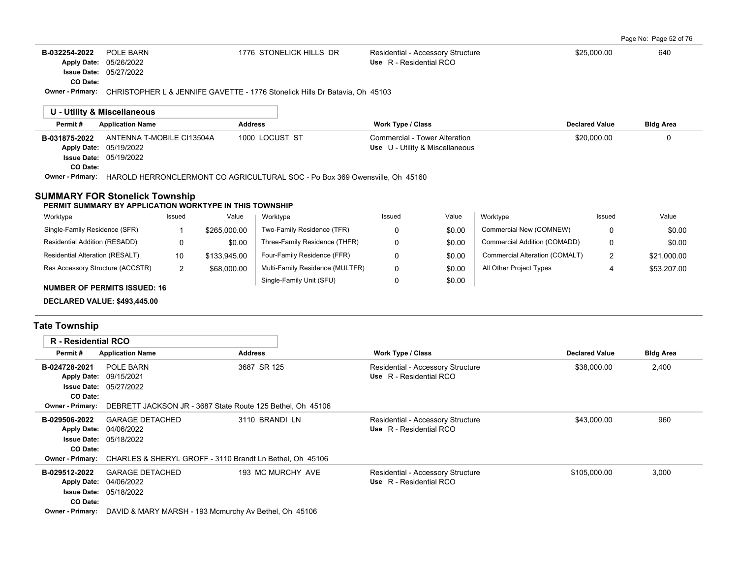| Permit # | Application Name | Address | Work Type / Class | Declared Value | Bldg Area |
|---|---|---|---|---|---|
| B-032254-2022 | POLE BARN | 1776 STONELICK HILLS DR | Residential - Accessory Structure | $25,000.00 | 640 |
| Apply Date: 05/26/2022 | | | Use R - Residential RCO | | |
| Issue Date: 05/27/2022 | | | | | |
| CO Date: | | | | | |

**Owner - Primary:** CHRISTOPHER L & JENNIFE GAVETTE - 1776 Stonelick Hills Dr Batavia, Oh 45103

### U - Utility & Miscellaneous

| Permit # | Application Name | Address | Work Type / Class | Declared Value | Bldg Area |
|---|---|---|---|---|---|
| B-031875-2022 | ANTENNA T-MOBILE CI13504A | 1000 LOCUST ST | Commercial - Tower Alteration | $20,000.00 | 0 |
| Apply Date: 05/19/2022 | | | Use U - Utility & Miscellaneous | | |
| Issue Date: 05/19/2022 | | | | | |
| CO Date: | | | | | |

**Owner - Primary:** HAROLD HERRONCLERMONT CO AGRICULTURAL SOC - Po Box 369 Owensville, Oh 45160

## SUMMARY FOR Stonelick Township

**PERMIT SUMMARY BY APPLICATION WORKTYPE IN THIS TOWNSHIP**

| Worktype | Issued | Value | Worktype | Issued | Value | Worktype | Issued | Value |
|---|---|---|---|---|---|---|---|---|
| Single-Family Residence (SFR) | 1 | $265,000.00 | Two-Family Residence (TFR) | 0 | $0.00 | Commercial New (COMNEW) | 0 | $0.00 |
| Residential Addition (RESADD) | 0 | $0.00 | Three-Family Residence (THFR) | 0 | $0.00 | Commercial Addition (COMADD) | 0 | $0.00 |
| Residential Alteration (RESALT) | 10 | $133,945.00 | Four-Family Residence (FFR) | 0 | $0.00 | Commercial Alteration (COMALT) | 2 | $21,000.00 |
| Res Accessory Structure (ACCSTR) | 2 | $68,000.00 | Multi-Family Residence (MULTFR) | 0 | $0.00 | All Other Project Types | 4 | $53,207.00 |
| | | | Single-Family Unit (SFU) | 0 | $0.00 | | | |

**NUMBER OF PERMITS ISSUED: 16**

**DECLARED VALUE: $493,445.00**

## Tate Township

### R - Residential RCO

| Permit # | Application Name | Address | Work Type / Class | Declared Value | Bldg Area |
|---|---|---|---|---|---|
| B-024728-2021 | POLE BARN | 3687 SR 125 | Residential - Accessory Structure | $38,000.00 | 2,400 |
| Apply Date: 09/15/2021 | | | Use R - Residential RCO | | |
| Issue Date: 05/27/2022 | | | | | |
| CO Date: | | | | | |

**Owner - Primary:** DEBRETT JACKSON JR - 3687 State Route 125 Bethel, Oh 45106

| Permit # | Application Name | Address | Work Type / Class | Declared Value | Bldg Area |
|---|---|---|---|---|---|
| B-029506-2022 | GARAGE DETACHED | 3110 BRANDI LN | Residential - Accessory Structure | $43,000.00 | 960 |
| Apply Date: 04/06/2022 | | | Use R - Residential RCO | | |
| Issue Date: 05/18/2022 | | | | | |
| CO Date: | | | | | |

**Owner - Primary:** CHARLES & SHERYL GROFF - 3110 Brandt Ln Bethel, Oh 45106

| Permit # | Application Name | Address | Work Type / Class | Declared Value | Bldg Area |
|---|---|---|---|---|---|
| B-029512-2022 | GARAGE DETACHED | 193 MC MURCHY AVE | Residential - Accessory Structure | $105,000.00 | 3,000 |
| Apply Date: 04/06/2022 | | | Use R - Residential RCO | | |
| Issue Date: 05/18/2022 | | | | | |
| CO Date: | | | | | |

**Owner - Primary:** DAVID & MARY MARSH - 193 Mcmurchy Av Bethel, Oh 45106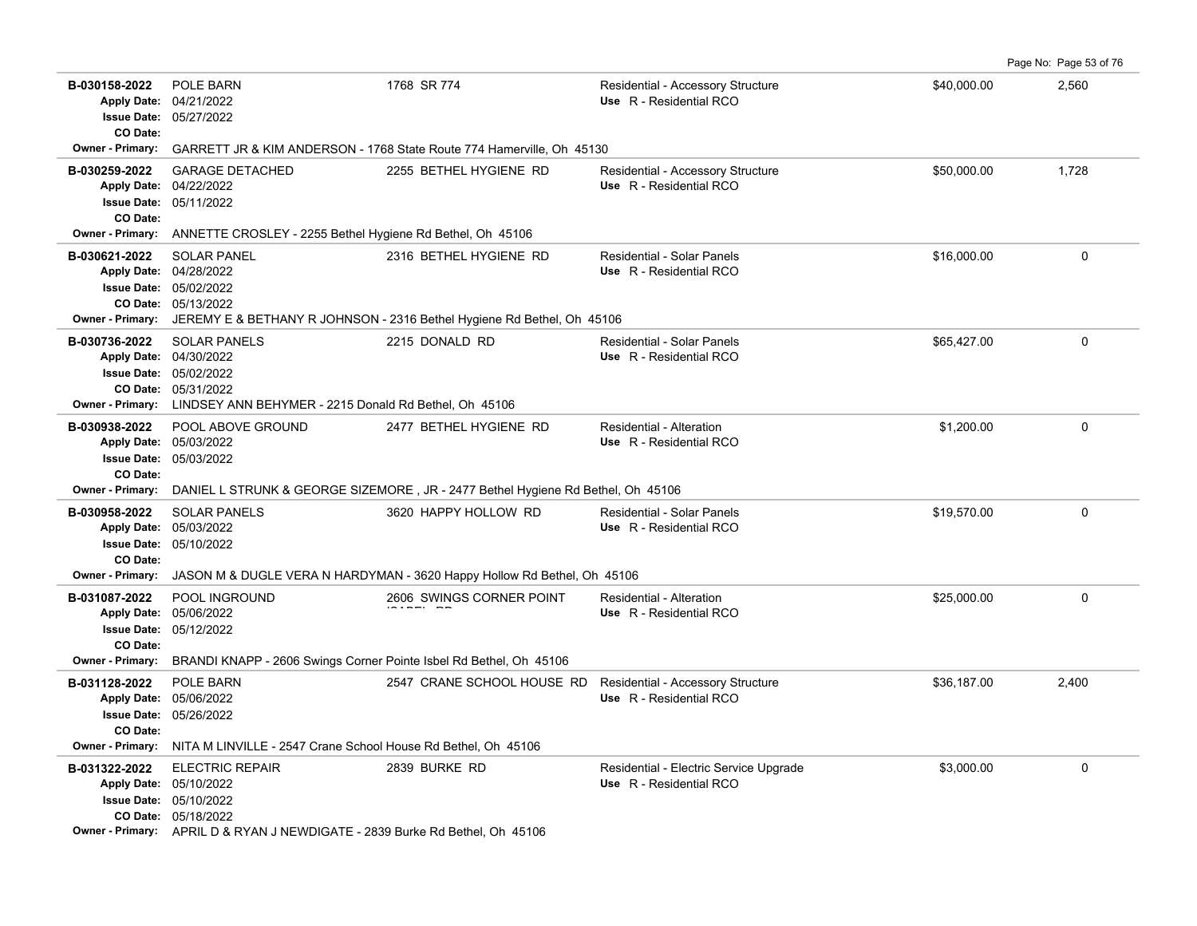| Permit # | Description | Address | Type / Use | Valuation | Sq Ft |
|---|---|---|---|---|---|
| **B-030158-2022**<br>Apply Date: 04/21/2022<br>Issue Date: 05/27/2022<br>CO Date: | POLE BARN | 1768 SR 774 | Residential - Accessory Structure<br>Use R - Residential RCO | $40,000.00 | 2,560 |
| Owner - Primary: | GARRETT JR & KIM ANDERSON - 1768 State Route 774 Hamerville, Oh 45130 | | | | |
| **B-030259-2022**<br>Apply Date: 04/22/2022<br>Issue Date: 05/11/2022<br>CO Date: | GARAGE DETACHED | 2255 BETHEL HYGIENE RD | Residential - Accessory Structure<br>Use R - Residential RCO | $50,000.00 | 1,728 |
| Owner - Primary: | ANNETTE CROSLEY - 2255 Bethel Hygiene Rd Bethel, Oh 45106 | | | | |
| **B-030621-2022**<br>Apply Date: 04/28/2022<br>Issue Date: 05/02/2022<br>CO Date: 05/13/2022 | SOLAR PANEL | 2316 BETHEL HYGIENE RD | Residential - Solar Panels<br>Use R - Residential RCO | $16,000.00 | 0 |
| Owner - Primary: | JEREMY E & BETHANY R JOHNSON - 2316 Bethel Hygiene Rd Bethel, Oh 45106 | | | | |
| **B-030736-2022**<br>Apply Date: 04/30/2022<br>Issue Date: 05/02/2022<br>CO Date: 05/31/2022 | SOLAR PANELS | 2215 DONALD RD | Residential - Solar Panels<br>Use R - Residential RCO | $65,427.00 | 0 |
| Owner - Primary: | LINDSEY ANN BEHYMER - 2215 Donald Rd Bethel, Oh 45106 | | | | |
| **B-030938-2022**<br>Apply Date: 05/03/2022<br>Issue Date: 05/03/2022<br>CO Date: | POOL ABOVE GROUND | 2477 BETHEL HYGIENE RD | Residential - Alteration<br>Use R - Residential RCO | $1,200.00 | 0 |
| Owner - Primary: | DANIEL L STRUNK & GEORGE SIZEMORE , JR - 2477 Bethel Hygiene Rd Bethel, Oh 45106 | | | | |
| **B-030958-2022**<br>Apply Date: 05/03/2022<br>Issue Date: 05/10/2022<br>CO Date: | SOLAR PANELS | 3620 HAPPY HOLLOW RD | Residential - Solar Panels<br>Use R - Residential RCO | $19,570.00 | 0 |
| Owner - Primary: | JASON M & DUGLE VERA N HARDYMAN - 3620 Happy Hollow Rd Bethel, Oh 45106 | | | | |
| **B-031087-2022**<br>Apply Date: 05/06/2022<br>Issue Date: 05/12/2022<br>CO Date: | POOL INGROUND | 2606 SWINGS CORNER POINT ISABEL RD | Residential - Alteration<br>Use R - Residential RCO | $25,000.00 | 0 |
| Owner - Primary: | BRANDI KNAPP - 2606 Swings Corner Pointe Isbel Rd Bethel, Oh 45106 | | | | |
| **B-031128-2022**<br>Apply Date: 05/06/2022<br>Issue Date: 05/26/2022<br>CO Date: | POLE BARN | 2547 CRANE SCHOOL HOUSE RD | Residential - Accessory Structure<br>Use R - Residential RCO | $36,187.00 | 2,400 |
| Owner - Primary: | NITA M LINVILLE - 2547 Crane School House Rd Bethel, Oh 45106 | | | | |
| **B-031322-2022**<br>Apply Date: 05/10/2022<br>Issue Date: 05/10/2022<br>CO Date: 05/18/2022 | ELECTRIC REPAIR | 2839 BURKE RD | Residential - Electric Service Upgrade<br>Use R - Residential RCO | $3,000.00 | 0 |
| Owner - Primary: | APRIL D & RYAN J NEWDIGATE - 2839 Burke Rd Bethel, Oh 45106 | | | | |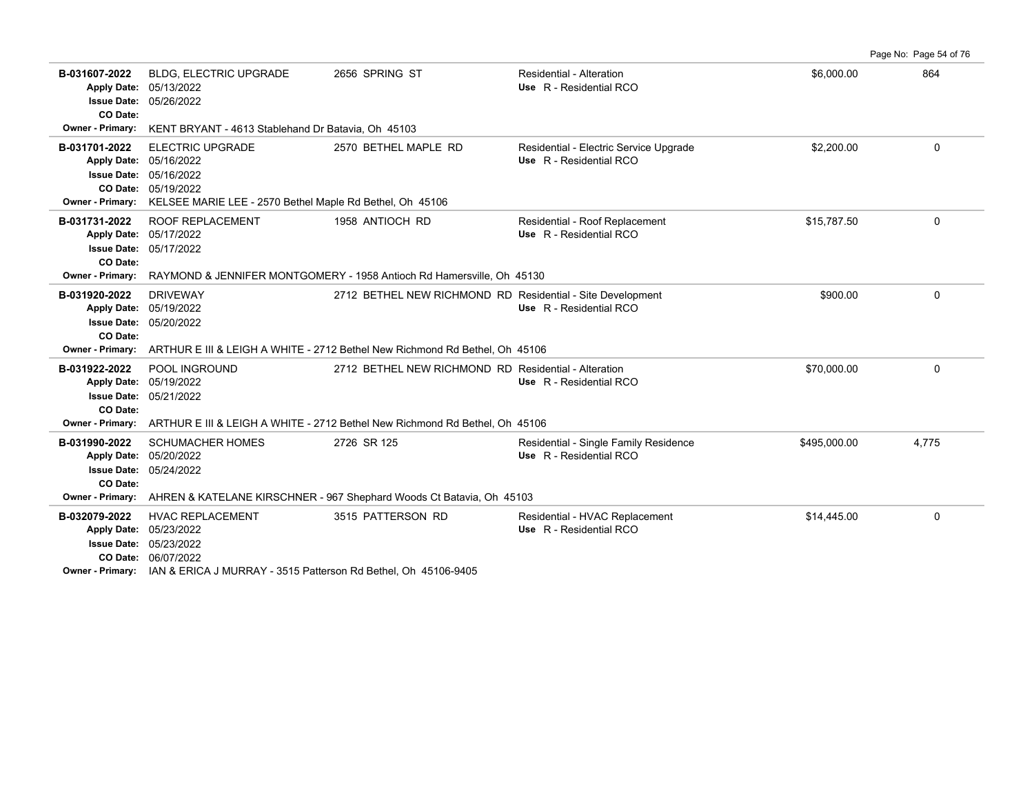| Permit # | Description | Address | Type / Use | Valuation | Sq Ft |
|---|---|---|---|---|---|
| **B-031607-2022**<br>**Apply Date:** 05/13/2022<br>**Issue Date:** 05/26/2022<br>**CO Date:** | BLDG, ELECTRIC UPGRADE | 2656 SPRING ST | Residential - Alteration<br>**Use** R - Residential RCO | $6,000.00 | 864 |
| **Owner - Primary:** | KENT BRYANT - 4613 Stablehand Dr Batavia, Oh 45103 | | | | |
| **B-031701-2022**<br>**Apply Date:** 05/16/2022<br>**Issue Date:** 05/16/2022<br>**CO Date:** 05/19/2022 | ELECTRIC UPGRADE | 2570 BETHEL MAPLE RD | Residential - Electric Service Upgrade<br>**Use** R - Residential RCO | $2,200.00 | 0 |
| **Owner - Primary:** | KELSEE MARIE LEE - 2570 Bethel Maple Rd Bethel, Oh 45106 | | | | |
| **B-031731-2022**<br>**Apply Date:** 05/17/2022<br>**Issue Date:** 05/17/2022<br>**CO Date:** | ROOF REPLACEMENT | 1958 ANTIOCH RD | Residential - Roof Replacement<br>**Use** R - Residential RCO | $15,787.50 | 0 |
| **Owner - Primary:** | RAYMOND & JENNIFER MONTGOMERY - 1958 Antioch Rd Hamersville, Oh 45130 | | | | |
| **B-031920-2022**<br>**Apply Date:** 05/19/2022<br>**Issue Date:** 05/20/2022<br>**CO Date:** | DRIVEWAY | 2712 BETHEL NEW RICHMOND RD | Residential - Site Development<br>**Use** R - Residential RCO | $900.00 | 0 |
| **Owner - Primary:** | ARTHUR E III & LEIGH A WHITE - 2712 Bethel New Richmond Rd Bethel, Oh 45106 | | | | |
| **B-031922-2022**<br>**Apply Date:** 05/19/2022<br>**Issue Date:** 05/21/2022<br>**CO Date:** | POOL INGROUND | 2712 BETHEL NEW RICHMOND RD | Residential - Alteration<br>**Use** R - Residential RCO | $70,000.00 | 0 |
| **Owner - Primary:** | ARTHUR E III & LEIGH A WHITE - 2712 Bethel New Richmond Rd Bethel, Oh 45106 | | | | |
| **B-031990-2022**<br>**Apply Date:** 05/20/2022<br>**Issue Date:** 05/24/2022<br>**CO Date:** | SCHUMACHER HOMES | 2726 SR 125 | Residential - Single Family Residence<br>**Use** R - Residential RCO | $495,000.00 | 4,775 |
| **Owner - Primary:** | AHREN & KATELANE KIRSCHNER - 967 Shephard Woods Ct Batavia, Oh 45103 | | | | |
| **B-032079-2022**<br>**Apply Date:** 05/23/2022<br>**Issue Date:** 05/23/2022<br>**CO Date:** 06/07/2022 | HVAC REPLACEMENT | 3515 PATTERSON RD | Residential - HVAC Replacement<br>**Use** R - Residential RCO | $14,445.00 | 0 |
| **Owner - Primary:** | IAN & ERICA J MURRAY - 3515 Patterson Rd Bethel, Oh 45106-9405 | | | | |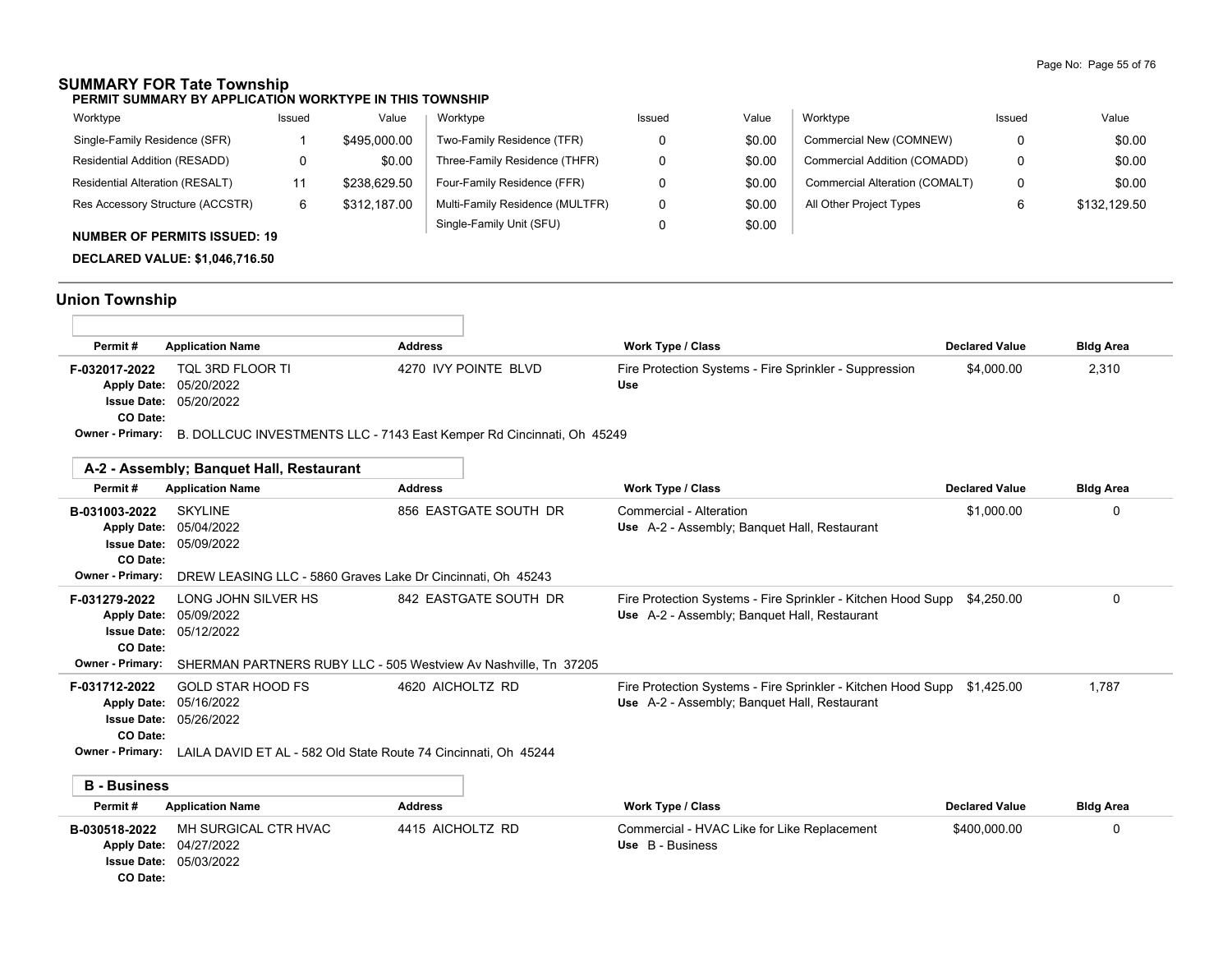## SUMMARY FOR Tate Township

**PERMIT SUMMARY BY APPLICATION WORKTYPE IN THIS TOWNSHIP**

| Worktype | Issued | Value | Worktype | Issued | Value | Worktype | Issued | Value |
|---|---|---|---|---|---|---|---|---|
| Single-Family Residence (SFR) | 1 | $495,000.00 | Two-Family Residence (TFR) | 0 | $0.00 | Commercial New (COMNEW) | 0 | $0.00 |
| Residential Addition (RESADD) | 0 | $0.00 | Three-Family Residence (THFR) | 0 | $0.00 | Commercial Addition (COMADD) | 0 | $0.00 |
| Residential Alteration (RESALT) | 11 | $238,629.50 | Four-Family Residence (FFR) | 0 | $0.00 | Commercial Alteration (COMALT) | 0 | $0.00 |
| Res Accessory Structure (ACCSTR) | 6 | $312,187.00 | Multi-Family Residence (MULTFR) | 0 | $0.00 | All Other Project Types | 6 | $132,129.50 |
| | | | Single-Family Unit (SFU) | 0 | $0.00 | | | |

**NUMBER OF PERMITS ISSUED: 19**

**DECLARED VALUE: $1,046,716.50**

## Union Township

| Permit # | Application Name | Address | Work Type / Class | Declared Value | Bldg Area |
|---|---|---|---|---|---|
| F-032017-2022 | TQL 3RD FLOOR TI | 4270 IVY POINTE BLVD | Fire Protection Systems - Fire Sprinkler - Suppression | $4,000.00 | 2,310 |
| | Apply Date: 05/20/2022 | | Use | | |
| | Issue Date: 05/20/2022 | | | | |
| | CO Date: | | | | |
| | Owner - Primary: B. DOLLCUC INVESTMENTS LLC - 7143 East Kemper Rd Cincinnati, Oh 45249 | | | | |

### A-2 - Assembly; Banquet Hall, Restaurant

| Permit # | Application Name | Address | Work Type / Class | Declared Value | Bldg Area |
|---|---|---|---|---|---|
| B-031003-2022 | SKYLINE | 856 EASTGATE SOUTH DR | Commercial - Alteration | $1,000.00 | 0 |
| | Apply Date: 05/04/2022 | | Use A-2 - Assembly; Banquet Hall, Restaurant | | |
| | Issue Date: 05/09/2022 | | | | |
| | CO Date: | | | | |
| | Owner - Primary: DREW LEASING LLC - 5860 Graves Lake Dr Cincinnati, Oh 45243 | | | | |
| F-031279-2022 | LONG JOHN SILVER HS | 842 EASTGATE SOUTH DR | Fire Protection Systems - Fire Sprinkler - Kitchen Hood Supp | $4,250.00 | 0 |
| | Apply Date: 05/09/2022 | | Use A-2 - Assembly; Banquet Hall, Restaurant | | |
| | Issue Date: 05/12/2022 | | | | |
| | CO Date: | | | | |
| | Owner - Primary: SHERMAN PARTNERS RUBY LLC - 505 Westview Av Nashville, Tn 37205 | | | | |
| F-031712-2022 | GOLD STAR HOOD FS | 4620 AICHOLTZ RD | Fire Protection Systems - Fire Sprinkler - Kitchen Hood Supp | $1,425.00 | 1,787 |
| | Apply Date: 05/16/2022 | | Use A-2 - Assembly; Banquet Hall, Restaurant | | |
| | Issue Date: 05/26/2022 | | | | |
| | CO Date: | | | | |
| | Owner - Primary: LAILA DAVID ET AL - 582 Old State Route 74 Cincinnati, Oh 45244 | | | | |

### B - Business

| Permit # | Application Name | Address | Work Type / Class | Declared Value | Bldg Area |
|---|---|---|---|---|---|
| B-030518-2022 | MH SURGICAL CTR HVAC | 4415 AICHOLTZ RD | Commercial - HVAC Like for Like Replacement | $400,000.00 | 0 |
| | Apply Date: 04/27/2022 | | Use B - Business | | |
| | Issue Date: 05/03/2022 | | | | |
| | CO Date: | | | | |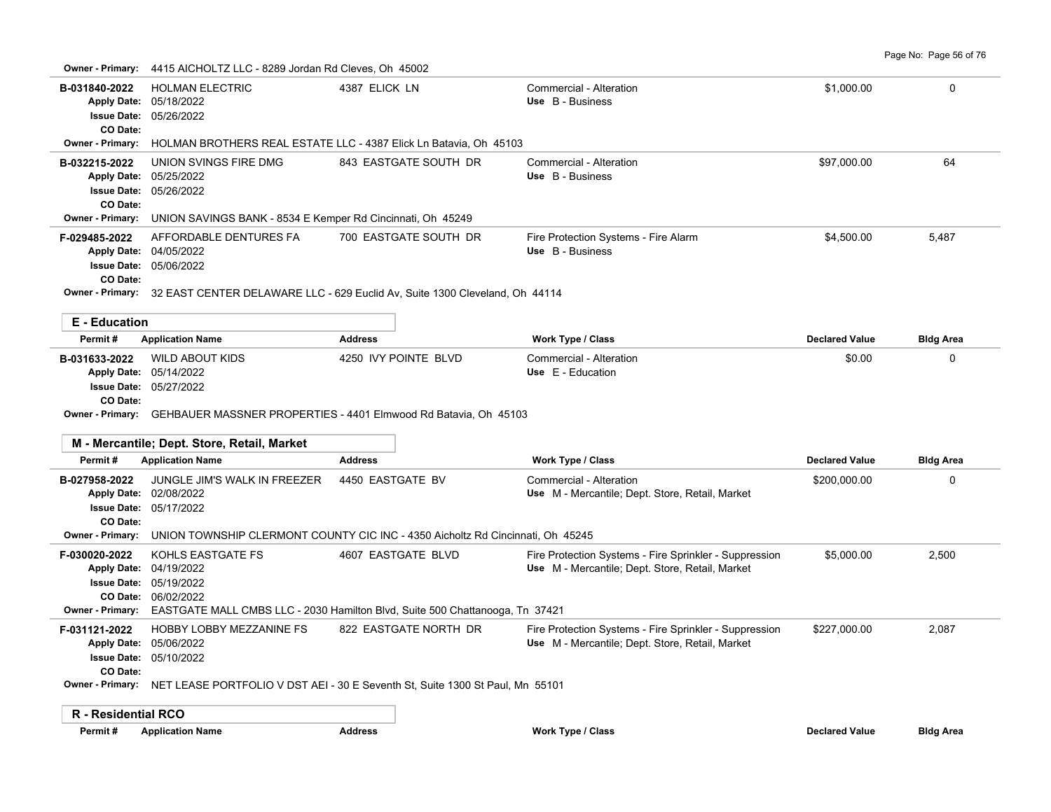Owner - Primary: 4415 AICHOLTZ LLC - 8289 Jordan Rd Cleves, Oh 45002

| Permit # | Application Name | Address | Work Type / Class | Declared Value | Bldg Area |
|---|---|---|---|---|---|
| B-031840-2022<br>Apply Date: 05/18/2022<br>Issue Date: 05/26/2022<br>CO Date: | HOLMAN ELECTRIC | 4387 ELICK LN | Commercial - Alteration<br>Use B - Business | $1,000.00 | 0 |
| Owner - Primary: HOLMAN BROTHERS REAL ESTATE LLC - 4387 Elick Ln Batavia, Oh 45103 | | | | | |
| B-032215-2022<br>Apply Date: 05/25/2022<br>Issue Date: 05/26/2022<br>CO Date: | UNION SVINGS FIRE DMG | 843 EASTGATE SOUTH DR | Commercial - Alteration<br>Use B - Business | $97,000.00 | 64 |
| Owner - Primary: UNION SAVINGS BANK - 8534 E Kemper Rd Cincinnati, Oh 45249 | | | | | |
| F-029485-2022<br>Apply Date: 04/05/2022<br>Issue Date: 05/06/2022<br>CO Date: | AFFORDABLE DENTURES FA | 700 EASTGATE SOUTH DR | Fire Protection Systems - Fire Alarm<br>Use B - Business | $4,500.00 | 5,487 |
| Owner - Primary: 32 EAST CENTER DELAWARE LLC - 629 Euclid Av, Suite 1300 Cleveland, Oh 44114 | | | | | |

## E - Education

| Permit # | Application Name | Address | Work Type / Class | Declared Value | Bldg Area |
|---|---|---|---|---|---|
| B-031633-2022<br>Apply Date: 05/14/2022<br>Issue Date: 05/27/2022<br>CO Date: | WILD ABOUT KIDS | 4250 IVY POINTE BLVD | Commercial - Alteration<br>Use E - Education | $0.00 | 0 |
| Owner - Primary: GEHBAUER MASSNER PROPERTIES - 4401 Elmwood Rd Batavia, Oh 45103 | | | | | |

## M - Mercantile; Dept. Store, Retail, Market

| Permit # | Application Name | Address | Work Type / Class | Declared Value | Bldg Area |
|---|---|---|---|---|---|
| B-027958-2022<br>Apply Date: 02/08/2022<br>Issue Date: 05/17/2022<br>CO Date: | JUNGLE JIM'S WALK IN FREEZER | 4450 EASTGATE BV | Commercial - Alteration<br>Use M - Mercantile; Dept. Store, Retail, Market | $200,000.00 | 0 |
| Owner - Primary: UNION TOWNSHIP CLERMONT COUNTY CIC INC - 4350 Aicholtz Rd Cincinnati, Oh 45245 | | | | | |
| F-030020-2022<br>Apply Date: 04/19/2022<br>Issue Date: 05/19/2022<br>CO Date: 06/02/2022 | KOHLS EASTGATE FS | 4607 EASTGATE BLVD | Fire Protection Systems - Fire Sprinkler - Suppression<br>Use M - Mercantile; Dept. Store, Retail, Market | $5,000.00 | 2,500 |
| Owner - Primary: EASTGATE MALL CMBS LLC - 2030 Hamilton Blvd, Suite 500 Chattanooga, Tn 37421 | | | | | |
| F-031121-2022<br>Apply Date: 05/06/2022<br>Issue Date: 05/10/2022<br>CO Date: | HOBBY LOBBY MEZZANINE FS | 822 EASTGATE NORTH DR | Fire Protection Systems - Fire Sprinkler - Suppression<br>Use M - Mercantile; Dept. Store, Retail, Market | $227,000.00 | 2,087 |
| Owner - Primary: NET LEASE PORTFOLIO V DST AEI - 30 E Seventh St, Suite 1300 St Paul, Mn 55101 | | | | | |

## R - Residential RCO

| Permit # | Application Name | Address | Work Type / Class | Declared Value | Bldg Area |
|---|---|---|---|---|---|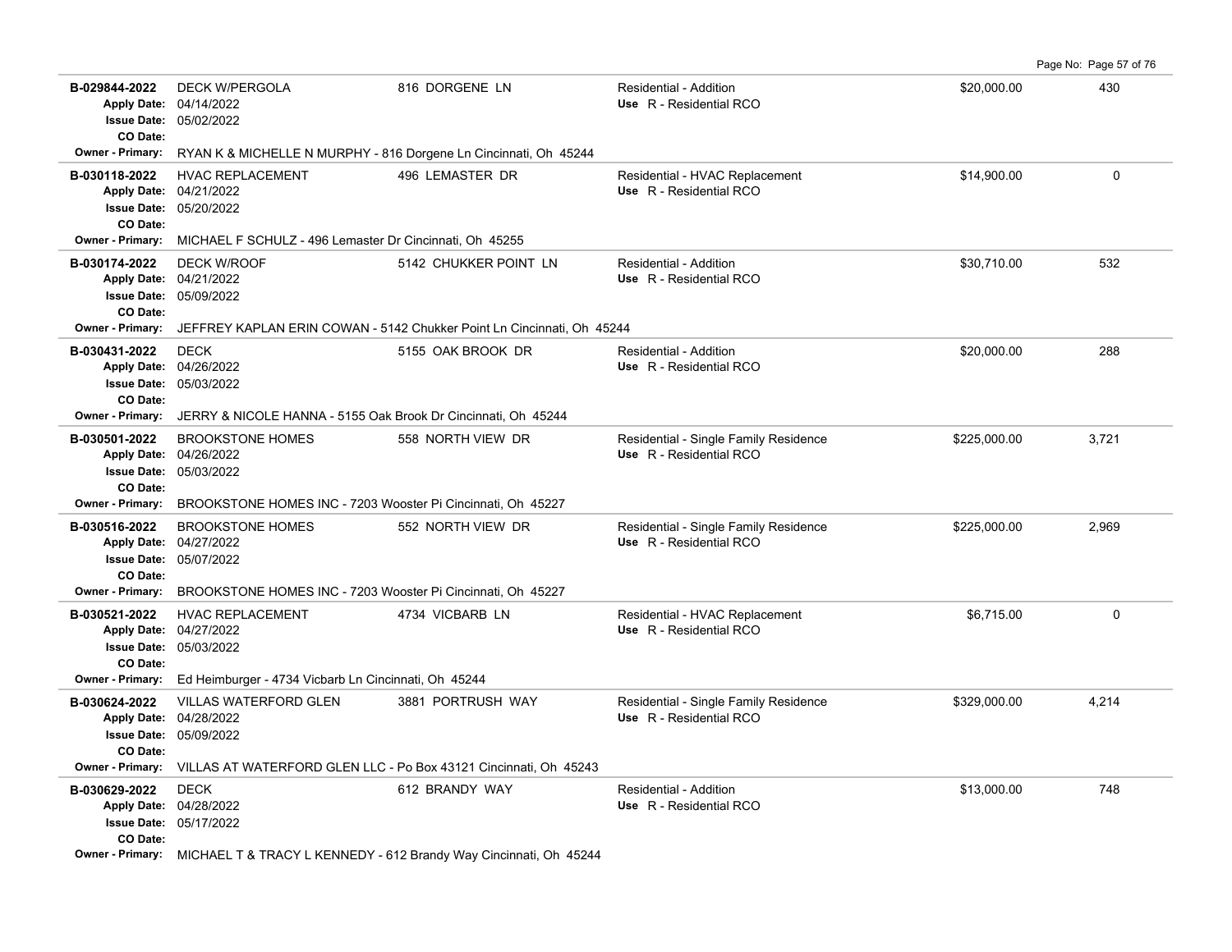| Permit | Description | Address | Type / Use | Valuation | Sq Ft |
|---|---|---|---|---|---|
| **B-029844-2022**<br>Apply Date: 04/14/2022<br>Issue Date: 05/02/2022<br>CO Date: | DECK W/PERGOLA | 816 DORGENE LN | Residential - Addition<br>Use R - Residential RCO | $20,000.00 | 430 |
| Owner - Primary: RYAN K & MICHELLE N MURPHY - 816 Dorgene Ln Cincinnati, Oh 45244 | | | | | |
| **B-030118-2022**<br>Apply Date: 04/21/2022<br>Issue Date: 05/20/2022<br>CO Date: | HVAC REPLACEMENT | 496 LEMASTER DR | Residential - HVAC Replacement<br>Use R - Residential RCO | $14,900.00 | 0 |
| Owner - Primary: MICHAEL F SCHULZ - 496 Lemaster Dr Cincinnati, Oh 45255 | | | | | |
| **B-030174-2022**<br>Apply Date: 04/21/2022<br>Issue Date: 05/09/2022<br>CO Date: | DECK W/ROOF | 5142 CHUKKER POINT LN | Residential - Addition<br>Use R - Residential RCO | $30,710.00 | 532 |
| Owner - Primary: JEFFREY KAPLAN ERIN COWAN - 5142 Chukker Point Ln Cincinnati, Oh 45244 | | | | | |
| **B-030431-2022**<br>Apply Date: 04/26/2022<br>Issue Date: 05/03/2022<br>CO Date: | DECK | 5155 OAK BROOK DR | Residential - Addition<br>Use R - Residential RCO | $20,000.00 | 288 |
| Owner - Primary: JERRY & NICOLE HANNA - 5155 Oak Brook Dr Cincinnati, Oh 45244 | | | | | |
| **B-030501-2022**<br>Apply Date: 04/26/2022<br>Issue Date: 05/03/2022<br>CO Date: | BROOKSTONE HOMES | 558 NORTH VIEW DR | Residential - Single Family Residence<br>Use R - Residential RCO | $225,000.00 | 3,721 |
| Owner - Primary: BROOKSTONE HOMES INC - 7203 Wooster Pi Cincinnati, Oh 45227 | | | | | |
| **B-030516-2022**<br>Apply Date: 04/27/2022<br>Issue Date: 05/07/2022<br>CO Date: | BROOKSTONE HOMES | 552 NORTH VIEW DR | Residential - Single Family Residence<br>Use R - Residential RCO | $225,000.00 | 2,969 |
| Owner - Primary: BROOKSTONE HOMES INC - 7203 Wooster Pi Cincinnati, Oh 45227 | | | | | |
| **B-030521-2022**<br>Apply Date: 04/27/2022<br>Issue Date: 05/03/2022<br>CO Date: | HVAC REPLACEMENT | 4734 VICBARB LN | Residential - HVAC Replacement<br>Use R - Residential RCO | $6,715.00 | 0 |
| Owner - Primary: Ed Heimburger - 4734 Vicbarb Ln Cincinnati, Oh 45244 | | | | | |
| **B-030624-2022**<br>Apply Date: 04/28/2022<br>Issue Date: 05/09/2022<br>CO Date: | VILLAS WATERFORD GLEN | 3881 PORTRUSH WAY | Residential - Single Family Residence<br>Use R - Residential RCO | $329,000.00 | 4,214 |
| Owner - Primary: VILLAS AT WATERFORD GLEN LLC - Po Box 43121 Cincinnati, Oh 45243 | | | | | |
| **B-030629-2022**<br>Apply Date: 04/28/2022<br>Issue Date: 05/17/2022<br>CO Date: | DECK | 612 BRANDY WAY | Residential - Addition<br>Use R - Residential RCO | $13,000.00 | 748 |
| Owner - Primary: MICHAEL T & TRACY L KENNEDY - 612 Brandy Way Cincinnati, Oh 45244 | | | | | |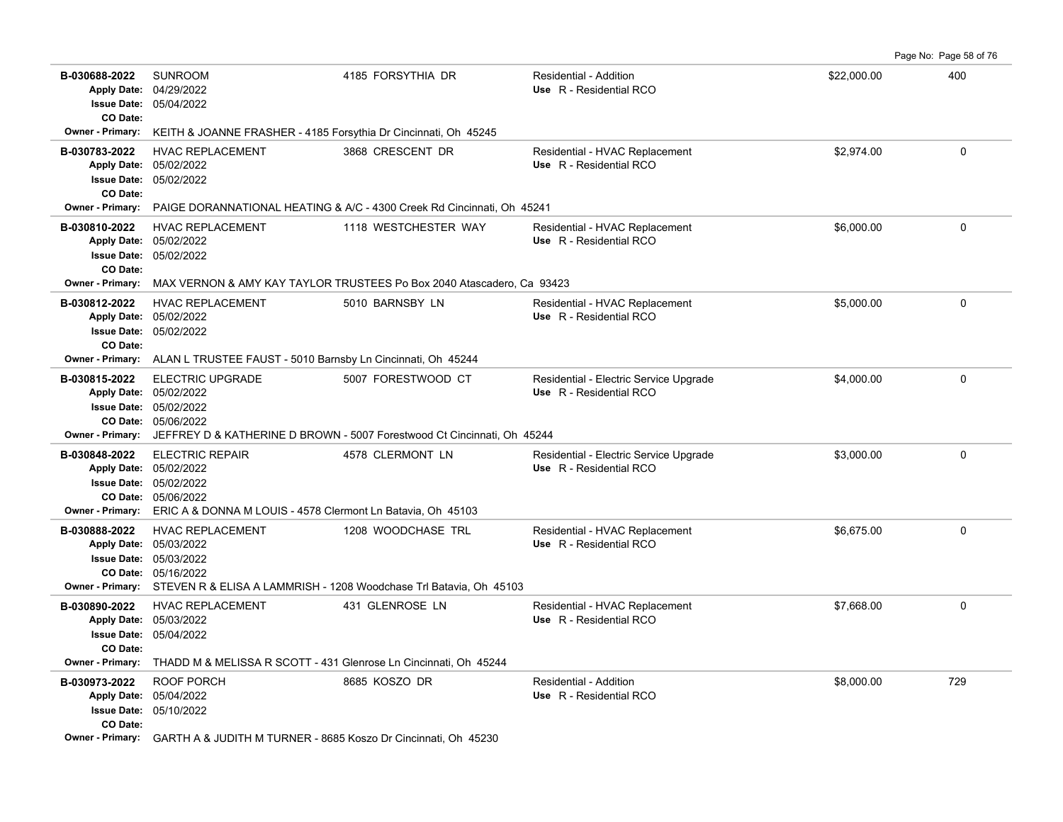| Permit # | Description | Address | Type / Use | Valuation | Sq Ft |
|---|---|---|---|---|---|
| **B-030688-2022**<br>Apply Date: 04/29/2022<br>Issue Date: 05/04/2022<br>CO Date:<br>Owner - Primary: KEITH & JOANNE FRASHER - 4185 Forsythia Dr Cincinnati, Oh 45245 | SUNROOM | 4185 FORSYTHIA DR | Residential - Addition<br>Use R - Residential RCO | $22,000.00 | 400 |
| **B-030783-2022**<br>Apply Date: 05/02/2022<br>Issue Date: 05/02/2022<br>CO Date:<br>Owner - Primary: PAIGE DORANNATIONAL HEATING & A/C - 4300 Creek Rd Cincinnati, Oh 45241 | HVAC REPLACEMENT | 3868 CRESCENT DR | Residential - HVAC Replacement<br>Use R - Residential RCO | $2,974.00 | 0 |
| **B-030810-2022**<br>Apply Date: 05/02/2022<br>Issue Date: 05/02/2022<br>CO Date:<br>Owner - Primary: MAX VERNON & AMY KAY TAYLOR TRUSTEES Po Box 2040 Atascadero, Ca 93423 | HVAC REPLACEMENT | 1118 WESTCHESTER WAY | Residential - HVAC Replacement<br>Use R - Residential RCO | $6,000.00 | 0 |
| **B-030812-2022**<br>Apply Date: 05/02/2022<br>Issue Date: 05/02/2022<br>CO Date:<br>Owner - Primary: ALAN L TRUSTEE FAUST - 5010 Barnsby Ln Cincinnati, Oh 45244 | HVAC REPLACEMENT | 5010 BARNSBY LN | Residential - HVAC Replacement<br>Use R - Residential RCO | $5,000.00 | 0 |
| **B-030815-2022**<br>Apply Date: 05/02/2022<br>Issue Date: 05/02/2022<br>CO Date: 05/06/2022<br>Owner - Primary: JEFFREY D & KATHERINE D BROWN - 5007 Forestwood Ct Cincinnati, Oh 45244 | ELECTRIC UPGRADE | 5007 FORESTWOOD CT | Residential - Electric Service Upgrade<br>Use R - Residential RCO | $4,000.00 | 0 |
| **B-030848-2022**<br>Apply Date: 05/02/2022<br>Issue Date: 05/02/2022<br>CO Date: 05/06/2022<br>Owner - Primary: ERIC A & DONNA M LOUIS - 4578 Clermont Ln Batavia, Oh 45103 | ELECTRIC REPAIR | 4578 CLERMONT LN | Residential - Electric Service Upgrade<br>Use R - Residential RCO | $3,000.00 | 0 |
| **B-030888-2022**<br>Apply Date: 05/03/2022<br>Issue Date: 05/03/2022<br>CO Date: 05/16/2022<br>Owner - Primary: STEVEN R & ELISA A LAMMRISH - 1208 Woodchase Trl Batavia, Oh 45103 | HVAC REPLACEMENT | 1208 WOODCHASE TRL | Residential - HVAC Replacement<br>Use R - Residential RCO | $6,675.00 | 0 |
| **B-030890-2022**<br>Apply Date: 05/03/2022<br>Issue Date: 05/04/2022<br>CO Date:<br>Owner - Primary: THADD M & MELISSA R SCOTT - 431 Glenrose Ln Cincinnati, Oh 45244 | HVAC REPLACEMENT | 431 GLENROSE LN | Residential - HVAC Replacement<br>Use R - Residential RCO | $7,668.00 | 0 |
| **B-030973-2022**<br>Apply Date: 05/04/2022<br>Issue Date: 05/10/2022<br>CO Date:<br>Owner - Primary: GARTH A & JUDITH M TURNER - 8685 Koszo Dr Cincinnati, Oh 45230 | ROOF PORCH | 8685 KOSZO DR | Residential - Addition<br>Use R - Residential RCO | $8,000.00 | 729 |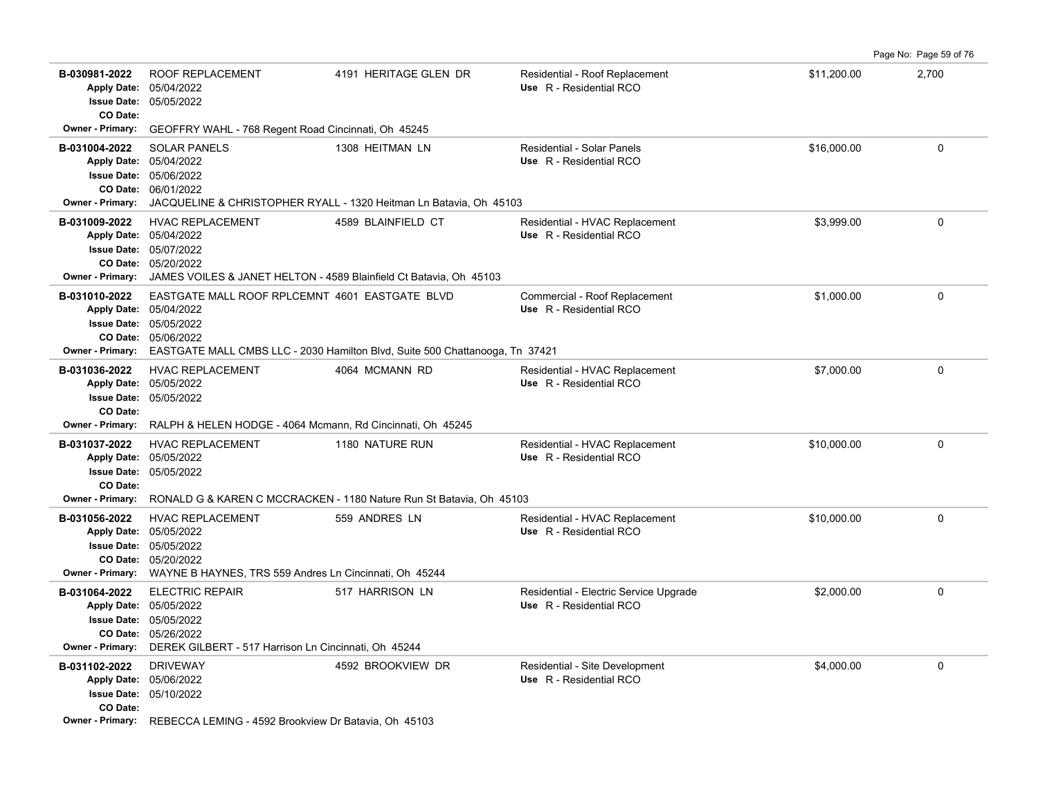| Permit # | Description | Address | Type / Use | Valuation | Sq Ft |
|---|---|---|---|---|---|
| **B-030981-2022**<br>**Apply Date:** 05/04/2022<br>**Issue Date:** 05/05/2022<br>**CO Date:**<br>**Owner - Primary:** GEOFFRY WAHL - 768 Regent Road Cincinnati, Oh 45245 | ROOF REPLACEMENT | 4191 HERITAGE GLEN DR | Residential - Roof Replacement<br>Use R - Residential RCO | $11,200.00 | 2,700 |
| **B-031004-2022**<br>**Apply Date:** 05/04/2022<br>**Issue Date:** 05/06/2022<br>**CO Date:** 06/01/2022<br>**Owner - Primary:** JACQUELINE & CHRISTOPHER RYALL - 1320 Heitman Ln Batavia, Oh 45103 | SOLAR PANELS | 1308 HEITMAN LN | Residential - Solar Panels<br>Use R - Residential RCO | $16,000.00 | 0 |
| **B-031009-2022**<br>**Apply Date:** 05/04/2022<br>**Issue Date:** 05/07/2022<br>**CO Date:** 05/20/2022<br>**Owner - Primary:** JAMES VOILES & JANET HELTON - 4589 Blainfield Ct Batavia, Oh 45103 | HVAC REPLACEMENT | 4589 BLAINFIELD CT | Residential - HVAC Replacement<br>Use R - Residential RCO | $3,999.00 | 0 |
| **B-031010-2022**<br>**Apply Date:** 05/04/2022<br>**Issue Date:** 05/05/2022<br>**CO Date:** 05/06/2022<br>**Owner - Primary:** EASTGATE MALL CMBS LLC - 2030 Hamilton Blvd, Suite 500 Chattanooga, Tn 37421 | EASTGATE MALL ROOF RPLCEMNT | 4601 EASTGATE BLVD | Commercial - Roof Replacement<br>Use R - Residential RCO | $1,000.00 | 0 |
| **B-031036-2022**<br>**Apply Date:** 05/05/2022<br>**Issue Date:** 05/05/2022<br>**CO Date:**<br>**Owner - Primary:** RALPH & HELEN HODGE - 4064 Mcmann, Rd Cincinnati, Oh 45245 | HVAC REPLACEMENT | 4064 MCMANN RD | Residential - HVAC Replacement<br>Use R - Residential RCO | $7,000.00 | 0 |
| **B-031037-2022**<br>**Apply Date:** 05/05/2022<br>**Issue Date:** 05/05/2022<br>**CO Date:**<br>**Owner - Primary:** RONALD G & KAREN C MCCRACKEN - 1180 Nature Run St Batavia, Oh 45103 | HVAC REPLACEMENT | 1180 NATURE RUN | Residential - HVAC Replacement<br>Use R - Residential RCO | $10,000.00 | 0 |
| **B-031056-2022**<br>**Apply Date:** 05/05/2022<br>**Issue Date:** 05/05/2022<br>**CO Date:** 05/20/2022<br>**Owner - Primary:** WAYNE B HAYNES, TRS 559 Andres Ln Cincinnati, Oh 45244 | HVAC REPLACEMENT | 559 ANDRES LN | Residential - HVAC Replacement<br>Use R - Residential RCO | $10,000.00 | 0 |
| **B-031064-2022**<br>**Apply Date:** 05/05/2022<br>**Issue Date:** 05/05/2022<br>**CO Date:** 05/26/2022<br>**Owner - Primary:** DEREK GILBERT - 517 Harrison Ln Cincinnati, Oh 45244 | ELECTRIC REPAIR | 517 HARRISON LN | Residential - Electric Service Upgrade<br>Use R - Residential RCO | $2,000.00 | 0 |
| **B-031102-2022**<br>**Apply Date:** 05/06/2022<br>**Issue Date:** 05/10/2022<br>**CO Date:**<br>**Owner - Primary:** REBECCA LEMING - 4592 Brookview Dr Batavia, Oh 45103 | DRIVEWAY | 4592 BROOKVIEW DR | Residential - Site Development<br>Use R - Residential RCO | $4,000.00 | 0 |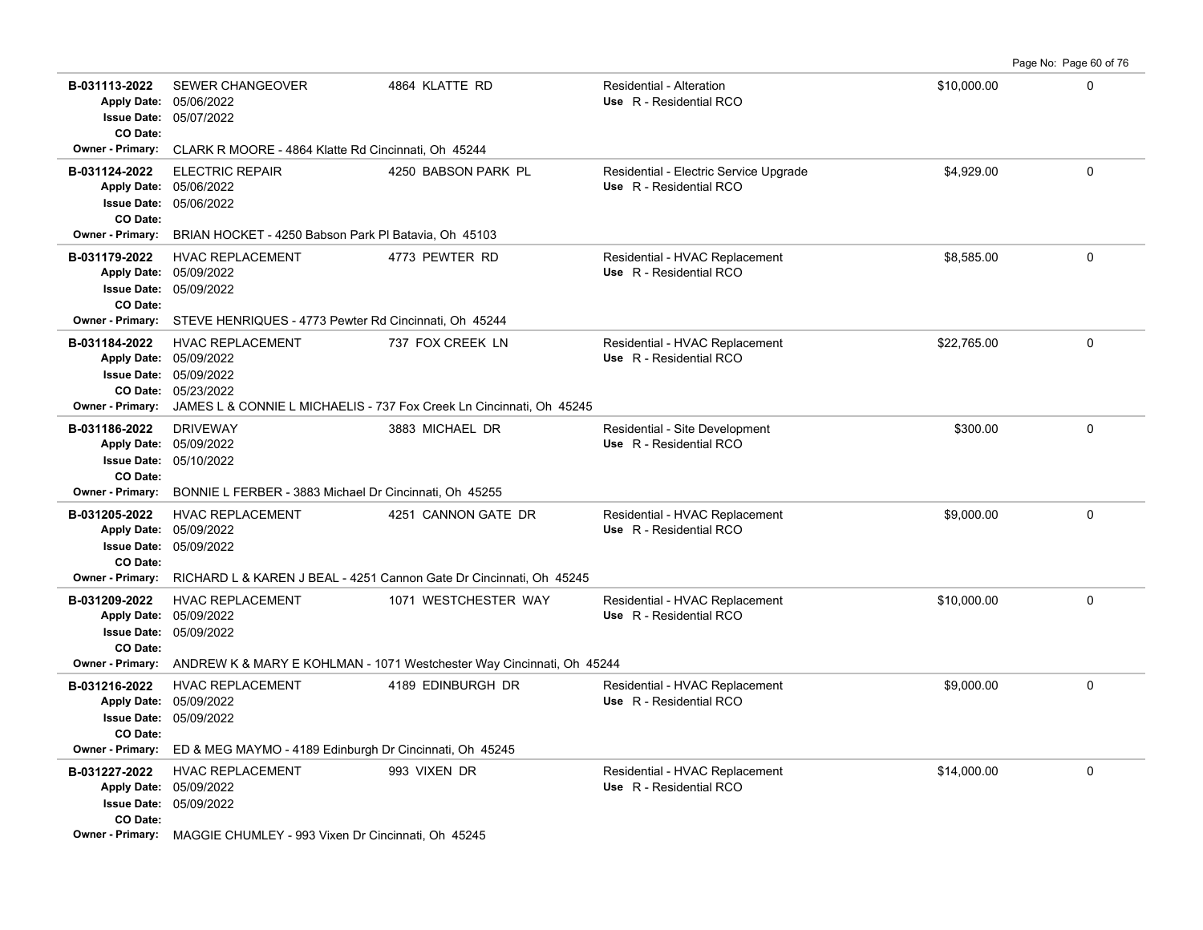| Permit | Description | Address | Type / Use | Valuation | |
|---|---|---|---|---|---|
| **B-031113-2022**<br>**Apply Date:** 05/06/2022<br>**Issue Date:** 05/07/2022<br>**CO Date:** | SEWER CHANGEOVER | 4864 KLATTE RD | Residential - Alteration<br>**Use** R - Residential RCO | $10,000.00 | 0 |
| **Owner - Primary:** CLARK R MOORE - 4864 Klatte Rd Cincinnati, Oh 45244 | | | | | |
| **B-031124-2022**<br>**Apply Date:** 05/06/2022<br>**Issue Date:** 05/06/2022<br>**CO Date:** | ELECTRIC REPAIR | 4250 BABSON PARK PL | Residential - Electric Service Upgrade<br>**Use** R - Residential RCO | $4,929.00 | 0 |
| **Owner - Primary:** BRIAN HOCKET - 4250 Babson Park Pl Batavia, Oh 45103 | | | | | |
| **B-031179-2022**<br>**Apply Date:** 05/09/2022<br>**Issue Date:** 05/09/2022<br>**CO Date:** | HVAC REPLACEMENT | 4773 PEWTER RD | Residential - HVAC Replacement<br>**Use** R - Residential RCO | $8,585.00 | 0 |
| **Owner - Primary:** STEVE HENRIQUES - 4773 Pewter Rd Cincinnati, Oh 45244 | | | | | |
| **B-031184-2022**<br>**Apply Date:** 05/09/2022<br>**Issue Date:** 05/09/2022<br>**CO Date:** 05/23/2022 | HVAC REPLACEMENT | 737 FOX CREEK LN | Residential - HVAC Replacement<br>**Use** R - Residential RCO | $22,765.00 | 0 |
| **Owner - Primary:** JAMES L & CONNIE L MICHAELIS - 737 Fox Creek Ln Cincinnati, Oh 45245 | | | | | |
| **B-031186-2022**<br>**Apply Date:** 05/09/2022<br>**Issue Date:** 05/10/2022<br>**CO Date:** | DRIVEWAY | 3883 MICHAEL DR | Residential - Site Development<br>**Use** R - Residential RCO | $300.00 | 0 |
| **Owner - Primary:** BONNIE L FERBER - 3883 Michael Dr Cincinnati, Oh 45255 | | | | | |
| **B-031205-2022**<br>**Apply Date:** 05/09/2022<br>**Issue Date:** 05/09/2022<br>**CO Date:** | HVAC REPLACEMENT | 4251 CANNON GATE DR | Residential - HVAC Replacement<br>**Use** R - Residential RCO | $9,000.00 | 0 |
| **Owner - Primary:** RICHARD L & KAREN J BEAL - 4251 Cannon Gate Dr Cincinnati, Oh 45245 | | | | | |
| **B-031209-2022**<br>**Apply Date:** 05/09/2022<br>**Issue Date:** 05/09/2022<br>**CO Date:** | HVAC REPLACEMENT | 1071 WESTCHESTER WAY | Residential - HVAC Replacement<br>**Use** R - Residential RCO | $10,000.00 | 0 |
| **Owner - Primary:** ANDREW K & MARY E KOHLMAN - 1071 Westchester Way Cincinnati, Oh 45244 | | | | | |
| **B-031216-2022**<br>**Apply Date:** 05/09/2022<br>**Issue Date:** 05/09/2022<br>**CO Date:** | HVAC REPLACEMENT | 4189 EDINBURGH DR | Residential - HVAC Replacement<br>**Use** R - Residential RCO | $9,000.00 | 0 |
| **Owner - Primary:** ED & MEG MAYMO - 4189 Edinburgh Dr Cincinnati, Oh 45245 | | | | | |
| **B-031227-2022**<br>**Apply Date:** 05/09/2022<br>**Issue Date:** 05/09/2022<br>**CO Date:** | HVAC REPLACEMENT | 993 VIXEN DR | Residential - HVAC Replacement<br>**Use** R - Residential RCO | $14,000.00 | 0 |
| **Owner - Primary:** MAGGIE CHUMLEY - 993 Vixen Dr Cincinnati, Oh 45245 | | | | | |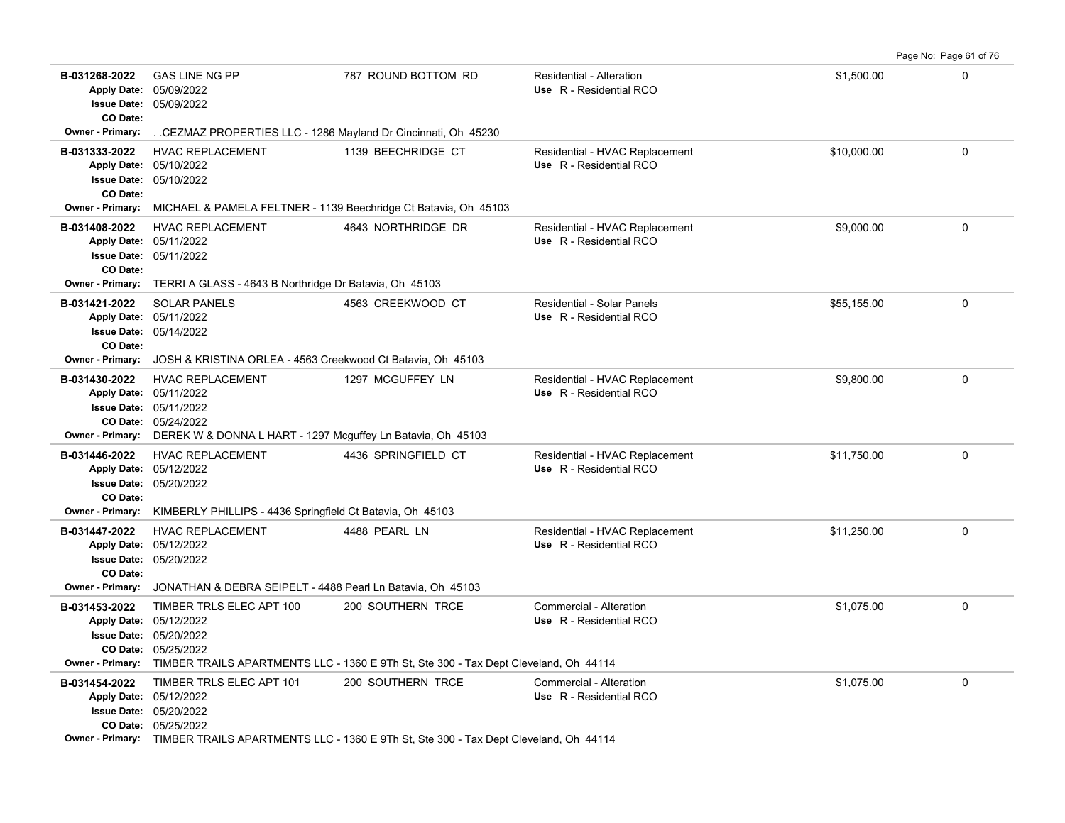| Permit # | Description | Address | Type / Use | Valuation | |
|---|---|---|---|---|---|
| **B-031268-2022**<br>Apply Date: 05/09/2022<br>Issue Date: 05/09/2022<br>CO Date:<br>Owner - Primary: . .CEZMAZ PROPERTIES LLC - 1286 Mayland Dr Cincinnati, Oh 45230 | GAS LINE NG PP | 787 ROUND BOTTOM RD | Residential - Alteration<br>Use R - Residential RCO | $1,500.00 | 0 |
| **B-031333-2022**<br>Apply Date: 05/10/2022<br>Issue Date: 05/10/2022<br>CO Date:<br>Owner - Primary: MICHAEL & PAMELA FELTNER - 1139 Beechridge Ct Batavia, Oh 45103 | HVAC REPLACEMENT | 1139 BEECHRIDGE CT | Residential - HVAC Replacement<br>Use R - Residential RCO | $10,000.00 | 0 |
| **B-031408-2022**<br>Apply Date: 05/11/2022<br>Issue Date: 05/11/2022<br>CO Date:<br>Owner - Primary: TERRI A GLASS - 4643 B Northridge Dr Batavia, Oh 45103 | HVAC REPLACEMENT | 4643 NORTHRIDGE DR | Residential - HVAC Replacement<br>Use R - Residential RCO | $9,000.00 | 0 |
| **B-031421-2022**<br>Apply Date: 05/11/2022<br>Issue Date: 05/14/2022<br>CO Date:<br>Owner - Primary: JOSH & KRISTINA ORLEA - 4563 Creekwood Ct Batavia, Oh 45103 | SOLAR PANELS | 4563 CREEKWOOD CT | Residential - Solar Panels<br>Use R - Residential RCO | $55,155.00 | 0 |
| **B-031430-2022**<br>Apply Date: 05/11/2022<br>Issue Date: 05/11/2022<br>CO Date: 05/24/2022<br>Owner - Primary: DEREK W & DONNA L HART - 1297 Mcguffey Ln Batavia, Oh 45103 | HVAC REPLACEMENT | 1297 MCGUFFEY LN | Residential - HVAC Replacement<br>Use R - Residential RCO | $9,800.00 | 0 |
| **B-031446-2022**<br>Apply Date: 05/12/2022<br>Issue Date: 05/20/2022<br>CO Date:<br>Owner - Primary: KIMBERLY PHILLIPS - 4436 Springfield Ct Batavia, Oh 45103 | HVAC REPLACEMENT | 4436 SPRINGFIELD CT | Residential - HVAC Replacement<br>Use R - Residential RCO | $11,750.00 | 0 |
| **B-031447-2022**<br>Apply Date: 05/12/2022<br>Issue Date: 05/20/2022<br>CO Date:<br>Owner - Primary: JONATHAN & DEBRA SEIPELT - 4488 Pearl Ln Batavia, Oh 45103 | HVAC REPLACEMENT | 4488 PEARL LN | Residential - HVAC Replacement<br>Use R - Residential RCO | $11,250.00 | 0 |
| **B-031453-2022**<br>Apply Date: 05/12/2022<br>Issue Date: 05/20/2022<br>CO Date: 05/25/2022<br>Owner - Primary: TIMBER TRAILS APARTMENTS LLC - 1360 E 9Th St, Ste 300 - Tax Dept Cleveland, Oh 44114 | TIMBER TRLS ELEC APT 100 | 200 SOUTHERN TRCE | Commercial - Alteration<br>Use R - Residential RCO | $1,075.00 | 0 |
| **B-031454-2022**<br>Apply Date: 05/12/2022<br>Issue Date: 05/20/2022<br>CO Date: 05/25/2022<br>Owner - Primary: TIMBER TRAILS APARTMENTS LLC - 1360 E 9Th St, Ste 300 - Tax Dept Cleveland, Oh 44114 | TIMBER TRLS ELEC APT 101 | 200 SOUTHERN TRCE | Commercial - Alteration<br>Use R - Residential RCO | $1,075.00 | 0 |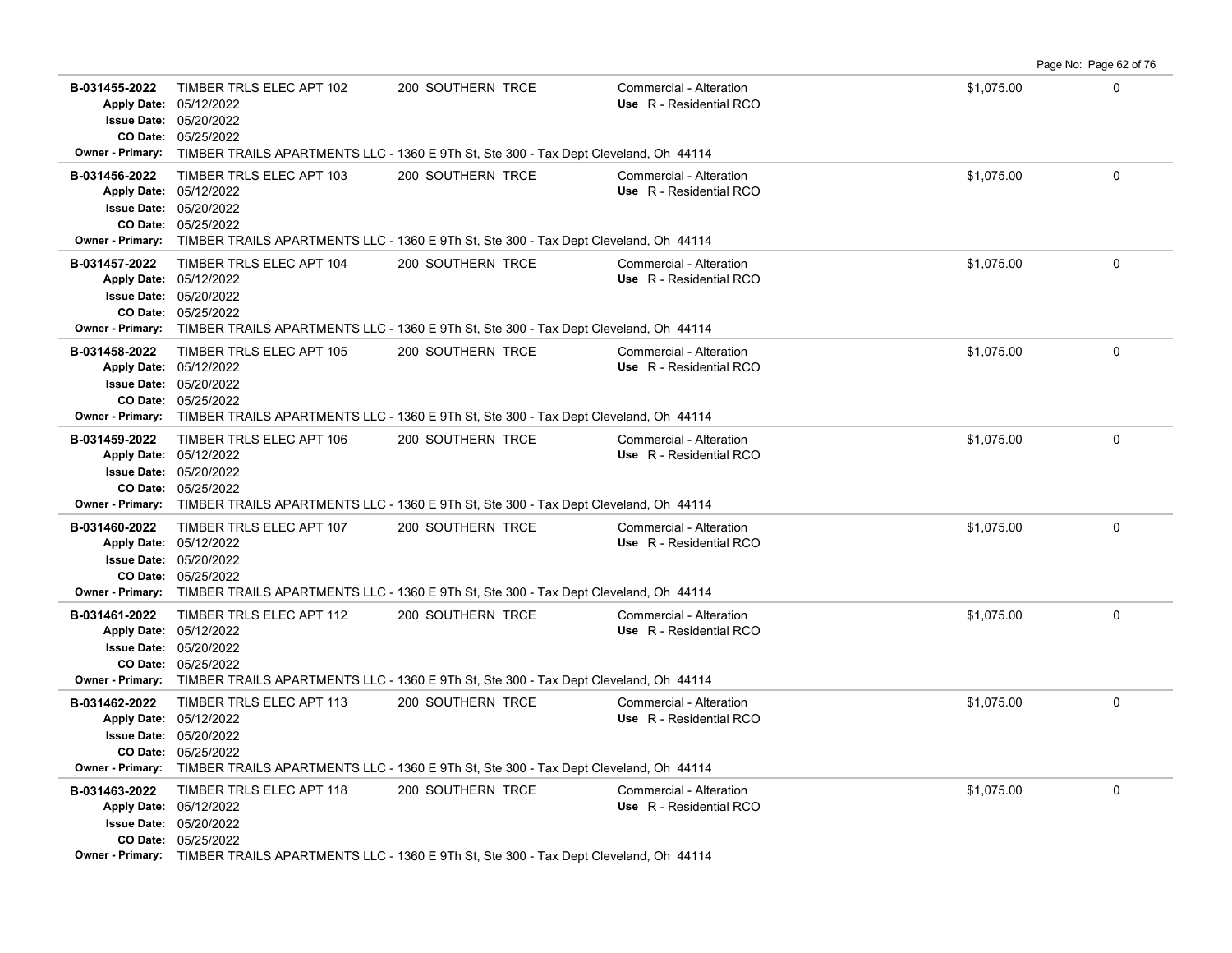| Permit # | Description | Address | Type / Use | Valuation | |
|---|---|---|---|---|---|
| **B-031455-2022**<br>**Apply Date:** 05/12/2022<br>**Issue Date:** 05/20/2022<br>**CO Date:** 05/25/2022 | TIMBER TRLS ELEC APT 102 | 200 SOUTHERN TRCE | Commercial - Alteration<br>**Use** R - Residential RCO | $1,075.00 | 0 |
| **Owner - Primary:** TIMBER TRAILS APARTMENTS LLC - 1360 E 9Th St, Ste 300 - Tax Dept Cleveland, Oh 44114 | | | | | |
| **B-031456-2022**<br>**Apply Date:** 05/12/2022<br>**Issue Date:** 05/20/2022<br>**CO Date:** 05/25/2022 | TIMBER TRLS ELEC APT 103 | 200 SOUTHERN TRCE | Commercial - Alteration<br>**Use** R - Residential RCO | $1,075.00 | 0 |
| **Owner - Primary:** TIMBER TRAILS APARTMENTS LLC - 1360 E 9Th St, Ste 300 - Tax Dept Cleveland, Oh 44114 | | | | | |
| **B-031457-2022**<br>**Apply Date:** 05/12/2022<br>**Issue Date:** 05/20/2022<br>**CO Date:** 05/25/2022 | TIMBER TRLS ELEC APT 104 | 200 SOUTHERN TRCE | Commercial - Alteration<br>**Use** R - Residential RCO | $1,075.00 | 0 |
| **Owner - Primary:** TIMBER TRAILS APARTMENTS LLC - 1360 E 9Th St, Ste 300 - Tax Dept Cleveland, Oh 44114 | | | | | |
| **B-031458-2022**<br>**Apply Date:** 05/12/2022<br>**Issue Date:** 05/20/2022<br>**CO Date:** 05/25/2022 | TIMBER TRLS ELEC APT 105 | 200 SOUTHERN TRCE | Commercial - Alteration<br>**Use** R - Residential RCO | $1,075.00 | 0 |
| **Owner - Primary:** TIMBER TRAILS APARTMENTS LLC - 1360 E 9Th St, Ste 300 - Tax Dept Cleveland, Oh 44114 | | | | | |
| **B-031459-2022**<br>**Apply Date:** 05/12/2022<br>**Issue Date:** 05/20/2022<br>**CO Date:** 05/25/2022 | TIMBER TRLS ELEC APT 106 | 200 SOUTHERN TRCE | Commercial - Alteration<br>**Use** R - Residential RCO | $1,075.00 | 0 |
| **Owner - Primary:** TIMBER TRAILS APARTMENTS LLC - 1360 E 9Th St, Ste 300 - Tax Dept Cleveland, Oh 44114 | | | | | |
| **B-031460-2022**<br>**Apply Date:** 05/12/2022<br>**Issue Date:** 05/20/2022<br>**CO Date:** 05/25/2022 | TIMBER TRLS ELEC APT 107 | 200 SOUTHERN TRCE | Commercial - Alteration<br>**Use** R - Residential RCO | $1,075.00 | 0 |
| **Owner - Primary:** TIMBER TRAILS APARTMENTS LLC - 1360 E 9Th St, Ste 300 - Tax Dept Cleveland, Oh 44114 | | | | | |
| **B-031461-2022**<br>**Apply Date:** 05/12/2022<br>**Issue Date:** 05/20/2022<br>**CO Date:** 05/25/2022 | TIMBER TRLS ELEC APT 112 | 200 SOUTHERN TRCE | Commercial - Alteration<br>**Use** R - Residential RCO | $1,075.00 | 0 |
| **Owner - Primary:** TIMBER TRAILS APARTMENTS LLC - 1360 E 9Th St, Ste 300 - Tax Dept Cleveland, Oh 44114 | | | | | |
| **B-031462-2022**<br>**Apply Date:** 05/12/2022<br>**Issue Date:** 05/20/2022<br>**CO Date:** 05/25/2022 | TIMBER TRLS ELEC APT 113 | 200 SOUTHERN TRCE | Commercial - Alteration<br>**Use** R - Residential RCO | $1,075.00 | 0 |
| **Owner - Primary:** TIMBER TRAILS APARTMENTS LLC - 1360 E 9Th St, Ste 300 - Tax Dept Cleveland, Oh 44114 | | | | | |
| **B-031463-2022**<br>**Apply Date:** 05/12/2022<br>**Issue Date:** 05/20/2022<br>**CO Date:** 05/25/2022 | TIMBER TRLS ELEC APT 118 | 200 SOUTHERN TRCE | Commercial - Alteration<br>**Use** R - Residential RCO | $1,075.00 | 0 |
| **Owner - Primary:** TIMBER TRAILS APARTMENTS LLC - 1360 E 9Th St, Ste 300 - Tax Dept Cleveland, Oh 44114 | | | | | |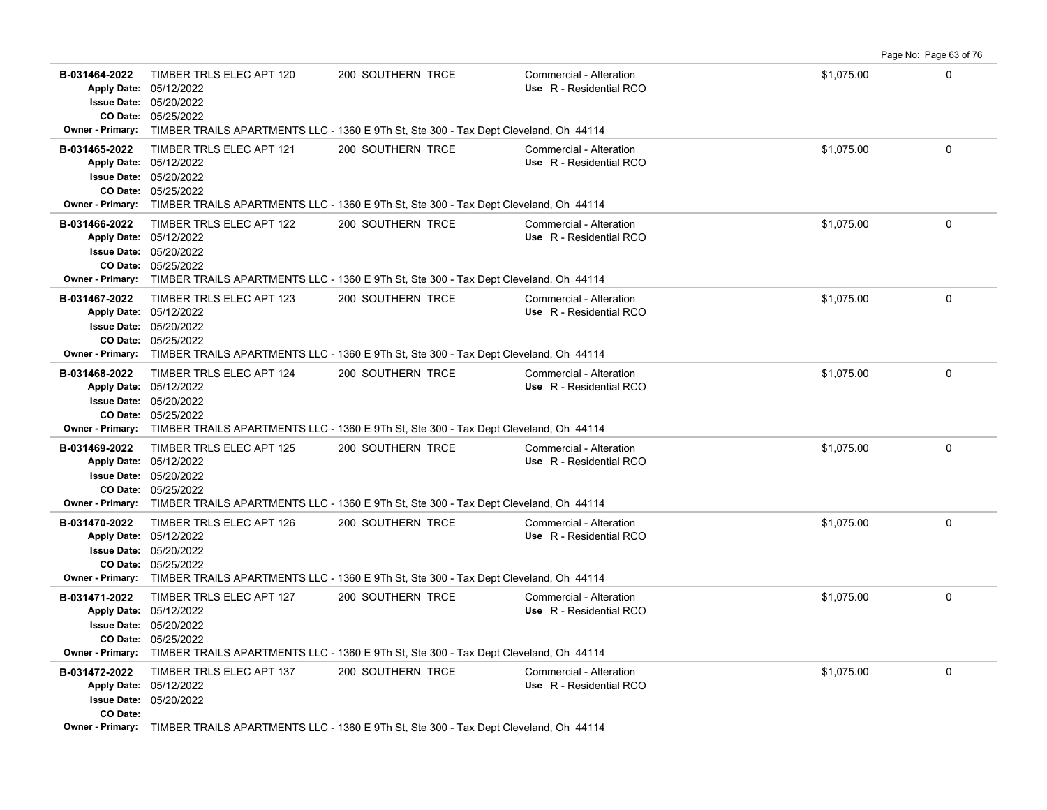| Permit # | Description | Address | Type / Use | Valuation | |
|---|---|---|---|---|---|
| **B-031464-2022**<br>Apply Date: 05/12/2022<br>Issue Date: 05/20/2022<br>CO Date: 05/25/2022 | TIMBER TRLS ELEC APT 120 | 200 SOUTHERN TRCE | Commercial - Alteration<br>Use R - Residential RCO | $1,075.00 | 0 |
| Owner - Primary: | TIMBER TRAILS APARTMENTS LLC - 1360 E 9Th St, Ste 300 - Tax Dept Cleveland, Oh 44114 | | | | |
| **B-031465-2022**<br>Apply Date: 05/12/2022<br>Issue Date: 05/20/2022<br>CO Date: 05/25/2022 | TIMBER TRLS ELEC APT 121 | 200 SOUTHERN TRCE | Commercial - Alteration<br>Use R - Residential RCO | $1,075.00 | 0 |
| Owner - Primary: | TIMBER TRAILS APARTMENTS LLC - 1360 E 9Th St, Ste 300 - Tax Dept Cleveland, Oh 44114 | | | | |
| **B-031466-2022**<br>Apply Date: 05/12/2022<br>Issue Date: 05/20/2022<br>CO Date: 05/25/2022 | TIMBER TRLS ELEC APT 122 | 200 SOUTHERN TRCE | Commercial - Alteration<br>Use R - Residential RCO | $1,075.00 | 0 |
| Owner - Primary: | TIMBER TRAILS APARTMENTS LLC - 1360 E 9Th St, Ste 300 - Tax Dept Cleveland, Oh 44114 | | | | |
| **B-031467-2022**<br>Apply Date: 05/12/2022<br>Issue Date: 05/20/2022<br>CO Date: 05/25/2022 | TIMBER TRLS ELEC APT 123 | 200 SOUTHERN TRCE | Commercial - Alteration<br>Use R - Residential RCO | $1,075.00 | 0 |
| Owner - Primary: | TIMBER TRAILS APARTMENTS LLC - 1360 E 9Th St, Ste 300 - Tax Dept Cleveland, Oh 44114 | | | | |
| **B-031468-2022**<br>Apply Date: 05/12/2022<br>Issue Date: 05/20/2022<br>CO Date: 05/25/2022 | TIMBER TRLS ELEC APT 124 | 200 SOUTHERN TRCE | Commercial - Alteration<br>Use R - Residential RCO | $1,075.00 | 0 |
| Owner - Primary: | TIMBER TRAILS APARTMENTS LLC - 1360 E 9Th St, Ste 300 - Tax Dept Cleveland, Oh 44114 | | | | |
| **B-031469-2022**<br>Apply Date: 05/12/2022<br>Issue Date: 05/20/2022<br>CO Date: 05/25/2022 | TIMBER TRLS ELEC APT 125 | 200 SOUTHERN TRCE | Commercial - Alteration<br>Use R - Residential RCO | $1,075.00 | 0 |
| Owner - Primary: | TIMBER TRAILS APARTMENTS LLC - 1360 E 9Th St, Ste 300 - Tax Dept Cleveland, Oh 44114 | | | | |
| **B-031470-2022**<br>Apply Date: 05/12/2022<br>Issue Date: 05/20/2022<br>CO Date: 05/25/2022 | TIMBER TRLS ELEC APT 126 | 200 SOUTHERN TRCE | Commercial - Alteration<br>Use R - Residential RCO | $1,075.00 | 0 |
| Owner - Primary: | TIMBER TRAILS APARTMENTS LLC - 1360 E 9Th St, Ste 300 - Tax Dept Cleveland, Oh 44114 | | | | |
| **B-031471-2022**<br>Apply Date: 05/12/2022<br>Issue Date: 05/20/2022<br>CO Date: 05/25/2022 | TIMBER TRLS ELEC APT 127 | 200 SOUTHERN TRCE | Commercial - Alteration<br>Use R - Residential RCO | $1,075.00 | 0 |
| Owner - Primary: | TIMBER TRAILS APARTMENTS LLC - 1360 E 9Th St, Ste 300 - Tax Dept Cleveland, Oh 44114 | | | | |
| **B-031472-2022**<br>Apply Date: 05/12/2022<br>Issue Date: 05/20/2022<br>CO Date: | TIMBER TRLS ELEC APT 137 | 200 SOUTHERN TRCE | Commercial - Alteration<br>Use R - Residential RCO | $1,075.00 | 0 |
| Owner - Primary: | TIMBER TRAILS APARTMENTS LLC - 1360 E 9Th St, Ste 300 - Tax Dept Cleveland, Oh 44114 | | | | |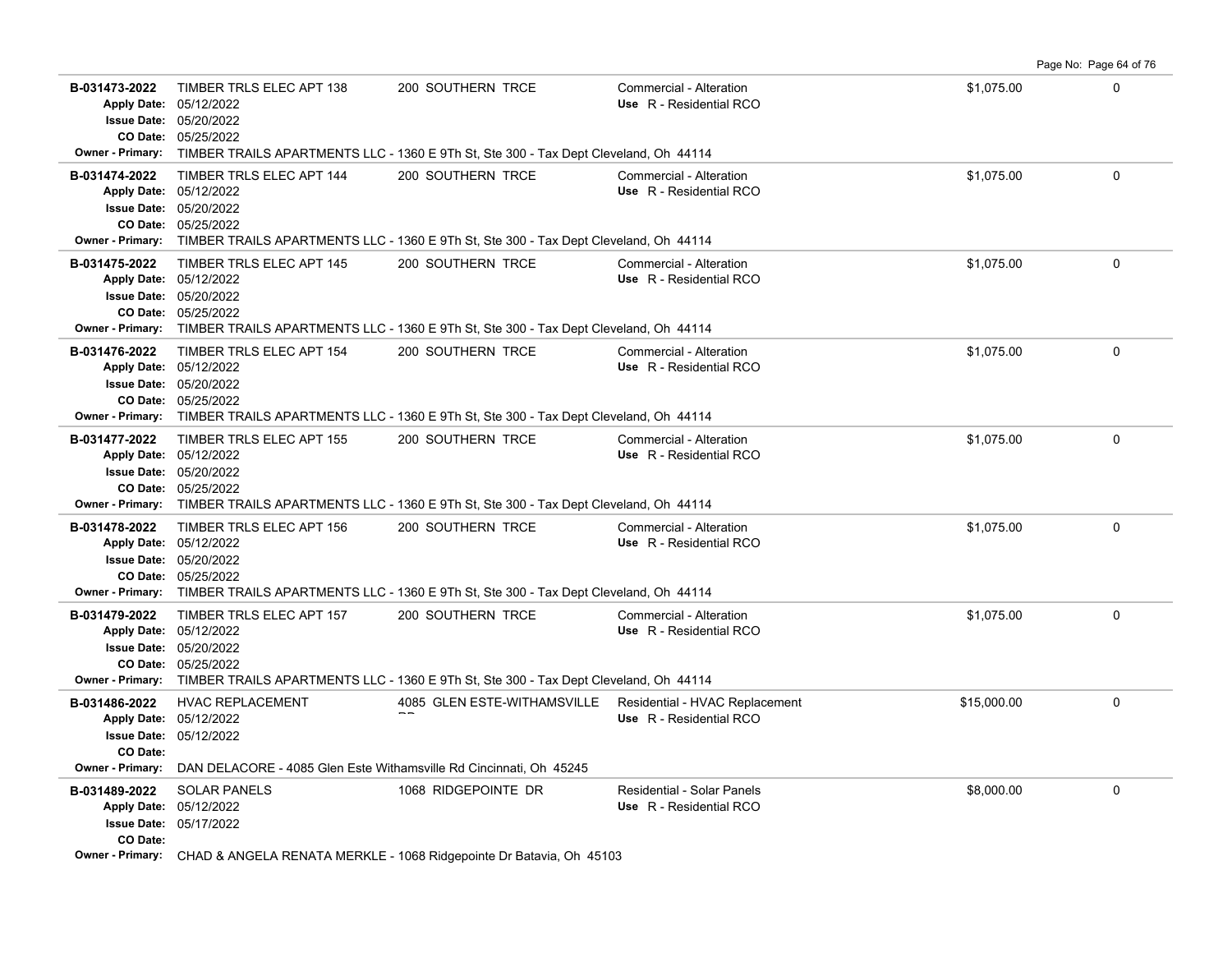| Permit | Description | Address | Type / Use | Value | |
|---|---|---|---|---|---|
| B-031473-2022 | TIMBER TRLS ELEC APT 138 | 200 SOUTHERN TRCE | Commercial - Alteration | $1,075.00 | 0 |
| Apply Date: 05/12/2022 | | | Use R - Residential RCO | | |
| Issue Date: 05/20/2022 | | | | | |
| CO Date: 05/25/2022 | | | | | |
| Owner - Primary: TIMBER TRAILS APARTMENTS LLC - 1360 E 9Th St, Ste 300 - Tax Dept Cleveland, Oh 44114 | | | | | |
| B-031474-2022 | TIMBER TRLS ELEC APT 144 | 200 SOUTHERN TRCE | Commercial - Alteration | $1,075.00 | 0 |
| Apply Date: 05/12/2022 | | | Use R - Residential RCO | | |
| Issue Date: 05/20/2022 | | | | | |
| CO Date: 05/25/2022 | | | | | |
| Owner - Primary: TIMBER TRAILS APARTMENTS LLC - 1360 E 9Th St, Ste 300 - Tax Dept Cleveland, Oh 44114 | | | | | |
| B-031475-2022 | TIMBER TRLS ELEC APT 145 | 200 SOUTHERN TRCE | Commercial - Alteration | $1,075.00 | 0 |
| Apply Date: 05/12/2022 | | | Use R - Residential RCO | | |
| Issue Date: 05/20/2022 | | | | | |
| CO Date: 05/25/2022 | | | | | |
| Owner - Primary: TIMBER TRAILS APARTMENTS LLC - 1360 E 9Th St, Ste 300 - Tax Dept Cleveland, Oh 44114 | | | | | |
| B-031476-2022 | TIMBER TRLS ELEC APT 154 | 200 SOUTHERN TRCE | Commercial - Alteration | $1,075.00 | 0 |
| Apply Date: 05/12/2022 | | | Use R - Residential RCO | | |
| Issue Date: 05/20/2022 | | | | | |
| CO Date: 05/25/2022 | | | | | |
| Owner - Primary: TIMBER TRAILS APARTMENTS LLC - 1360 E 9Th St, Ste 300 - Tax Dept Cleveland, Oh 44114 | | | | | |
| B-031477-2022 | TIMBER TRLS ELEC APT 155 | 200 SOUTHERN TRCE | Commercial - Alteration | $1,075.00 | 0 |
| Apply Date: 05/12/2022 | | | Use R - Residential RCO | | |
| Issue Date: 05/20/2022 | | | | | |
| CO Date: 05/25/2022 | | | | | |
| Owner - Primary: TIMBER TRAILS APARTMENTS LLC - 1360 E 9Th St, Ste 300 - Tax Dept Cleveland, Oh 44114 | | | | | |
| B-031478-2022 | TIMBER TRLS ELEC APT 156 | 200 SOUTHERN TRCE | Commercial - Alteration | $1,075.00 | 0 |
| Apply Date: 05/12/2022 | | | Use R - Residential RCO | | |
| Issue Date: 05/20/2022 | | | | | |
| CO Date: 05/25/2022 | | | | | |
| Owner - Primary: TIMBER TRAILS APARTMENTS LLC - 1360 E 9Th St, Ste 300 - Tax Dept Cleveland, Oh 44114 | | | | | |
| B-031479-2022 | TIMBER TRLS ELEC APT 157 | 200 SOUTHERN TRCE | Commercial - Alteration | $1,075.00 | 0 |
| Apply Date: 05/12/2022 | | | Use R - Residential RCO | | |
| Issue Date: 05/20/2022 | | | | | |
| CO Date: 05/25/2022 | | | | | |
| Owner - Primary: TIMBER TRAILS APARTMENTS LLC - 1360 E 9Th St, Ste 300 - Tax Dept Cleveland, Oh 44114 | | | | | |
| B-031486-2022 | HVAC REPLACEMENT | 4085 GLEN ESTE-WITHAMSVILLE RD | Residential - HVAC Replacement | $15,000.00 | 0 |
| Apply Date: 05/12/2022 | | | Use R - Residential RCO | | |
| Issue Date: 05/12/2022 | | | | | |
| CO Date: | | | | | |
| Owner - Primary: DAN DELACORE - 4085 Glen Este Withamsville Rd Cincinnati, Oh 45245 | | | | | |
| B-031489-2022 | SOLAR PANELS | 1068 RIDGEPOINTE DR | Residential - Solar Panels | $8,000.00 | 0 |
| Apply Date: 05/12/2022 | | | Use R - Residential RCO | | |
| Issue Date: 05/17/2022 | | | | | |
| CO Date: | | | | | |
| Owner - Primary: CHAD & ANGELA RENATA MERKLE - 1068 Ridgepointe Dr Batavia, Oh 45103 | | | | | |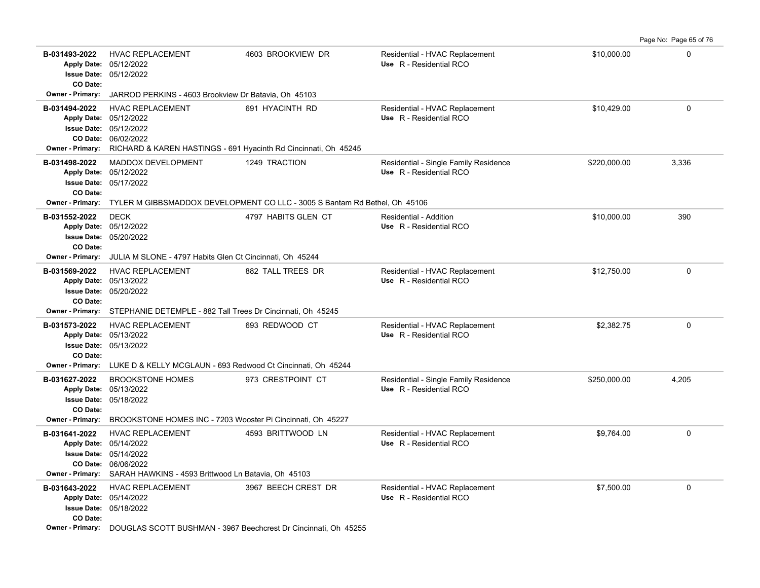| Permit # | Description | Address | Type / Use | Value | Sq Ft |
|---|---|---|---|---|---|
| B-031493-2022 | HVAC REPLACEMENT | 4603 BROOKVIEW DR | Residential - HVAC Replacement | $10,000.00 | 0 |
| Apply Date: 05/12/2022 | | | Use R - Residential RCO | | |
| Issue Date: 05/12/2022 | | | | | |
| CO Date: | | | | | |
| Owner - Primary: JARROD PERKINS - 4603 Brookview Dr Batavia, Oh 45103 | | | | | |
| B-031494-2022 | HVAC REPLACEMENT | 691 HYACINTH RD | Residential - HVAC Replacement | $10,429.00 | 0 |
| Apply Date: 05/12/2022 | | | Use R - Residential RCO | | |
| Issue Date: 05/12/2022 | | | | | |
| CO Date: 06/02/2022 | | | | | |
| Owner - Primary: RICHARD & KAREN HASTINGS - 691 Hyacinth Rd Cincinnati, Oh 45245 | | | | | |
| B-031498-2022 | MADDOX DEVELOPMENT | 1249 TRACTION | Residential - Single Family Residence | $220,000.00 | 3,336 |
| Apply Date: 05/12/2022 | | | Use R - Residential RCO | | |
| Issue Date: 05/17/2022 | | | | | |
| CO Date: | | | | | |
| Owner - Primary: TYLER M GIBBSMADDOX DEVELOPMENT CO LLC - 3005 S Bantam Rd Bethel, Oh 45106 | | | | | |
| B-031552-2022 | DECK | 4797 HABITS GLEN CT | Residential - Addition | $10,000.00 | 390 |
| Apply Date: 05/12/2022 | | | Use R - Residential RCO | | |
| Issue Date: 05/20/2022 | | | | | |
| CO Date: | | | | | |
| Owner - Primary: JULIA M SLONE - 4797 Habits Glen Ct Cincinnati, Oh 45244 | | | | | |
| B-031569-2022 | HVAC REPLACEMENT | 882 TALL TREES DR | Residential - HVAC Replacement | $12,750.00 | 0 |
| Apply Date: 05/13/2022 | | | Use R - Residential RCO | | |
| Issue Date: 05/20/2022 | | | | | |
| CO Date: | | | | | |
| Owner - Primary: STEPHANIE DETEMPLE - 882 Tall Trees Dr Cincinnati, Oh 45245 | | | | | |
| B-031573-2022 | HVAC REPLACEMENT | 693 REDWOOD CT | Residential - HVAC Replacement | $2,382.75 | 0 |
| Apply Date: 05/13/2022 | | | Use R - Residential RCO | | |
| Issue Date: 05/13/2022 | | | | | |
| CO Date: | | | | | |
| Owner - Primary: LUKE D & KELLY MCGLAUN - 693 Redwood Ct Cincinnati, Oh 45244 | | | | | |
| B-031627-2022 | BROOKSTONE HOMES | 973 CRESTPOINT CT | Residential - Single Family Residence | $250,000.00 | 4,205 |
| Apply Date: 05/13/2022 | | | Use R - Residential RCO | | |
| Issue Date: 05/18/2022 | | | | | |
| CO Date: | | | | | |
| Owner - Primary: BROOKSTONE HOMES INC - 7203 Wooster Pi Cincinnati, Oh 45227 | | | | | |
| B-031641-2022 | HVAC REPLACEMENT | 4593 BRITTWOOD LN | Residential - HVAC Replacement | $9,764.00 | 0 |
| Apply Date: 05/14/2022 | | | Use R - Residential RCO | | |
| Issue Date: 05/14/2022 | | | | | |
| CO Date: 06/06/2022 | | | | | |
| Owner - Primary: SARAH HAWKINS - 4593 Brittwood Ln Batavia, Oh 45103 | | | | | |
| B-031643-2022 | HVAC REPLACEMENT | 3967 BEECH CREST DR | Residential - HVAC Replacement | $7,500.00 | 0 |
| Apply Date: 05/14/2022 | | | Use R - Residential RCO | | |
| Issue Date: 05/18/2022 | | | | | |
| CO Date: | | | | | |
| Owner - Primary: DOUGLAS SCOTT BUSHMAN - 3967 Beechcrest Dr Cincinnati, Oh 45255 | | | | | |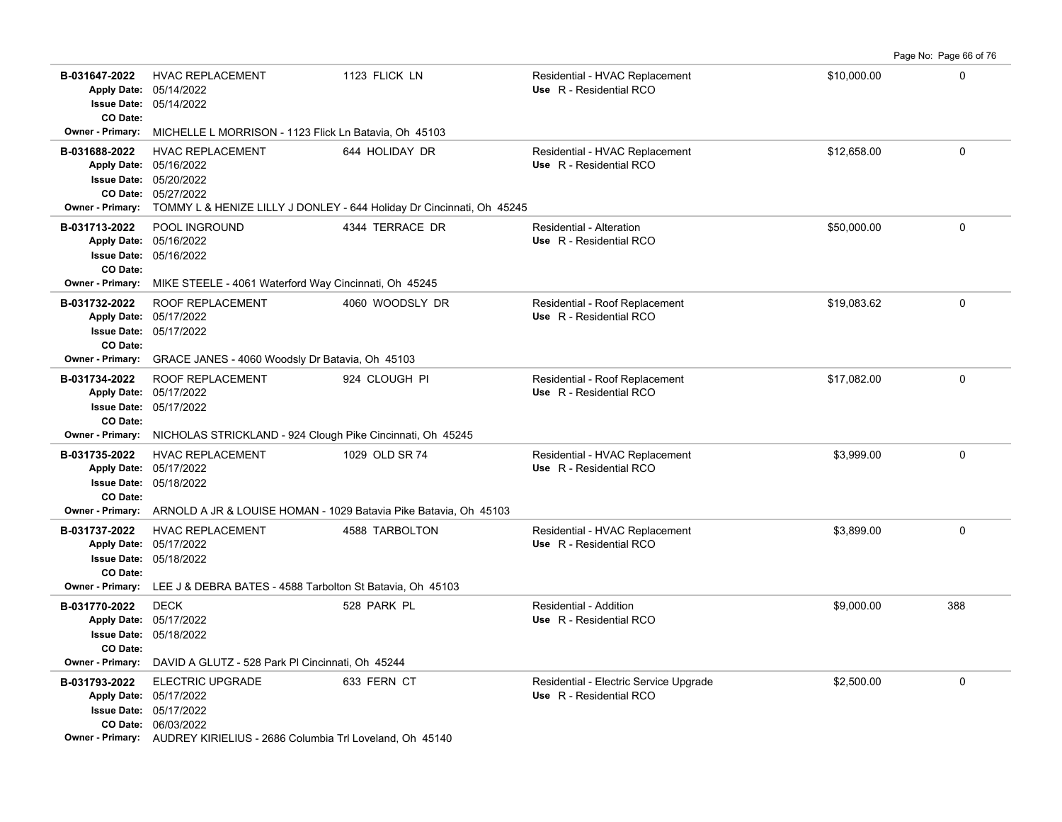| Permit # | Description | Address | Type / Use | Value | Sq Ft |
|---|---|---|---|---|---|
| **B-031647-2022**<br>Apply Date: 05/14/2022<br>Issue Date: 05/14/2022<br>CO Date:<br>Owner - Primary: MICHELLE L MORRISON - 1123 Flick Ln Batavia, Oh 45103 | HVAC REPLACEMENT | 1123 FLICK LN | Residential - HVAC Replacement<br>Use R - Residential RCO | $10,000.00 | 0 |
| **B-031688-2022**<br>Apply Date: 05/16/2022<br>Issue Date: 05/20/2022<br>CO Date: 05/27/2022<br>Owner - Primary: TOMMY L & HENIZE LILLY J DONLEY - 644 Holiday Dr Cincinnati, Oh 45245 | HVAC REPLACEMENT | 644 HOLIDAY DR | Residential - HVAC Replacement<br>Use R - Residential RCO | $12,658.00 | 0 |
| **B-031713-2022**<br>Apply Date: 05/16/2022<br>Issue Date: 05/16/2022<br>CO Date:<br>Owner - Primary: MIKE STEELE - 4061 Waterford Way Cincinnati, Oh 45245 | POOL INGROUND | 4344 TERRACE DR | Residential - Alteration<br>Use R - Residential RCO | $50,000.00 | 0 |
| **B-031732-2022**<br>Apply Date: 05/17/2022<br>Issue Date: 05/17/2022<br>CO Date:<br>Owner - Primary: GRACE JANES - 4060 Woodsly Dr Batavia, Oh 45103 | ROOF REPLACEMENT | 4060 WOODSLY DR | Residential - Roof Replacement<br>Use R - Residential RCO | $19,083.62 | 0 |
| **B-031734-2022**<br>Apply Date: 05/17/2022<br>Issue Date: 05/17/2022<br>CO Date:<br>Owner - Primary: NICHOLAS STRICKLAND - 924 Clough Pike Cincinnati, Oh 45245 | ROOF REPLACEMENT | 924 CLOUGH PI | Residential - Roof Replacement<br>Use R - Residential RCO | $17,082.00 | 0 |
| **B-031735-2022**<br>Apply Date: 05/17/2022<br>Issue Date: 05/18/2022<br>CO Date:<br>Owner - Primary: ARNOLD A JR & LOUISE HOMAN - 1029 Batavia Pike Batavia, Oh 45103 | HVAC REPLACEMENT | 1029 OLD SR 74 | Residential - HVAC Replacement<br>Use R - Residential RCO | $3,999.00 | 0 |
| **B-031737-2022**<br>Apply Date: 05/17/2022<br>Issue Date: 05/18/2022<br>CO Date:<br>Owner - Primary: LEE J & DEBRA BATES - 4588 Tarbolton St Batavia, Oh 45103 | HVAC REPLACEMENT | 4588 TARBOLTON | Residential - HVAC Replacement<br>Use R - Residential RCO | $3,899.00 | 0 |
| **B-031770-2022**<br>Apply Date: 05/17/2022<br>Issue Date: 05/18/2022<br>CO Date:<br>Owner - Primary: DAVID A GLUTZ - 528 Park Pl Cincinnati, Oh 45244 | DECK | 528 PARK PL | Residential - Addition<br>Use R - Residential RCO | $9,000.00 | 388 |
| **B-031793-2022**<br>Apply Date: 05/17/2022<br>Issue Date: 05/17/2022<br>CO Date: 06/03/2022<br>Owner - Primary: AUDREY KIRIELIUS - 2686 Columbia Trl Loveland, Oh 45140 | ELECTRIC UPGRADE | 633 FERN CT | Residential - Electric Service Upgrade<br>Use R - Residential RCO | $2,500.00 | 0 |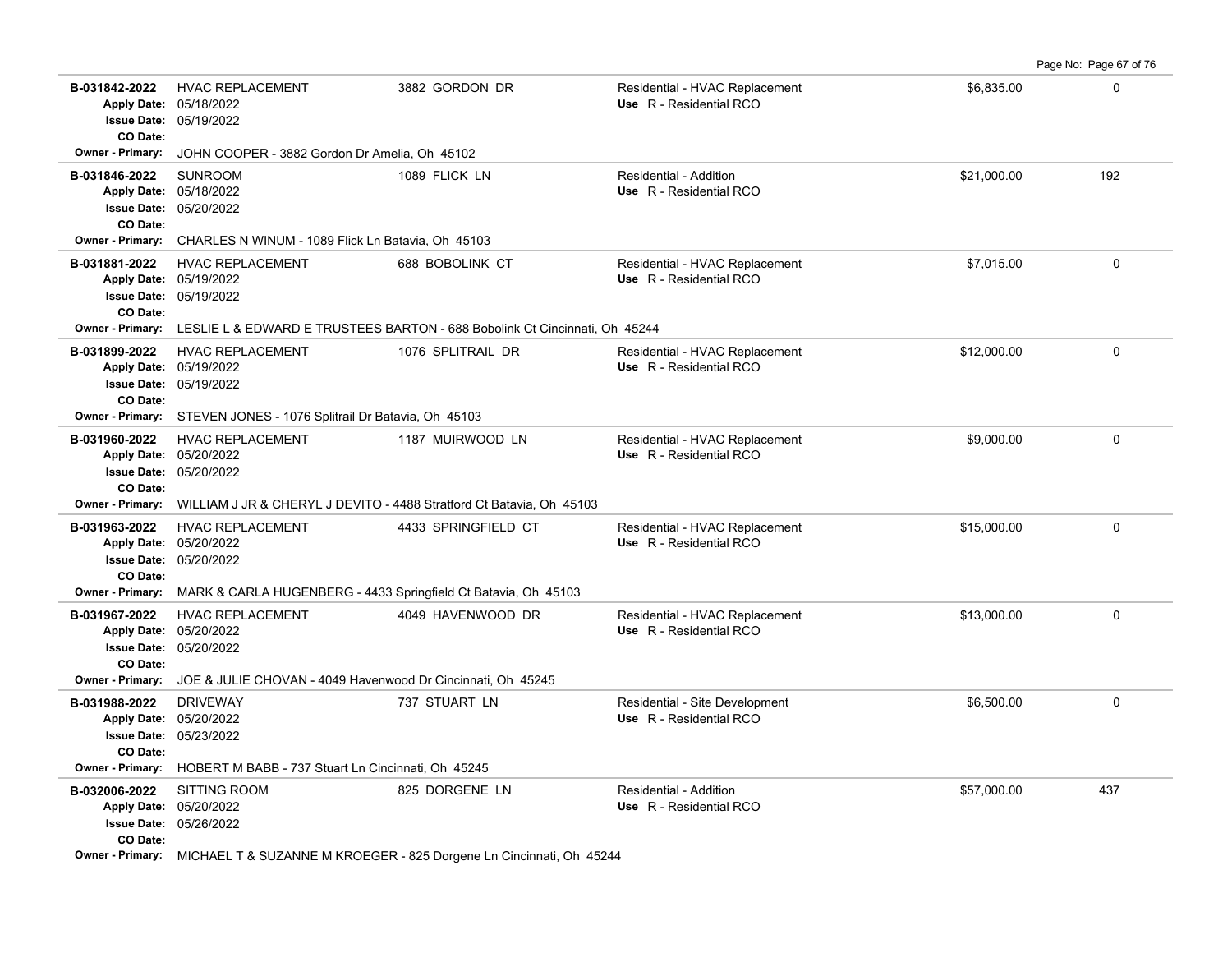| Permit | Description | Address | Type / Use | Value | Sq Ft |
|---|---|---|---|---|---|
| B-031842-2022 | HVAC REPLACEMENT | 3882 GORDON DR | Residential - HVAC Replacement | $6,835.00 | 0 |
| Apply Date: | 05/18/2022 | | Use R - Residential RCO | | |
| Issue Date: | 05/19/2022 | | | | |
| CO Date: | | | | | |
| Owner - Primary: | JOHN COOPER - 3882 Gordon Dr Amelia, Oh 45102 | | | | |
| B-031846-2022 | SUNROOM | 1089 FLICK LN | Residential - Addition | $21,000.00 | 192 |
| Apply Date: | 05/18/2022 | | Use R - Residential RCO | | |
| Issue Date: | 05/20/2022 | | | | |
| CO Date: | | | | | |
| Owner - Primary: | CHARLES N WINUM - 1089 Flick Ln Batavia, Oh 45103 | | | | |
| B-031881-2022 | HVAC REPLACEMENT | 688 BOBOLINK CT | Residential - HVAC Replacement | $7,015.00 | 0 |
| Apply Date: | 05/19/2022 | | Use R - Residential RCO | | |
| Issue Date: | 05/19/2022 | | | | |
| CO Date: | | | | | |
| Owner - Primary: | LESLIE L & EDWARD E TRUSTEES BARTON - 688 Bobolink Ct Cincinnati, Oh 45244 | | | | |
| B-031899-2022 | HVAC REPLACEMENT | 1076 SPLITRAIL DR | Residential - HVAC Replacement | $12,000.00 | 0 |
| Apply Date: | 05/19/2022 | | Use R - Residential RCO | | |
| Issue Date: | 05/19/2022 | | | | |
| CO Date: | | | | | |
| Owner - Primary: | STEVEN JONES - 1076 Splitrail Dr Batavia, Oh 45103 | | | | |
| B-031960-2022 | HVAC REPLACEMENT | 1187 MUIRWOOD LN | Residential - HVAC Replacement | $9,000.00 | 0 |
| Apply Date: | 05/20/2022 | | Use R - Residential RCO | | |
| Issue Date: | 05/20/2022 | | | | |
| CO Date: | | | | | |
| Owner - Primary: | WILLIAM J JR & CHERYL J DEVITO - 4488 Stratford Ct Batavia, Oh 45103 | | | | |
| B-031963-2022 | HVAC REPLACEMENT | 4433 SPRINGFIELD CT | Residential - HVAC Replacement | $15,000.00 | 0 |
| Apply Date: | 05/20/2022 | | Use R - Residential RCO | | |
| Issue Date: | 05/20/2022 | | | | |
| CO Date: | | | | | |
| Owner - Primary: | MARK & CARLA HUGENBERG - 4433 Springfield Ct Batavia, Oh 45103 | | | | |
| B-031967-2022 | HVAC REPLACEMENT | 4049 HAVENWOOD DR | Residential - HVAC Replacement | $13,000.00 | 0 |
| Apply Date: | 05/20/2022 | | Use R - Residential RCO | | |
| Issue Date: | 05/20/2022 | | | | |
| CO Date: | | | | | |
| Owner - Primary: | JOE & JULIE CHOVAN - 4049 Havenwood Dr Cincinnati, Oh 45245 | | | | |
| B-031988-2022 | DRIVEWAY | 737 STUART LN | Residential - Site Development | $6,500.00 | 0 |
| Apply Date: | 05/20/2022 | | Use R - Residential RCO | | |
| Issue Date: | 05/23/2022 | | | | |
| CO Date: | | | | | |
| Owner - Primary: | HOBERT M BABB - 737 Stuart Ln Cincinnati, Oh 45245 | | | | |
| B-032006-2022 | SITTING ROOM | 825 DORGENE LN | Residential - Addition | $57,000.00 | 437 |
| Apply Date: | 05/20/2022 | | Use R - Residential RCO | | |
| Issue Date: | 05/26/2022 | | | | |
| CO Date: | | | | | |
| Owner - Primary: | MICHAEL T & SUZANNE M KROEGER - 825 Dorgene Ln Cincinnati, Oh 45244 | | | | |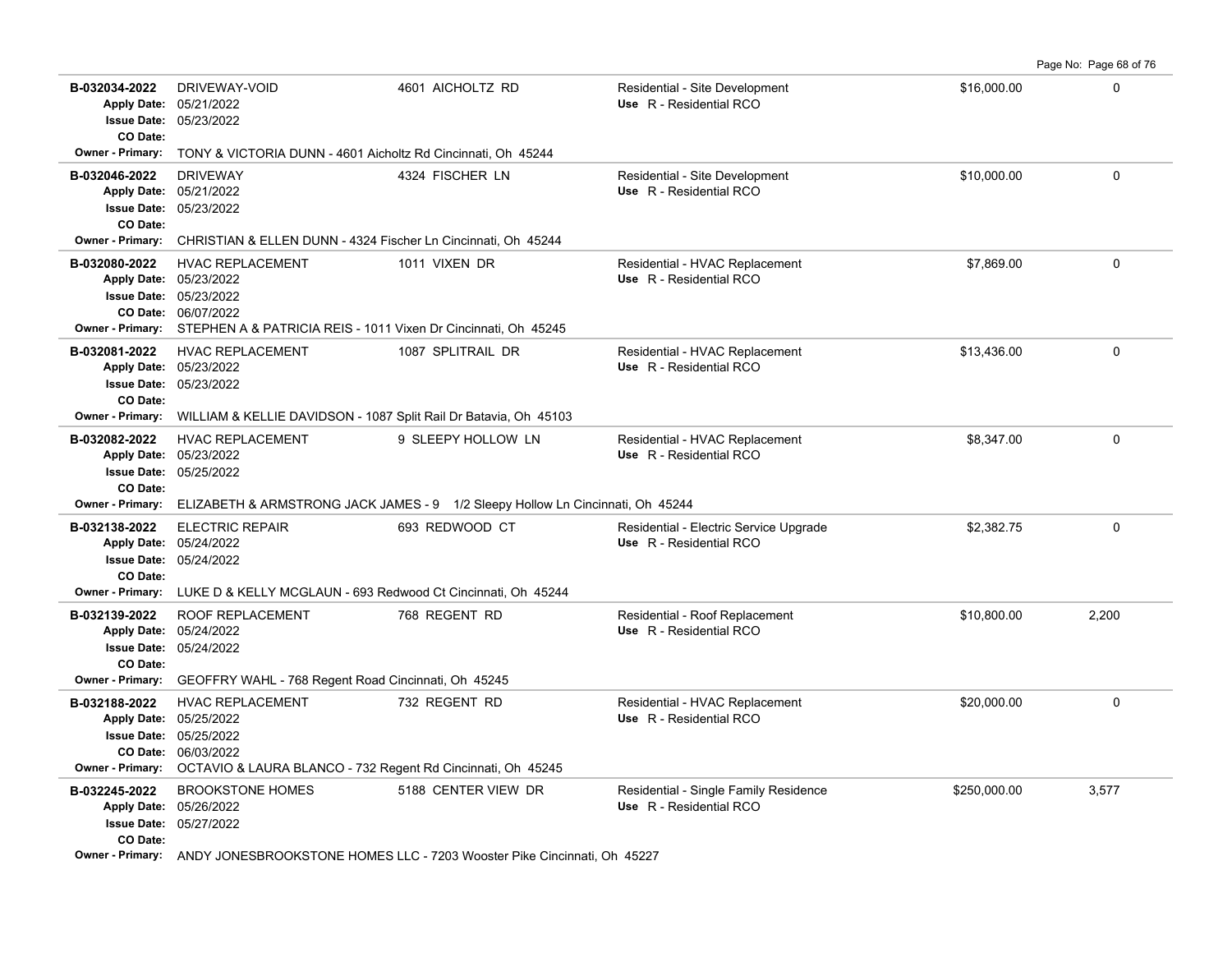| Permit # | Description | Address | Type / Use | Valuation | Sq Ft |
|---|---|---|---|---|---|
| **B-032034-2022** | DRIVEWAY-VOID | 4601 AICHOLTZ RD | Residential - Site Development | $16,000.00 | 0 |
| Apply Date: 05/21/2022 | | | Use R - Residential RCO | | |
| Issue Date: 05/23/2022 | | | | | |
| CO Date: | | | | | |
| Owner - Primary: TONY & VICTORIA DUNN - 4601 Aicholtz Rd Cincinnati, Oh 45244 | | | | | |
| **B-032046-2022** | DRIVEWAY | 4324 FISCHER LN | Residential - Site Development | $10,000.00 | 0 |
| Apply Date: 05/21/2022 | | | Use R - Residential RCO | | |
| Issue Date: 05/23/2022 | | | | | |
| CO Date: | | | | | |
| Owner - Primary: CHRISTIAN & ELLEN DUNN - 4324 Fischer Ln Cincinnati, Oh 45244 | | | | | |
| **B-032080-2022** | HVAC REPLACEMENT | 1011 VIXEN DR | Residential - HVAC Replacement | $7,869.00 | 0 |
| Apply Date: 05/23/2022 | | | Use R - Residential RCO | | |
| Issue Date: 05/23/2022 | | | | | |
| CO Date: 06/07/2022 | | | | | |
| Owner - Primary: STEPHEN A & PATRICIA REIS - 1011 Vixen Dr Cincinnati, Oh 45245 | | | | | |
| **B-032081-2022** | HVAC REPLACEMENT | 1087 SPLITRAIL DR | Residential - HVAC Replacement | $13,436.00 | 0 |
| Apply Date: 05/23/2022 | | | Use R - Residential RCO | | |
| Issue Date: 05/23/2022 | | | | | |
| CO Date: | | | | | |
| Owner - Primary: WILLIAM & KELLIE DAVIDSON - 1087 Split Rail Dr Batavia, Oh 45103 | | | | | |
| **B-032082-2022** | HVAC REPLACEMENT | 9 SLEEPY HOLLOW LN | Residential - HVAC Replacement | $8,347.00 | 0 |
| Apply Date: 05/23/2022 | | | Use R - Residential RCO | | |
| Issue Date: 05/25/2022 | | | | | |
| CO Date: | | | | | |
| Owner - Primary: ELIZABETH & ARMSTRONG JACK JAMES - 9 1/2 Sleepy Hollow Ln Cincinnati, Oh 45244 | | | | | |
| **B-032138-2022** | ELECTRIC REPAIR | 693 REDWOOD CT | Residential - Electric Service Upgrade | $2,382.75 | 0 |
| Apply Date: 05/24/2022 | | | Use R - Residential RCO | | |
| Issue Date: 05/24/2022 | | | | | |
| CO Date: | | | | | |
| Owner - Primary: LUKE D & KELLY MCGLAUN - 693 Redwood Ct Cincinnati, Oh 45244 | | | | | |
| **B-032139-2022** | ROOF REPLACEMENT | 768 REGENT RD | Residential - Roof Replacement | $10,800.00 | 2,200 |
| Apply Date: 05/24/2022 | | | Use R - Residential RCO | | |
| Issue Date: 05/24/2022 | | | | | |
| CO Date: | | | | | |
| Owner - Primary: GEOFFRY WAHL - 768 Regent Road Cincinnati, Oh 45245 | | | | | |
| **B-032188-2022** | HVAC REPLACEMENT | 732 REGENT RD | Residential - HVAC Replacement | $20,000.00 | 0 |
| Apply Date: 05/25/2022 | | | Use R - Residential RCO | | |
| Issue Date: 05/25/2022 | | | | | |
| CO Date: 06/03/2022 | | | | | |
| Owner - Primary: OCTAVIO & LAURA BLANCO - 732 Regent Rd Cincinnati, Oh 45245 | | | | | |
| **B-032245-2022** | BROOKSTONE HOMES | 5188 CENTER VIEW DR | Residential - Single Family Residence | $250,000.00 | 3,577 |
| Apply Date: 05/26/2022 | | | Use R - Residential RCO | | |
| Issue Date: 05/27/2022 | | | | | |
| CO Date: | | | | | |
| Owner - Primary: ANDY JONESBROOKSTONE HOMES LLC - 7203 Wooster Pike Cincinnati, Oh 45227 | | | | | |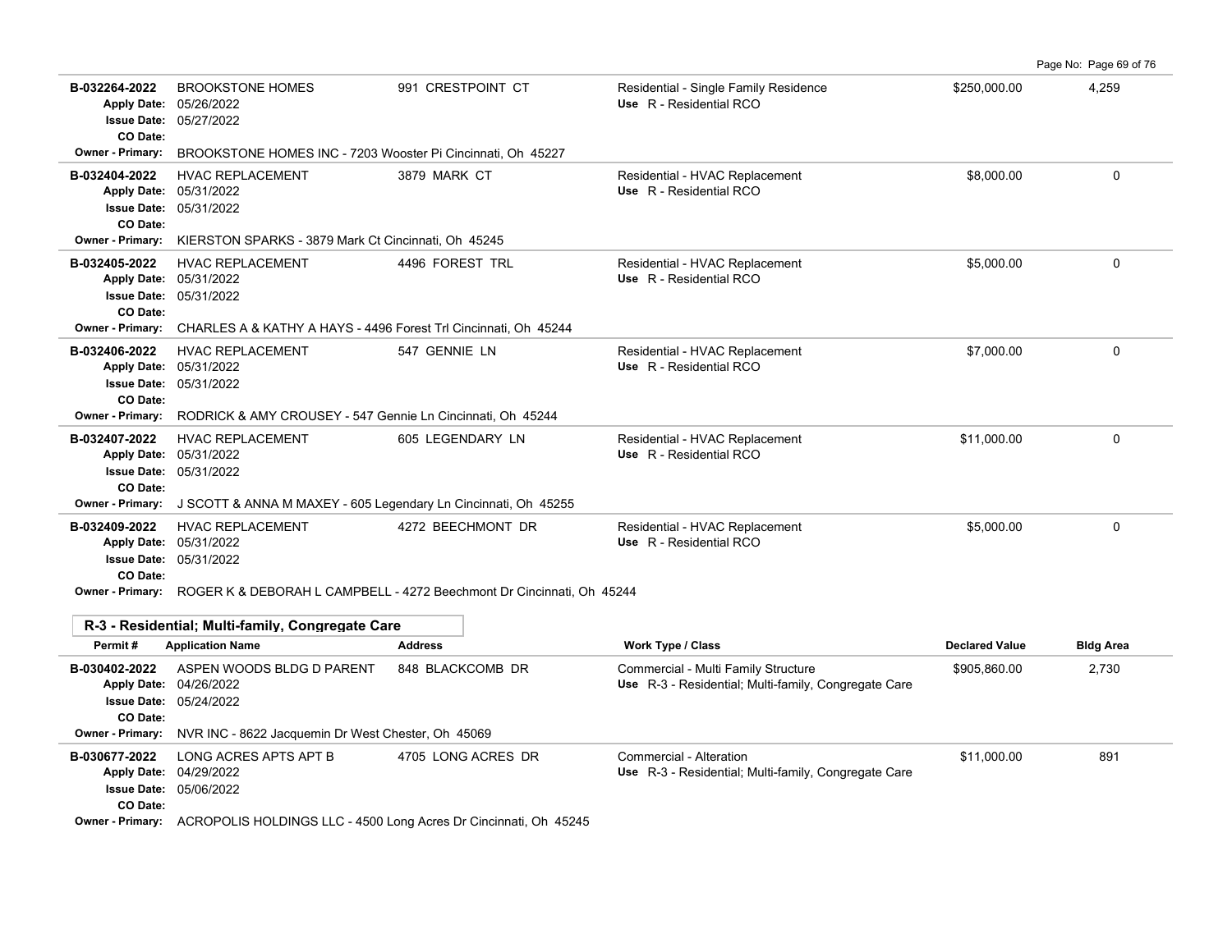| Permit # | Application Name | Address | Work Type / Class | Declared Value | Bldg Area |
|---|---|---|---|---|---|
| B-032264-2022 | BROOKSTONE HOMES | 991 CRESTPOINT CT | Residential - Single Family Residence | $250,000.00 | 4,259 |
| Apply Date: 05/26/2022 | | | Use R - Residential RCO | | |
| Issue Date: 05/27/2022 | | | | | |
| CO Date: | | | | | |
| Owner - Primary: BROOKSTONE HOMES INC - 7203 Wooster Pi Cincinnati, Oh 45227 | | | | | |
| B-032404-2022 | HVAC REPLACEMENT | 3879 MARK CT | Residential - HVAC Replacement | $8,000.00 | 0 |
| Apply Date: 05/31/2022 | | | Use R - Residential RCO | | |
| Issue Date: 05/31/2022 | | | | | |
| CO Date: | | | | | |
| Owner - Primary: KIERSTON SPARKS - 3879 Mark Ct Cincinnati, Oh 45245 | | | | | |
| B-032405-2022 | HVAC REPLACEMENT | 4496 FOREST TRL | Residential - HVAC Replacement | $5,000.00 | 0 |
| Apply Date: 05/31/2022 | | | Use R - Residential RCO | | |
| Issue Date: 05/31/2022 | | | | | |
| CO Date: | | | | | |
| Owner - Primary: CHARLES A & KATHY A HAYS - 4496 Forest Trl Cincinnati, Oh 45244 | | | | | |
| B-032406-2022 | HVAC REPLACEMENT | 547 GENNIE LN | Residential - HVAC Replacement | $7,000.00 | 0 |
| Apply Date: 05/31/2022 | | | Use R - Residential RCO | | |
| Issue Date: 05/31/2022 | | | | | |
| CO Date: | | | | | |
| Owner - Primary: RODRICK & AMY CROUSEY - 547 Gennie Ln Cincinnati, Oh 45244 | | | | | |
| B-032407-2022 | HVAC REPLACEMENT | 605 LEGENDARY LN | Residential - HVAC Replacement | $11,000.00 | 0 |
| Apply Date: 05/31/2022 | | | Use R - Residential RCO | | |
| Issue Date: 05/31/2022 | | | | | |
| CO Date: | | | | | |
| Owner - Primary: J SCOTT & ANNA M MAXEY - 605 Legendary Ln Cincinnati, Oh 45255 | | | | | |
| B-032409-2022 | HVAC REPLACEMENT | 4272 BEECHMONT DR | Residential - HVAC Replacement | $5,000.00 | 0 |
| Apply Date: 05/31/2022 | | | Use R - Residential RCO | | |
| Issue Date: 05/31/2022 | | | | | |
| CO Date: | | | | | |
| Owner - Primary: ROGER K & DEBORAH L CAMPBELL - 4272 Beechmont Dr Cincinnati, Oh 45244 | | | | | |

**R-3 - Residential; Multi-family, Congregate Care**

| Permit # | Application Name | Address | Work Type / Class | Declared Value | Bldg Area |
|---|---|---|---|---|---|
| B-030402-2022 | ASPEN WOODS BLDG D PARENT | 848 BLACKCOMB DR | Commercial - Multi Family Structure | $905,860.00 | 2,730 |
| Apply Date: 04/26/2022 | | | Use R-3 - Residential; Multi-family, Congregate Care | | |
| Issue Date: 05/24/2022 | | | | | |
| CO Date: | | | | | |
| Owner - Primary: NVR INC - 8622 Jacquemin Dr West Chester, Oh 45069 | | | | | |
| B-030677-2022 | LONG ACRES APTS APT B | 4705 LONG ACRES DR | Commercial - Alteration | $11,000.00 | 891 |
| Apply Date: 04/29/2022 | | | Use R-3 - Residential; Multi-family, Congregate Care | | |
| Issue Date: 05/06/2022 | | | | | |
| CO Date: | | | | | |
| Owner - Primary: ACROPOLIS HOLDINGS LLC - 4500 Long Acres Dr Cincinnati, Oh 45245 | | | | | |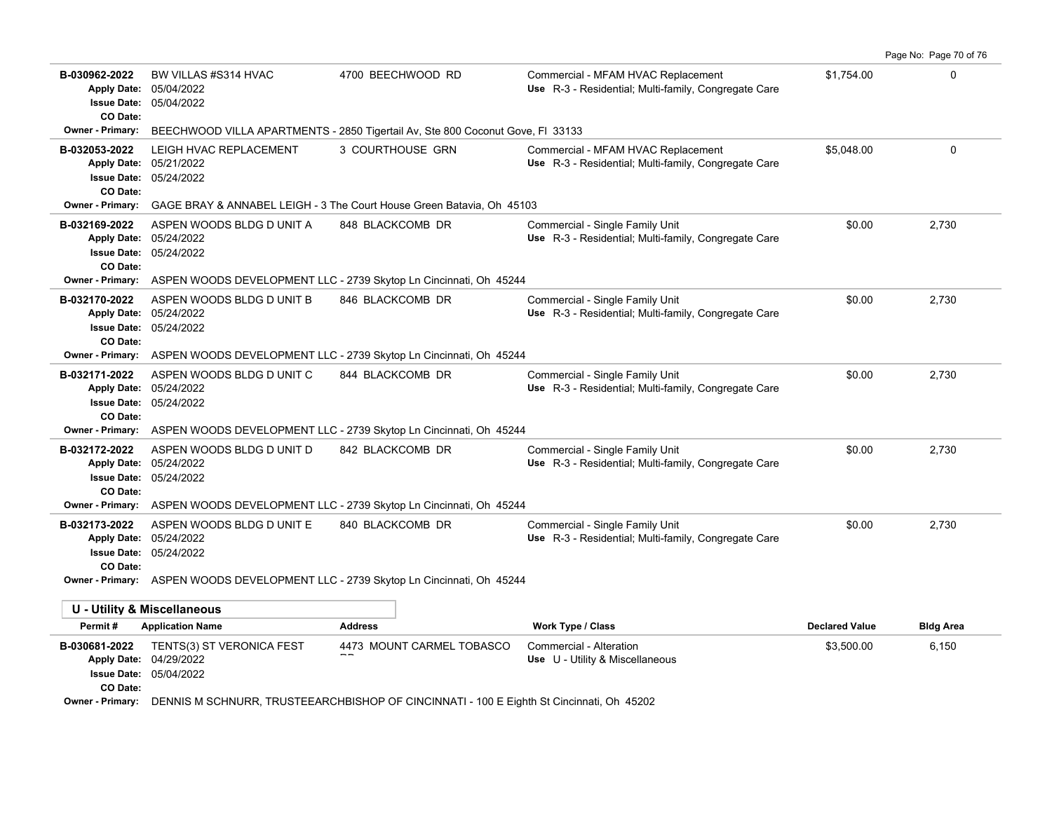| Permit # | Application Name | Address | Work Type / Class | Declared Value | Bldg Area |
|---|---|---|---|---|---|
| B-030962-2022 | BW VILLAS #S314 HVAC | 4700 BEECHWOOD RD | Commercial - MFAM HVAC Replacement | $1,754.00 | 0 |
| | Apply Date: 05/04/2022<br>Issue Date: 05/04/2022<br>CO Date: | | Use R-3 - Residential; Multi-family, Congregate Care | | |
| | Owner - Primary: BEECHWOOD VILLA APARTMENTS - 2850 Tigertail Av, Ste 800 Coconut Gove, Fl 33133 | | | | |
| B-032053-2022 | LEIGH HVAC REPLACEMENT | 3 COURTHOUSE GRN | Commercial - MFAM HVAC Replacement | $5,048.00 | 0 |
| | Apply Date: 05/21/2022<br>Issue Date: 05/24/2022<br>CO Date: | | Use R-3 - Residential; Multi-family, Congregate Care | | |
| | Owner - Primary: GAGE BRAY & ANNABEL LEIGH - 3 The Court House Green Batavia, Oh 45103 | | | | |
| B-032169-2022 | ASPEN WOODS BLDG D UNIT A | 848 BLACKCOMB DR | Commercial - Single Family Unit | $0.00 | 2,730 |
| | Apply Date: 05/24/2022<br>Issue Date: 05/24/2022<br>CO Date: | | Use R-3 - Residential; Multi-family, Congregate Care | | |
| | Owner - Primary: ASPEN WOODS DEVELOPMENT LLC - 2739 Skytop Ln Cincinnati, Oh 45244 | | | | |
| B-032170-2022 | ASPEN WOODS BLDG D UNIT B | 846 BLACKCOMB DR | Commercial - Single Family Unit | $0.00 | 2,730 |
| | Apply Date: 05/24/2022<br>Issue Date: 05/24/2022<br>CO Date: | | Use R-3 - Residential; Multi-family, Congregate Care | | |
| | Owner - Primary: ASPEN WOODS DEVELOPMENT LLC - 2739 Skytop Ln Cincinnati, Oh 45244 | | | | |
| B-032171-2022 | ASPEN WOODS BLDG D UNIT C | 844 BLACKCOMB DR | Commercial - Single Family Unit | $0.00 | 2,730 |
| | Apply Date: 05/24/2022<br>Issue Date: 05/24/2022<br>CO Date: | | Use R-3 - Residential; Multi-family, Congregate Care | | |
| | Owner - Primary: ASPEN WOODS DEVELOPMENT LLC - 2739 Skytop Ln Cincinnati, Oh 45244 | | | | |
| B-032172-2022 | ASPEN WOODS BLDG D UNIT D | 842 BLACKCOMB DR | Commercial - Single Family Unit | $0.00 | 2,730 |
| | Apply Date: 05/24/2022<br>Issue Date: 05/24/2022<br>CO Date: | | Use R-3 - Residential; Multi-family, Congregate Care | | |
| | Owner - Primary: ASPEN WOODS DEVELOPMENT LLC - 2739 Skytop Ln Cincinnati, Oh 45244 | | | | |
| B-032173-2022 | ASPEN WOODS BLDG D UNIT E | 840 BLACKCOMB DR | Commercial - Single Family Unit | $0.00 | 2,730 |
| | Apply Date: 05/24/2022<br>Issue Date: 05/24/2022<br>CO Date: | | Use R-3 - Residential; Multi-family, Congregate Care | | |
| | Owner - Primary: ASPEN WOODS DEVELOPMENT LLC - 2739 Skytop Ln Cincinnati, Oh 45244 | | | | |

## U - Utility & Miscellaneous

| Permit # | Application Name | Address | Work Type / Class | Declared Value | Bldg Area |
|---|---|---|---|---|---|
| B-030681-2022 | TENTS(3) ST VERONICA FEST | 4473 MOUNT CARMEL TOBASCO RD | Commercial - Alteration | $3,500.00 | 6,150 |
| | Apply Date: 04/29/2022<br>Issue Date: 05/04/2022<br>CO Date: | | Use U - Utility & Miscellaneous | | |
| | Owner - Primary: DENNIS M SCHNURR, TRUSTEEARCHBISHOP OF CINCINNATI - 100 E Eighth St Cincinnati, Oh 45202 | | | | |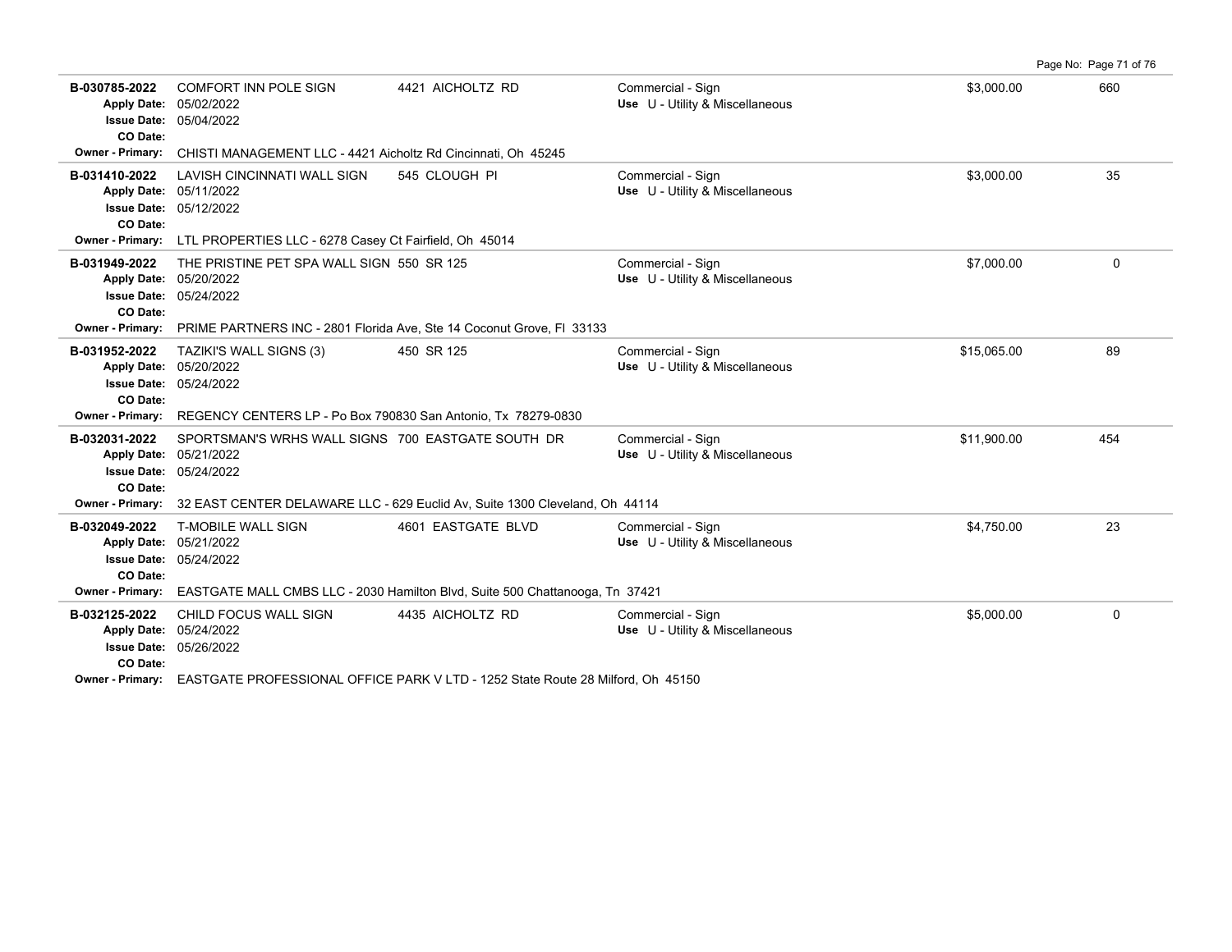| Permit | Description | Address | Type | Valuation | Sq Ft |
|---|---|---|---|---|---|
| **B-030785-2022**<br>**Apply Date:** 05/02/2022<br>**Issue Date:** 05/04/2022<br>**CO Date:** | COMFORT INN POLE SIGN | 4421 AICHOLTZ RD | Commercial - Sign<br>**Use** U - Utility & Miscellaneous | $3,000.00 | 660 |
| **Owner - Primary:** CHISTI MANAGEMENT LLC - 4421 Aicholtz Rd Cincinnati, Oh 45245 | | | | | |
| **B-031410-2022**<br>**Apply Date:** 05/11/2022<br>**Issue Date:** 05/12/2022<br>**CO Date:** | LAVISH CINCINNATI WALL SIGN | 545 CLOUGH PI | Commercial - Sign<br>**Use** U - Utility & Miscellaneous | $3,000.00 | 35 |
| **Owner - Primary:** LTL PROPERTIES LLC - 6278 Casey Ct Fairfield, Oh 45014 | | | | | |
| **B-031949-2022**<br>**Apply Date:** 05/20/2022<br>**Issue Date:** 05/24/2022<br>**CO Date:** | THE PRISTINE PET SPA WALL SIGN | 550 SR 125 | Commercial - Sign<br>**Use** U - Utility & Miscellaneous | $7,000.00 | 0 |
| **Owner - Primary:** PRIME PARTNERS INC - 2801 Florida Ave, Ste 14 Coconut Grove, Fl 33133 | | | | | |
| **B-031952-2022**<br>**Apply Date:** 05/20/2022<br>**Issue Date:** 05/24/2022<br>**CO Date:** | TAZIKI'S WALL SIGNS (3) | 450 SR 125 | Commercial - Sign<br>**Use** U - Utility & Miscellaneous | $15,065.00 | 89 |
| **Owner - Primary:** REGENCY CENTERS LP - Po Box 790830 San Antonio, Tx 78279-0830 | | | | | |
| **B-032031-2022**<br>**Apply Date:** 05/21/2022<br>**Issue Date:** 05/24/2022<br>**CO Date:** | SPORTSMAN'S WRHS WALL SIGNS | 700 EASTGATE SOUTH DR | Commercial - Sign<br>**Use** U - Utility & Miscellaneous | $11,900.00 | 454 |
| **Owner - Primary:** 32 EAST CENTER DELAWARE LLC - 629 Euclid Av, Suite 1300 Cleveland, Oh 44114 | | | | | |
| **B-032049-2022**<br>**Apply Date:** 05/21/2022<br>**Issue Date:** 05/24/2022<br>**CO Date:** | T-MOBILE WALL SIGN | 4601 EASTGATE BLVD | Commercial - Sign<br>**Use** U - Utility & Miscellaneous | $4,750.00 | 23 |
| **Owner - Primary:** EASTGATE MALL CMBS LLC - 2030 Hamilton Blvd, Suite 500 Chattanooga, Tn 37421 | | | | | |
| **B-032125-2022**<br>**Apply Date:** 05/24/2022<br>**Issue Date:** 05/26/2022<br>**CO Date:** | CHILD FOCUS WALL SIGN | 4435 AICHOLTZ RD | Commercial - Sign<br>**Use** U - Utility & Miscellaneous | $5,000.00 | 0 |
| **Owner - Primary:** EASTGATE PROFESSIONAL OFFICE PARK V LTD - 1252 State Route 28 Milford, Oh 45150 | | | | | |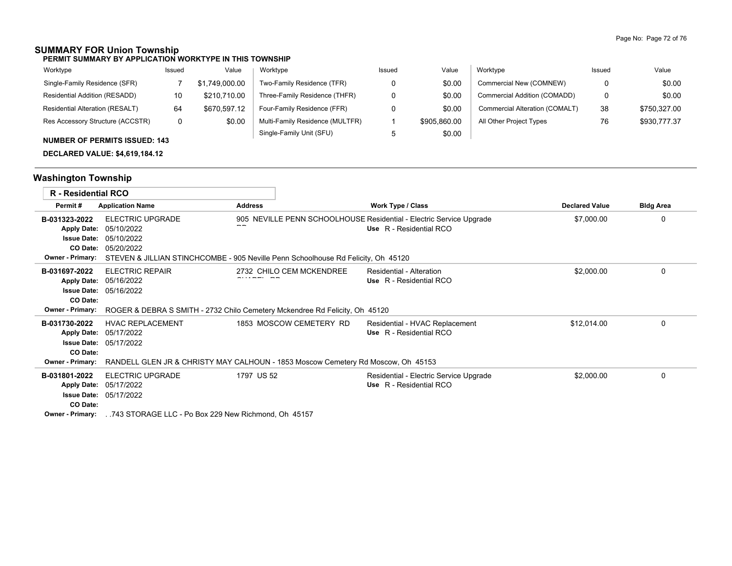## SUMMARY FOR Union Township

**PERMIT SUMMARY BY APPLICATION WORKTYPE IN THIS TOWNSHIP**

| Worktype | Issued | Value | Worktype | Issued | Value | Worktype | Issued | Value |
|---|---|---|---|---|---|---|---|---|
| Single-Family Residence (SFR) | 7 | $1,749,000.00 | Two-Family Residence (TFR) | 0 | $0.00 | Commercial New (COMNEW) | 0 | $0.00 |
| Residential Addition (RESADD) | 10 | $210,710.00 | Three-Family Residence (THFR) | 0 | $0.00 | Commercial Addition (COMADD) | 0 | $0.00 |
| Residential Alteration (RESALT) | 64 | $670,597.12 | Four-Family Residence (FFR) | 0 | $0.00 | Commercial Alteration (COMALT) | 38 | $750,327.00 |
| Res Accessory Structure (ACCSTR) | 0 | $0.00 | Multi-Family Residence (MULTFR) | 1 | $905,860.00 | All Other Project Types | 76 | $930,777.37 |
| | | | Single-Family Unit (SFU) | 5 | $0.00 | | | |

**NUMBER OF PERMITS ISSUED: 143**

**DECLARED VALUE: $4,619,184.12**

## Washington Township

### R - Residential RCO

| Permit # | Application Name | Address | Work Type / Class | Declared Value | Bldg Area |
|---|---|---|---|---|---|
| **B-031323-2022** | ELECTRIC UPGRADE | 905 NEVILLE PENN SCHOOLHOUSE RD | Residential - Electric Service Upgrade<br>Use R - Residential RCO | $7,000.00 | 0 |
| Apply Date: 05/10/2022; Issue Date: 05/10/2022; CO Date: 05/20/2022 | | | | | |
| Owner - Primary: STEVEN & JILLIAN STINCHCOMBE - 905 Neville Penn Schoolhouse Rd Felicity, Oh 45120 | | | | | |
| **B-031697-2022** | ELECTRIC REPAIR | 2732 CHILO CEM MCKENDREE CHAPEL RD | Residential - Alteration<br>Use R - Residential RCO | $2,000.00 | 0 |
| Apply Date: 05/16/2022; Issue Date: 05/16/2022; CO Date: | | | | | |
| Owner - Primary: ROGER & DEBRA S SMITH - 2732 Chilo Cemetery Mckendree Rd Felicity, Oh 45120 | | | | | |
| **B-031730-2022** | HVAC REPLACEMENT | 1853 MOSCOW CEMETERY RD | Residential - HVAC Replacement<br>Use R - Residential RCO | $12,014.00 | 0 |
| Apply Date: 05/17/2022; Issue Date: 05/17/2022; CO Date: | | | | | |
| Owner - Primary: RANDELL GLEN JR & CHRISTY MAY CALHOUN - 1853 Moscow Cemetery Rd Moscow, Oh 45153 | | | | | |
| **B-031801-2022** | ELECTRIC UPGRADE | 1797 US 52 | Residential - Electric Service Upgrade<br>Use R - Residential RCO | $2,000.00 | 0 |
| Apply Date: 05/17/2022; Issue Date: 05/17/2022; CO Date: | | | | | |
| Owner - Primary: . .743 STORAGE LLC - Po Box 229 New Richmond, Oh 45157 | | | | | |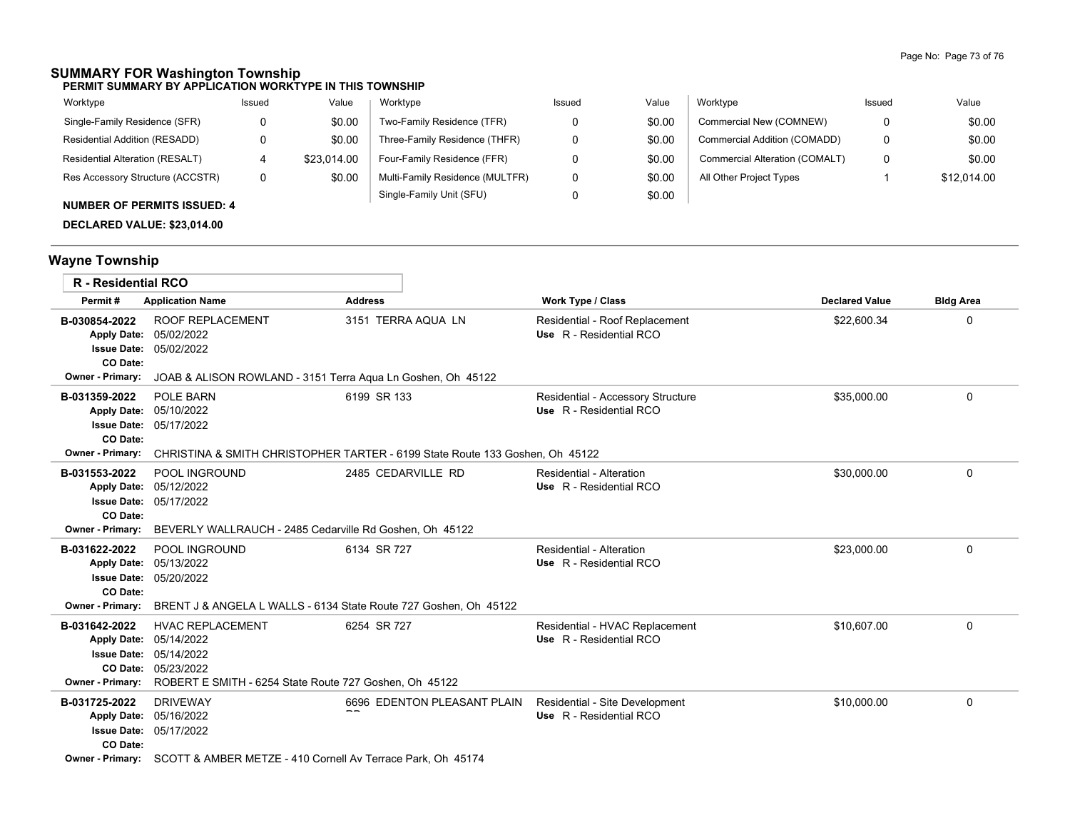## SUMMARY FOR Washington Township

**PERMIT SUMMARY BY APPLICATION WORKTYPE IN THIS TOWNSHIP**

| Worktype | Issued | Value | Worktype | Issued | Value | Worktype | Issued | Value |
|---|---|---|---|---|---|---|---|---|
| Single-Family Residence (SFR) | 0 | $0.00 | Two-Family Residence (TFR) | 0 | $0.00 | Commercial New (COMNEW) | 0 | $0.00 |
| Residential Addition (RESADD) | 0 | $0.00 | Three-Family Residence (THFR) | 0 | $0.00 | Commercial Addition (COMADD) | 0 | $0.00 |
| Residential Alteration (RESALT) | 4 | $23,014.00 | Four-Family Residence (FFR) | 0 | $0.00 | Commercial Alteration (COMALT) | 0 | $0.00 |
| Res Accessory Structure (ACCSTR) | 0 | $0.00 | Multi-Family Residence (MULTFR) | 0 | $0.00 | All Other Project Types | 1 | $12,014.00 |
| | | | Single-Family Unit (SFU) | 0 | $0.00 | | | |

**NUMBER OF PERMITS ISSUED: 4**

**DECLARED VALUE: $23,014.00**

## Wayne Township

### R - Residential RCO

| Permit # | Application Name | Address | Work Type / Class | Declared Value | Bldg Area |
|---|---|---|---|---|---|
| **B-030854-2022**<br>Apply Date: 05/02/2022<br>Issue Date: 05/02/2022<br>CO Date: | ROOF REPLACEMENT | 3151 TERRA AQUA LN | Residential - Roof Replacement<br>Use R - Residential RCO | $22,600.34 | 0 |
| Owner - Primary: | JOAB & ALISON ROWLAND - 3151 Terra Aqua Ln Goshen, Oh 45122 | | | | |
| **B-031359-2022**<br>Apply Date: 05/10/2022<br>Issue Date: 05/17/2022<br>CO Date: | POLE BARN | 6199 SR 133 | Residential - Accessory Structure<br>Use R - Residential RCO | $35,000.00 | 0 |
| Owner - Primary: | CHRISTINA & SMITH CHRISTOPHER TARTER - 6199 State Route 133 Goshen, Oh 45122 | | | | |
| **B-031553-2022**<br>Apply Date: 05/12/2022<br>Issue Date: 05/17/2022<br>CO Date: | POOL INGROUND | 2485 CEDARVILLE RD | Residential - Alteration<br>Use R - Residential RCO | $30,000.00 | 0 |
| Owner - Primary: | BEVERLY WALLRAUCH - 2485 Cedarville Rd Goshen, Oh 45122 | | | | |
| **B-031622-2022**<br>Apply Date: 05/13/2022<br>Issue Date: 05/20/2022<br>CO Date: | POOL INGROUND | 6134 SR 727 | Residential - Alteration<br>Use R - Residential RCO | $23,000.00 | 0 |
| Owner - Primary: | BRENT J & ANGELA L WALLS - 6134 State Route 727 Goshen, Oh 45122 | | | | |
| **B-031642-2022**<br>Apply Date: 05/14/2022<br>Issue Date: 05/14/2022<br>CO Date: 05/23/2022 | HVAC REPLACEMENT | 6254 SR 727 | Residential - HVAC Replacement<br>Use R - Residential RCO | $10,607.00 | 0 |
| Owner - Primary: | ROBERT E SMITH - 6254 State Route 727 Goshen, Oh 45122 | | | | |
| **B-031725-2022**<br>Apply Date: 05/16/2022<br>Issue Date: 05/17/2022<br>CO Date: | DRIVEWAY | 6696 EDENTON PLEASANT PLAIN RD | Residential - Site Development<br>Use R - Residential RCO | $10,000.00 | 0 |
| Owner - Primary: | SCOTT & AMBER METZE - 410 Cornell Av Terrace Park, Oh 45174 | | | | |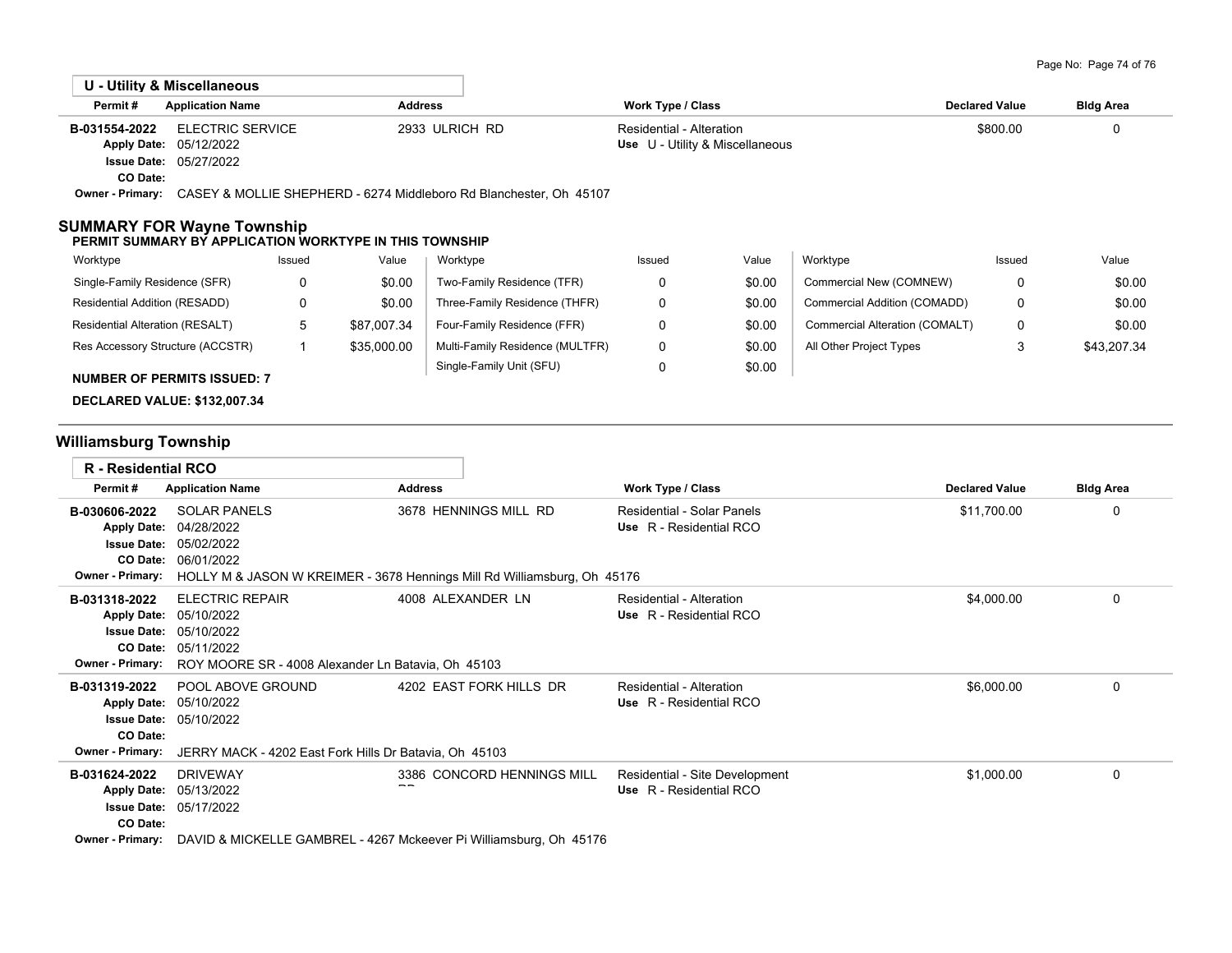**U - Utility & Miscellaneous**

| Permit # | Application Name | Address | Work Type / Class | Declared Value | Bldg Area |
|---|---|---|---|---|---|
| B-031554-2022 | ELECTRIC SERVICE | 2933 ULRICH RD | Residential - Alteration | $800.00 | 0 |
| Apply Date: 05/12/2022 | | | Use U - Utility & Miscellaneous | | |
| Issue Date: 05/27/2022 | | | | | |
| CO Date: | | | | | |
| Owner - Primary: CASEY & MOLLIE SHEPHERD - 6274 Middleboro Rd Blanchester, Oh 45107 | | | | | |

## SUMMARY FOR Wayne Township

**PERMIT SUMMARY BY APPLICATION WORKTYPE IN THIS TOWNSHIP**

| Worktype | Issued | Value | Worktype | Issued | Value | Worktype | Issued | Value |
|---|---|---|---|---|---|---|---|---|
| Single-Family Residence (SFR) | 0 | $0.00 | Two-Family Residence (TFR) | 0 | $0.00 | Commercial New (COMNEW) | 0 | $0.00 |
| Residential Addition (RESADD) | 0 | $0.00 | Three-Family Residence (THFR) | 0 | $0.00 | Commercial Addition (COMADD) | 0 | $0.00 |
| Residential Alteration (RESALT) | 5 | $87,007.34 | Four-Family Residence (FFR) | 0 | $0.00 | Commercial Alteration (COMALT) | 0 | $0.00 |
| Res Accessory Structure (ACCSTR) | 1 | $35,000.00 | Multi-Family Residence (MULTFR) | 0 | $0.00 | All Other Project Types | 3 | $43,207.34 |
| | | | Single-Family Unit (SFU) | 0 | $0.00 | | | |

**NUMBER OF PERMITS ISSUED: 7**

**DECLARED VALUE: $132,007.34**

## Williamsburg Township

**R - Residential RCO**

| Permit # | Application Name | Address | Work Type / Class | Declared Value | Bldg Area |
|---|---|---|---|---|---|
| B-030606-2022 | SOLAR PANELS | 3678 HENNINGS MILL RD | Residential - Solar Panels | $11,700.00 | 0 |
| Apply Date: 04/28/2022 | | | Use R - Residential RCO | | |
| Issue Date: 05/02/2022 | | | | | |
| CO Date: 06/01/2022 | | | | | |
| Owner - Primary: HOLLY M & JASON W KREIMER - 3678 Hennings Mill Rd Williamsburg, Oh 45176 | | | | | |
| B-031318-2022 | ELECTRIC REPAIR | 4008 ALEXANDER LN | Residential - Alteration | $4,000.00 | 0 |
| Apply Date: 05/10/2022 | | | Use R - Residential RCO | | |
| Issue Date: 05/10/2022 | | | | | |
| CO Date: 05/11/2022 | | | | | |
| Owner - Primary: ROY MOORE SR - 4008 Alexander Ln Batavia, Oh 45103 | | | | | |
| B-031319-2022 | POOL ABOVE GROUND | 4202 EAST FORK HILLS DR | Residential - Alteration | $6,000.00 | 0 |
| Apply Date: 05/10/2022 | | | Use R - Residential RCO | | |
| Issue Date: 05/10/2022 | | | | | |
| CO Date: | | | | | |
| Owner - Primary: JERRY MACK - 4202 East Fork Hills Dr Batavia, Oh 45103 | | | | | |
| B-031624-2022 | DRIVEWAY | 3386 CONCORD HENNINGS MILL RD | Residential - Site Development | $1,000.00 | 0 |
| Apply Date: 05/13/2022 | | | Use R - Residential RCO | | |
| Issue Date: 05/17/2022 | | | | | |
| CO Date: | | | | | |
| Owner - Primary: DAVID & MICKELLE GAMBREL - 4267 Mckeever Pi Williamsburg, Oh 45176 | | | | | |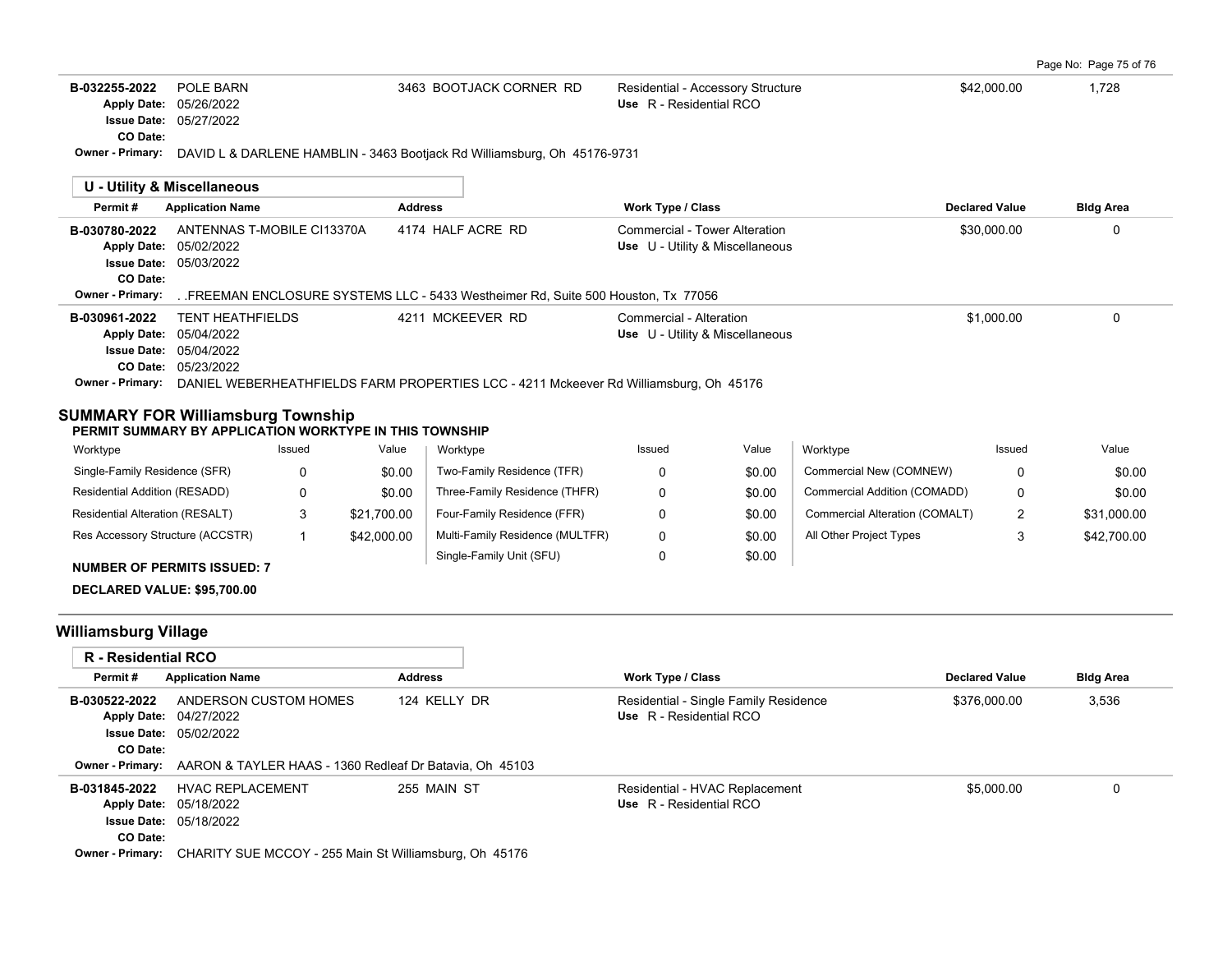| Permit # | Application Name | Address | Work Type / Class | Declared Value | Bldg Area |
|---|---|---|---|---|---|
| B-032255-2022 | POLE BARN | 3463 BOOTJACK CORNER RD | Residential - Accessory Structure<br>Use R - Residential RCO | $42,000.00 | 1,728 |

Apply Date: 05/26/2022
Issue Date: 05/27/2022
CO Date:
Owner - Primary: DAVID L & DARLENE HAMBLIN - 3463 Bootjack Rd Williamsburg, Oh 45176-9731

### U - Utility & Miscellaneous

| Permit # | Application Name | Address | Work Type / Class | Declared Value | Bldg Area |
|---|---|---|---|---|---|
| B-030780-2022 | ANTENNAS T-MOBILE CI13370A | 4174 HALF ACRE RD | Commercial - Tower Alteration<br>Use U - Utility & Miscellaneous | $30,000.00 | 0 |
| B-030961-2022 | TENT HEATHFIELDS | 4211 MCKEEVER RD | Commercial - Alteration<br>Use U - Utility & Miscellaneous | $1,000.00 | 0 |

**B-030780-2022**
Apply Date: 05/02/2022
Issue Date: 05/03/2022
CO Date:
Owner - Primary: . .FREEMAN ENCLOSURE SYSTEMS LLC - 5433 Westheimer Rd, Suite 500 Houston, Tx 77056

**B-030961-2022**
Apply Date: 05/04/2022
Issue Date: 05/04/2022
CO Date: 05/23/2022
Owner - Primary: DANIEL WEBERHEATHFIELDS FARM PROPERTIES LCC - 4211 Mckeever Rd Williamsburg, Oh 45176

## SUMMARY FOR Williamsburg Township

**PERMIT SUMMARY BY APPLICATION WORKTYPE IN THIS TOWNSHIP**

| Worktype | Issued | Value | Worktype | Issued | Value | Worktype | Issued | Value |
|---|---|---|---|---|---|---|---|---|
| Single-Family Residence (SFR) | 0 | $0.00 | Two-Family Residence (TFR) | 0 | $0.00 | Commercial New (COMNEW) | 0 | $0.00 |
| Residential Addition (RESADD) | 0 | $0.00 | Three-Family Residence (THFR) | 0 | $0.00 | Commercial Addition (COMADD) | 0 | $0.00 |
| Residential Alteration (RESALT) | 3 | $21,700.00 | Four-Family Residence (FFR) | 0 | $0.00 | Commercial Alteration (COMALT) | 2 | $31,000.00 |
| Res Accessory Structure (ACCSTR) | 1 | $42,000.00 | Multi-Family Residence (MULTFR) | 0 | $0.00 | All Other Project Types | 3 | $42,700.00 |
| | | | Single-Family Unit (SFU) | 0 | $0.00 | | | |

**NUMBER OF PERMITS ISSUED: 7**

**DECLARED VALUE: $95,700.00**

## Williamsburg Village

### R - Residential RCO

| Permit # | Application Name | Address | Work Type / Class | Declared Value | Bldg Area |
|---|---|---|---|---|---|
| B-030522-2022 | ANDERSON CUSTOM HOMES | 124 KELLY DR | Residential - Single Family Residence<br>Use R - Residential RCO | $376,000.00 | 3,536 |
| B-031845-2022 | HVAC REPLACEMENT | 255 MAIN ST | Residential - HVAC Replacement<br>Use R - Residential RCO | $5,000.00 | 0 |

**B-030522-2022**
Apply Date: 04/27/2022
Issue Date: 05/02/2022
CO Date:
Owner - Primary: AARON & TAYLER HAAS - 1360 Redleaf Dr Batavia, Oh 45103

**B-031845-2022**
Apply Date: 05/18/2022
Issue Date: 05/18/2022
CO Date:
Owner - Primary: CHARITY SUE MCCOY - 255 Main St Williamsburg, Oh 45176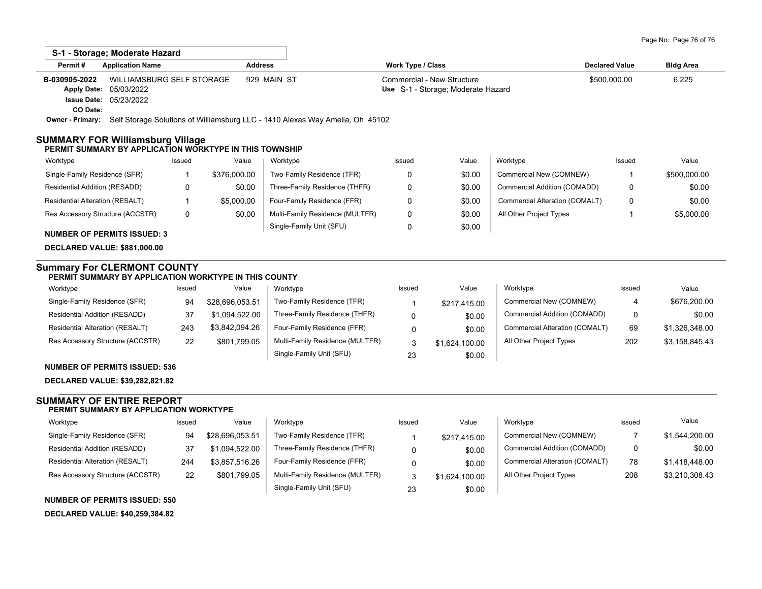**S-1 - Storage; Moderate Hazard**

| Permit # | Application Name | Address | Work Type / Class | Declared Value | Bldg Area |
|---|---|---|---|---|---|
| B-030905-2022 | WILLIAMSBURG SELF STORAGE | 929 MAIN ST | Commercial - New Structure<br>Use S-1 - Storage; Moderate Hazard | $500,000.00 | 6,225 |
| Apply Date: | 05/03/2022 | | | | |
| Issue Date: | 05/23/2022 | | | | |
| CO Date: | | | | | |
| Owner - Primary: | Self Storage Solutions of Williamsburg LLC - 1410 Alexas Way Amelia, Oh 45102 | | | | |

## SUMMARY FOR Williamsburg Village

### PERMIT SUMMARY BY APPLICATION WORKTYPE IN THIS TOWNSHIP

| Worktype | Issued | Value | Worktype | Issued | Value | Worktype | Issued | Value |
|---|---|---|---|---|---|---|---|---|
| Single-Family Residence (SFR) | 1 | $376,000.00 | Two-Family Residence (TFR) | 0 | $0.00 | Commercial New (COMNEW) | 1 | $500,000.00 |
| Residential Addition (RESADD) | 0 | $0.00 | Three-Family Residence (THFR) | 0 | $0.00 | Commercial Addition (COMADD) | 0 | $0.00 |
| Residential Alteration (RESALT) | 1 | $5,000.00 | Four-Family Residence (FFR) | 0 | $0.00 | Commercial Alteration (COMALT) | 0 | $0.00 |
| Res Accessory Structure (ACCSTR) | 0 | $0.00 | Multi-Family Residence (MULTFR) | 0 | $0.00 | All Other Project Types | 1 | $5,000.00 |
| | | | Single-Family Unit (SFU) | 0 | $0.00 | | | |

**NUMBER OF PERMITS ISSUED: 3**

**DECLARED VALUE: $881,000.00**

## Summary For CLERMONT COUNTY

### PERMIT SUMMARY BY APPLICATION WORKTYPE IN THIS COUNTY

| Worktype | Issued | Value | Worktype | Issued | Value | Worktype | Issued | Value |
|---|---|---|---|---|---|---|---|---|
| Single-Family Residence (SFR) | 94 | $28,696,053.51 | Two-Family Residence (TFR) | 1 | $217,415.00 | Commercial New (COMNEW) | 4 | $676,200.00 |
| Residential Addition (RESADD) | 37 | $1,094,522.00 | Three-Family Residence (THFR) | 0 | $0.00 | Commercial Addition (COMADD) | 0 | $0.00 |
| Residential Alteration (RESALT) | 243 | $3,842,094.26 | Four-Family Residence (FFR) | 0 | $0.00 | Commercial Alteration (COMALT) | 69 | $1,326,348.00 |
| Res Accessory Structure (ACCSTR) | 22 | $801,799.05 | Multi-Family Residence (MULTFR) | 3 | $1,624,100.00 | All Other Project Types | 202 | $3,158,845.43 |
| | | | Single-Family Unit (SFU) | 23 | $0.00 | | | |

**NUMBER OF PERMITS ISSUED: 536**

**DECLARED VALUE: $39,282,821.82**

## SUMMARY OF ENTIRE REPORT

### PERMIT SUMMARY BY APPLICATION WORKTYPE

| Worktype | Issued | Value | Worktype | Issued | Value | Worktype | Issued | Value |
|---|---|---|---|---|---|---|---|---|
| Single-Family Residence (SFR) | 94 | $28,696,053.51 | Two-Family Residence (TFR) | 1 | $217,415.00 | Commercial New (COMNEW) | 7 | $1,544,200.00 |
| Residential Addition (RESADD) | 37 | $1,094,522.00 | Three-Family Residence (THFR) | 0 | $0.00 | Commercial Addition (COMADD) | 0 | $0.00 |
| Residential Alteration (RESALT) | 244 | $3,857,516.26 | Four-Family Residence (FFR) | 0 | $0.00 | Commercial Alteration (COMALT) | 78 | $1,418,448.00 |
| Res Accessory Structure (ACCSTR) | 22 | $801,799.05 | Multi-Family Residence (MULTFR) | 3 | $1,624,100.00 | All Other Project Types | 208 | $3,210,308.43 |
| | | | Single-Family Unit (SFU) | 23 | $0.00 | | | |

**NUMBER OF PERMITS ISSUED: 550**

**DECLARED VALUE: $40,259,384.82**